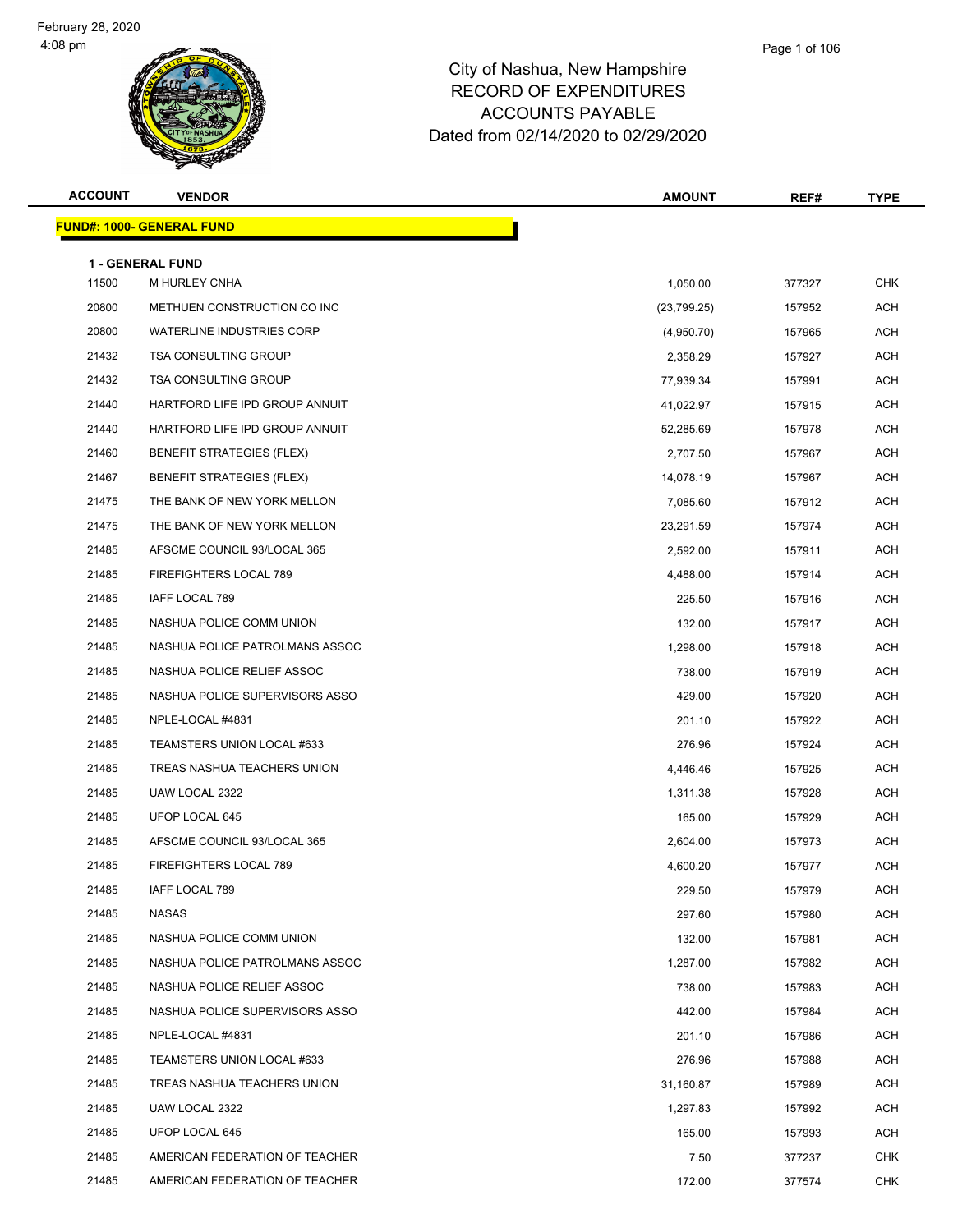February 28, 2020
4:08 pm

# City of Nashua, New Hampshire
## RECORD OF EXPENDITURES
## ACCOUNTS PAYABLE
## Dated from 02/14/2020 to 02/29/2020

**FUND#: 1000- GENERAL FUND**

**1 - GENERAL FUND**

| ACCOUNT | VENDOR | AMOUNT | REF# | TYPE |
|---|---|---|---|---|
| 11500 | M HURLEY CNHA | 1,050.00 | 377327 | CHK |
| 20800 | METHUEN CONSTRUCTION CO INC | (23,799.25) | 157952 | ACH |
| 20800 | WATERLINE INDUSTRIES CORP | (4,950.70) | 157965 | ACH |
| 21432 | TSA CONSULTING GROUP | 2,358.29 | 157927 | ACH |
| 21432 | TSA CONSULTING GROUP | 77,939.34 | 157991 | ACH |
| 21440 | HARTFORD LIFE IPD GROUP ANNUIT | 41,022.97 | 157915 | ACH |
| 21440 | HARTFORD LIFE IPD GROUP ANNUIT | 52,285.69 | 157978 | ACH |
| 21460 | BENEFIT STRATEGIES (FLEX) | 2,707.50 | 157967 | ACH |
| 21467 | BENEFIT STRATEGIES (FLEX) | 14,078.19 | 157967 | ACH |
| 21475 | THE BANK OF NEW YORK MELLON | 7,085.60 | 157912 | ACH |
| 21475 | THE BANK OF NEW YORK MELLON | 23,291.59 | 157974 | ACH |
| 21485 | AFSCME COUNCIL 93/LOCAL 365 | 2,592.00 | 157911 | ACH |
| 21485 | FIREFIGHTERS LOCAL 789 | 4,488.00 | 157914 | ACH |
| 21485 | IAFF LOCAL 789 | 225.50 | 157916 | ACH |
| 21485 | NASHUA POLICE COMM UNION | 132.00 | 157917 | ACH |
| 21485 | NASHUA POLICE PATROLMANS ASSOC | 1,298.00 | 157918 | ACH |
| 21485 | NASHUA POLICE RELIEF ASSOC | 738.00 | 157919 | ACH |
| 21485 | NASHUA POLICE SUPERVISORS ASSO | 429.00 | 157920 | ACH |
| 21485 | NPLE-LOCAL #4831 | 201.10 | 157922 | ACH |
| 21485 | TEAMSTERS UNION LOCAL #633 | 276.96 | 157924 | ACH |
| 21485 | TREAS NASHUA TEACHERS UNION | 4,446.46 | 157925 | ACH |
| 21485 | UAW LOCAL 2322 | 1,311.38 | 157928 | ACH |
| 21485 | UFOP LOCAL 645 | 165.00 | 157929 | ACH |
| 21485 | AFSCME COUNCIL 93/LOCAL 365 | 2,604.00 | 157973 | ACH |
| 21485 | FIREFIGHTERS LOCAL 789 | 4,600.20 | 157977 | ACH |
| 21485 | IAFF LOCAL 789 | 229.50 | 157979 | ACH |
| 21485 | NASAS | 297.60 | 157980 | ACH |
| 21485 | NASHUA POLICE COMM UNION | 132.00 | 157981 | ACH |
| 21485 | NASHUA POLICE PATROLMANS ASSOC | 1,287.00 | 157982 | ACH |
| 21485 | NASHUA POLICE RELIEF ASSOC | 738.00 | 157983 | ACH |
| 21485 | NASHUA POLICE SUPERVISORS ASSO | 442.00 | 157984 | ACH |
| 21485 | NPLE-LOCAL #4831 | 201.10 | 157986 | ACH |
| 21485 | TEAMSTERS UNION LOCAL #633 | 276.96 | 157988 | ACH |
| 21485 | TREAS NASHUA TEACHERS UNION | 31,160.87 | 157989 | ACH |
| 21485 | UAW LOCAL 2322 | 1,297.83 | 157992 | ACH |
| 21485 | UFOP LOCAL 645 | 165.00 | 157993 | ACH |
| 21485 | AMERICAN FEDERATION OF TEACHER | 7.50 | 377237 | CHK |
| 21485 | AMERICAN FEDERATION OF TEACHER | 172.00 | 377574 | CHK |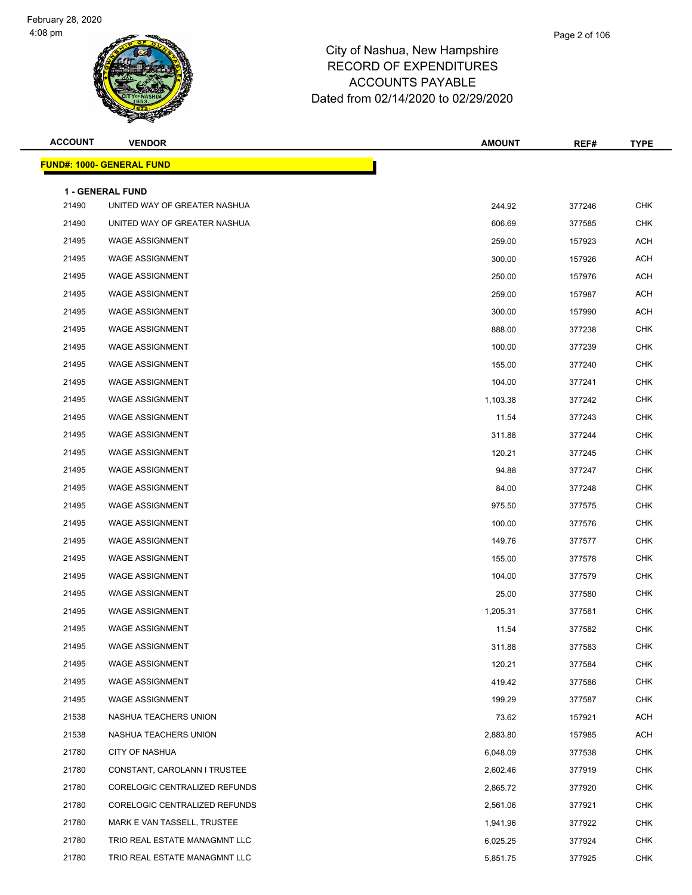# City of Nashua, New Hampshire
## RECORD OF EXPENDITURES
## ACCOUNTS PAYABLE
## Dated from 02/14/2020 to 02/29/2020

**FUND#: 1000- GENERAL FUND**

**1 - GENERAL FUND**

| ACCOUNT | VENDOR | AMOUNT | REF# | TYPE |
|---|---|---|---|---|
| 21490 | UNITED WAY OF GREATER NASHUA | 244.92 | 377246 | CHK |
| 21490 | UNITED WAY OF GREATER NASHUA | 606.69 | 377585 | CHK |
| 21495 | WAGE ASSIGNMENT | 259.00 | 157923 | ACH |
| 21495 | WAGE ASSIGNMENT | 300.00 | 157926 | ACH |
| 21495 | WAGE ASSIGNMENT | 250.00 | 157976 | ACH |
| 21495 | WAGE ASSIGNMENT | 259.00 | 157987 | ACH |
| 21495 | WAGE ASSIGNMENT | 300.00 | 157990 | ACH |
| 21495 | WAGE ASSIGNMENT | 888.00 | 377238 | CHK |
| 21495 | WAGE ASSIGNMENT | 100.00 | 377239 | CHK |
| 21495 | WAGE ASSIGNMENT | 155.00 | 377240 | CHK |
| 21495 | WAGE ASSIGNMENT | 104.00 | 377241 | CHK |
| 21495 | WAGE ASSIGNMENT | 1,103.38 | 377242 | CHK |
| 21495 | WAGE ASSIGNMENT | 11.54 | 377243 | CHK |
| 21495 | WAGE ASSIGNMENT | 311.88 | 377244 | CHK |
| 21495 | WAGE ASSIGNMENT | 120.21 | 377245 | CHK |
| 21495 | WAGE ASSIGNMENT | 94.88 | 377247 | CHK |
| 21495 | WAGE ASSIGNMENT | 84.00 | 377248 | CHK |
| 21495 | WAGE ASSIGNMENT | 975.50 | 377575 | CHK |
| 21495 | WAGE ASSIGNMENT | 100.00 | 377576 | CHK |
| 21495 | WAGE ASSIGNMENT | 149.76 | 377577 | CHK |
| 21495 | WAGE ASSIGNMENT | 155.00 | 377578 | CHK |
| 21495 | WAGE ASSIGNMENT | 104.00 | 377579 | CHK |
| 21495 | WAGE ASSIGNMENT | 25.00 | 377580 | CHK |
| 21495 | WAGE ASSIGNMENT | 1,205.31 | 377581 | CHK |
| 21495 | WAGE ASSIGNMENT | 11.54 | 377582 | CHK |
| 21495 | WAGE ASSIGNMENT | 311.88 | 377583 | CHK |
| 21495 | WAGE ASSIGNMENT | 120.21 | 377584 | CHK |
| 21495 | WAGE ASSIGNMENT | 419.42 | 377586 | CHK |
| 21495 | WAGE ASSIGNMENT | 199.29 | 377587 | CHK |
| 21538 | NASHUA TEACHERS UNION | 73.62 | 157921 | ACH |
| 21538 | NASHUA TEACHERS UNION | 2,883.80 | 157985 | ACH |
| 21780 | CITY OF NASHUA | 6,048.09 | 377538 | CHK |
| 21780 | CONSTANT, CAROLANN I TRUSTEE | 2,602.46 | 377919 | CHK |
| 21780 | CORELOGIC CENTRALIZED REFUNDS | 2,865.72 | 377920 | CHK |
| 21780 | CORELOGIC CENTRALIZED REFUNDS | 2,561.06 | 377921 | CHK |
| 21780 | MARK E VAN TASSELL, TRUSTEE | 1,941.96 | 377922 | CHK |
| 21780 | TRIO REAL ESTATE MANAGMNT LLC | 6,025.25 | 377924 | CHK |
| 21780 | TRIO REAL ESTATE MANAGMNT LLC | 5,851.75 | 377925 | CHK |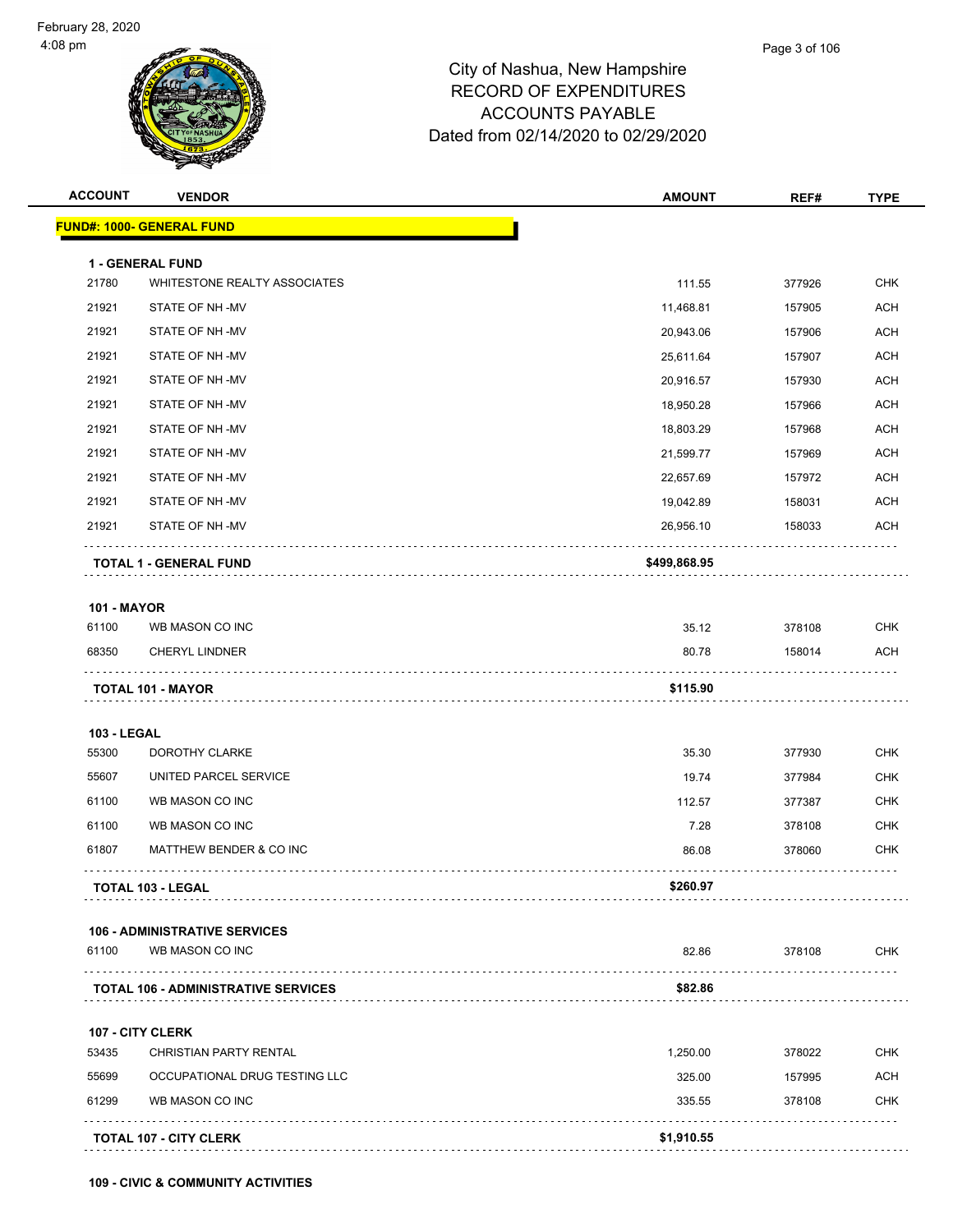# City of Nashua, New Hampshire
## RECORD OF EXPENDITURES
## ACCOUNTS PAYABLE
## Dated from 02/14/2020 to 02/29/2020

| ACCOUNT | VENDOR | AMOUNT | REF# | TYPE |
|---|---|---|---|---|
| **FUND#: 1000- GENERAL FUND** | | | | |
| **1 - GENERAL FUND** | | | | |
| 21780 | WHITESTONE REALTY ASSOCIATES | 111.55 | 377926 | CHK |
| 21921 | STATE OF NH -MV | 11,468.81 | 157905 | ACH |
| 21921 | STATE OF NH -MV | 20,943.06 | 157906 | ACH |
| 21921 | STATE OF NH -MV | 25,611.64 | 157907 | ACH |
| 21921 | STATE OF NH -MV | 20,916.57 | 157930 | ACH |
| 21921 | STATE OF NH -MV | 18,950.28 | 157966 | ACH |
| 21921 | STATE OF NH -MV | 18,803.29 | 157968 | ACH |
| 21921 | STATE OF NH -MV | 21,599.77 | 157969 | ACH |
| 21921 | STATE OF NH -MV | 22,657.69 | 157972 | ACH |
| 21921 | STATE OF NH -MV | 19,042.89 | 158031 | ACH |
| 21921 | STATE OF NH -MV | 26,956.10 | 158033 | ACH |
| | **TOTAL 1 - GENERAL FUND** | **$499,868.95** | | |
| **101 - MAYOR** | | | | |
| 61100 | WB MASON CO INC | 35.12 | 378108 | CHK |
| 68350 | CHERYL LINDNER | 80.78 | 158014 | ACH |
| | **TOTAL 101 - MAYOR** | **$115.90** | | |
| **103 - LEGAL** | | | | |
| 55300 | DOROTHY CLARKE | 35.30 | 377930 | CHK |
| 55607 | UNITED PARCEL SERVICE | 19.74 | 377984 | CHK |
| 61100 | WB MASON CO INC | 112.57 | 377387 | CHK |
| 61100 | WB MASON CO INC | 7.28 | 378108 | CHK |
| 61807 | MATTHEW BENDER & CO INC | 86.08 | 378060 | CHK |
| | **TOTAL 103 - LEGAL** | **$260.97** | | |
| **106 - ADMINISTRATIVE SERVICES** | | | | |
| 61100 | WB MASON CO INC | 82.86 | 378108 | CHK |
| | **TOTAL 106 - ADMINISTRATIVE SERVICES** | **$82.86** | | |
| **107 - CITY CLERK** | | | | |
| 53435 | CHRISTIAN PARTY RENTAL | 1,250.00 | 378022 | CHK |
| 55699 | OCCUPATIONAL DRUG TESTING LLC | 325.00 | 157995 | ACH |
| 61299 | WB MASON CO INC | 335.55 | 378108 | CHK |
| | **TOTAL 107 - CITY CLERK** | **$1,910.55** | | |

**109 - CIVIC & COMMUNITY ACTIVITIES**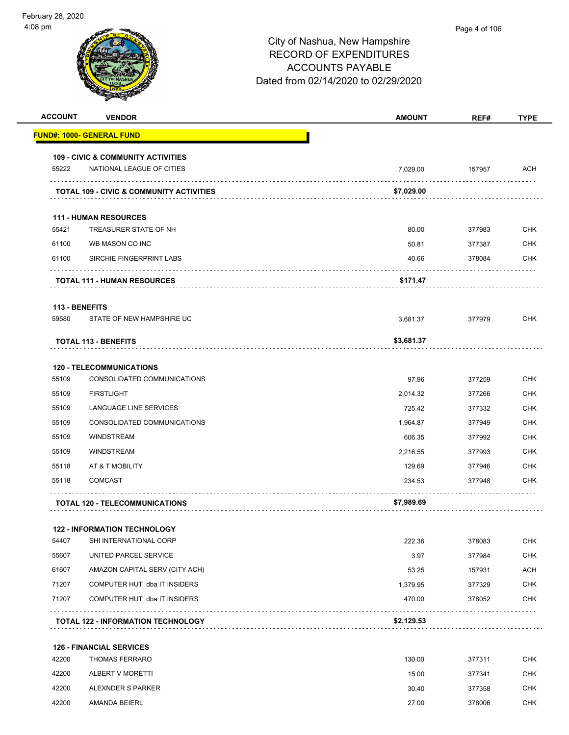City of Nashua, New Hampshire
RECORD OF EXPENDITURES
ACCOUNTS PAYABLE
Dated from 02/14/2020 to 02/29/2020

| ACCOUNT | VENDOR | AMOUNT | REF# | TYPE |
|---|---|---|---|---|
| **FUND#: 1000- GENERAL FUND** | | | | |
| **109 - CIVIC & COMMUNITY ACTIVITIES** | | | | |
| 55222 | NATIONAL LEAGUE OF CITIES | 7,029.00 | 157957 | ACH |
| | **TOTAL 109 - CIVIC & COMMUNITY ACTIVITIES** | **$7,029.00** | | |
| **111 - HUMAN RESOURCES** | | | | |
| 55421 | TREASURER STATE OF NH | 80.00 | 377983 | CHK |
| 61100 | WB MASON CO INC | 50.81 | 377387 | CHK |
| 61100 | SIRCHIE FINGERPRINT LABS | 40.66 | 378084 | CHK |
| | **TOTAL 111 - HUMAN RESOURCES** | **$171.47** | | |
| **113 - BENEFITS** | | | | |
| 59580 | STATE OF NEW HAMPSHIRE UC | 3,681.37 | 377979 | CHK |
| | **TOTAL 113 - BENEFITS** | **$3,681.37** | | |
| **120 - TELECOMMUNICATIONS** | | | | |
| 55109 | CONSOLIDATED COMMUNICATIONS | 97.96 | 377259 | CHK |
| 55109 | FIRSTLIGHT | 2,014.32 | 377266 | CHK |
| 55109 | LANGUAGE LINE SERVICES | 725.42 | 377332 | CHK |
| 55109 | CONSOLIDATED COMMUNICATIONS | 1,964.87 | 377949 | CHK |
| 55109 | WINDSTREAM | 606.35 | 377992 | CHK |
| 55109 | WINDSTREAM | 2,216.55 | 377993 | CHK |
| 55118 | AT & T MOBILITY | 129.69 | 377946 | CHK |
| 55118 | COMCAST | 234.53 | 377948 | CHK |
| | **TOTAL 120 - TELECOMMUNICATIONS** | **$7,989.69** | | |
| **122 - INFORMATION TECHNOLOGY** | | | | |
| 54407 | SHI INTERNATIONAL CORP | 222.36 | 378083 | CHK |
| 55607 | UNITED PARCEL SERVICE | 3.97 | 377984 | CHK |
| 61607 | AMAZON CAPITAL SERV (CITY ACH) | 53.25 | 157931 | ACH |
| 71207 | COMPUTER HUT dba IT INSIDERS | 1,379.95 | 377329 | CHK |
| 71207 | COMPUTER HUT dba IT INSIDERS | 470.00 | 378052 | CHK |
| | **TOTAL 122 - INFORMATION TECHNOLOGY** | **$2,129.53** | | |
| **126 - FINANCIAL SERVICES** | | | | |
| 42200 | THOMAS FERRARO | 130.00 | 377311 | CHK |
| 42200 | ALBERT V MORETTI | 15.00 | 377341 | CHK |
| 42200 | ALEXNDER S PARKER | 30.40 | 377358 | CHK |
| 42200 | AMANDA BEIERL | 27.00 | 378006 | CHK |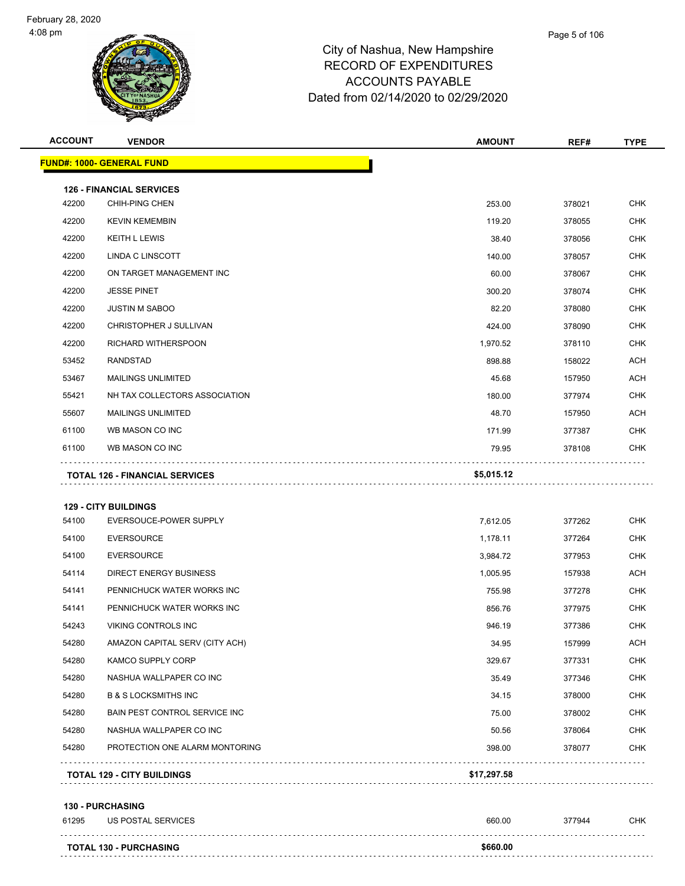# City of Nashua, New Hampshire
## RECORD OF EXPENDITURES
## ACCOUNTS PAYABLE
## Dated from 02/14/2020 to 02/29/2020

| ACCOUNT | VENDOR | AMOUNT | REF# | TYPE |
|---|---|---|---|---|
| **FUND#: 1000- GENERAL FUND** | | | | |
| **126 - FINANCIAL SERVICES** | | | | |
| 42200 | CHIH-PING CHEN | 253.00 | 378021 | CHK |
| 42200 | KEVIN KEMEMBIN | 119.20 | 378055 | CHK |
| 42200 | KEITH L LEWIS | 38.40 | 378056 | CHK |
| 42200 | LINDA C LINSCOTT | 140.00 | 378057 | CHK |
| 42200 | ON TARGET MANAGEMENT INC | 60.00 | 378067 | CHK |
| 42200 | JESSE PINET | 300.20 | 378074 | CHK |
| 42200 | JUSTIN M SABOO | 82.20 | 378080 | CHK |
| 42200 | CHRISTOPHER J SULLIVAN | 424.00 | 378090 | CHK |
| 42200 | RICHARD WITHERSPOON | 1,970.52 | 378110 | CHK |
| 53452 | RANDSTAD | 898.88 | 158022 | ACH |
| 53467 | MAILINGS UNLIMITED | 45.68 | 157950 | ACH |
| 55421 | NH TAX COLLECTORS ASSOCIATION | 180.00 | 377974 | CHK |
| 55607 | MAILINGS UNLIMITED | 48.70 | 157950 | ACH |
| 61100 | WB MASON CO INC | 171.99 | 377387 | CHK |
| 61100 | WB MASON CO INC | 79.95 | 378108 | CHK |
| **TOTAL 126 - FINANCIAL SERVICES** | | **$5,015.12** | | |
| **129 - CITY BUILDINGS** | | | | |
| 54100 | EVERSOUCE-POWER SUPPLY | 7,612.05 | 377262 | CHK |
| 54100 | EVERSOURCE | 1,178.11 | 377264 | CHK |
| 54100 | EVERSOURCE | 3,984.72 | 377953 | CHK |
| 54114 | DIRECT ENERGY BUSINESS | 1,005.95 | 157938 | ACH |
| 54141 | PENNICHUCK WATER WORKS INC | 755.98 | 377278 | CHK |
| 54141 | PENNICHUCK WATER WORKS INC | 856.76 | 377975 | CHK |
| 54243 | VIKING CONTROLS INC | 946.19 | 377386 | CHK |
| 54280 | AMAZON CAPITAL SERV (CITY ACH) | 34.95 | 157999 | ACH |
| 54280 | KAMCO SUPPLY CORP | 329.67 | 377331 | CHK |
| 54280 | NASHUA WALLPAPER CO INC | 35.49 | 377346 | CHK |
| 54280 | B & S LOCKSMITHS INC | 34.15 | 378000 | CHK |
| 54280 | BAIN PEST CONTROL SERVICE INC | 75.00 | 378002 | CHK |
| 54280 | NASHUA WALLPAPER CO INC | 50.56 | 378064 | CHK |
| 54280 | PROTECTION ONE ALARM MONTORING | 398.00 | 378077 | CHK |
| **TOTAL 129 - CITY BUILDINGS** | | **$17,297.58** | | |
| **130 - PURCHASING** | | | | |
| 61295 | US POSTAL SERVICES | 660.00 | 377944 | CHK |
| **TOTAL 130 - PURCHASING** | | **$660.00** | | |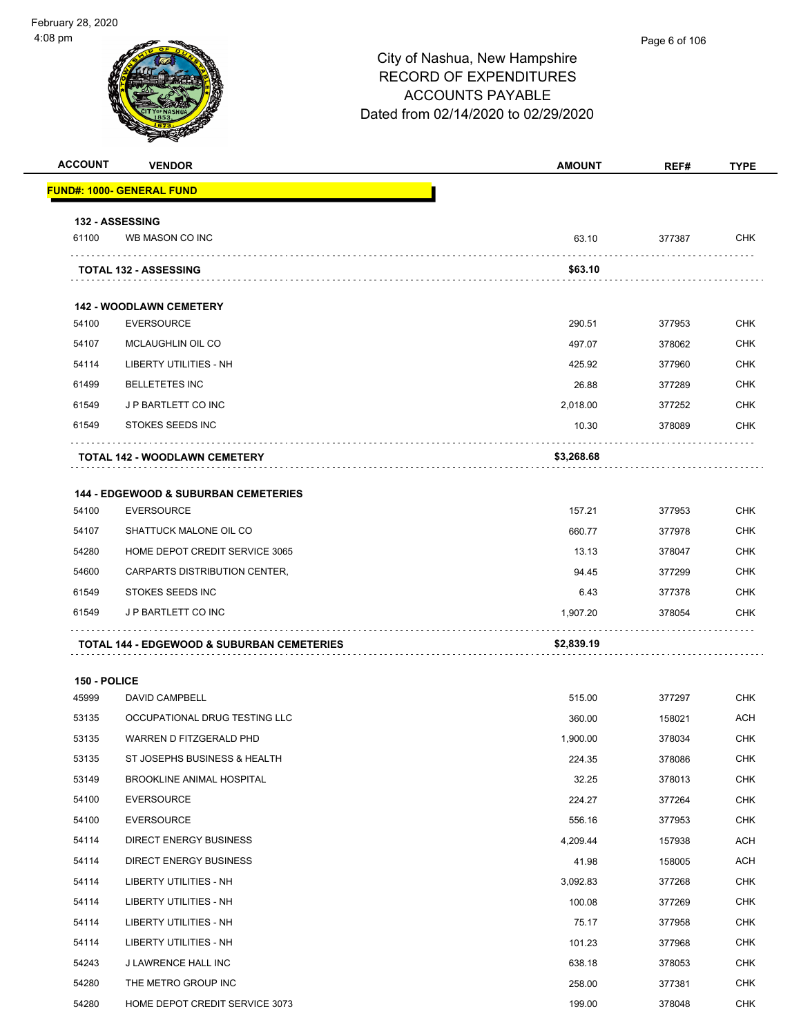City of Nashua, New Hampshire
RECORD OF EXPENDITURES
ACCOUNTS PAYABLE
Dated from 02/14/2020 to 02/29/2020

| ACCOUNT | VENDOR | AMOUNT | REF# | TYPE |
|---|---|---|---|---|
| **FUND#: 1000- GENERAL FUND** | | | | |
| **132 - ASSESSING** | | | | |
| 61100 | WB MASON CO INC | 63.10 | 377387 | CHK |
| | **TOTAL 132 - ASSESSING** | **$63.10** | | |
| **142 - WOODLAWN CEMETERY** | | | | |
| 54100 | EVERSOURCE | 290.51 | 377953 | CHK |
| 54107 | MCLAUGHLIN OIL CO | 497.07 | 378062 | CHK |
| 54114 | LIBERTY UTILITIES - NH | 425.92 | 377960 | CHK |
| 61499 | BELLETETES INC | 26.88 | 377289 | CHK |
| 61549 | J P BARTLETT CO INC | 2,018.00 | 377252 | CHK |
| 61549 | STOKES SEEDS INC | 10.30 | 378089 | CHK |
| | **TOTAL 142 - WOODLAWN CEMETERY** | **$3,268.68** | | |
| **144 - EDGEWOOD & SUBURBAN CEMETERIES** | | | | |
| 54100 | EVERSOURCE | 157.21 | 377953 | CHK |
| 54107 | SHATTUCK MALONE OIL CO | 660.77 | 377978 | CHK |
| 54280 | HOME DEPOT CREDIT SERVICE 3065 | 13.13 | 378047 | CHK |
| 54600 | CARPARTS DISTRIBUTION CENTER, | 94.45 | 377299 | CHK |
| 61549 | STOKES SEEDS INC | 6.43 | 377378 | CHK |
| 61549 | J P BARTLETT CO INC | 1,907.20 | 378054 | CHK |
| | **TOTAL 144 - EDGEWOOD & SUBURBAN CEMETERIES** | **$2,839.19** | | |
| **150 - POLICE** | | | | |
| 45999 | DAVID CAMPBELL | 515.00 | 377297 | CHK |
| 53135 | OCCUPATIONAL DRUG TESTING LLC | 360.00 | 158021 | ACH |
| 53135 | WARREN D FITZGERALD PHD | 1,900.00 | 378034 | CHK |
| 53135 | ST JOSEPHS BUSINESS & HEALTH | 224.35 | 378086 | CHK |
| 53149 | BROOKLINE ANIMAL HOSPITAL | 32.25 | 378013 | CHK |
| 54100 | EVERSOURCE | 224.27 | 377264 | CHK |
| 54100 | EVERSOURCE | 556.16 | 377953 | CHK |
| 54114 | DIRECT ENERGY BUSINESS | 4,209.44 | 157938 | ACH |
| 54114 | DIRECT ENERGY BUSINESS | 41.98 | 158005 | ACH |
| 54114 | LIBERTY UTILITIES - NH | 3,092.83 | 377268 | CHK |
| 54114 | LIBERTY UTILITIES - NH | 100.08 | 377269 | CHK |
| 54114 | LIBERTY UTILITIES - NH | 75.17 | 377958 | CHK |
| 54114 | LIBERTY UTILITIES - NH | 101.23 | 377968 | CHK |
| 54243 | J LAWRENCE HALL INC | 638.18 | 378053 | CHK |
| 54280 | THE METRO GROUP INC | 258.00 | 377381 | CHK |
| 54280 | HOME DEPOT CREDIT SERVICE 3073 | 199.00 | 378048 | CHK |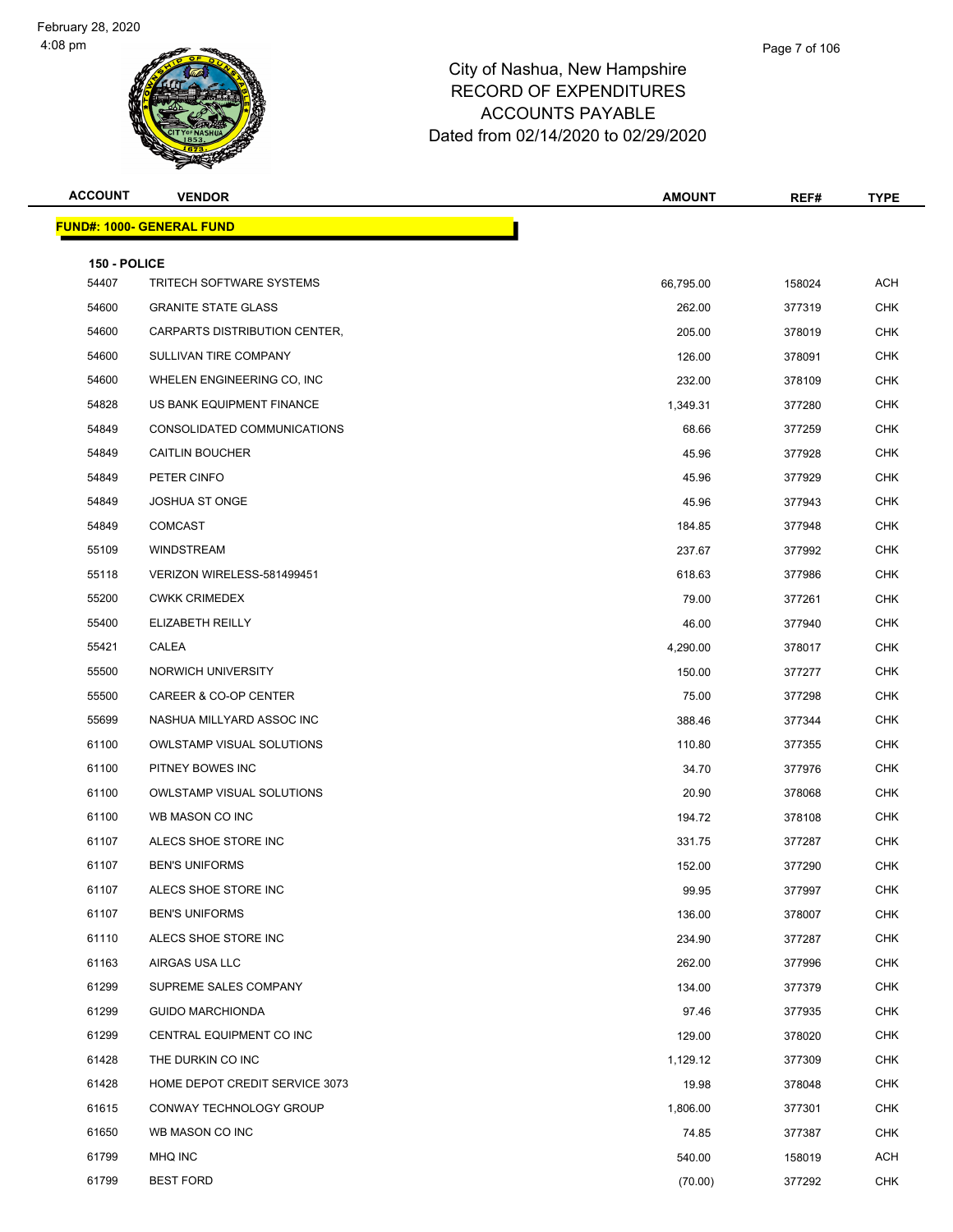# City of Nashua, New Hampshire
# RECORD OF EXPENDITURES
# ACCOUNTS PAYABLE
# Dated from 02/14/2020 to 02/29/2020

| ACCOUNT | VENDOR | AMOUNT | REF# | TYPE |
|---|---|---|---|---|
| **FUND#: 1000- GENERAL FUND** | | | | |
| **150 - POLICE** | | | | |
| 54407 | TRITECH SOFTWARE SYSTEMS | 66,795.00 | 158024 | ACH |
| 54600 | GRANITE STATE GLASS | 262.00 | 377319 | CHK |
| 54600 | CARPARTS DISTRIBUTION CENTER, | 205.00 | 378019 | CHK |
| 54600 | SULLIVAN TIRE COMPANY | 126.00 | 378091 | CHK |
| 54600 | WHELEN ENGINEERING CO, INC | 232.00 | 378109 | CHK |
| 54828 | US BANK EQUIPMENT FINANCE | 1,349.31 | 377280 | CHK |
| 54849 | CONSOLIDATED COMMUNICATIONS | 68.66 | 377259 | CHK |
| 54849 | CAITLIN BOUCHER | 45.96 | 377928 | CHK |
| 54849 | PETER CINFO | 45.96 | 377929 | CHK |
| 54849 | JOSHUA ST ONGE | 45.96 | 377943 | CHK |
| 54849 | COMCAST | 184.85 | 377948 | CHK |
| 55109 | WINDSTREAM | 237.67 | 377992 | CHK |
| 55118 | VERIZON WIRELESS-581499451 | 618.63 | 377986 | CHK |
| 55200 | CWKK CRIMEDEX | 79.00 | 377261 | CHK |
| 55400 | ELIZABETH REILLY | 46.00 | 377940 | CHK |
| 55421 | CALEA | 4,290.00 | 378017 | CHK |
| 55500 | NORWICH UNIVERSITY | 150.00 | 377277 | CHK |
| 55500 | CAREER & CO-OP CENTER | 75.00 | 377298 | CHK |
| 55699 | NASHUA MILLYARD ASSOC INC | 388.46 | 377344 | CHK |
| 61100 | OWLSTAMP VISUAL SOLUTIONS | 110.80 | 377355 | CHK |
| 61100 | PITNEY BOWES INC | 34.70 | 377976 | CHK |
| 61100 | OWLSTAMP VISUAL SOLUTIONS | 20.90 | 378068 | CHK |
| 61100 | WB MASON CO INC | 194.72 | 378108 | CHK |
| 61107 | ALECS SHOE STORE INC | 331.75 | 377287 | CHK |
| 61107 | BEN'S UNIFORMS | 152.00 | 377290 | CHK |
| 61107 | ALECS SHOE STORE INC | 99.95 | 377997 | CHK |
| 61107 | BEN'S UNIFORMS | 136.00 | 378007 | CHK |
| 61110 | ALECS SHOE STORE INC | 234.90 | 377287 | CHK |
| 61163 | AIRGAS USA LLC | 262.00 | 377996 | CHK |
| 61299 | SUPREME SALES COMPANY | 134.00 | 377379 | CHK |
| 61299 | GUIDO MARCHIONDA | 97.46 | 377935 | CHK |
| 61299 | CENTRAL EQUIPMENT CO INC | 129.00 | 378020 | CHK |
| 61428 | THE DURKIN CO INC | 1,129.12 | 377309 | CHK |
| 61428 | HOME DEPOT CREDIT SERVICE 3073 | 19.98 | 378048 | CHK |
| 61615 | CONWAY TECHNOLOGY GROUP | 1,806.00 | 377301 | CHK |
| 61650 | WB MASON CO INC | 74.85 | 377387 | CHK |
| 61799 | MHQ INC | 540.00 | 158019 | ACH |
| 61799 | BEST FORD | (70.00) | 377292 | CHK |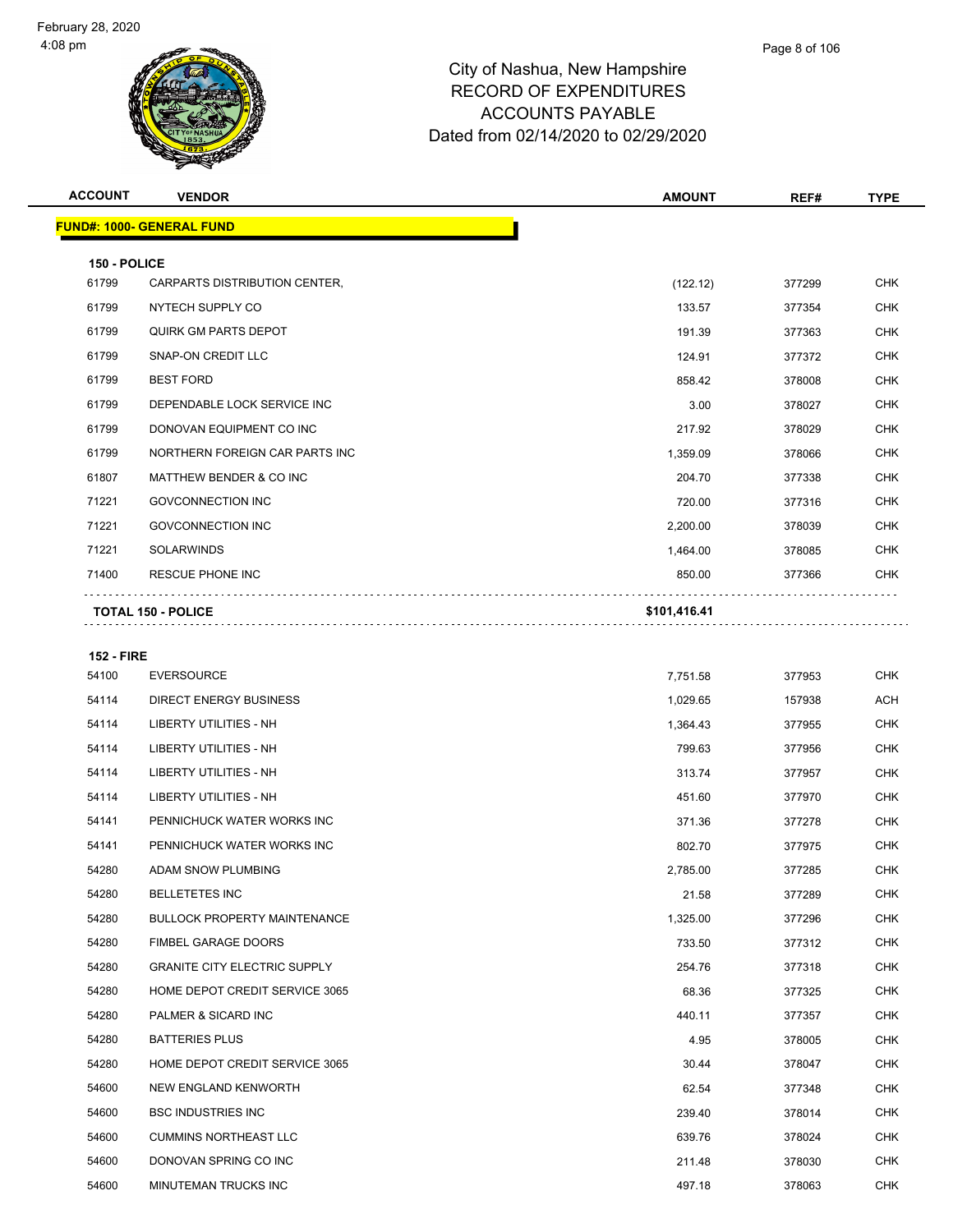City of Nashua, New Hampshire
RECORD OF EXPENDITURES
ACCOUNTS PAYABLE
Dated from 02/14/2020 to 02/29/2020

| ACCOUNT | VENDOR | AMOUNT | REF# | TYPE |
|---|---|---|---|---|
| **FUND#: 1000- GENERAL FUND** | | | | |
| **150 - POLICE** | | | | |
| 61799 | CARPARTS DISTRIBUTION CENTER, | (122.12) | 377299 | CHK |
| 61799 | NYTECH SUPPLY CO | 133.57 | 377354 | CHK |
| 61799 | QUIRK GM PARTS DEPOT | 191.39 | 377363 | CHK |
| 61799 | SNAP-ON CREDIT LLC | 124.91 | 377372 | CHK |
| 61799 | BEST FORD | 858.42 | 378008 | CHK |
| 61799 | DEPENDABLE LOCK SERVICE INC | 3.00 | 378027 | CHK |
| 61799 | DONOVAN EQUIPMENT CO INC | 217.92 | 378029 | CHK |
| 61799 | NORTHERN FOREIGN CAR PARTS INC | 1,359.09 | 378066 | CHK |
| 61807 | MATTHEW BENDER & CO INC | 204.70 | 377338 | CHK |
| 71221 | GOVCONNECTION INC | 720.00 | 377316 | CHK |
| 71221 | GOVCONNECTION INC | 2,200.00 | 378039 | CHK |
| 71221 | SOLARWINDS | 1,464.00 | 378085 | CHK |
| 71400 | RESCUE PHONE INC | 850.00 | 377366 | CHK |
| | **TOTAL 150 - POLICE** | **$101,416.41** | | |
| **152 - FIRE** | | | | |
| 54100 | EVERSOURCE | 7,751.58 | 377953 | CHK |
| 54114 | DIRECT ENERGY BUSINESS | 1,029.65 | 157938 | ACH |
| 54114 | LIBERTY UTILITIES - NH | 1,364.43 | 377955 | CHK |
| 54114 | LIBERTY UTILITIES - NH | 799.63 | 377956 | CHK |
| 54114 | LIBERTY UTILITIES - NH | 313.74 | 377957 | CHK |
| 54114 | LIBERTY UTILITIES - NH | 451.60 | 377970 | CHK |
| 54141 | PENNICHUCK WATER WORKS INC | 371.36 | 377278 | CHK |
| 54141 | PENNICHUCK WATER WORKS INC | 802.70 | 377975 | CHK |
| 54280 | ADAM SNOW PLUMBING | 2,785.00 | 377285 | CHK |
| 54280 | BELLETETES INC | 21.58 | 377289 | CHK |
| 54280 | BULLOCK PROPERTY MAINTENANCE | 1,325.00 | 377296 | CHK |
| 54280 | FIMBEL GARAGE DOORS | 733.50 | 377312 | CHK |
| 54280 | GRANITE CITY ELECTRIC SUPPLY | 254.76 | 377318 | CHK |
| 54280 | HOME DEPOT CREDIT SERVICE 3065 | 68.36 | 377325 | CHK |
| 54280 | PALMER & SICARD INC | 440.11 | 377357 | CHK |
| 54280 | BATTERIES PLUS | 4.95 | 378005 | CHK |
| 54280 | HOME DEPOT CREDIT SERVICE 3065 | 30.44 | 378047 | CHK |
| 54600 | NEW ENGLAND KENWORTH | 62.54 | 377348 | CHK |
| 54600 | BSC INDUSTRIES INC | 239.40 | 378014 | CHK |
| 54600 | CUMMINS NORTHEAST LLC | 639.76 | 378024 | CHK |
| 54600 | DONOVAN SPRING CO INC | 211.48 | 378030 | CHK |
| 54600 | MINUTEMAN TRUCKS INC | 497.18 | 378063 | CHK |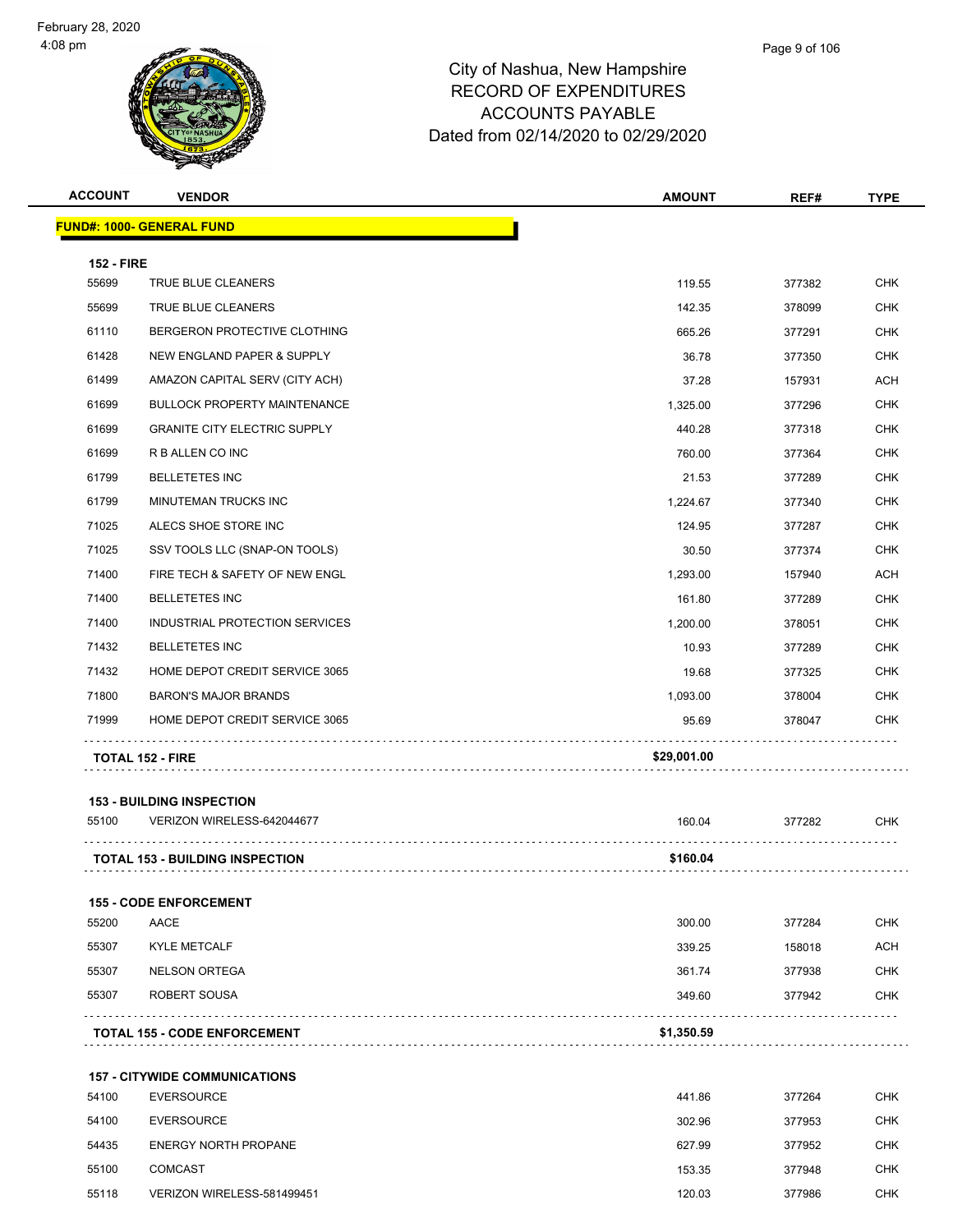City of Nashua, New Hampshire
RECORD OF EXPENDITURES
ACCOUNTS PAYABLE
Dated from 02/14/2020 to 02/29/2020

| ACCOUNT | VENDOR | AMOUNT | REF# | TYPE |
|---|---|---|---|---|
| **FUND#: 1000- GENERAL FUND** | | | | |
| **152 - FIRE** | | | | |
| 55699 | TRUE BLUE CLEANERS | 119.55 | 377382 | CHK |
| 55699 | TRUE BLUE CLEANERS | 142.35 | 378099 | CHK |
| 61110 | BERGERON PROTECTIVE CLOTHING | 665.26 | 377291 | CHK |
| 61428 | NEW ENGLAND PAPER & SUPPLY | 36.78 | 377350 | CHK |
| 61499 | AMAZON CAPITAL SERV (CITY ACH) | 37.28 | 157931 | ACH |
| 61699 | BULLOCK PROPERTY MAINTENANCE | 1,325.00 | 377296 | CHK |
| 61699 | GRANITE CITY ELECTRIC SUPPLY | 440.28 | 377318 | CHK |
| 61699 | R B ALLEN CO INC | 760.00 | 377364 | CHK |
| 61799 | BELLETETES INC | 21.53 | 377289 | CHK |
| 61799 | MINUTEMAN TRUCKS INC | 1,224.67 | 377340 | CHK |
| 71025 | ALECS SHOE STORE INC | 124.95 | 377287 | CHK |
| 71025 | SSV TOOLS LLC (SNAP-ON TOOLS) | 30.50 | 377374 | CHK |
| 71400 | FIRE TECH & SAFETY OF NEW ENGL | 1,293.00 | 157940 | ACH |
| 71400 | BELLETETES INC | 161.80 | 377289 | CHK |
| 71400 | INDUSTRIAL PROTECTION SERVICES | 1,200.00 | 378051 | CHK |
| 71432 | BELLETETES INC | 10.93 | 377289 | CHK |
| 71432 | HOME DEPOT CREDIT SERVICE 3065 | 19.68 | 377325 | CHK |
| 71800 | BARON'S MAJOR BRANDS | 1,093.00 | 378004 | CHK |
| 71999 | HOME DEPOT CREDIT SERVICE 3065 | 95.69 | 378047 | CHK |
| **TOTAL 152 - FIRE** | | **$29,001.00** | | |
| **153 - BUILDING INSPECTION** | | | | |
| 55100 | VERIZON WIRELESS-642044677 | 160.04 | 377282 | CHK |
| **TOTAL 153 - BUILDING INSPECTION** | | **$160.04** | | |
| **155 - CODE ENFORCEMENT** | | | | |
| 55200 | AACE | 300.00 | 377284 | CHK |
| 55307 | KYLE METCALF | 339.25 | 158018 | ACH |
| 55307 | NELSON ORTEGA | 361.74 | 377938 | CHK |
| 55307 | ROBERT SOUSA | 349.60 | 377942 | CHK |
| **TOTAL 155 - CODE ENFORCEMENT** | | **$1,350.59** | | |
| **157 - CITYWIDE COMMUNICATIONS** | | | | |
| 54100 | EVERSOURCE | 441.86 | 377264 | CHK |
| 54100 | EVERSOURCE | 302.96 | 377953 | CHK |
| 54435 | ENERGY NORTH PROPANE | 627.99 | 377952 | CHK |
| 55100 | COMCAST | 153.35 | 377948 | CHK |
| 55118 | VERIZON WIRELESS-581499451 | 120.03 | 377986 | CHK |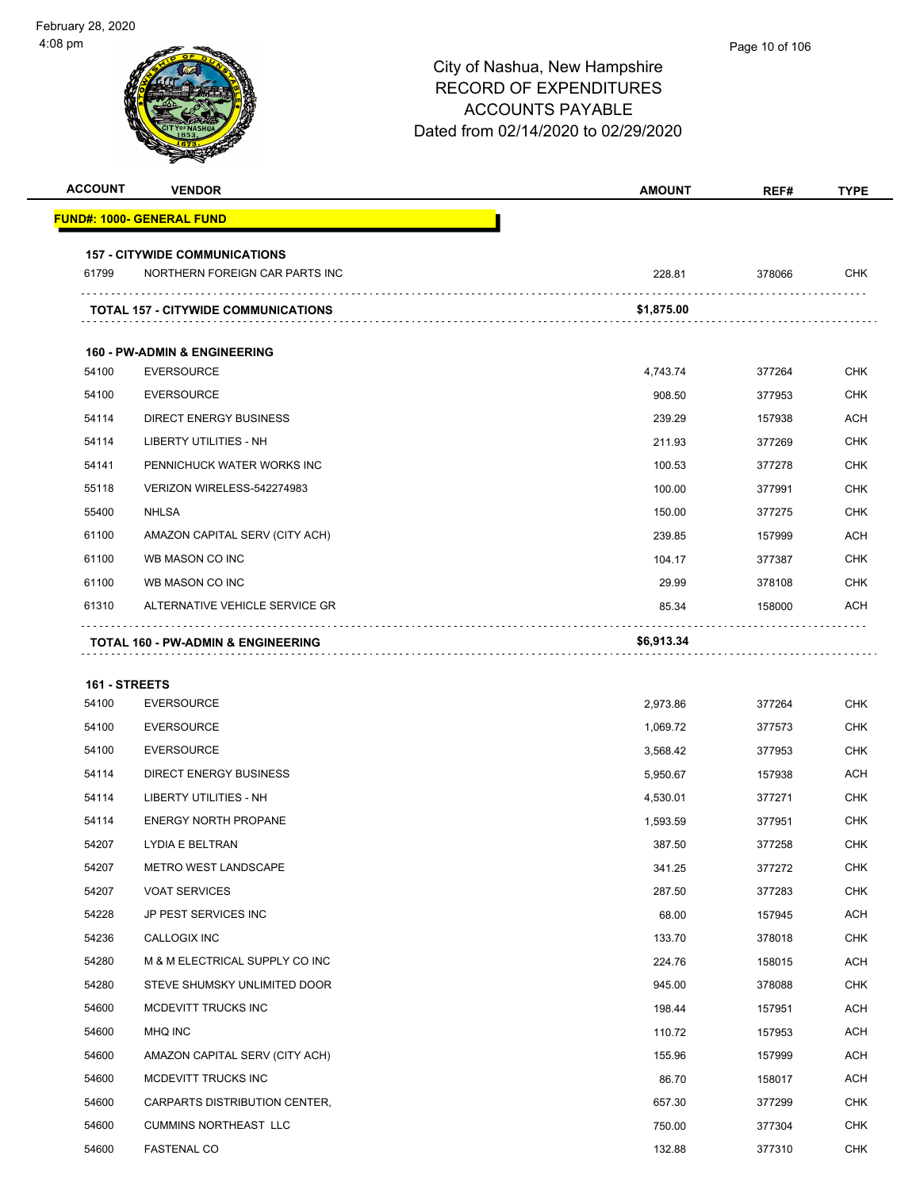City of Nashua, New Hampshire
RECORD OF EXPENDITURES
ACCOUNTS PAYABLE
Dated from 02/14/2020 to 02/29/2020

| ACCOUNT | VENDOR | AMOUNT | REF# | TYPE |
|---|---|---|---|---|
| **FUND#: 1000- GENERAL FUND** | | | | |
| **157 - CITYWIDE COMMUNICATIONS** | | | | |
| 61799 | NORTHERN FOREIGN CAR PARTS INC | 228.81 | 378066 | CHK |
| | **TOTAL 157 - CITYWIDE COMMUNICATIONS** | **$1,875.00** | | |
| **160 - PW-ADMIN & ENGINEERING** | | | | |
| 54100 | EVERSOURCE | 4,743.74 | 377264 | CHK |
| 54100 | EVERSOURCE | 908.50 | 377953 | CHK |
| 54114 | DIRECT ENERGY BUSINESS | 239.29 | 157938 | ACH |
| 54114 | LIBERTY UTILITIES - NH | 211.93 | 377269 | CHK |
| 54141 | PENNICHUCK WATER WORKS INC | 100.53 | 377278 | CHK |
| 55118 | VERIZON WIRELESS-542274983 | 100.00 | 377991 | CHK |
| 55400 | NHLSA | 150.00 | 377275 | CHK |
| 61100 | AMAZON CAPITAL SERV (CITY ACH) | 239.85 | 157999 | ACH |
| 61100 | WB MASON CO INC | 104.17 | 377387 | CHK |
| 61100 | WB MASON CO INC | 29.99 | 378108 | CHK |
| 61310 | ALTERNATIVE VEHICLE SERVICE GR | 85.34 | 158000 | ACH |
| | **TOTAL 160 - PW-ADMIN & ENGINEERING** | **$6,913.34** | | |
| **161 - STREETS** | | | | |
| 54100 | EVERSOURCE | 2,973.86 | 377264 | CHK |
| 54100 | EVERSOURCE | 1,069.72 | 377573 | CHK |
| 54100 | EVERSOURCE | 3,568.42 | 377953 | CHK |
| 54114 | DIRECT ENERGY BUSINESS | 5,950.67 | 157938 | ACH |
| 54114 | LIBERTY UTILITIES - NH | 4,530.01 | 377271 | CHK |
| 54114 | ENERGY NORTH PROPANE | 1,593.59 | 377951 | CHK |
| 54207 | LYDIA E BELTRAN | 387.50 | 377258 | CHK |
| 54207 | METRO WEST LANDSCAPE | 341.25 | 377272 | CHK |
| 54207 | VOAT SERVICES | 287.50 | 377283 | CHK |
| 54228 | JP PEST SERVICES INC | 68.00 | 157945 | ACH |
| 54236 | CALLOGIX INC | 133.70 | 378018 | CHK |
| 54280 | M & M ELECTRICAL SUPPLY CO INC | 224.76 | 158015 | ACH |
| 54280 | STEVE SHUMSKY UNLIMITED DOOR | 945.00 | 378088 | CHK |
| 54600 | MCDEVITT TRUCKS INC | 198.44 | 157951 | ACH |
| 54600 | MHQ INC | 110.72 | 157953 | ACH |
| 54600 | AMAZON CAPITAL SERV (CITY ACH) | 155.96 | 157999 | ACH |
| 54600 | MCDEVITT TRUCKS INC | 86.70 | 158017 | ACH |
| 54600 | CARPARTS DISTRIBUTION CENTER, | 657.30 | 377299 | CHK |
| 54600 | CUMMINS NORTHEAST LLC | 750.00 | 377304 | CHK |
| 54600 | FASTENAL CO | 132.88 | 377310 | CHK |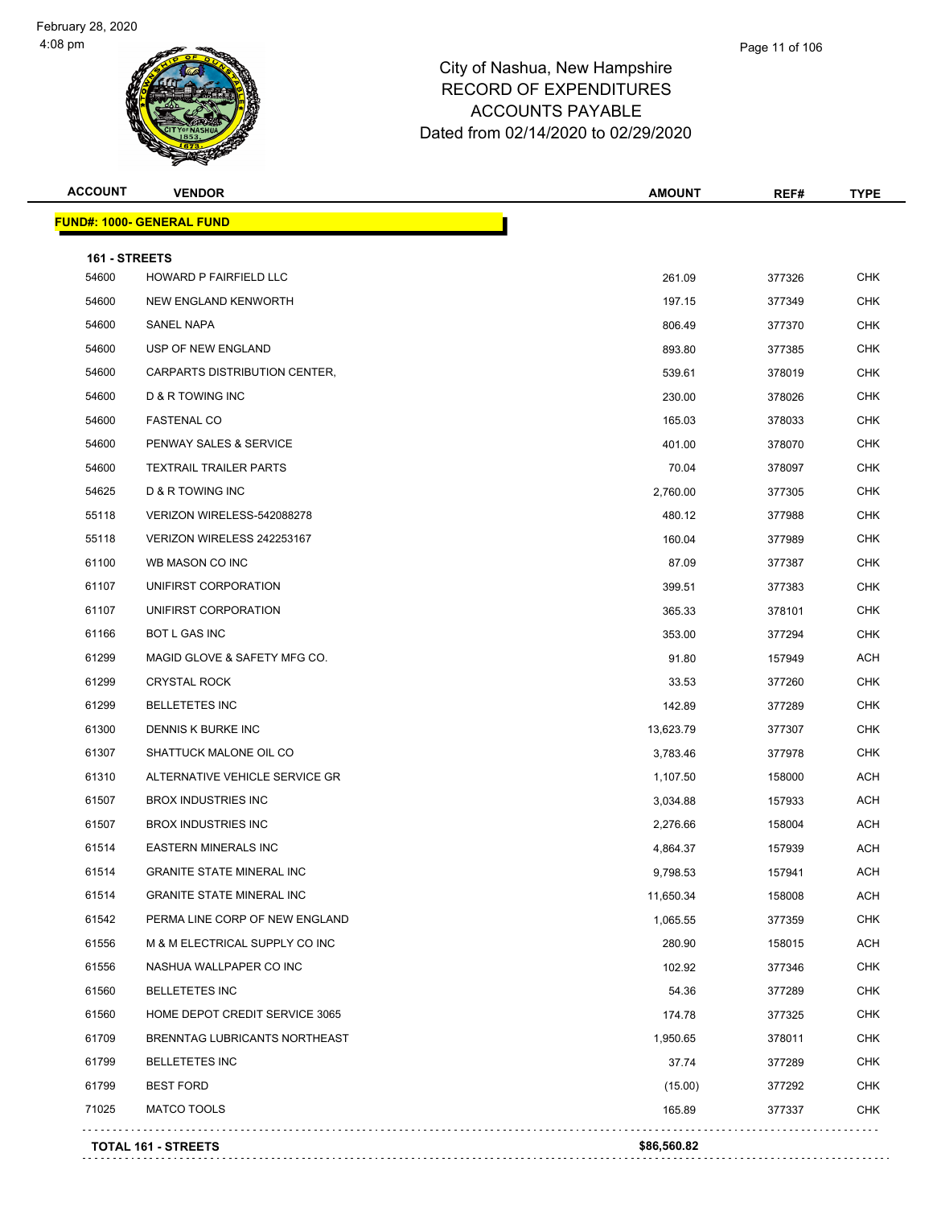# City of Nashua, New Hampshire
# RECORD OF EXPENDITURES
# ACCOUNTS PAYABLE
# Dated from 02/14/2020 to 02/29/2020

| ACCOUNT | VENDOR | AMOUNT | REF# | TYPE |
|---|---|---|---|---|
| **FUND#: 1000- GENERAL FUND** | | | | |
| **161 - STREETS** | | | | |
| 54600 | HOWARD P FAIRFIELD LLC | 261.09 | 377326 | CHK |
| 54600 | NEW ENGLAND KENWORTH | 197.15 | 377349 | CHK |
| 54600 | SANEL NAPA | 806.49 | 377370 | CHK |
| 54600 | USP OF NEW ENGLAND | 893.80 | 377385 | CHK |
| 54600 | CARPARTS DISTRIBUTION CENTER, | 539.61 | 378019 | CHK |
| 54600 | D & R TOWING INC | 230.00 | 378026 | CHK |
| 54600 | FASTENAL CO | 165.03 | 378033 | CHK |
| 54600 | PENWAY SALES & SERVICE | 401.00 | 378070 | CHK |
| 54600 | TEXTRAIL TRAILER PARTS | 70.04 | 378097 | CHK |
| 54625 | D & R TOWING INC | 2,760.00 | 377305 | CHK |
| 55118 | VERIZON WIRELESS-542088278 | 480.12 | 377988 | CHK |
| 55118 | VERIZON WIRELESS 242253167 | 160.04 | 377989 | CHK |
| 61100 | WB MASON CO INC | 87.09 | 377387 | CHK |
| 61107 | UNIFIRST CORPORATION | 399.51 | 377383 | CHK |
| 61107 | UNIFIRST CORPORATION | 365.33 | 378101 | CHK |
| 61166 | BOT L GAS INC | 353.00 | 377294 | CHK |
| 61299 | MAGID GLOVE & SAFETY MFG CO. | 91.80 | 157949 | ACH |
| 61299 | CRYSTAL ROCK | 33.53 | 377260 | CHK |
| 61299 | BELLETETES INC | 142.89 | 377289 | CHK |
| 61300 | DENNIS K BURKE INC | 13,623.79 | 377307 | CHK |
| 61307 | SHATTUCK MALONE OIL CO | 3,783.46 | 377978 | CHK |
| 61310 | ALTERNATIVE VEHICLE SERVICE GR | 1,107.50 | 158000 | ACH |
| 61507 | BROX INDUSTRIES INC | 3,034.88 | 157933 | ACH |
| 61507 | BROX INDUSTRIES INC | 2,276.66 | 158004 | ACH |
| 61514 | EASTERN MINERALS INC | 4,864.37 | 157939 | ACH |
| 61514 | GRANITE STATE MINERAL INC | 9,798.53 | 157941 | ACH |
| 61514 | GRANITE STATE MINERAL INC | 11,650.34 | 158008 | ACH |
| 61542 | PERMA LINE CORP OF NEW ENGLAND | 1,065.55 | 377359 | CHK |
| 61556 | M & M ELECTRICAL SUPPLY CO INC | 280.90 | 158015 | ACH |
| 61556 | NASHUA WALLPAPER CO INC | 102.92 | 377346 | CHK |
| 61560 | BELLETETES INC | 54.36 | 377289 | CHK |
| 61560 | HOME DEPOT CREDIT SERVICE 3065 | 174.78 | 377325 | CHK |
| 61709 | BRENNTAG LUBRICANTS NORTHEAST | 1,950.65 | 378011 | CHK |
| 61799 | BELLETETES INC | 37.74 | 377289 | CHK |
| 61799 | BEST FORD | (15.00) | 377292 | CHK |
| 71025 | MATCO TOOLS | 165.89 | 377337 | CHK |
| **TOTAL 161 - STREETS** | | **$86,560.82** | | |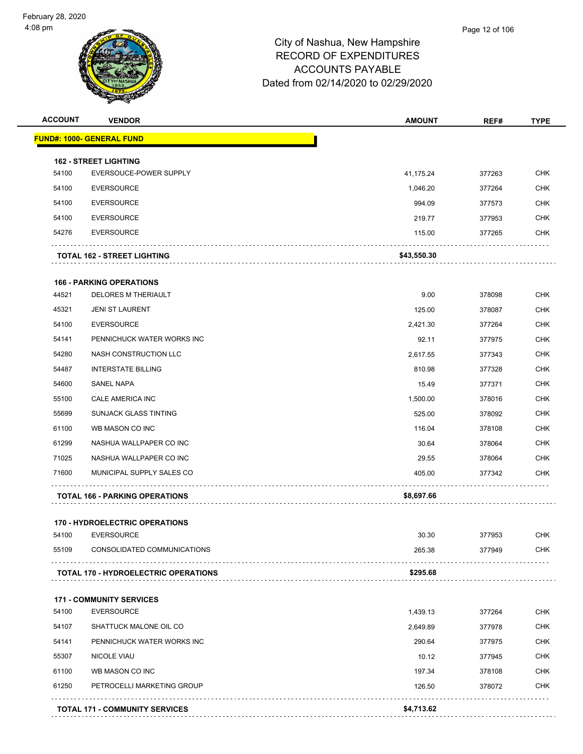# City of Nashua, New Hampshire
## RECORD OF EXPENDITURES
## ACCOUNTS PAYABLE
## Dated from 02/14/2020 to 02/29/2020

February 28, 2020
4:08 pm

| ACCOUNT | VENDOR | AMOUNT | REF# | TYPE |
|---|---|---|---|---|
| **FUND#: 1000- GENERAL FUND** | | | | |
| **162 - STREET LIGHTING** | | | | |
| 54100 | EVERSOUCE-POWER SUPPLY | 41,175.24 | 377263 | CHK |
| 54100 | EVERSOURCE | 1,046.20 | 377264 | CHK |
| 54100 | EVERSOURCE | 994.09 | 377573 | CHK |
| 54100 | EVERSOURCE | 219.77 | 377953 | CHK |
| 54276 | EVERSOURCE | 115.00 | 377265 | CHK |
| **TOTAL 162 - STREET LIGHTING** | | **$43,550.30** | | |
| **166 - PARKING OPERATIONS** | | | | |
| 44521 | DELORES M THERIAULT | 9.00 | 378098 | CHK |
| 45321 | JENI ST LAURENT | 125.00 | 378087 | CHK |
| 54100 | EVERSOURCE | 2,421.30 | 377264 | CHK |
| 54141 | PENNICHUCK WATER WORKS INC | 92.11 | 377975 | CHK |
| 54280 | NASH CONSTRUCTION LLC | 2,617.55 | 377343 | CHK |
| 54487 | INTERSTATE BILLING | 810.98 | 377328 | CHK |
| 54600 | SANEL NAPA | 15.49 | 377371 | CHK |
| 55100 | CALE AMERICA INC | 1,500.00 | 378016 | CHK |
| 55699 | SUNJACK GLASS TINTING | 525.00 | 378092 | CHK |
| 61100 | WB MASON CO INC | 116.04 | 378108 | CHK |
| 61299 | NASHUA WALLPAPER CO INC | 30.64 | 378064 | CHK |
| 71025 | NASHUA WALLPAPER CO INC | 29.55 | 378064 | CHK |
| 71600 | MUNICIPAL SUPPLY SALES CO | 405.00 | 377342 | CHK |
| **TOTAL 166 - PARKING OPERATIONS** | | **$8,697.66** | | |
| **170 - HYDROELECTRIC OPERATIONS** | | | | |
| 54100 | EVERSOURCE | 30.30 | 377953 | CHK |
| 55109 | CONSOLIDATED COMMUNICATIONS | 265.38 | 377949 | CHK |
| **TOTAL 170 - HYDROELECTRIC OPERATIONS** | | **$295.68** | | |
| **171 - COMMUNITY SERVICES** | | | | |
| 54100 | EVERSOURCE | 1,439.13 | 377264 | CHK |
| 54107 | SHATTUCK MALONE OIL CO | 2,649.89 | 377978 | CHK |
| 54141 | PENNICHUCK WATER WORKS INC | 290.64 | 377975 | CHK |
| 55307 | NICOLE VIAU | 10.12 | 377945 | CHK |
| 61100 | WB MASON CO INC | 197.34 | 378108 | CHK |
| 61250 | PETROCELLI MARKETING GROUP | 126.50 | 378072 | CHK |
| **TOTAL 171 - COMMUNITY SERVICES** | | **$4,713.62** | | |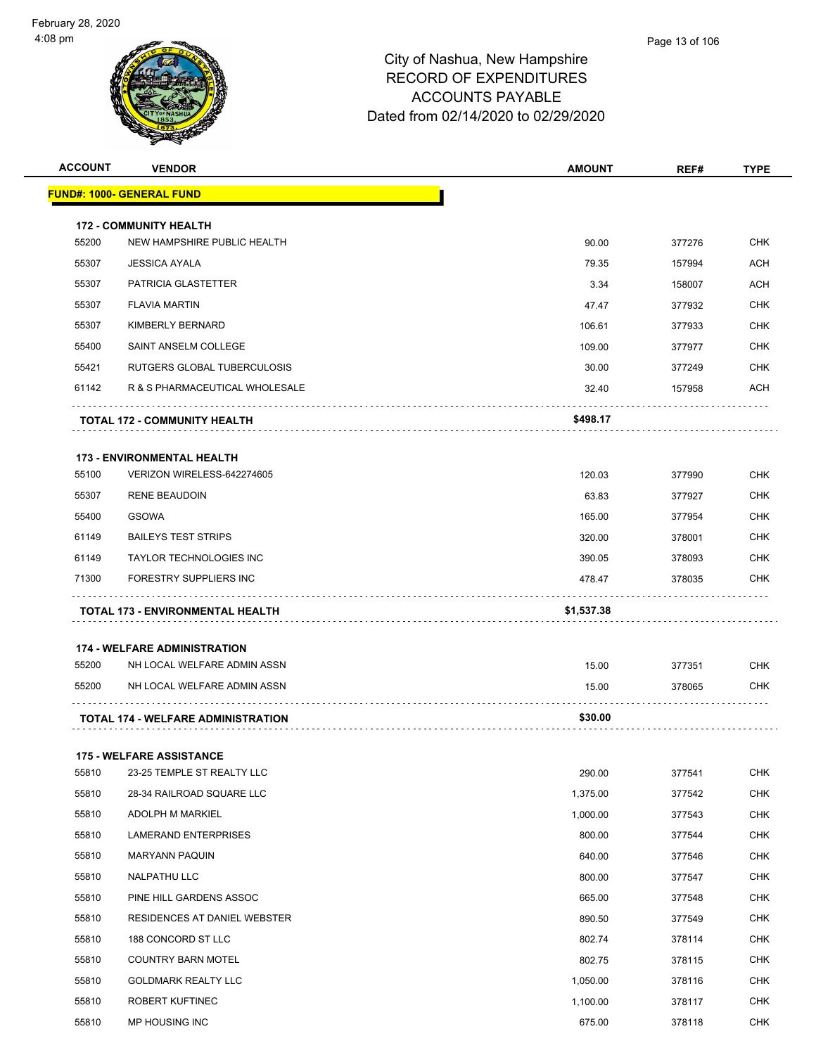February 28, 2020
4:08 pm

# City of Nashua, New Hampshire
## RECORD OF EXPENDITURES
## ACCOUNTS PAYABLE
## Dated from 02/14/2020 to 02/29/2020

| ACCOUNT | VENDOR | AMOUNT | REF# | TYPE |
|---|---|---|---|---|
| **FUND#: 1000- GENERAL FUND** | | | | |
| **172 - COMMUNITY HEALTH** | | | | |
| 55200 | NEW HAMPSHIRE PUBLIC HEALTH | 90.00 | 377276 | CHK |
| 55307 | JESSICA AYALA | 79.35 | 157994 | ACH |
| 55307 | PATRICIA GLASTETTER | 3.34 | 158007 | ACH |
| 55307 | FLAVIA MARTIN | 47.47 | 377932 | CHK |
| 55307 | KIMBERLY BERNARD | 106.61 | 377933 | CHK |
| 55400 | SAINT ANSELM COLLEGE | 109.00 | 377977 | CHK |
| 55421 | RUTGERS GLOBAL TUBERCULOSIS | 30.00 | 377249 | CHK |
| 61142 | R & S PHARMACEUTICAL WHOLESALE | 32.40 | 157958 | ACH |
| | **TOTAL 172 - COMMUNITY HEALTH** | **$498.17** | | |
| **173 - ENVIRONMENTAL HEALTH** | | | | |
| 55100 | VERIZON WIRELESS-642274605 | 120.03 | 377990 | CHK |
| 55307 | RENE BEAUDOIN | 63.83 | 377927 | CHK |
| 55400 | GSOWA | 165.00 | 377954 | CHK |
| 61149 | BAILEYS TEST STRIPS | 320.00 | 378001 | CHK |
| 61149 | TAYLOR TECHNOLOGIES INC | 390.05 | 378093 | CHK |
| 71300 | FORESTRY SUPPLIERS INC | 478.47 | 378035 | CHK |
| | **TOTAL 173 - ENVIRONMENTAL HEALTH** | **$1,537.38** | | |
| **174 - WELFARE ADMINISTRATION** | | | | |
| 55200 | NH LOCAL WELFARE ADMIN ASSN | 15.00 | 377351 | CHK |
| 55200 | NH LOCAL WELFARE ADMIN ASSN | 15.00 | 378065 | CHK |
| | **TOTAL 174 - WELFARE ADMINISTRATION** | **$30.00** | | |
| **175 - WELFARE ASSISTANCE** | | | | |
| 55810 | 23-25 TEMPLE ST REALTY LLC | 290.00 | 377541 | CHK |
| 55810 | 28-34 RAILROAD SQUARE LLC | 1,375.00 | 377542 | CHK |
| 55810 | ADOLPH M MARKIEL | 1,000.00 | 377543 | CHK |
| 55810 | LAMERAND ENTERPRISES | 800.00 | 377544 | CHK |
| 55810 | MARYANN PAQUIN | 640.00 | 377546 | CHK |
| 55810 | NALPATHU LLC | 800.00 | 377547 | CHK |
| 55810 | PINE HILL GARDENS ASSOC | 665.00 | 377548 | CHK |
| 55810 | RESIDENCES AT DANIEL WEBSTER | 890.50 | 377549 | CHK |
| 55810 | 188 CONCORD ST LLC | 802.74 | 378114 | CHK |
| 55810 | COUNTRY BARN MOTEL | 802.75 | 378115 | CHK |
| 55810 | GOLDMARK REALTY LLC | 1,050.00 | 378116 | CHK |
| 55810 | ROBERT KUFTINEC | 1,100.00 | 378117 | CHK |
| 55810 | MP HOUSING INC | 675.00 | 378118 | CHK |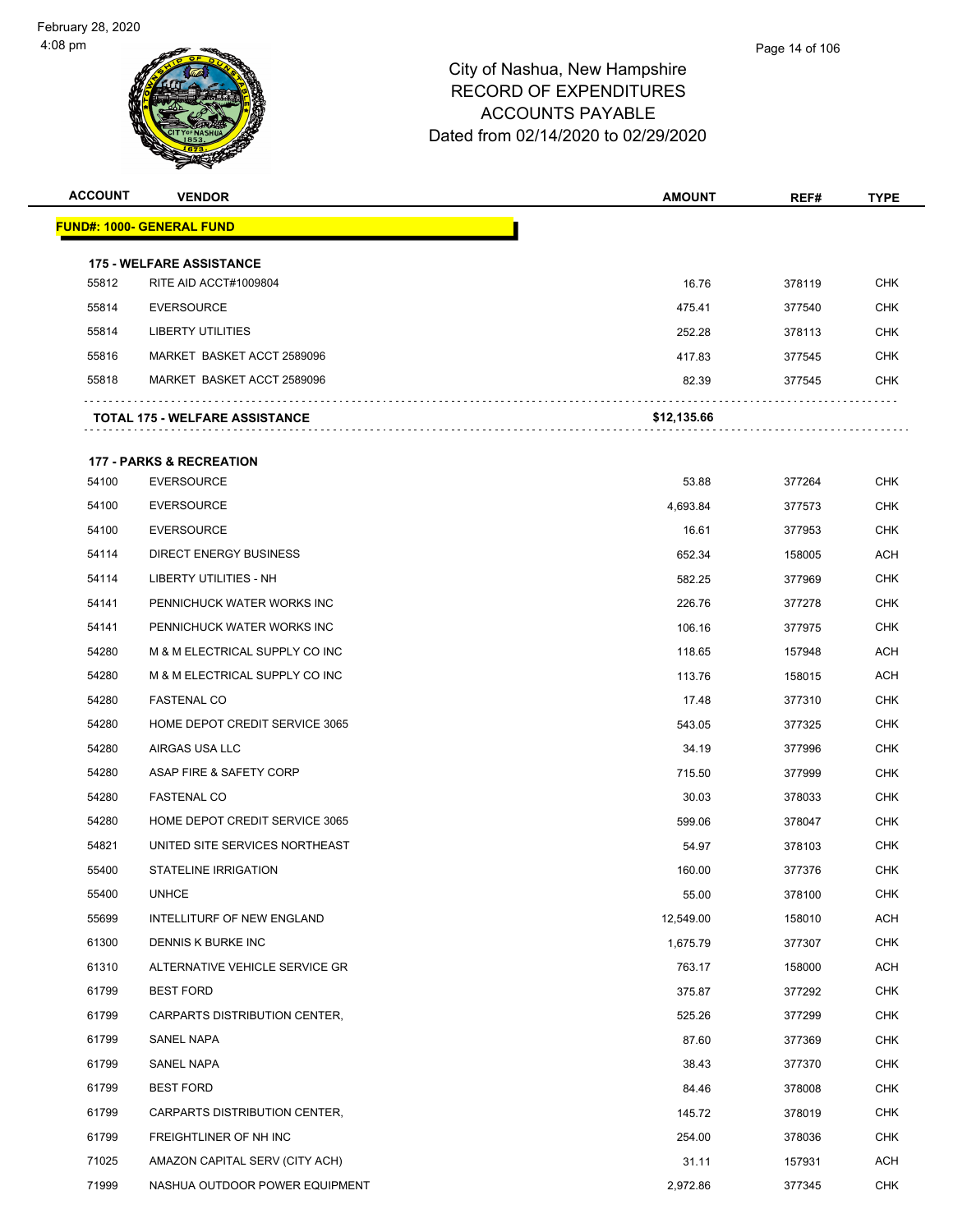City of Nashua, New Hampshire
RECORD OF EXPENDITURES
ACCOUNTS PAYABLE
Dated from 02/14/2020 to 02/29/2020

| ACCOUNT | VENDOR | AMOUNT | REF# | TYPE |
|---|---|---|---|---|
| **FUND#: 1000- GENERAL FUND** | | | | |
| **175 - WELFARE ASSISTANCE** | | | | |
| 55812 | RITE AID ACCT#1009804 | 16.76 | 378119 | CHK |
| 55814 | EVERSOURCE | 475.41 | 377540 | CHK |
| 55814 | LIBERTY UTILITIES | 252.28 | 378113 | CHK |
| 55816 | MARKET BASKET ACCT 2589096 | 417.83 | 377545 | CHK |
| 55818 | MARKET BASKET ACCT 2589096 | 82.39 | 377545 | CHK |
| | **TOTAL 175 - WELFARE ASSISTANCE** | **$12,135.66** | | |
| **177 - PARKS & RECREATION** | | | | |
| 54100 | EVERSOURCE | 53.88 | 377264 | CHK |
| 54100 | EVERSOURCE | 4,693.84 | 377573 | CHK |
| 54100 | EVERSOURCE | 16.61 | 377953 | CHK |
| 54114 | DIRECT ENERGY BUSINESS | 652.34 | 158005 | ACH |
| 54114 | LIBERTY UTILITIES - NH | 582.25 | 377969 | CHK |
| 54141 | PENNICHUCK WATER WORKS INC | 226.76 | 377278 | CHK |
| 54141 | PENNICHUCK WATER WORKS INC | 106.16 | 377975 | CHK |
| 54280 | M & M ELECTRICAL SUPPLY CO INC | 118.65 | 157948 | ACH |
| 54280 | M & M ELECTRICAL SUPPLY CO INC | 113.76 | 158015 | ACH |
| 54280 | FASTENAL CO | 17.48 | 377310 | CHK |
| 54280 | HOME DEPOT CREDIT SERVICE 3065 | 543.05 | 377325 | CHK |
| 54280 | AIRGAS USA LLC | 34.19 | 377996 | CHK |
| 54280 | ASAP FIRE & SAFETY CORP | 715.50 | 377999 | CHK |
| 54280 | FASTENAL CO | 30.03 | 378033 | CHK |
| 54280 | HOME DEPOT CREDIT SERVICE 3065 | 599.06 | 378047 | CHK |
| 54821 | UNITED SITE SERVICES NORTHEAST | 54.97 | 378103 | CHK |
| 55400 | STATELINE IRRIGATION | 160.00 | 377376 | CHK |
| 55400 | UNHCE | 55.00 | 378100 | CHK |
| 55699 | INTELLITURF OF NEW ENGLAND | 12,549.00 | 158010 | ACH |
| 61300 | DENNIS K BURKE INC | 1,675.79 | 377307 | CHK |
| 61310 | ALTERNATIVE VEHICLE SERVICE GR | 763.17 | 158000 | ACH |
| 61799 | BEST FORD | 375.87 | 377292 | CHK |
| 61799 | CARPARTS DISTRIBUTION CENTER, | 525.26 | 377299 | CHK |
| 61799 | SANEL NAPA | 87.60 | 377369 | CHK |
| 61799 | SANEL NAPA | 38.43 | 377370 | CHK |
| 61799 | BEST FORD | 84.46 | 378008 | CHK |
| 61799 | CARPARTS DISTRIBUTION CENTER, | 145.72 | 378019 | CHK |
| 61799 | FREIGHTLINER OF NH INC | 254.00 | 378036 | CHK |
| 71025 | AMAZON CAPITAL SERV (CITY ACH) | 31.11 | 157931 | ACH |
| 71999 | NASHUA OUTDOOR POWER EQUIPMENT | 2,972.86 | 377345 | CHK |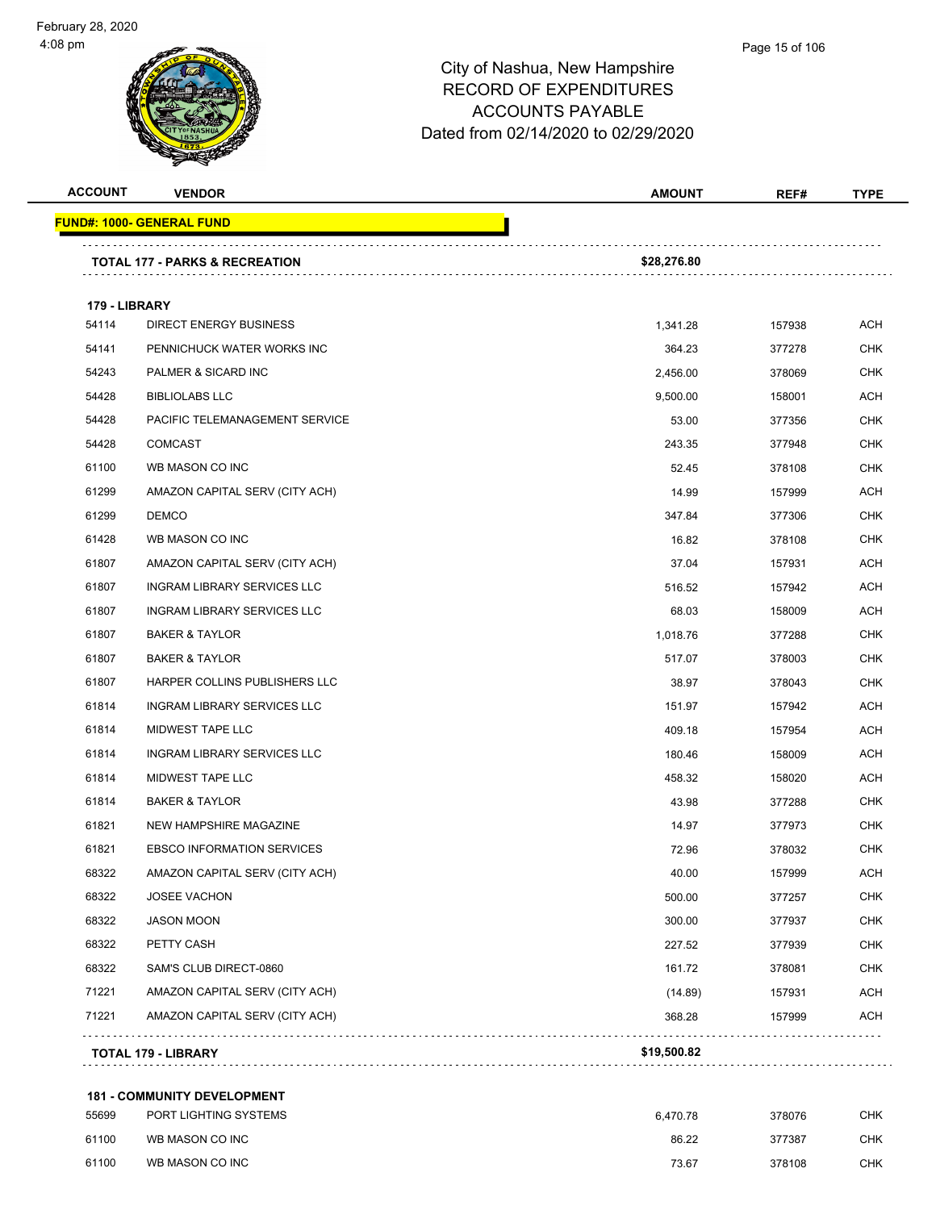February 28, 2020
4:08 pm

City of Nashua, New Hampshire
RECORD OF EXPENDITURES
ACCOUNTS PAYABLE
Dated from 02/14/2020 to 02/29/2020

| ACCOUNT | VENDOR | AMOUNT | REF# | TYPE |
|---|---|---|---|---|
| **FUND#: 1000- GENERAL FUND** | | | | |
| | **TOTAL 177 - PARKS & RECREATION** | **$28,276.80** | | |
| **179 - LIBRARY** | | | | |
| 54114 | DIRECT ENERGY BUSINESS | 1,341.28 | 157938 | ACH |
| 54141 | PENNICHUCK WATER WORKS INC | 364.23 | 377278 | CHK |
| 54243 | PALMER & SICARD INC | 2,456.00 | 378069 | CHK |
| 54428 | BIBLIOLABS LLC | 9,500.00 | 158001 | ACH |
| 54428 | PACIFIC TELEMANAGEMENT SERVICE | 53.00 | 377356 | CHK |
| 54428 | COMCAST | 243.35 | 377948 | CHK |
| 61100 | WB MASON CO INC | 52.45 | 378108 | CHK |
| 61299 | AMAZON CAPITAL SERV (CITY ACH) | 14.99 | 157999 | ACH |
| 61299 | DEMCO | 347.84 | 377306 | CHK |
| 61428 | WB MASON CO INC | 16.82 | 378108 | CHK |
| 61807 | AMAZON CAPITAL SERV (CITY ACH) | 37.04 | 157931 | ACH |
| 61807 | INGRAM LIBRARY SERVICES LLC | 516.52 | 157942 | ACH |
| 61807 | INGRAM LIBRARY SERVICES LLC | 68.03 | 158009 | ACH |
| 61807 | BAKER & TAYLOR | 1,018.76 | 377288 | CHK |
| 61807 | BAKER & TAYLOR | 517.07 | 378003 | CHK |
| 61807 | HARPER COLLINS PUBLISHERS LLC | 38.97 | 378043 | CHK |
| 61814 | INGRAM LIBRARY SERVICES LLC | 151.97 | 157942 | ACH |
| 61814 | MIDWEST TAPE LLC | 409.18 | 157954 | ACH |
| 61814 | INGRAM LIBRARY SERVICES LLC | 180.46 | 158009 | ACH |
| 61814 | MIDWEST TAPE LLC | 458.32 | 158020 | ACH |
| 61814 | BAKER & TAYLOR | 43.98 | 377288 | CHK |
| 61821 | NEW HAMPSHIRE MAGAZINE | 14.97 | 377973 | CHK |
| 61821 | EBSCO INFORMATION SERVICES | 72.96 | 378032 | CHK |
| 68322 | AMAZON CAPITAL SERV (CITY ACH) | 40.00 | 157999 | ACH |
| 68322 | JOSEE VACHON | 500.00 | 377257 | CHK |
| 68322 | JASON MOON | 300.00 | 377937 | CHK |
| 68322 | PETTY CASH | 227.52 | 377939 | CHK |
| 68322 | SAM'S CLUB DIRECT-0860 | 161.72 | 378081 | CHK |
| 71221 | AMAZON CAPITAL SERV (CITY ACH) | (14.89) | 157931 | ACH |
| 71221 | AMAZON CAPITAL SERV (CITY ACH) | 368.28 | 157999 | ACH |
| | **TOTAL 179 - LIBRARY** | **$19,500.82** | | |
| **181 - COMMUNITY DEVELOPMENT** | | | | |
| 55699 | PORT LIGHTING SYSTEMS | 6,470.78 | 378076 | CHK |
| 61100 | WB MASON CO INC | 86.22 | 377387 | CHK |
| 61100 | WB MASON CO INC | 73.67 | 378108 | CHK |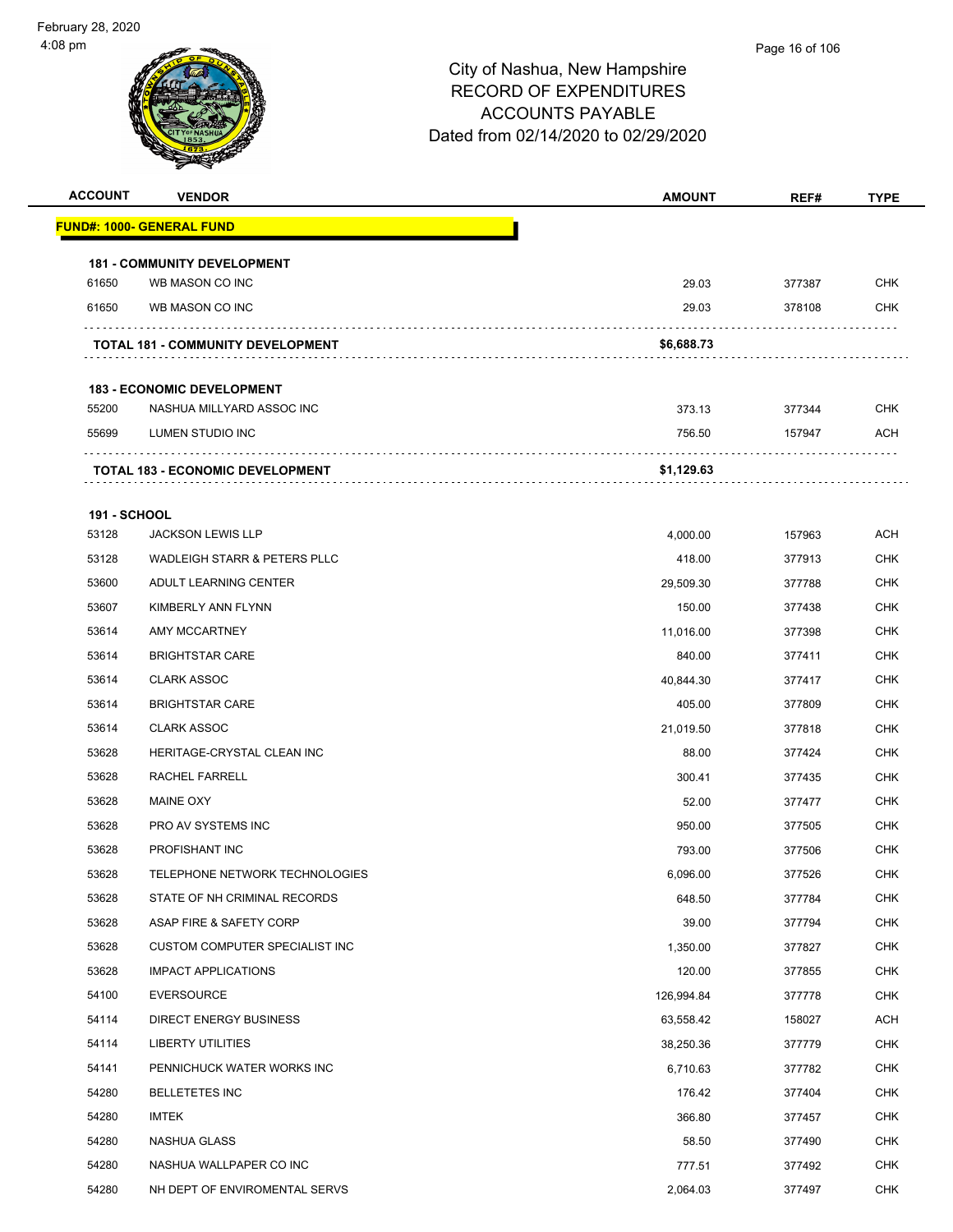# City of Nashua, New Hampshire
## RECORD OF EXPENDITURES
## ACCOUNTS PAYABLE
## Dated from 02/14/2020 to 02/29/2020

| ACCOUNT | VENDOR | AMOUNT | REF# | TYPE |
|---|---|---|---|---|
| **FUND#: 1000- GENERAL FUND** | | | | |
| **181 - COMMUNITY DEVELOPMENT** | | | | |
| 61650 | WB MASON CO INC | 29.03 | 377387 | CHK |
| 61650 | WB MASON CO INC | 29.03 | 378108 | CHK |
| | **TOTAL 181 - COMMUNITY DEVELOPMENT** | **$6,688.73** | | |
| **183 - ECONOMIC DEVELOPMENT** | | | | |
| 55200 | NASHUA MILLYARD ASSOC INC | 373.13 | 377344 | CHK |
| 55699 | LUMEN STUDIO INC | 756.50 | 157947 | ACH |
| | **TOTAL 183 - ECONOMIC DEVELOPMENT** | **$1,129.63** | | |
| **191 - SCHOOL** | | | | |
| 53128 | JACKSON LEWIS LLP | 4,000.00 | 157963 | ACH |
| 53128 | WADLEIGH STARR & PETERS PLLC | 418.00 | 377913 | CHK |
| 53600 | ADULT LEARNING CENTER | 29,509.30 | 377788 | CHK |
| 53607 | KIMBERLY ANN FLYNN | 150.00 | 377438 | CHK |
| 53614 | AMY MCCARTNEY | 11,016.00 | 377398 | CHK |
| 53614 | BRIGHTSTAR CARE | 840.00 | 377411 | CHK |
| 53614 | CLARK ASSOC | 40,844.30 | 377417 | CHK |
| 53614 | BRIGHTSTAR CARE | 405.00 | 377809 | CHK |
| 53614 | CLARK ASSOC | 21,019.50 | 377818 | CHK |
| 53628 | HERITAGE-CRYSTAL CLEAN INC | 88.00 | 377424 | CHK |
| 53628 | RACHEL FARRELL | 300.41 | 377435 | CHK |
| 53628 | MAINE OXY | 52.00 | 377477 | CHK |
| 53628 | PRO AV SYSTEMS INC | 950.00 | 377505 | CHK |
| 53628 | PROFISHANT INC | 793.00 | 377506 | CHK |
| 53628 | TELEPHONE NETWORK TECHNOLOGIES | 6,096.00 | 377526 | CHK |
| 53628 | STATE OF NH CRIMINAL RECORDS | 648.50 | 377784 | CHK |
| 53628 | ASAP FIRE & SAFETY CORP | 39.00 | 377794 | CHK |
| 53628 | CUSTOM COMPUTER SPECIALIST INC | 1,350.00 | 377827 | CHK |
| 53628 | IMPACT APPLICATIONS | 120.00 | 377855 | CHK |
| 54100 | EVERSOURCE | 126,994.84 | 377778 | CHK |
| 54114 | DIRECT ENERGY BUSINESS | 63,558.42 | 158027 | ACH |
| 54114 | LIBERTY UTILITIES | 38,250.36 | 377779 | CHK |
| 54141 | PENNICHUCK WATER WORKS INC | 6,710.63 | 377782 | CHK |
| 54280 | BELLETETES INC | 176.42 | 377404 | CHK |
| 54280 | IMTEK | 366.80 | 377457 | CHK |
| 54280 | NASHUA GLASS | 58.50 | 377490 | CHK |
| 54280 | NASHUA WALLPAPER CO INC | 777.51 | 377492 | CHK |
| 54280 | NH DEPT OF ENVIROMENTAL SERVS | 2,064.03 | 377497 | CHK |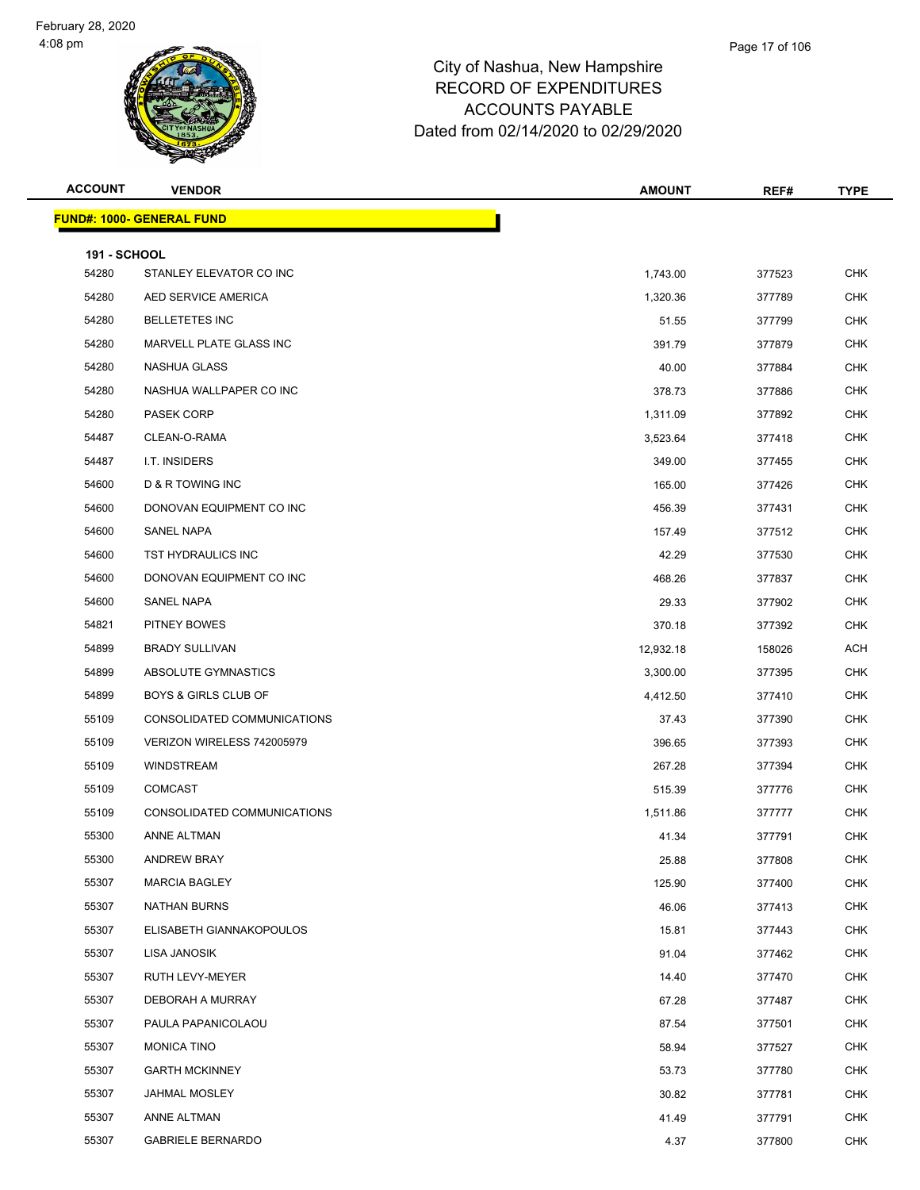# City of Nashua, New Hampshire
# RECORD OF EXPENDITURES
# ACCOUNTS PAYABLE
# Dated from 02/14/2020 to 02/29/2020

| ACCOUNT | VENDOR | AMOUNT | REF# | TYPE |
|---|---|---|---|---|
| **FUND#: 1000- GENERAL FUND** | | | | |
| **191 - SCHOOL** | | | | |
| 54280 | STANLEY ELEVATOR CO INC | 1,743.00 | 377523 | CHK |
| 54280 | AED SERVICE AMERICA | 1,320.36 | 377789 | CHK |
| 54280 | BELLETETES INC | 51.55 | 377799 | CHK |
| 54280 | MARVELL PLATE GLASS INC | 391.79 | 377879 | CHK |
| 54280 | NASHUA GLASS | 40.00 | 377884 | CHK |
| 54280 | NASHUA WALLPAPER CO INC | 378.73 | 377886 | CHK |
| 54280 | PASEK CORP | 1,311.09 | 377892 | CHK |
| 54487 | CLEAN-O-RAMA | 3,523.64 | 377418 | CHK |
| 54487 | I.T. INSIDERS | 349.00 | 377455 | CHK |
| 54600 | D & R TOWING INC | 165.00 | 377426 | CHK |
| 54600 | DONOVAN EQUIPMENT CO INC | 456.39 | 377431 | CHK |
| 54600 | SANEL NAPA | 157.49 | 377512 | CHK |
| 54600 | TST HYDRAULICS INC | 42.29 | 377530 | CHK |
| 54600 | DONOVAN EQUIPMENT CO INC | 468.26 | 377837 | CHK |
| 54600 | SANEL NAPA | 29.33 | 377902 | CHK |
| 54821 | PITNEY BOWES | 370.18 | 377392 | CHK |
| 54899 | BRADY SULLIVAN | 12,932.18 | 158026 | ACH |
| 54899 | ABSOLUTE GYMNASTICS | 3,300.00 | 377395 | CHK |
| 54899 | BOYS & GIRLS CLUB OF | 4,412.50 | 377410 | CHK |
| 55109 | CONSOLIDATED COMMUNICATIONS | 37.43 | 377390 | CHK |
| 55109 | VERIZON WIRELESS 742005979 | 396.65 | 377393 | CHK |
| 55109 | WINDSTREAM | 267.28 | 377394 | CHK |
| 55109 | COMCAST | 515.39 | 377776 | CHK |
| 55109 | CONSOLIDATED COMMUNICATIONS | 1,511.86 | 377777 | CHK |
| 55300 | ANNE ALTMAN | 41.34 | 377791 | CHK |
| 55300 | ANDREW BRAY | 25.88 | 377808 | CHK |
| 55307 | MARCIA BAGLEY | 125.90 | 377400 | CHK |
| 55307 | NATHAN BURNS | 46.06 | 377413 | CHK |
| 55307 | ELISABETH GIANNAKOPOULOS | 15.81 | 377443 | CHK |
| 55307 | LISA JANOSIK | 91.04 | 377462 | CHK |
| 55307 | RUTH LEVY-MEYER | 14.40 | 377470 | CHK |
| 55307 | DEBORAH A MURRAY | 67.28 | 377487 | CHK |
| 55307 | PAULA PAPANICOLAOU | 87.54 | 377501 | CHK |
| 55307 | MONICA TINO | 58.94 | 377527 | CHK |
| 55307 | GARTH MCKINNEY | 53.73 | 377780 | CHK |
| 55307 | JAHMAL MOSLEY | 30.82 | 377781 | CHK |
| 55307 | ANNE ALTMAN | 41.49 | 377791 | CHK |
| 55307 | GABRIELE BERNARDO | 4.37 | 377800 | CHK |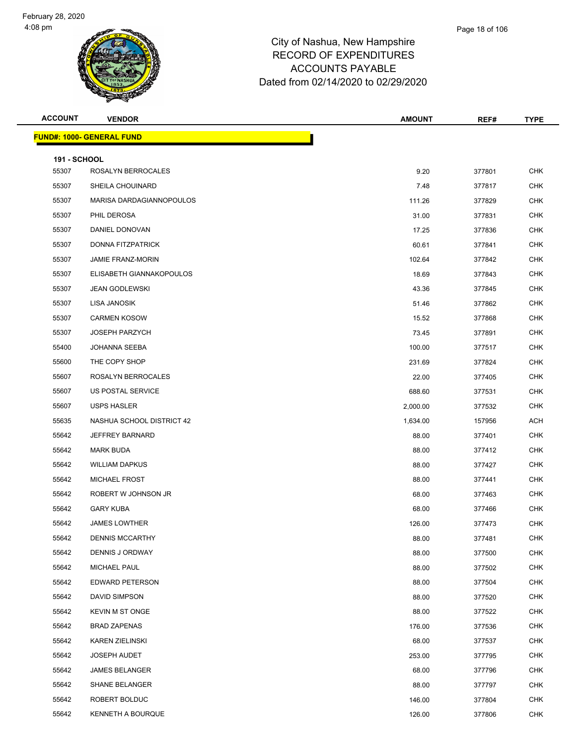# City of Nashua, New Hampshire
## RECORD OF EXPENDITURES
## ACCOUNTS PAYABLE
## Dated from 02/14/2020 to 02/29/2020

February 28, 2020
4:08 pm

| ACCOUNT | VENDOR | AMOUNT | REF# | TYPE |
|---|---|---|---|---|
| **FUND#: 1000- GENERAL FUND** | | | | |
| **191 - SCHOOL** | | | | |
| 55307 | ROSALYN BERROCALES | 9.20 | 377801 | CHK |
| 55307 | SHEILA CHOUINARD | 7.48 | 377817 | CHK |
| 55307 | MARISA DARDAGIANNOPOULOS | 111.26 | 377829 | CHK |
| 55307 | PHIL DEROSA | 31.00 | 377831 | CHK |
| 55307 | DANIEL DONOVAN | 17.25 | 377836 | CHK |
| 55307 | DONNA FITZPATRICK | 60.61 | 377841 | CHK |
| 55307 | JAMIE FRANZ-MORIN | 102.64 | 377842 | CHK |
| 55307 | ELISABETH GIANNAKOPOULOS | 18.69 | 377843 | CHK |
| 55307 | JEAN GODLEWSKI | 43.36 | 377845 | CHK |
| 55307 | LISA JANOSIK | 51.46 | 377862 | CHK |
| 55307 | CARMEN KOSOW | 15.52 | 377868 | CHK |
| 55307 | JOSEPH PARZYCH | 73.45 | 377891 | CHK |
| 55400 | JOHANNA SEEBA | 100.00 | 377517 | CHK |
| 55600 | THE COPY SHOP | 231.69 | 377824 | CHK |
| 55607 | ROSALYN BERROCALES | 22.00 | 377405 | CHK |
| 55607 | US POSTAL SERVICE | 688.60 | 377531 | CHK |
| 55607 | USPS HASLER | 2,000.00 | 377532 | CHK |
| 55635 | NASHUA SCHOOL DISTRICT 42 | 1,634.00 | 157956 | ACH |
| 55642 | JEFFREY BARNARD | 88.00 | 377401 | CHK |
| 55642 | MARK BUDA | 88.00 | 377412 | CHK |
| 55642 | WILLIAM DAPKUS | 88.00 | 377427 | CHK |
| 55642 | MICHAEL FROST | 88.00 | 377441 | CHK |
| 55642 | ROBERT W JOHNSON JR | 68.00 | 377463 | CHK |
| 55642 | GARY KUBA | 68.00 | 377466 | CHK |
| 55642 | JAMES LOWTHER | 126.00 | 377473 | CHK |
| 55642 | DENNIS MCCARTHY | 88.00 | 377481 | CHK |
| 55642 | DENNIS J ORDWAY | 88.00 | 377500 | CHK |
| 55642 | MICHAEL PAUL | 88.00 | 377502 | CHK |
| 55642 | EDWARD PETERSON | 88.00 | 377504 | CHK |
| 55642 | DAVID SIMPSON | 88.00 | 377520 | CHK |
| 55642 | KEVIN M ST ONGE | 88.00 | 377522 | CHK |
| 55642 | BRAD ZAPENAS | 176.00 | 377536 | CHK |
| 55642 | KAREN ZIELINSKI | 68.00 | 377537 | CHK |
| 55642 | JOSEPH AUDET | 253.00 | 377795 | CHK |
| 55642 | JAMES BELANGER | 68.00 | 377796 | CHK |
| 55642 | SHANE BELANGER | 88.00 | 377797 | CHK |
| 55642 | ROBERT BOLDUC | 146.00 | 377804 | CHK |
| 55642 | KENNETH A BOURQUE | 126.00 | 377806 | CHK |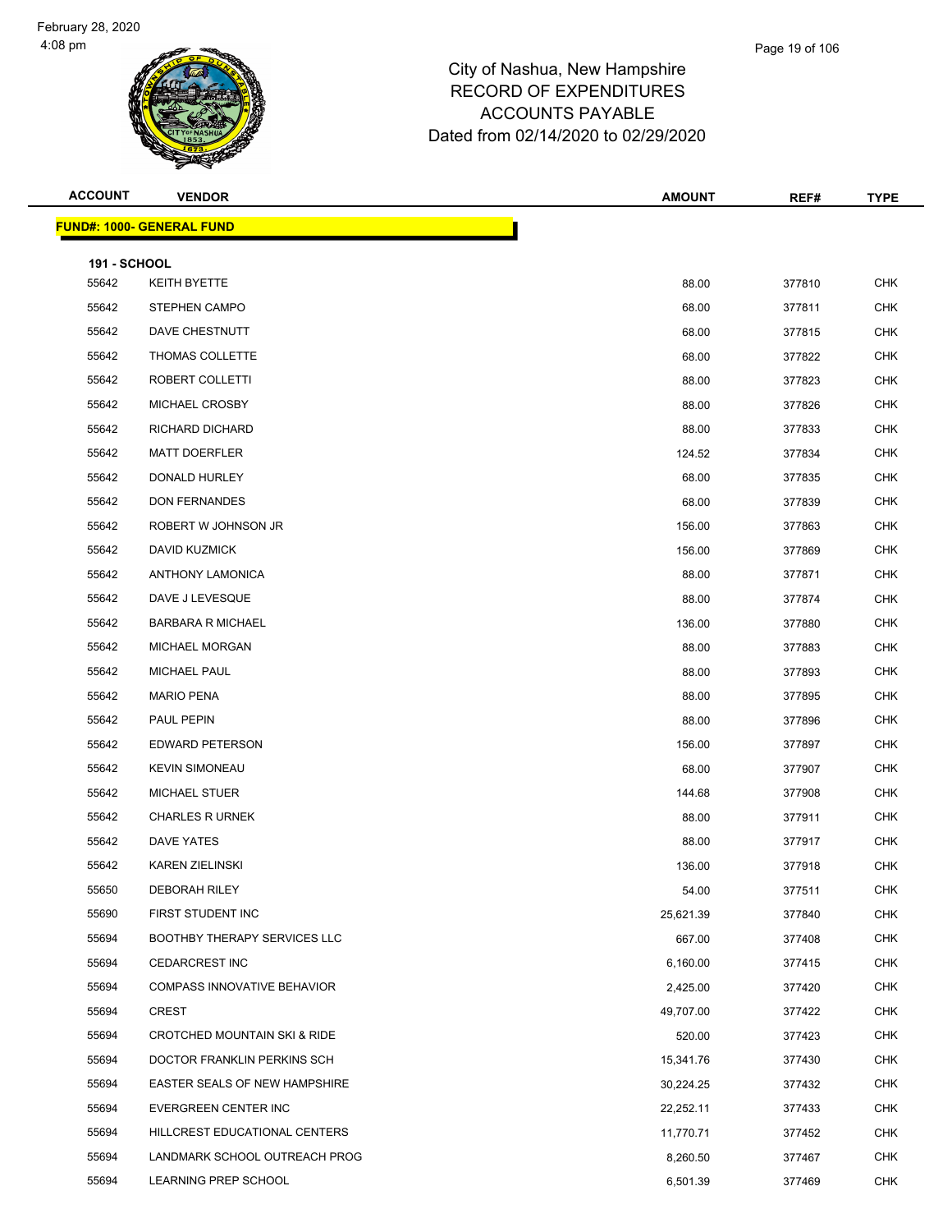City of Nashua, New Hampshire
RECORD OF EXPENDITURES
ACCOUNTS PAYABLE
Dated from 02/14/2020 to 02/29/2020

| ACCOUNT | VENDOR | AMOUNT | REF# | TYPE |
|---|---|---|---|---|

**FUND#: 1000- GENERAL FUND**

**191 - SCHOOL**

| ACCOUNT | VENDOR | AMOUNT | REF# | TYPE |
|---|---|---|---|---|
| 55642 | KEITH BYETTE | 88.00 | 377810 | CHK |
| 55642 | STEPHEN CAMPO | 68.00 | 377811 | CHK |
| 55642 | DAVE CHESTNUTT | 68.00 | 377815 | CHK |
| 55642 | THOMAS COLLETTE | 68.00 | 377822 | CHK |
| 55642 | ROBERT COLLETTI | 88.00 | 377823 | CHK |
| 55642 | MICHAEL CROSBY | 88.00 | 377826 | CHK |
| 55642 | RICHARD DICHARD | 88.00 | 377833 | CHK |
| 55642 | MATT DOERFLER | 124.52 | 377834 | CHK |
| 55642 | DONALD HURLEY | 68.00 | 377835 | CHK |
| 55642 | DON FERNANDES | 68.00 | 377839 | CHK |
| 55642 | ROBERT W JOHNSON JR | 156.00 | 377863 | CHK |
| 55642 | DAVID KUZMICK | 156.00 | 377869 | CHK |
| 55642 | ANTHONY LAMONICA | 88.00 | 377871 | CHK |
| 55642 | DAVE J LEVESQUE | 88.00 | 377874 | CHK |
| 55642 | BARBARA R MICHAEL | 136.00 | 377880 | CHK |
| 55642 | MICHAEL MORGAN | 88.00 | 377883 | CHK |
| 55642 | MICHAEL PAUL | 88.00 | 377893 | CHK |
| 55642 | MARIO PENA | 88.00 | 377895 | CHK |
| 55642 | PAUL PEPIN | 88.00 | 377896 | CHK |
| 55642 | EDWARD PETERSON | 156.00 | 377897 | CHK |
| 55642 | KEVIN SIMONEAU | 68.00 | 377907 | CHK |
| 55642 | MICHAEL STUER | 144.68 | 377908 | CHK |
| 55642 | CHARLES R URNEK | 88.00 | 377911 | CHK |
| 55642 | DAVE YATES | 88.00 | 377917 | CHK |
| 55642 | KAREN ZIELINSKI | 136.00 | 377918 | CHK |
| 55650 | DEBORAH RILEY | 54.00 | 377511 | CHK |
| 55690 | FIRST STUDENT INC | 25,621.39 | 377840 | CHK |
| 55694 | BOOTHBY THERAPY SERVICES LLC | 667.00 | 377408 | CHK |
| 55694 | CEDARCREST INC | 6,160.00 | 377415 | CHK |
| 55694 | COMPASS INNOVATIVE BEHAVIOR | 2,425.00 | 377420 | CHK |
| 55694 | CREST | 49,707.00 | 377422 | CHK |
| 55694 | CROTCHED MOUNTAIN SKI & RIDE | 520.00 | 377423 | CHK |
| 55694 | DOCTOR FRANKLIN PERKINS SCH | 15,341.76 | 377430 | CHK |
| 55694 | EASTER SEALS OF NEW HAMPSHIRE | 30,224.25 | 377432 | CHK |
| 55694 | EVERGREEN CENTER INC | 22,252.11 | 377433 | CHK |
| 55694 | HILLCREST EDUCATIONAL CENTERS | 11,770.71 | 377452 | CHK |
| 55694 | LANDMARK SCHOOL OUTREACH PROG | 8,260.50 | 377467 | CHK |
| 55694 | LEARNING PREP SCHOOL | 6,501.39 | 377469 | CHK |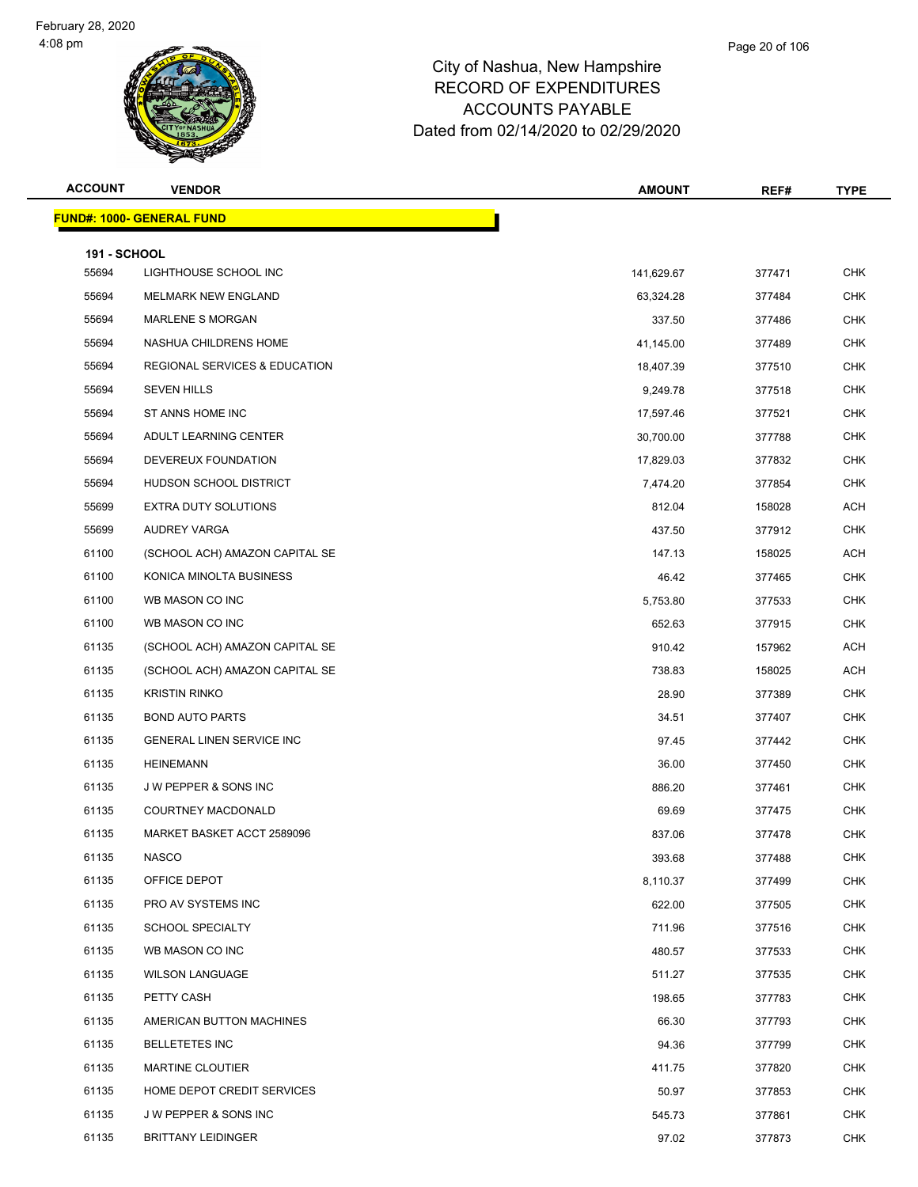# City of Nashua, New Hampshire
## RECORD OF EXPENDITURES
## ACCOUNTS PAYABLE
## Dated from 02/14/2020 to 02/29/2020

| ACCOUNT | VENDOR | AMOUNT | REF# | TYPE |
|---|---|---|---|---|
| **FUND#: 1000- GENERAL FUND** | | | | |
| **191 - SCHOOL** | | | | |
| 55694 | LIGHTHOUSE SCHOOL INC | 141,629.67 | 377471 | CHK |
| 55694 | MELMARK NEW ENGLAND | 63,324.28 | 377484 | CHK |
| 55694 | MARLENE S MORGAN | 337.50 | 377486 | CHK |
| 55694 | NASHUA CHILDRENS HOME | 41,145.00 | 377489 | CHK |
| 55694 | REGIONAL SERVICES & EDUCATION | 18,407.39 | 377510 | CHK |
| 55694 | SEVEN HILLS | 9,249.78 | 377518 | CHK |
| 55694 | ST ANNS HOME INC | 17,597.46 | 377521 | CHK |
| 55694 | ADULT LEARNING CENTER | 30,700.00 | 377788 | CHK |
| 55694 | DEVEREUX FOUNDATION | 17,829.03 | 377832 | CHK |
| 55694 | HUDSON SCHOOL DISTRICT | 7,474.20 | 377854 | CHK |
| 55699 | EXTRA DUTY SOLUTIONS | 812.04 | 158028 | ACH |
| 55699 | AUDREY VARGA | 437.50 | 377912 | CHK |
| 61100 | (SCHOOL ACH) AMAZON CAPITAL SE | 147.13 | 158025 | ACH |
| 61100 | KONICA MINOLTA BUSINESS | 46.42 | 377465 | CHK |
| 61100 | WB MASON CO INC | 5,753.80 | 377533 | CHK |
| 61100 | WB MASON CO INC | 652.63 | 377915 | CHK |
| 61135 | (SCHOOL ACH) AMAZON CAPITAL SE | 910.42 | 157962 | ACH |
| 61135 | (SCHOOL ACH) AMAZON CAPITAL SE | 738.83 | 158025 | ACH |
| 61135 | KRISTIN RINKO | 28.90 | 377389 | CHK |
| 61135 | BOND AUTO PARTS | 34.51 | 377407 | CHK |
| 61135 | GENERAL LINEN SERVICE INC | 97.45 | 377442 | CHK |
| 61135 | HEINEMANN | 36.00 | 377450 | CHK |
| 61135 | J W PEPPER & SONS INC | 886.20 | 377461 | CHK |
| 61135 | COURTNEY MACDONALD | 69.69 | 377475 | CHK |
| 61135 | MARKET BASKET ACCT 2589096 | 837.06 | 377478 | CHK |
| 61135 | NASCO | 393.68 | 377488 | CHK |
| 61135 | OFFICE DEPOT | 8,110.37 | 377499 | CHK |
| 61135 | PRO AV SYSTEMS INC | 622.00 | 377505 | CHK |
| 61135 | SCHOOL SPECIALTY | 711.96 | 377516 | CHK |
| 61135 | WB MASON CO INC | 480.57 | 377533 | CHK |
| 61135 | WILSON LANGUAGE | 511.27 | 377535 | CHK |
| 61135 | PETTY CASH | 198.65 | 377783 | CHK |
| 61135 | AMERICAN BUTTON MACHINES | 66.30 | 377793 | CHK |
| 61135 | BELLETETES INC | 94.36 | 377799 | CHK |
| 61135 | MARTINE CLOUTIER | 411.75 | 377820 | CHK |
| 61135 | HOME DEPOT CREDIT SERVICES | 50.97 | 377853 | CHK |
| 61135 | J W PEPPER & SONS INC | 545.73 | 377861 | CHK |
| 61135 | BRITTANY LEIDINGER | 97.02 | 377873 | CHK |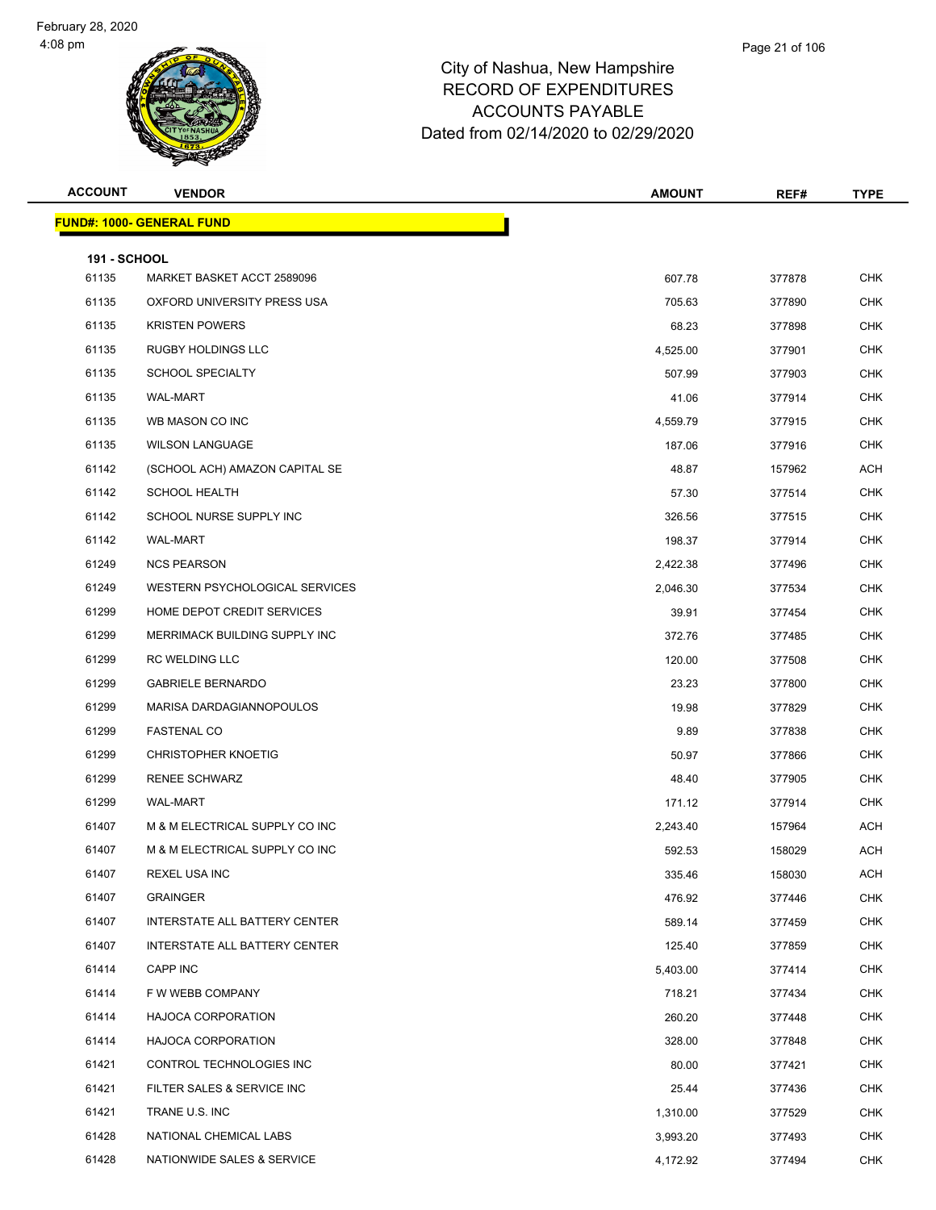# City of Nashua, New Hampshire
# RECORD OF EXPENDITURES
# ACCOUNTS PAYABLE
# Dated from 02/14/2020 to 02/29/2020

| ACCOUNT | VENDOR | AMOUNT | REF# | TYPE |
|---|---|---|---|---|
| **FUND#: 1000- GENERAL FUND** | | | | |
| **191 - SCHOOL** | | | | |
| 61135 | MARKET BASKET ACCT 2589096 | 607.78 | 377878 | CHK |
| 61135 | OXFORD UNIVERSITY PRESS USA | 705.63 | 377890 | CHK |
| 61135 | KRISTEN POWERS | 68.23 | 377898 | CHK |
| 61135 | RUGBY HOLDINGS LLC | 4,525.00 | 377901 | CHK |
| 61135 | SCHOOL SPECIALTY | 507.99 | 377903 | CHK |
| 61135 | WAL-MART | 41.06 | 377914 | CHK |
| 61135 | WB MASON CO INC | 4,559.79 | 377915 | CHK |
| 61135 | WILSON LANGUAGE | 187.06 | 377916 | CHK |
| 61142 | (SCHOOL ACH) AMAZON CAPITAL SE | 48.87 | 157962 | ACH |
| 61142 | SCHOOL HEALTH | 57.30 | 377514 | CHK |
| 61142 | SCHOOL NURSE SUPPLY INC | 326.56 | 377515 | CHK |
| 61142 | WAL-MART | 198.37 | 377914 | CHK |
| 61249 | NCS PEARSON | 2,422.38 | 377496 | CHK |
| 61249 | WESTERN PSYCHOLOGICAL SERVICES | 2,046.30 | 377534 | CHK |
| 61299 | HOME DEPOT CREDIT SERVICES | 39.91 | 377454 | CHK |
| 61299 | MERRIMACK BUILDING SUPPLY INC | 372.76 | 377485 | CHK |
| 61299 | RC WELDING LLC | 120.00 | 377508 | CHK |
| 61299 | GABRIELE BERNARDO | 23.23 | 377800 | CHK |
| 61299 | MARISA DARDAGIANNOPOULOS | 19.98 | 377829 | CHK |
| 61299 | FASTENAL CO | 9.89 | 377838 | CHK |
| 61299 | CHRISTOPHER KNOETIG | 50.97 | 377866 | CHK |
| 61299 | RENEE SCHWARZ | 48.40 | 377905 | CHK |
| 61299 | WAL-MART | 171.12 | 377914 | CHK |
| 61407 | M & M ELECTRICAL SUPPLY CO INC | 2,243.40 | 157964 | ACH |
| 61407 | M & M ELECTRICAL SUPPLY CO INC | 592.53 | 158029 | ACH |
| 61407 | REXEL USA INC | 335.46 | 158030 | ACH |
| 61407 | GRAINGER | 476.92 | 377446 | CHK |
| 61407 | INTERSTATE ALL BATTERY CENTER | 589.14 | 377459 | CHK |
| 61407 | INTERSTATE ALL BATTERY CENTER | 125.40 | 377859 | CHK |
| 61414 | CAPP INC | 5,403.00 | 377414 | CHK |
| 61414 | F W WEBB COMPANY | 718.21 | 377434 | CHK |
| 61414 | HAJOCA CORPORATION | 260.20 | 377448 | CHK |
| 61414 | HAJOCA CORPORATION | 328.00 | 377848 | CHK |
| 61421 | CONTROL TECHNOLOGIES INC | 80.00 | 377421 | CHK |
| 61421 | FILTER SALES & SERVICE INC | 25.44 | 377436 | CHK |
| 61421 | TRANE U.S. INC | 1,310.00 | 377529 | CHK |
| 61428 | NATIONAL CHEMICAL LABS | 3,993.20 | 377493 | CHK |
| 61428 | NATIONWIDE SALES & SERVICE | 4,172.92 | 377494 | CHK |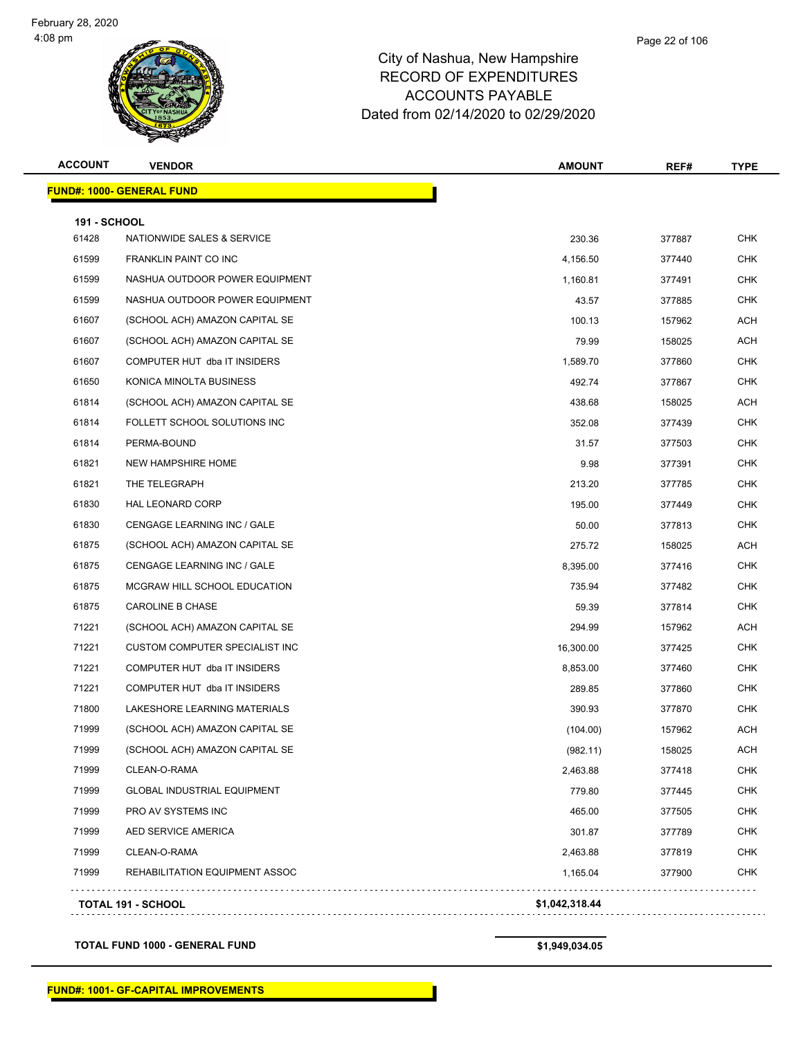# City of Nashua, New Hampshire
## RECORD OF EXPENDITURES
## ACCOUNTS PAYABLE
## Dated from 02/14/2020 to 02/29/2020

| ACCOUNT | VENDOR | AMOUNT | REF# | TYPE |
|---|---|---|---|---|
| **FUND#: 1000- GENERAL FUND** | | | | |
| **191 - SCHOOL** | | | | |
| 61428 | NATIONWIDE SALES & SERVICE | 230.36 | 377887 | CHK |
| 61599 | FRANKLIN PAINT CO INC | 4,156.50 | 377440 | CHK |
| 61599 | NASHUA OUTDOOR POWER EQUIPMENT | 1,160.81 | 377491 | CHK |
| 61599 | NASHUA OUTDOOR POWER EQUIPMENT | 43.57 | 377885 | CHK |
| 61607 | (SCHOOL ACH) AMAZON CAPITAL SE | 100.13 | 157962 | ACH |
| 61607 | (SCHOOL ACH) AMAZON CAPITAL SE | 79.99 | 158025 | ACH |
| 61607 | COMPUTER HUT dba IT INSIDERS | 1,589.70 | 377860 | CHK |
| 61650 | KONICA MINOLTA BUSINESS | 492.74 | 377867 | CHK |
| 61814 | (SCHOOL ACH) AMAZON CAPITAL SE | 438.68 | 158025 | ACH |
| 61814 | FOLLETT SCHOOL SOLUTIONS INC | 352.08 | 377439 | CHK |
| 61814 | PERMA-BOUND | 31.57 | 377503 | CHK |
| 61821 | NEW HAMPSHIRE HOME | 9.98 | 377391 | CHK |
| 61821 | THE TELEGRAPH | 213.20 | 377785 | CHK |
| 61830 | HAL LEONARD CORP | 195.00 | 377449 | CHK |
| 61830 | CENGAGE LEARNING INC / GALE | 50.00 | 377813 | CHK |
| 61875 | (SCHOOL ACH) AMAZON CAPITAL SE | 275.72 | 158025 | ACH |
| 61875 | CENGAGE LEARNING INC / GALE | 8,395.00 | 377416 | CHK |
| 61875 | MCGRAW HILL SCHOOL EDUCATION | 735.94 | 377482 | CHK |
| 61875 | CAROLINE B CHASE | 59.39 | 377814 | CHK |
| 71221 | (SCHOOL ACH) AMAZON CAPITAL SE | 294.99 | 157962 | ACH |
| 71221 | CUSTOM COMPUTER SPECIALIST INC | 16,300.00 | 377425 | CHK |
| 71221 | COMPUTER HUT dba IT INSIDERS | 8,853.00 | 377460 | CHK |
| 71221 | COMPUTER HUT dba IT INSIDERS | 289.85 | 377860 | CHK |
| 71800 | LAKESHORE LEARNING MATERIALS | 390.93 | 377870 | CHK |
| 71999 | (SCHOOL ACH) AMAZON CAPITAL SE | (104.00) | 157962 | ACH |
| 71999 | (SCHOOL ACH) AMAZON CAPITAL SE | (982.11) | 158025 | ACH |
| 71999 | CLEAN-O-RAMA | 2,463.88 | 377418 | CHK |
| 71999 | GLOBAL INDUSTRIAL EQUIPMENT | 779.80 | 377445 | CHK |
| 71999 | PRO AV SYSTEMS INC | 465.00 | 377505 | CHK |
| 71999 | AED SERVICE AMERICA | 301.87 | 377789 | CHK |
| 71999 | CLEAN-O-RAMA | 2,463.88 | 377819 | CHK |
| 71999 | REHABILITATION EQUIPMENT ASSOC | 1,165.04 | 377900 | CHK |
| **TOTAL 191 - SCHOOL** | | **$1,042,318.44** | | |
| **TOTAL FUND 1000 - GENERAL FUND** | | **$1,949,034.05** | | |

**FUND#: 1001- GF-CAPITAL IMPROVEMENTS**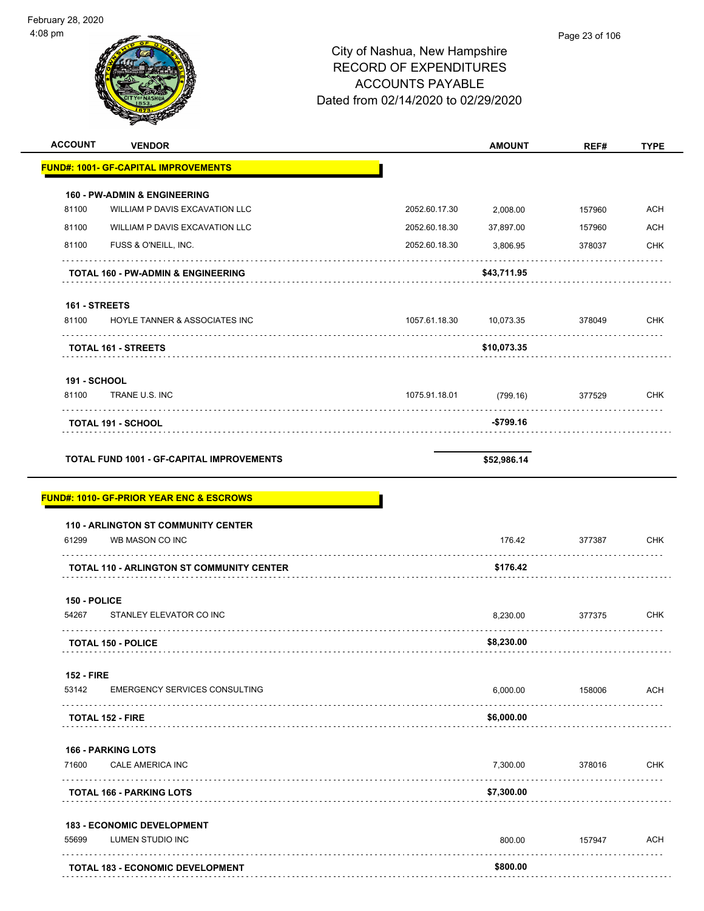City of Nashua, New Hampshire
RECORD OF EXPENDITURES
ACCOUNTS PAYABLE
Dated from 02/14/2020 to 02/29/2020

| ACCOUNT | VENDOR | | AMOUNT | REF# | TYPE |
|---|---|---|---|---|---|
| **FUND#: 1001- GF-CAPITAL IMPROVEMENTS** | | | | | |
| **160 - PW-ADMIN & ENGINEERING** | | | | | |
| 81100 | WILLIAM P DAVIS EXCAVATION LLC | 2052.60.17.30 | 2,008.00 | 157960 | ACH |
| 81100 | WILLIAM P DAVIS EXCAVATION LLC | 2052.60.18.30 | 37,897.00 | 157960 | ACH |
| 81100 | FUSS & O'NEILL, INC. | 2052.60.18.30 | 3,806.95 | 378037 | CHK |
| **TOTAL 160 - PW-ADMIN & ENGINEERING** | | | **$43,711.95** | | |
| **161 - STREETS** | | | | | |
| 81100 | HOYLE TANNER & ASSOCIATES INC | 1057.61.18.30 | 10,073.35 | 378049 | CHK |
| **TOTAL 161 - STREETS** | | | **$10,073.35** | | |
| **191 - SCHOOL** | | | | | |
| 81100 | TRANE U.S. INC | 1075.91.18.01 | (799.16) | 377529 | CHK |
| **TOTAL 191 - SCHOOL** | | | **-$799.16** | | |
| **TOTAL FUND 1001 - GF-CAPITAL IMPROVEMENTS** | | | **$52,986.14** | | |
| **FUND#: 1010- GF-PRIOR YEAR ENC & ESCROWS** | | | | | |
| **110 - ARLINGTON ST COMMUNITY CENTER** | | | | | |
| 61299 | WB MASON CO INC | | 176.42 | 377387 | CHK |
| **TOTAL 110 - ARLINGTON ST COMMUNITY CENTER** | | | **$176.42** | | |
| **150 - POLICE** | | | | | |
| 54267 | STANLEY ELEVATOR CO INC | | 8,230.00 | 377375 | CHK |
| **TOTAL 150 - POLICE** | | | **$8,230.00** | | |
| **152 - FIRE** | | | | | |
| 53142 | EMERGENCY SERVICES CONSULTING | | 6,000.00 | 158006 | ACH |
| **TOTAL 152 - FIRE** | | | **$6,000.00** | | |
| **166 - PARKING LOTS** | | | | | |
| 71600 | CALE AMERICA INC | | 7,300.00 | 378016 | CHK |
| **TOTAL 166 - PARKING LOTS** | | | **$7,300.00** | | |
| **183 - ECONOMIC DEVELOPMENT** | | | | | |
| 55699 | LUMEN STUDIO INC | | 800.00 | 157947 | ACH |
| **TOTAL 183 - ECONOMIC DEVELOPMENT** | | | **$800.00** | | |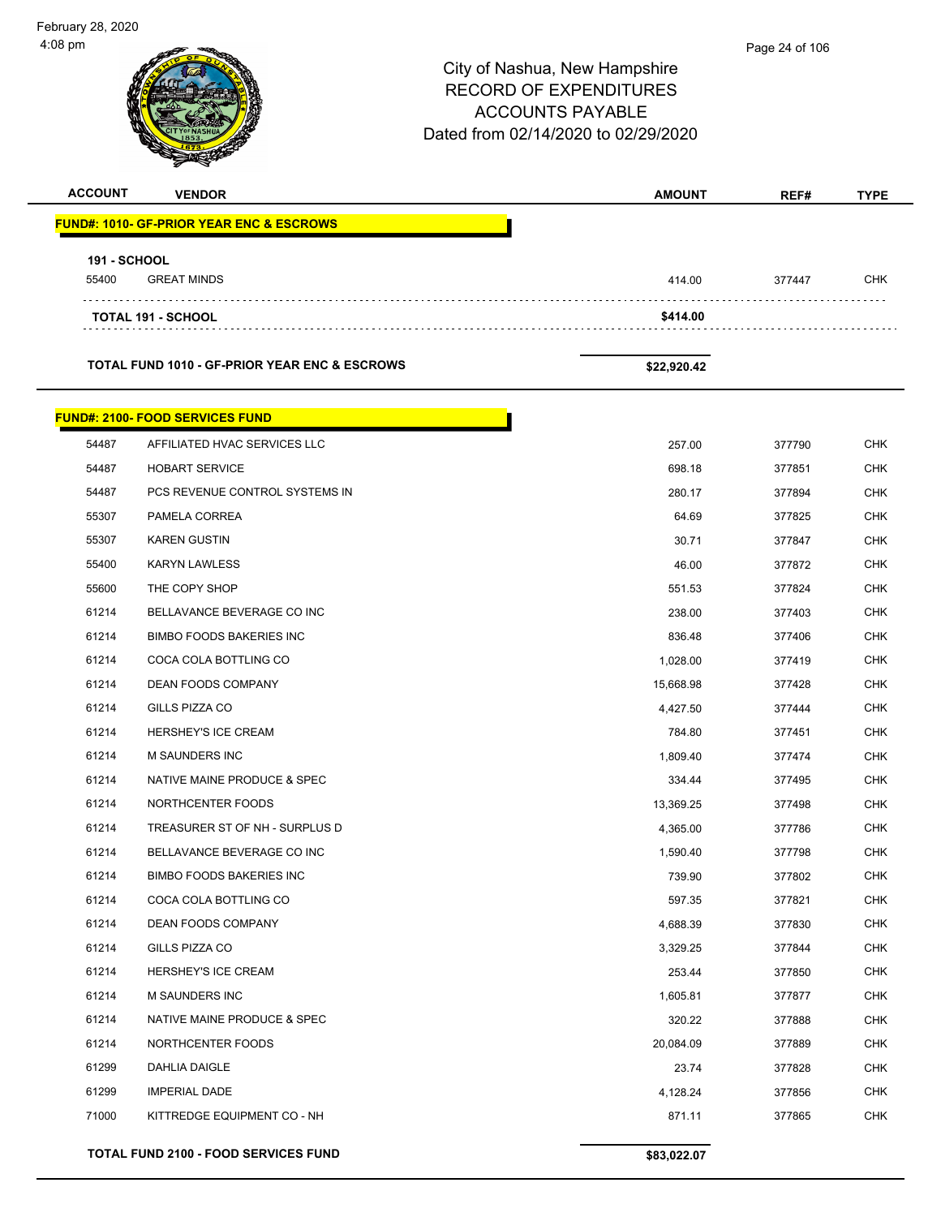City of Nashua, New Hampshire
RECORD OF EXPENDITURES
ACCOUNTS PAYABLE
Dated from 02/14/2020 to 02/29/2020

| ACCOUNT | VENDOR | AMOUNT | REF# | TYPE |
|---|---|---|---|---|
| **FUND#: 1010- GF-PRIOR YEAR ENC & ESCROWS** | | | | |
| **191 - SCHOOL** | | | | |
| 55400 | GREAT MINDS | 414.00 | 377447 | CHK |
| | **TOTAL 191 - SCHOOL** | **$414.00** | | |
| | **TOTAL FUND 1010 - GF-PRIOR YEAR ENC & ESCROWS** | **$22,920.42** | | |
| **FUND#: 2100- FOOD SERVICES FUND** | | | | |
| 54487 | AFFILIATED HVAC SERVICES LLC | 257.00 | 377790 | CHK |
| 54487 | HOBART SERVICE | 698.18 | 377851 | CHK |
| 54487 | PCS REVENUE CONTROL SYSTEMS IN | 280.17 | 377894 | CHK |
| 55307 | PAMELA CORREA | 64.69 | 377825 | CHK |
| 55307 | KAREN GUSTIN | 30.71 | 377847 | CHK |
| 55400 | KARYN LAWLESS | 46.00 | 377872 | CHK |
| 55600 | THE COPY SHOP | 551.53 | 377824 | CHK |
| 61214 | BELLAVANCE BEVERAGE CO INC | 238.00 | 377403 | CHK |
| 61214 | BIMBO FOODS BAKERIES INC | 836.48 | 377406 | CHK |
| 61214 | COCA COLA BOTTLING CO | 1,028.00 | 377419 | CHK |
| 61214 | DEAN FOODS COMPANY | 15,668.98 | 377428 | CHK |
| 61214 | GILLS PIZZA CO | 4,427.50 | 377444 | CHK |
| 61214 | HERSHEY'S ICE CREAM | 784.80 | 377451 | CHK |
| 61214 | M SAUNDERS INC | 1,809.40 | 377474 | CHK |
| 61214 | NATIVE MAINE PRODUCE & SPEC | 334.44 | 377495 | CHK |
| 61214 | NORTHCENTER FOODS | 13,369.25 | 377498 | CHK |
| 61214 | TREASURER ST OF NH - SURPLUS D | 4,365.00 | 377786 | CHK |
| 61214 | BELLAVANCE BEVERAGE CO INC | 1,590.40 | 377798 | CHK |
| 61214 | BIMBO FOODS BAKERIES INC | 739.90 | 377802 | CHK |
| 61214 | COCA COLA BOTTLING CO | 597.35 | 377821 | CHK |
| 61214 | DEAN FOODS COMPANY | 4,688.39 | 377830 | CHK |
| 61214 | GILLS PIZZA CO | 3,329.25 | 377844 | CHK |
| 61214 | HERSHEY'S ICE CREAM | 253.44 | 377850 | CHK |
| 61214 | M SAUNDERS INC | 1,605.81 | 377877 | CHK |
| 61214 | NATIVE MAINE PRODUCE & SPEC | 320.22 | 377888 | CHK |
| 61214 | NORTHCENTER FOODS | 20,084.09 | 377889 | CHK |
| 61299 | DAHLIA DAIGLE | 23.74 | 377828 | CHK |
| 61299 | IMPERIAL DADE | 4,128.24 | 377856 | CHK |
| 71000 | KITTREDGE EQUIPMENT CO - NH | 871.11 | 377865 | CHK |
| | **TOTAL FUND 2100 - FOOD SERVICES FUND** | **$83,022.07** | | |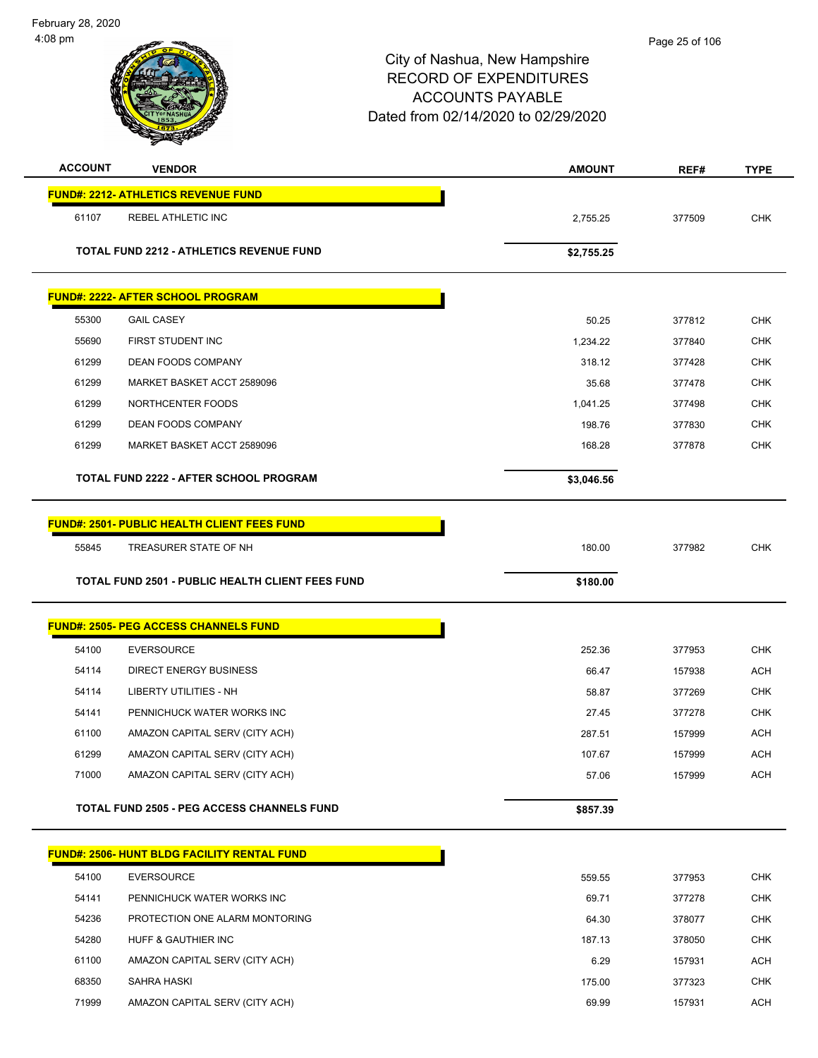# City of Nashua, New Hampshire
## RECORD OF EXPENDITURES
## ACCOUNTS PAYABLE
## Dated from 02/14/2020 to 02/29/2020

| ACCOUNT | VENDOR | AMOUNT | REF# | TYPE |
|---|---|---|---|---|
| **FUND#: 2212- ATHLETICS REVENUE FUND** | | | | |
| 61107 | REBEL ATHLETIC INC | 2,755.25 | 377509 | CHK |
| | **TOTAL FUND 2212 - ATHLETICS REVENUE FUND** | **$2,755.25** | | |
| **FUND#: 2222- AFTER SCHOOL PROGRAM** | | | | |
| 55300 | GAIL CASEY | 50.25 | 377812 | CHK |
| 55690 | FIRST STUDENT INC | 1,234.22 | 377840 | CHK |
| 61299 | DEAN FOODS COMPANY | 318.12 | 377428 | CHK |
| 61299 | MARKET BASKET ACCT 2589096 | 35.68 | 377478 | CHK |
| 61299 | NORTHCENTER FOODS | 1,041.25 | 377498 | CHK |
| 61299 | DEAN FOODS COMPANY | 198.76 | 377830 | CHK |
| 61299 | MARKET BASKET ACCT 2589096 | 168.28 | 377878 | CHK |
| | **TOTAL FUND 2222 - AFTER SCHOOL PROGRAM** | **$3,046.56** | | |
| **FUND#: 2501- PUBLIC HEALTH CLIENT FEES FUND** | | | | |
| 55845 | TREASURER STATE OF NH | 180.00 | 377982 | CHK |
| | **TOTAL FUND 2501 - PUBLIC HEALTH CLIENT FEES FUND** | **$180.00** | | |
| **FUND#: 2505- PEG ACCESS CHANNELS FUND** | | | | |
| 54100 | EVERSOURCE | 252.36 | 377953 | CHK |
| 54114 | DIRECT ENERGY BUSINESS | 66.47 | 157938 | ACH |
| 54114 | LIBERTY UTILITIES - NH | 58.87 | 377269 | CHK |
| 54141 | PENNICHUCK WATER WORKS INC | 27.45 | 377278 | CHK |
| 61100 | AMAZON CAPITAL SERV (CITY ACH) | 287.51 | 157999 | ACH |
| 61299 | AMAZON CAPITAL SERV (CITY ACH) | 107.67 | 157999 | ACH |
| 71000 | AMAZON CAPITAL SERV (CITY ACH) | 57.06 | 157999 | ACH |
| | **TOTAL FUND 2505 - PEG ACCESS CHANNELS FUND** | **$857.39** | | |
| **FUND#: 2506- HUNT BLDG FACILITY RENTAL FUND** | | | | |
| 54100 | EVERSOURCE | 559.55 | 377953 | CHK |
| 54141 | PENNICHUCK WATER WORKS INC | 69.71 | 377278 | CHK |
| 54236 | PROTECTION ONE ALARM MONTORING | 64.30 | 378077 | CHK |
| 54280 | HUFF & GAUTHIER INC | 187.13 | 378050 | CHK |
| 61100 | AMAZON CAPITAL SERV (CITY ACH) | 6.29 | 157931 | ACH |
| 68350 | SAHRA HASKI | 175.00 | 377323 | CHK |
| 71999 | AMAZON CAPITAL SERV (CITY ACH) | 69.99 | 157931 | ACH |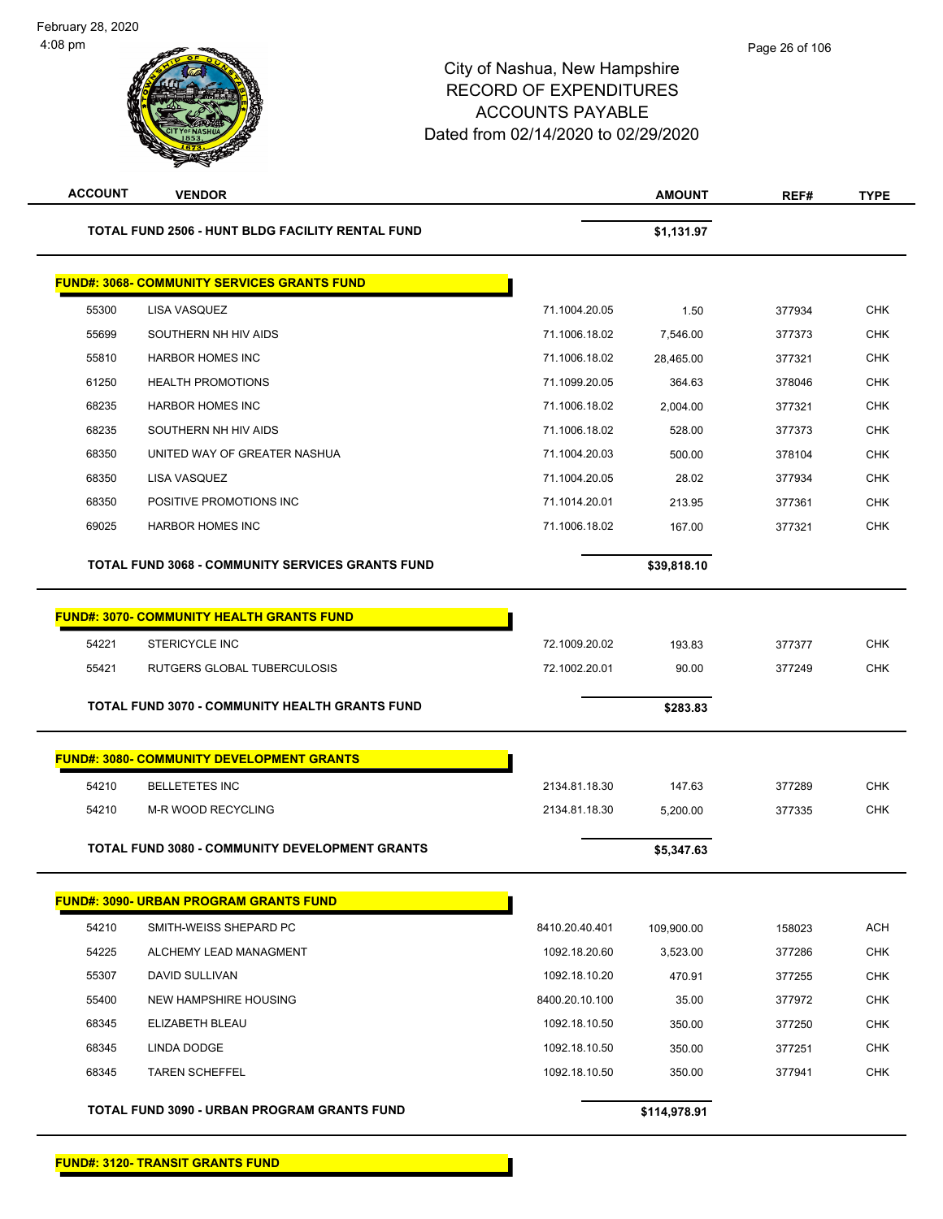City of Nashua, New Hampshire
RECORD OF EXPENDITURES
ACCOUNTS PAYABLE
Dated from 02/14/2020 to 02/29/2020

| ACCOUNT | VENDOR | | AMOUNT | REF# | TYPE |
|---|---|---|---|---|---|
| | **TOTAL FUND 2506 - HUNT BLDG FACILITY RENTAL FUND** | | **$1,131.97** | | |
| **FUND#: 3068- COMMUNITY SERVICES GRANTS FUND** | | | | | |
| 55300 | LISA VASQUEZ | 71.1004.20.05 | 1.50 | 377934 | CHK |
| 55699 | SOUTHERN NH HIV AIDS | 71.1006.18.02 | 7,546.00 | 377373 | CHK |
| 55810 | HARBOR HOMES INC | 71.1006.18.02 | 28,465.00 | 377321 | CHK |
| 61250 | HEALTH PROMOTIONS | 71.1099.20.05 | 364.63 | 378046 | CHK |
| 68235 | HARBOR HOMES INC | 71.1006.18.02 | 2,004.00 | 377321 | CHK |
| 68235 | SOUTHERN NH HIV AIDS | 71.1006.18.02 | 528.00 | 377373 | CHK |
| 68350 | UNITED WAY OF GREATER NASHUA | 71.1004.20.03 | 500.00 | 378104 | CHK |
| 68350 | LISA VASQUEZ | 71.1004.20.05 | 28.02 | 377934 | CHK |
| 68350 | POSITIVE PROMOTIONS INC | 71.1014.20.01 | 213.95 | 377361 | CHK |
| 69025 | HARBOR HOMES INC | 71.1006.18.02 | 167.00 | 377321 | CHK |
| | **TOTAL FUND 3068 - COMMUNITY SERVICES GRANTS FUND** | | **$39,818.10** | | |
| **FUND#: 3070- COMMUNITY HEALTH GRANTS FUND** | | | | | |
| 54221 | STERICYCLE INC | 72.1009.20.02 | 193.83 | 377377 | CHK |
| 55421 | RUTGERS GLOBAL TUBERCULOSIS | 72.1002.20.01 | 90.00 | 377249 | CHK |
| | **TOTAL FUND 3070 - COMMUNITY HEALTH GRANTS FUND** | | **$283.83** | | |
| **FUND#: 3080- COMMUNITY DEVELOPMENT GRANTS** | | | | | |
| 54210 | BELLETETES INC | 2134.81.18.30 | 147.63 | 377289 | CHK |
| 54210 | M-R WOOD RECYCLING | 2134.81.18.30 | 5,200.00 | 377335 | CHK |
| | **TOTAL FUND 3080 - COMMUNITY DEVELOPMENT GRANTS** | | **$5,347.63** | | |
| **FUND#: 3090- URBAN PROGRAM GRANTS FUND** | | | | | |
| 54210 | SMITH-WEISS SHEPARD PC | 8410.20.40.401 | 109,900.00 | 158023 | ACH |
| 54225 | ALCHEMY LEAD MANAGMENT | 1092.18.20.60 | 3,523.00 | 377286 | CHK |
| 55307 | DAVID SULLIVAN | 1092.18.10.20 | 470.91 | 377255 | CHK |
| 55400 | NEW HAMPSHIRE HOUSING | 8400.20.10.100 | 35.00 | 377972 | CHK |
| 68345 | ELIZABETH BLEAU | 1092.18.10.50 | 350.00 | 377250 | CHK |
| 68345 | LINDA DODGE | 1092.18.10.50 | 350.00 | 377251 | CHK |
| 68345 | TAREN SCHEFFEL | 1092.18.10.50 | 350.00 | 377941 | CHK |
| | **TOTAL FUND 3090 - URBAN PROGRAM GRANTS FUND** | | **$114,978.91** | | |
| **FUND#: 3120- TRANSIT GRANTS FUND** | | | | | |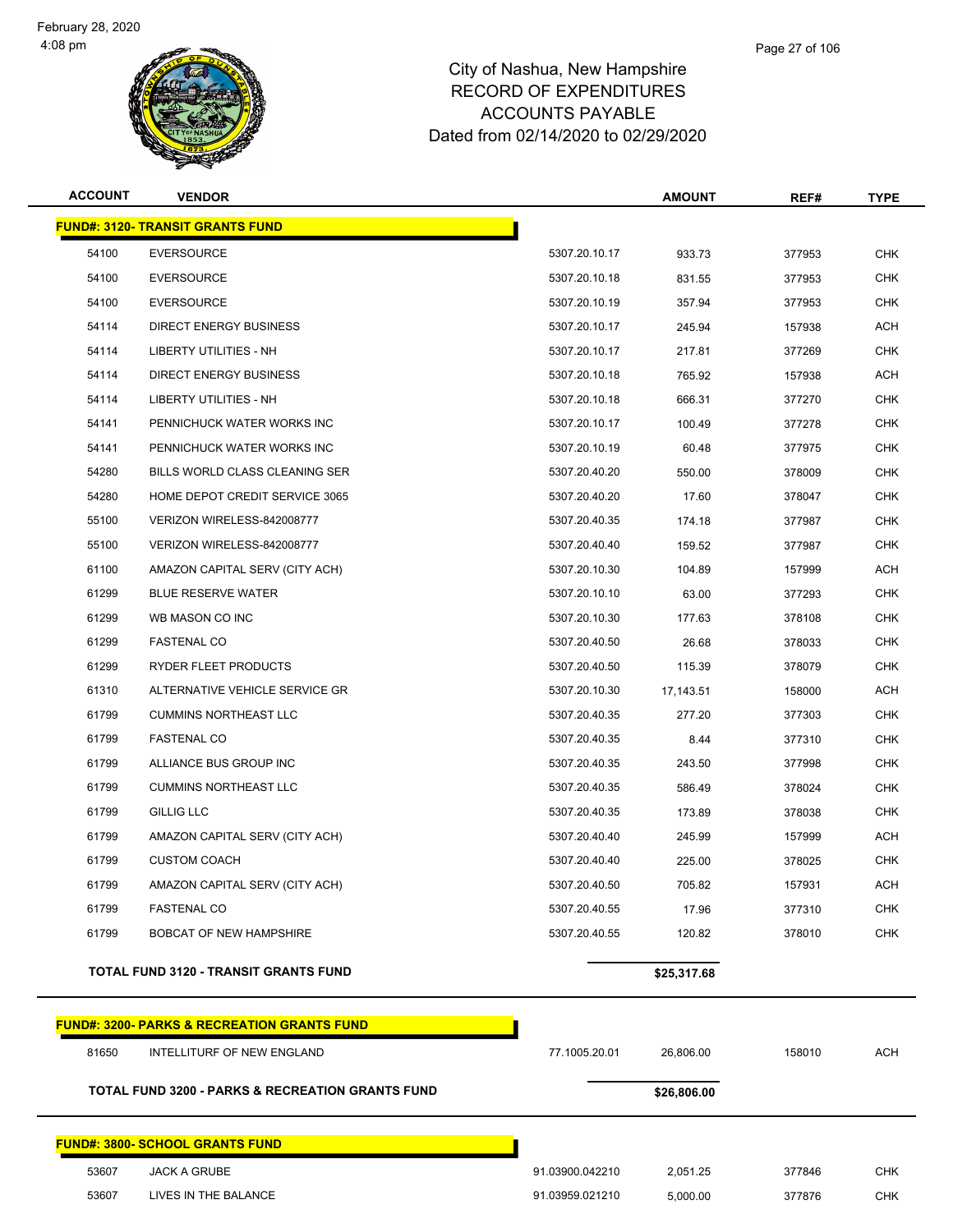February 28, 2020
4:08 pm

# City of Nashua, New Hampshire
## RECORD OF EXPENDITURES
## ACCOUNTS PAYABLE
## Dated from 02/14/2020 to 02/29/2020

| ACCOUNT | VENDOR | | AMOUNT | REF# | TYPE |
|---|---|---|---|---|---|
| **FUND#: 3120- TRANSIT GRANTS FUND** | | | | | |
| 54100 | EVERSOURCE | 5307.20.10.17 | 933.73 | 377953 | CHK |
| 54100 | EVERSOURCE | 5307.20.10.18 | 831.55 | 377953 | CHK |
| 54100 | EVERSOURCE | 5307.20.10.19 | 357.94 | 377953 | CHK |
| 54114 | DIRECT ENERGY BUSINESS | 5307.20.10.17 | 245.94 | 157938 | ACH |
| 54114 | LIBERTY UTILITIES - NH | 5307.20.10.17 | 217.81 | 377269 | CHK |
| 54114 | DIRECT ENERGY BUSINESS | 5307.20.10.18 | 765.92 | 157938 | ACH |
| 54114 | LIBERTY UTILITIES - NH | 5307.20.10.18 | 666.31 | 377270 | CHK |
| 54141 | PENNICHUCK WATER WORKS INC | 5307.20.10.17 | 100.49 | 377278 | CHK |
| 54141 | PENNICHUCK WATER WORKS INC | 5307.20.10.19 | 60.48 | 377975 | CHK |
| 54280 | BILLS WORLD CLASS CLEANING SER | 5307.20.40.20 | 550.00 | 378009 | CHK |
| 54280 | HOME DEPOT CREDIT SERVICE 3065 | 5307.20.40.20 | 17.60 | 378047 | CHK |
| 55100 | VERIZON WIRELESS-842008777 | 5307.20.40.35 | 174.18 | 377987 | CHK |
| 55100 | VERIZON WIRELESS-842008777 | 5307.20.40.40 | 159.52 | 377987 | CHK |
| 61100 | AMAZON CAPITAL SERV (CITY ACH) | 5307.20.10.30 | 104.89 | 157999 | ACH |
| 61299 | BLUE RESERVE WATER | 5307.20.10.10 | 63.00 | 377293 | CHK |
| 61299 | WB MASON CO INC | 5307.20.10.30 | 177.63 | 378108 | CHK |
| 61299 | FASTENAL CO | 5307.20.40.50 | 26.68 | 378033 | CHK |
| 61299 | RYDER FLEET PRODUCTS | 5307.20.40.50 | 115.39 | 378079 | CHK |
| 61310 | ALTERNATIVE VEHICLE SERVICE GR | 5307.20.10.30 | 17,143.51 | 158000 | ACH |
| 61799 | CUMMINS NORTHEAST LLC | 5307.20.40.35 | 277.20 | 377303 | CHK |
| 61799 | FASTENAL CO | 5307.20.40.35 | 8.44 | 377310 | CHK |
| 61799 | ALLIANCE BUS GROUP INC | 5307.20.40.35 | 243.50 | 377998 | CHK |
| 61799 | CUMMINS NORTHEAST LLC | 5307.20.40.35 | 586.49 | 378024 | CHK |
| 61799 | GILLIG LLC | 5307.20.40.35 | 173.89 | 378038 | CHK |
| 61799 | AMAZON CAPITAL SERV (CITY ACH) | 5307.20.40.40 | 245.99 | 157999 | ACH |
| 61799 | CUSTOM COACH | 5307.20.40.40 | 225.00 | 378025 | CHK |
| 61799 | AMAZON CAPITAL SERV (CITY ACH) | 5307.20.40.50 | 705.82 | 157931 | ACH |
| 61799 | FASTENAL CO | 5307.20.40.55 | 17.96 | 377310 | CHK |
| 61799 | BOBCAT OF NEW HAMPSHIRE | 5307.20.40.55 | 120.82 | 378010 | CHK |
| **TOTAL FUND 3120 - TRANSIT GRANTS FUND** | | | **$25,317.68** | | |
| **FUND#: 3200- PARKS & RECREATION GRANTS FUND** | | | | | |
| 81650 | INTELLITURF OF NEW ENGLAND | 77.1005.20.01 | 26,806.00 | 158010 | ACH |
| **TOTAL FUND 3200 - PARKS & RECREATION GRANTS FUND** | | | **$26,806.00** | | |
| **FUND#: 3800- SCHOOL GRANTS FUND** | | | | | |
| 53607 | JACK A GRUBE | 91.03900.042210 | 2,051.25 | 377846 | CHK |
| 53607 | LIVES IN THE BALANCE | 91.03959.021210 | 5,000.00 | 377876 | CHK |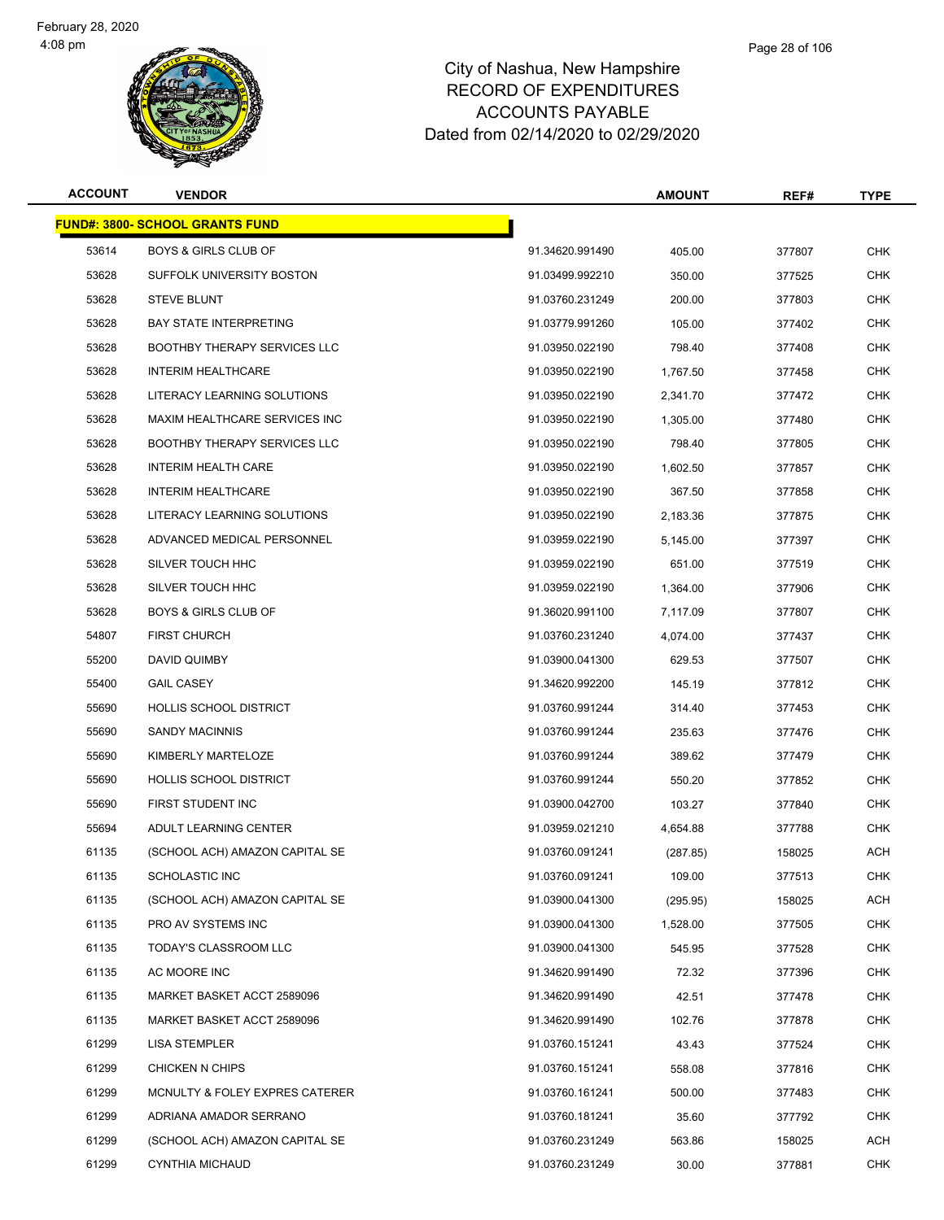# City of Nashua, New Hampshire
## RECORD OF EXPENDITURES
## ACCOUNTS PAYABLE
## Dated from 02/14/2020 to 02/29/2020

| ACCOUNT | VENDOR | | AMOUNT | REF# | TYPE |
|---|---|---|---|---|---|
| **FUND#: 3800- SCHOOL GRANTS FUND** | | | | | |
| 53614 | BOYS & GIRLS CLUB OF | 91.34620.991490 | 405.00 | 377807 | CHK |
| 53628 | SUFFOLK UNIVERSITY BOSTON | 91.03499.992210 | 350.00 | 377525 | CHK |
| 53628 | STEVE BLUNT | 91.03760.231249 | 200.00 | 377803 | CHK |
| 53628 | BAY STATE INTERPRETING | 91.03779.991260 | 105.00 | 377402 | CHK |
| 53628 | BOOTHBY THERAPY SERVICES LLC | 91.03950.022190 | 798.40 | 377408 | CHK |
| 53628 | INTERIM HEALTHCARE | 91.03950.022190 | 1,767.50 | 377458 | CHK |
| 53628 | LITERACY LEARNING SOLUTIONS | 91.03950.022190 | 2,341.70 | 377472 | CHK |
| 53628 | MAXIM HEALTHCARE SERVICES INC | 91.03950.022190 | 1,305.00 | 377480 | CHK |
| 53628 | BOOTHBY THERAPY SERVICES LLC | 91.03950.022190 | 798.40 | 377805 | CHK |
| 53628 | INTERIM HEALTH CARE | 91.03950.022190 | 1,602.50 | 377857 | CHK |
| 53628 | INTERIM HEALTHCARE | 91.03950.022190 | 367.50 | 377858 | CHK |
| 53628 | LITERACY LEARNING SOLUTIONS | 91.03950.022190 | 2,183.36 | 377875 | CHK |
| 53628 | ADVANCED MEDICAL PERSONNEL | 91.03959.022190 | 5,145.00 | 377397 | CHK |
| 53628 | SILVER TOUCH HHC | 91.03959.022190 | 651.00 | 377519 | CHK |
| 53628 | SILVER TOUCH HHC | 91.03959.022190 | 1,364.00 | 377906 | CHK |
| 53628 | BOYS & GIRLS CLUB OF | 91.36020.991100 | 7,117.09 | 377807 | CHK |
| 54807 | FIRST CHURCH | 91.03760.231240 | 4,074.00 | 377437 | CHK |
| 55200 | DAVID QUIMBY | 91.03900.041300 | 629.53 | 377507 | CHK |
| 55400 | GAIL CASEY | 91.34620.992200 | 145.19 | 377812 | CHK |
| 55690 | HOLLIS SCHOOL DISTRICT | 91.03760.991244 | 314.40 | 377453 | CHK |
| 55690 | SANDY MACINNIS | 91.03760.991244 | 235.63 | 377476 | CHK |
| 55690 | KIMBERLY MARTELOZE | 91.03760.991244 | 389.62 | 377479 | CHK |
| 55690 | HOLLIS SCHOOL DISTRICT | 91.03760.991244 | 550.20 | 377852 | CHK |
| 55690 | FIRST STUDENT INC | 91.03900.042700 | 103.27 | 377840 | CHK |
| 55694 | ADULT LEARNING CENTER | 91.03959.021210 | 4,654.88 | 377788 | CHK |
| 61135 | (SCHOOL ACH) AMAZON CAPITAL SE | 91.03760.091241 | (287.85) | 158025 | ACH |
| 61135 | SCHOLASTIC INC | 91.03760.091241 | 109.00 | 377513 | CHK |
| 61135 | (SCHOOL ACH) AMAZON CAPITAL SE | 91.03900.041300 | (295.95) | 158025 | ACH |
| 61135 | PRO AV SYSTEMS INC | 91.03900.041300 | 1,528.00 | 377505 | CHK |
| 61135 | TODAY'S CLASSROOM LLC | 91.03900.041300 | 545.95 | 377528 | CHK |
| 61135 | AC MOORE INC | 91.34620.991490 | 72.32 | 377396 | CHK |
| 61135 | MARKET BASKET ACCT 2589096 | 91.34620.991490 | 42.51 | 377478 | CHK |
| 61135 | MARKET BASKET ACCT 2589096 | 91.34620.991490 | 102.76 | 377878 | CHK |
| 61299 | LISA STEMPLER | 91.03760.151241 | 43.43 | 377524 | CHK |
| 61299 | CHICKEN N CHIPS | 91.03760.151241 | 558.08 | 377816 | CHK |
| 61299 | MCNULTY & FOLEY EXPRES CATERER | 91.03760.161241 | 500.00 | 377483 | CHK |
| 61299 | ADRIANA AMADOR SERRANO | 91.03760.181241 | 35.60 | 377792 | CHK |
| 61299 | (SCHOOL ACH) AMAZON CAPITAL SE | 91.03760.231249 | 563.86 | 158025 | ACH |
| 61299 | CYNTHIA MICHAUD | 91.03760.231249 | 30.00 | 377881 | CHK |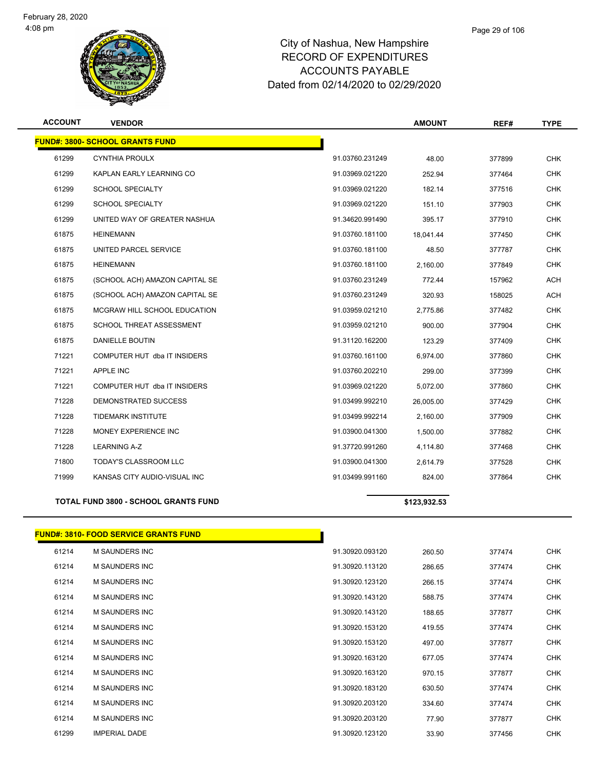# City of Nashua, New Hampshire
## RECORD OF EXPENDITURES
## ACCOUNTS PAYABLE
## Dated from 02/14/2020 to 02/29/2020

| ACCOUNT | VENDOR | | AMOUNT | REF# | TYPE |
|---|---|---|---|---|---|
| **FUND#: 3800- SCHOOL GRANTS FUND** | | | | | |
| 61299 | CYNTHIA PROULX | 91.03760.231249 | 48.00 | 377899 | CHK |
| 61299 | KAPLAN EARLY LEARNING CO | 91.03969.021220 | 252.94 | 377464 | CHK |
| 61299 | SCHOOL SPECIALTY | 91.03969.021220 | 182.14 | 377516 | CHK |
| 61299 | SCHOOL SPECIALTY | 91.03969.021220 | 151.10 | 377903 | CHK |
| 61299 | UNITED WAY OF GREATER NASHUA | 91.34620.991490 | 395.17 | 377910 | CHK |
| 61875 | HEINEMANN | 91.03760.181100 | 18,041.44 | 377450 | CHK |
| 61875 | UNITED PARCEL SERVICE | 91.03760.181100 | 48.50 | 377787 | CHK |
| 61875 | HEINEMANN | 91.03760.181100 | 2,160.00 | 377849 | CHK |
| 61875 | (SCHOOL ACH) AMAZON CAPITAL SE | 91.03760.231249 | 772.44 | 157962 | ACH |
| 61875 | (SCHOOL ACH) AMAZON CAPITAL SE | 91.03760.231249 | 320.93 | 158025 | ACH |
| 61875 | MCGRAW HILL SCHOOL EDUCATION | 91.03959.021210 | 2,775.86 | 377482 | CHK |
| 61875 | SCHOOL THREAT ASSESSMENT | 91.03959.021210 | 900.00 | 377904 | CHK |
| 61875 | DANIELLE BOUTIN | 91.31120.162200 | 123.29 | 377409 | CHK |
| 71221 | COMPUTER HUT dba IT INSIDERS | 91.03760.161100 | 6,974.00 | 377860 | CHK |
| 71221 | APPLE INC | 91.03760.202210 | 299.00 | 377399 | CHK |
| 71221 | COMPUTER HUT dba IT INSIDERS | 91.03969.021220 | 5,072.00 | 377860 | CHK |
| 71228 | DEMONSTRATED SUCCESS | 91.03499.992210 | 26,005.00 | 377429 | CHK |
| 71228 | TIDEMARK INSTITUTE | 91.03499.992214 | 2,160.00 | 377909 | CHK |
| 71228 | MONEY EXPERIENCE INC | 91.03900.041300 | 1,500.00 | 377882 | CHK |
| 71228 | LEARNING A-Z | 91.37720.991260 | 4,114.80 | 377468 | CHK |
| 71800 | TODAY'S CLASSROOM LLC | 91.03900.041300 | 2,614.79 | 377528 | CHK |
| 71999 | KANSAS CITY AUDIO-VISUAL INC | 91.03499.991160 | 824.00 | 377864 | CHK |
| **TOTAL FUND 3800 - SCHOOL GRANTS FUND** | | | **$123,932.53** | | |

| ACCOUNT | VENDOR | | AMOUNT | REF# | TYPE |
|---|---|---|---|---|---|
| **FUND#: 3810- FOOD SERVICE GRANTS FUND** | | | | | |
| 61214 | M SAUNDERS INC | 91.30920.093120 | 260.50 | 377474 | CHK |
| 61214 | M SAUNDERS INC | 91.30920.113120 | 286.65 | 377474 | CHK |
| 61214 | M SAUNDERS INC | 91.30920.123120 | 266.15 | 377474 | CHK |
| 61214 | M SAUNDERS INC | 91.30920.143120 | 588.75 | 377474 | CHK |
| 61214 | M SAUNDERS INC | 91.30920.143120 | 188.65 | 377877 | CHK |
| 61214 | M SAUNDERS INC | 91.30920.153120 | 419.55 | 377474 | CHK |
| 61214 | M SAUNDERS INC | 91.30920.153120 | 497.00 | 377877 | CHK |
| 61214 | M SAUNDERS INC | 91.30920.163120 | 677.05 | 377474 | CHK |
| 61214 | M SAUNDERS INC | 91.30920.163120 | 970.15 | 377877 | CHK |
| 61214 | M SAUNDERS INC | 91.30920.183120 | 630.50 | 377474 | CHK |
| 61214 | M SAUNDERS INC | 91.30920.203120 | 334.60 | 377474 | CHK |
| 61214 | M SAUNDERS INC | 91.30920.203120 | 77.90 | 377877 | CHK |
| 61299 | IMPERIAL DADE | 91.30920.123120 | 33.90 | 377456 | CHK |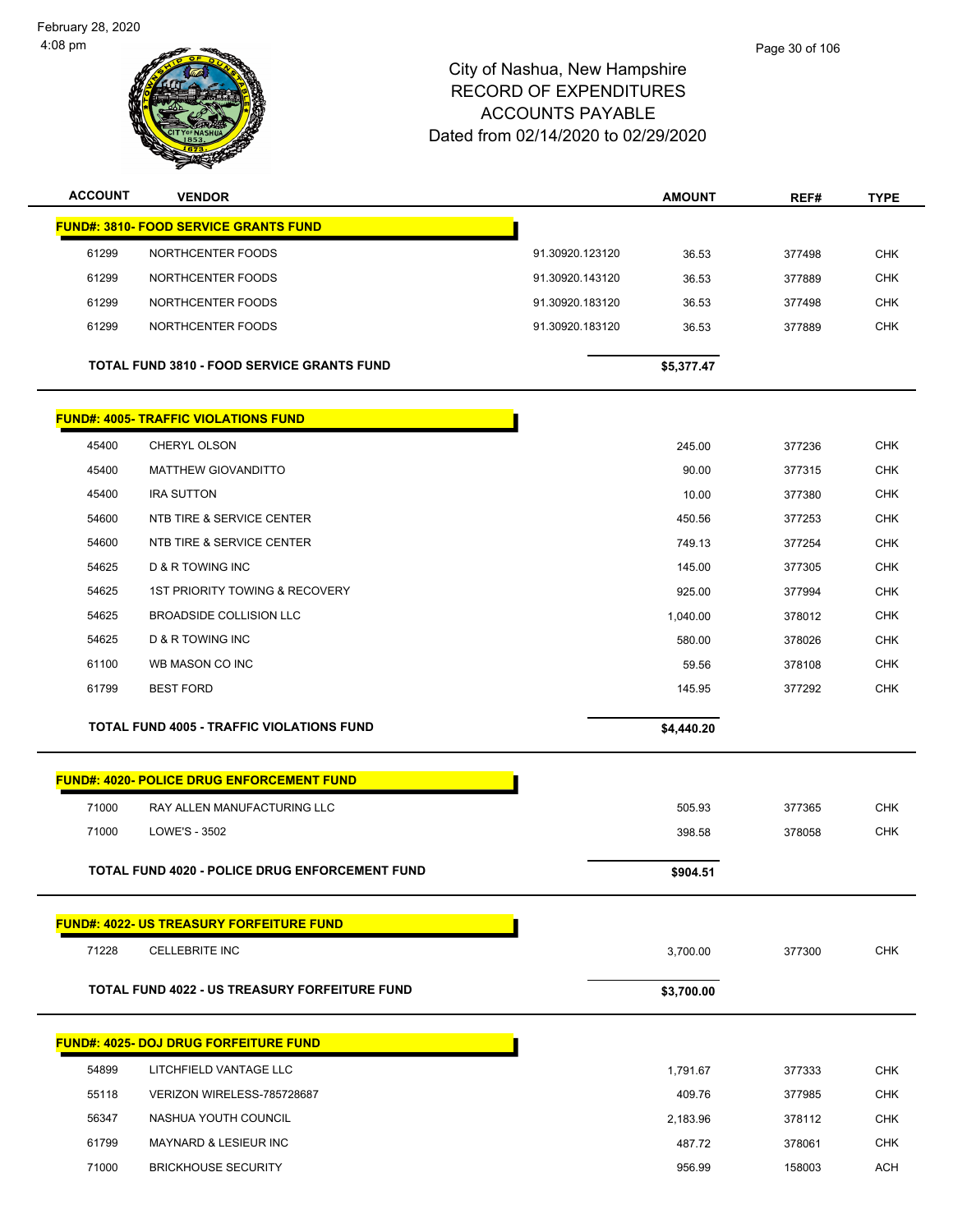City of Nashua, New Hampshire
RECORD OF EXPENDITURES
ACCOUNTS PAYABLE
Dated from 02/14/2020 to 02/29/2020

| ACCOUNT | VENDOR | | AMOUNT | REF# | TYPE |
|---|---|---|---|---|---|
| **FUND#: 3810- FOOD SERVICE GRANTS FUND** | | | | | |
| 61299 | NORTHCENTER FOODS | 91.30920.123120 | 36.53 | 377498 | CHK |
| 61299 | NORTHCENTER FOODS | 91.30920.143120 | 36.53 | 377889 | CHK |
| 61299 | NORTHCENTER FOODS | 91.30920.183120 | 36.53 | 377498 | CHK |
| 61299 | NORTHCENTER FOODS | 91.30920.183120 | 36.53 | 377889 | CHK |
| | **TOTAL FUND 3810 - FOOD SERVICE GRANTS FUND** | | **$5,377.47** | | |
| **FUND#: 4005- TRAFFIC VIOLATIONS FUND** | | | | | |
| 45400 | CHERYL OLSON | | 245.00 | 377236 | CHK |
| 45400 | MATTHEW GIOVANDITTO | | 90.00 | 377315 | CHK |
| 45400 | IRA SUTTON | | 10.00 | 377380 | CHK |
| 54600 | NTB TIRE & SERVICE CENTER | | 450.56 | 377253 | CHK |
| 54600 | NTB TIRE & SERVICE CENTER | | 749.13 | 377254 | CHK |
| 54625 | D & R TOWING INC | | 145.00 | 377305 | CHK |
| 54625 | 1ST PRIORITY TOWING & RECOVERY | | 925.00 | 377994 | CHK |
| 54625 | BROADSIDE COLLISION LLC | | 1,040.00 | 378012 | CHK |
| 54625 | D & R TOWING INC | | 580.00 | 378026 | CHK |
| 61100 | WB MASON CO INC | | 59.56 | 378108 | CHK |
| 61799 | BEST FORD | | 145.95 | 377292 | CHK |
| | **TOTAL FUND 4005 - TRAFFIC VIOLATIONS FUND** | | **$4,440.20** | | |
| **FUND#: 4020- POLICE DRUG ENFORCEMENT FUND** | | | | | |
| 71000 | RAY ALLEN MANUFACTURING LLC | | 505.93 | 377365 | CHK |
| 71000 | LOWE'S - 3502 | | 398.58 | 378058 | CHK |
| | **TOTAL FUND 4020 - POLICE DRUG ENFORCEMENT FUND** | | **$904.51** | | |
| **FUND#: 4022- US TREASURY FORFEITURE FUND** | | | | | |
| 71228 | CELLEBRITE INC | | 3,700.00 | 377300 | CHK |
| | **TOTAL FUND 4022 - US TREASURY FORFEITURE FUND** | | **$3,700.00** | | |
| **FUND#: 4025- DOJ DRUG FORFEITURE FUND** | | | | | |
| 54899 | LITCHFIELD VANTAGE LLC | | 1,791.67 | 377333 | CHK |
| 55118 | VERIZON WIRELESS-785728687 | | 409.76 | 377985 | CHK |
| 56347 | NASHUA YOUTH COUNCIL | | 2,183.96 | 378112 | CHK |
| 61799 | MAYNARD & LESIEUR INC | | 487.72 | 378061 | CHK |
| 71000 | BRICKHOUSE SECURITY | | 956.99 | 158003 | ACH |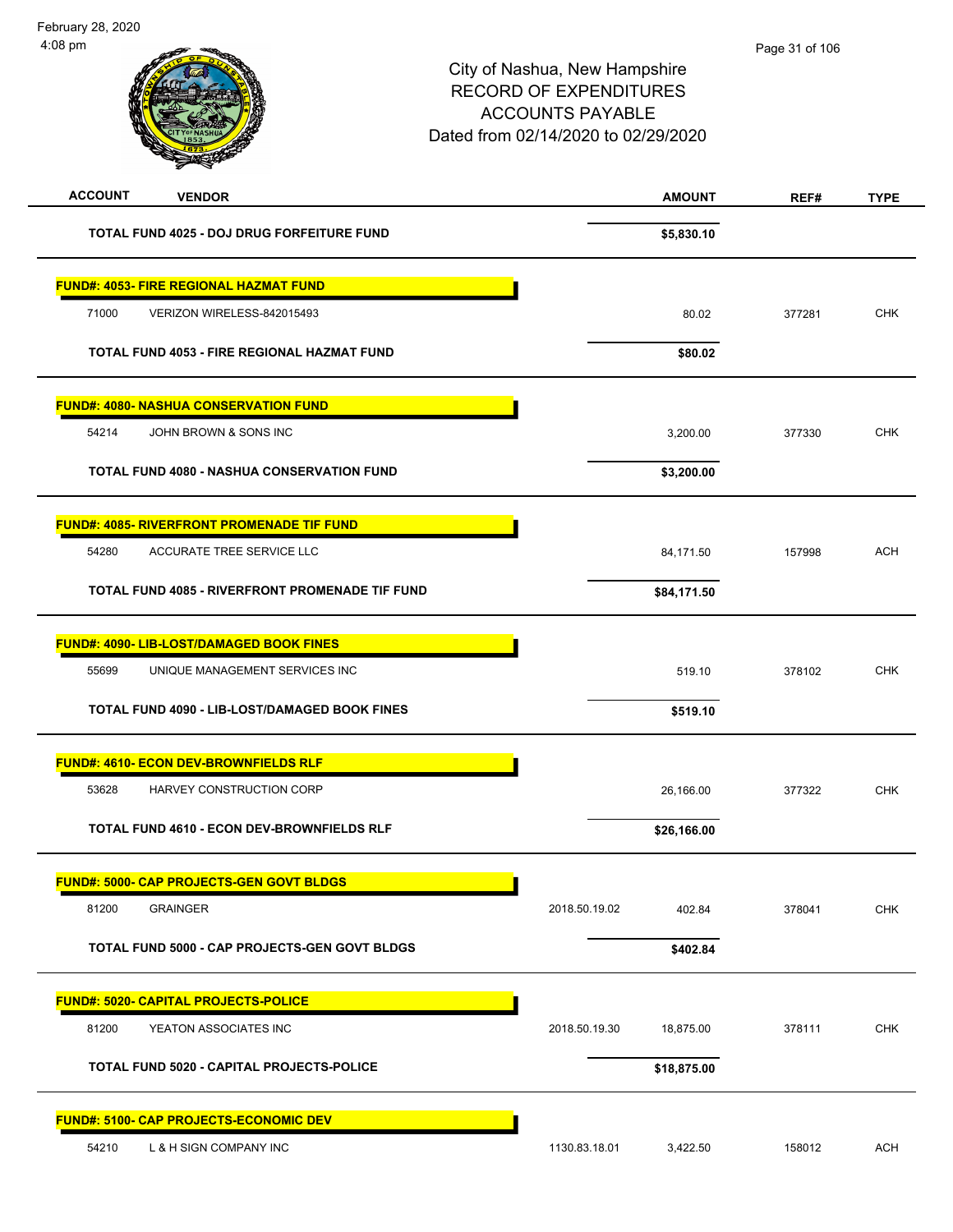# City of Nashua, New Hampshire
## RECORD OF EXPENDITURES
## ACCOUNTS PAYABLE
### Dated from 02/14/2020 to 02/29/2020

| ACCOUNT | VENDOR | | AMOUNT | REF# | TYPE |
|---|---|---|---|---|---|
| | **TOTAL FUND 4025 - DOJ DRUG FORFEITURE FUND** | | **$5,830.10** | | |
| **FUND#: 4053- FIRE REGIONAL HAZMAT FUND** | | | | | |
| 71000 | VERIZON WIRELESS-842015493 | | 80.02 | 377281 | CHK |
| | **TOTAL FUND 4053 - FIRE REGIONAL HAZMAT FUND** | | **$80.02** | | |
| **FUND#: 4080- NASHUA CONSERVATION FUND** | | | | | |
| 54214 | JOHN BROWN & SONS INC | | 3,200.00 | 377330 | CHK |
| | **TOTAL FUND 4080 - NASHUA CONSERVATION FUND** | | **$3,200.00** | | |
| **FUND#: 4085- RIVERFRONT PROMENADE TIF FUND** | | | | | |
| 54280 | ACCURATE TREE SERVICE LLC | | 84,171.50 | 157998 | ACH |
| | **TOTAL FUND 4085 - RIVERFRONT PROMENADE TIF FUND** | | **$84,171.50** | | |
| **FUND#: 4090- LIB-LOST/DAMAGED BOOK FINES** | | | | | |
| 55699 | UNIQUE MANAGEMENT SERVICES INC | | 519.10 | 378102 | CHK |
| | **TOTAL FUND 4090 - LIB-LOST/DAMAGED BOOK FINES** | | **$519.10** | | |
| **FUND#: 4610- ECON DEV-BROWNFIELDS RLF** | | | | | |
| 53628 | HARVEY CONSTRUCTION CORP | | 26,166.00 | 377322 | CHK |
| | **TOTAL FUND 4610 - ECON DEV-BROWNFIELDS RLF** | | **$26,166.00** | | |
| **FUND#: 5000- CAP PROJECTS-GEN GOVT BLDGS** | | | | | |
| 81200 | GRAINGER | 2018.50.19.02 | 402.84 | 378041 | CHK |
| | **TOTAL FUND 5000 - CAP PROJECTS-GEN GOVT BLDGS** | | **$402.84** | | |
| **FUND#: 5020- CAPITAL PROJECTS-POLICE** | | | | | |
| 81200 | YEATON ASSOCIATES INC | 2018.50.19.30 | 18,875.00 | 378111 | CHK |
| | **TOTAL FUND 5020 - CAPITAL PROJECTS-POLICE** | | **$18,875.00** | | |
| **FUND#: 5100- CAP PROJECTS-ECONOMIC DEV** | | | | | |
| 54210 | L & H SIGN COMPANY INC | 1130.83.18.01 | 3,422.50 | 158012 | ACH |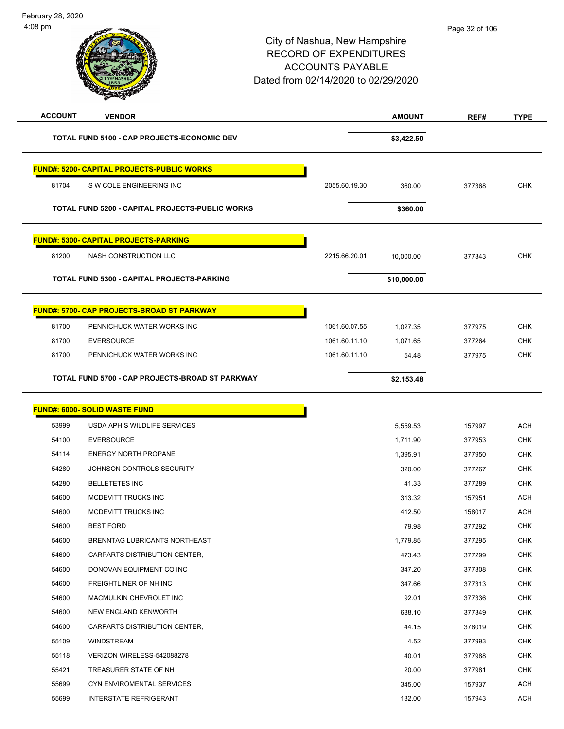City of Nashua, New Hampshire
RECORD OF EXPENDITURES
ACCOUNTS PAYABLE
Dated from 02/14/2020 to 02/29/2020

| ACCOUNT | VENDOR | | AMOUNT | REF# | TYPE |
|---|---|---|---|---|---|
| | **TOTAL FUND 5100 - CAP PROJECTS-ECONOMIC DEV** | | **$3,422.50** | | |
| | **FUND#: 5200- CAPITAL PROJECTS-PUBLIC WORKS** | | | | |
| 81704 | S W COLE ENGINEERING INC | 2055.60.19.30 | 360.00 | 377368 | CHK |
| | **TOTAL FUND 5200 - CAPITAL PROJECTS-PUBLIC WORKS** | | **$360.00** | | |
| | **FUND#: 5300- CAPITAL PROJECTS-PARKING** | | | | |
| 81200 | NASH CONSTRUCTION LLC | 2215.66.20.01 | 10,000.00 | 377343 | CHK |
| | **TOTAL FUND 5300 - CAPITAL PROJECTS-PARKING** | | **$10,000.00** | | |
| | **FUND#: 5700- CAP PROJECTS-BROAD ST PARKWAY** | | | | |
| 81700 | PENNICHUCK WATER WORKS INC | 1061.60.07.55 | 1,027.35 | 377975 | CHK |
| 81700 | EVERSOURCE | 1061.60.11.10 | 1,071.65 | 377264 | CHK |
| 81700 | PENNICHUCK WATER WORKS INC | 1061.60.11.10 | 54.48 | 377975 | CHK |
| | **TOTAL FUND 5700 - CAP PROJECTS-BROAD ST PARKWAY** | | **$2,153.48** | | |
| | **FUND#: 6000- SOLID WASTE FUND** | | | | |
| 53999 | USDA APHIS WILDLIFE SERVICES | | 5,559.53 | 157997 | ACH |
| 54100 | EVERSOURCE | | 1,711.90 | 377953 | CHK |
| 54114 | ENERGY NORTH PROPANE | | 1,395.91 | 377950 | CHK |
| 54280 | JOHNSON CONTROLS SECURITY | | 320.00 | 377267 | CHK |
| 54280 | BELLETETES INC | | 41.33 | 377289 | CHK |
| 54600 | MCDEVITT TRUCKS INC | | 313.32 | 157951 | ACH |
| 54600 | MCDEVITT TRUCKS INC | | 412.50 | 158017 | ACH |
| 54600 | BEST FORD | | 79.98 | 377292 | CHK |
| 54600 | BRENNTAG LUBRICANTS NORTHEAST | | 1,779.85 | 377295 | CHK |
| 54600 | CARPARTS DISTRIBUTION CENTER, | | 473.43 | 377299 | CHK |
| 54600 | DONOVAN EQUIPMENT CO INC | | 347.20 | 377308 | CHK |
| 54600 | FREIGHTLINER OF NH INC | | 347.66 | 377313 | CHK |
| 54600 | MACMULKIN CHEVROLET INC | | 92.01 | 377336 | CHK |
| 54600 | NEW ENGLAND KENWORTH | | 688.10 | 377349 | CHK |
| 54600 | CARPARTS DISTRIBUTION CENTER, | | 44.15 | 378019 | CHK |
| 55109 | WINDSTREAM | | 4.52 | 377993 | CHK |
| 55118 | VERIZON WIRELESS-542088278 | | 40.01 | 377988 | CHK |
| 55421 | TREASURER STATE OF NH | | 20.00 | 377981 | CHK |
| 55699 | CYN ENVIROMENTAL SERVICES | | 345.00 | 157937 | ACH |
| 55699 | INTERSTATE REFRIGERANT | | 132.00 | 157943 | ACH |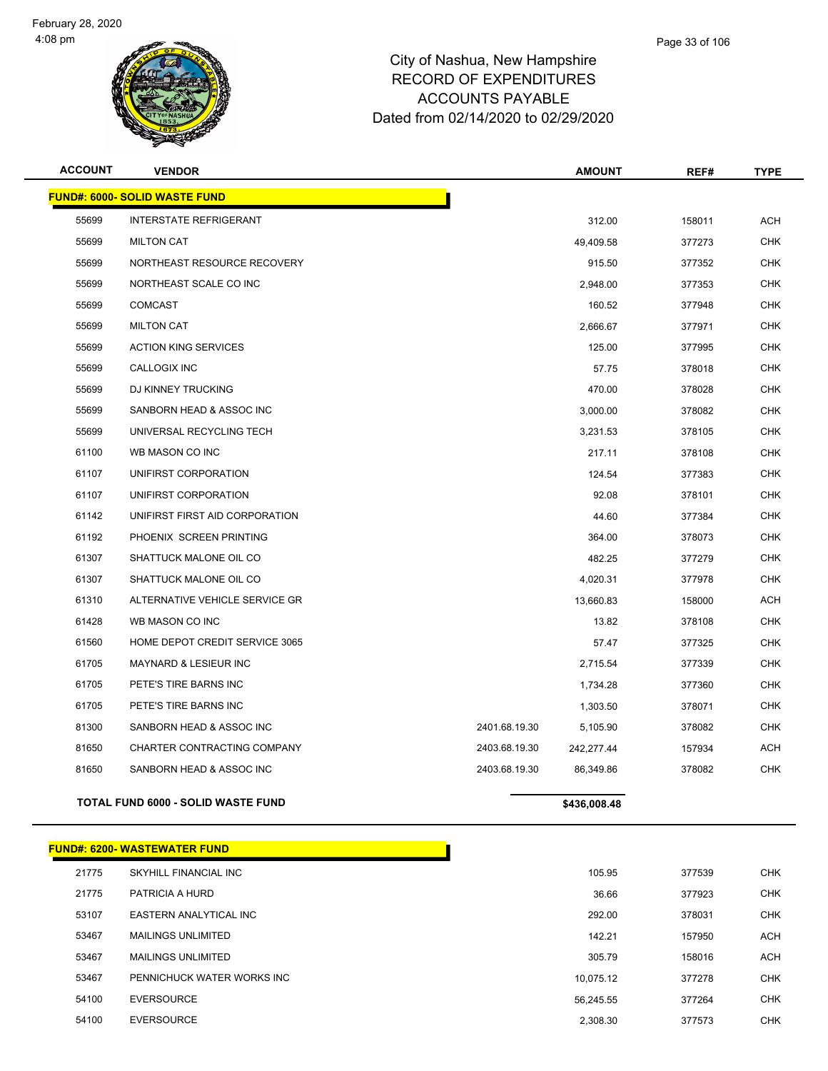City of Nashua, New Hampshire
RECORD OF EXPENDITURES
ACCOUNTS PAYABLE
Dated from 02/14/2020 to 02/29/2020

| ACCOUNT | VENDOR | | AMOUNT | REF# | TYPE |
|---|---|---|---|---|---|
| **FUND#: 6000- SOLID WASTE FUND** | | | | | |
| 55699 | INTERSTATE REFRIGERANT | | 312.00 | 158011 | ACH |
| 55699 | MILTON CAT | | 49,409.58 | 377273 | CHK |
| 55699 | NORTHEAST RESOURCE RECOVERY | | 915.50 | 377352 | CHK |
| 55699 | NORTHEAST SCALE CO INC | | 2,948.00 | 377353 | CHK |
| 55699 | COMCAST | | 160.52 | 377948 | CHK |
| 55699 | MILTON CAT | | 2,666.67 | 377971 | CHK |
| 55699 | ACTION KING SERVICES | | 125.00 | 377995 | CHK |
| 55699 | CALLOGIX INC | | 57.75 | 378018 | CHK |
| 55699 | DJ KINNEY TRUCKING | | 470.00 | 378028 | CHK |
| 55699 | SANBORN HEAD & ASSOC INC | | 3,000.00 | 378082 | CHK |
| 55699 | UNIVERSAL RECYCLING TECH | | 3,231.53 | 378105 | CHK |
| 61100 | WB MASON CO INC | | 217.11 | 378108 | CHK |
| 61107 | UNIFIRST CORPORATION | | 124.54 | 377383 | CHK |
| 61107 | UNIFIRST CORPORATION | | 92.08 | 378101 | CHK |
| 61142 | UNIFIRST FIRST AID CORPORATION | | 44.60 | 377384 | CHK |
| 61192 | PHOENIX SCREEN PRINTING | | 364.00 | 378073 | CHK |
| 61307 | SHATTUCK MALONE OIL CO | | 482.25 | 377279 | CHK |
| 61307 | SHATTUCK MALONE OIL CO | | 4,020.31 | 377978 | CHK |
| 61310 | ALTERNATIVE VEHICLE SERVICE GR | | 13,660.83 | 158000 | ACH |
| 61428 | WB MASON CO INC | | 13.82 | 378108 | CHK |
| 61560 | HOME DEPOT CREDIT SERVICE 3065 | | 57.47 | 377325 | CHK |
| 61705 | MAYNARD & LESIEUR INC | | 2,715.54 | 377339 | CHK |
| 61705 | PETE'S TIRE BARNS INC | | 1,734.28 | 377360 | CHK |
| 61705 | PETE'S TIRE BARNS INC | | 1,303.50 | 378071 | CHK |
| 81300 | SANBORN HEAD & ASSOC INC | 2401.68.19.30 | 5,105.90 | 378082 | CHK |
| 81650 | CHARTER CONTRACTING COMPANY | 2403.68.19.30 | 242,277.44 | 157934 | ACH |
| 81650 | SANBORN HEAD & ASSOC INC | 2403.68.19.30 | 86,349.86 | 378082 | CHK |
| **TOTAL FUND 6000 - SOLID WASTE FUND** | | | **$436,008.48** | | |

| ACCOUNT | VENDOR | | AMOUNT | REF# | TYPE |
|---|---|---|---|---|---|
| **FUND#: 6200- WASTEWATER FUND** | | | | | |
| 21775 | SKYHILL FINANCIAL INC | | 105.95 | 377539 | CHK |
| 21775 | PATRICIA A HURD | | 36.66 | 377923 | CHK |
| 53107 | EASTERN ANALYTICAL INC | | 292.00 | 378031 | CHK |
| 53467 | MAILINGS UNLIMITED | | 142.21 | 157950 | ACH |
| 53467 | MAILINGS UNLIMITED | | 305.79 | 158016 | ACH |
| 53467 | PENNICHUCK WATER WORKS INC | | 10,075.12 | 377278 | CHK |
| 54100 | EVERSOURCE | | 56,245.55 | 377264 | CHK |
| 54100 | EVERSOURCE | | 2,308.30 | 377573 | CHK |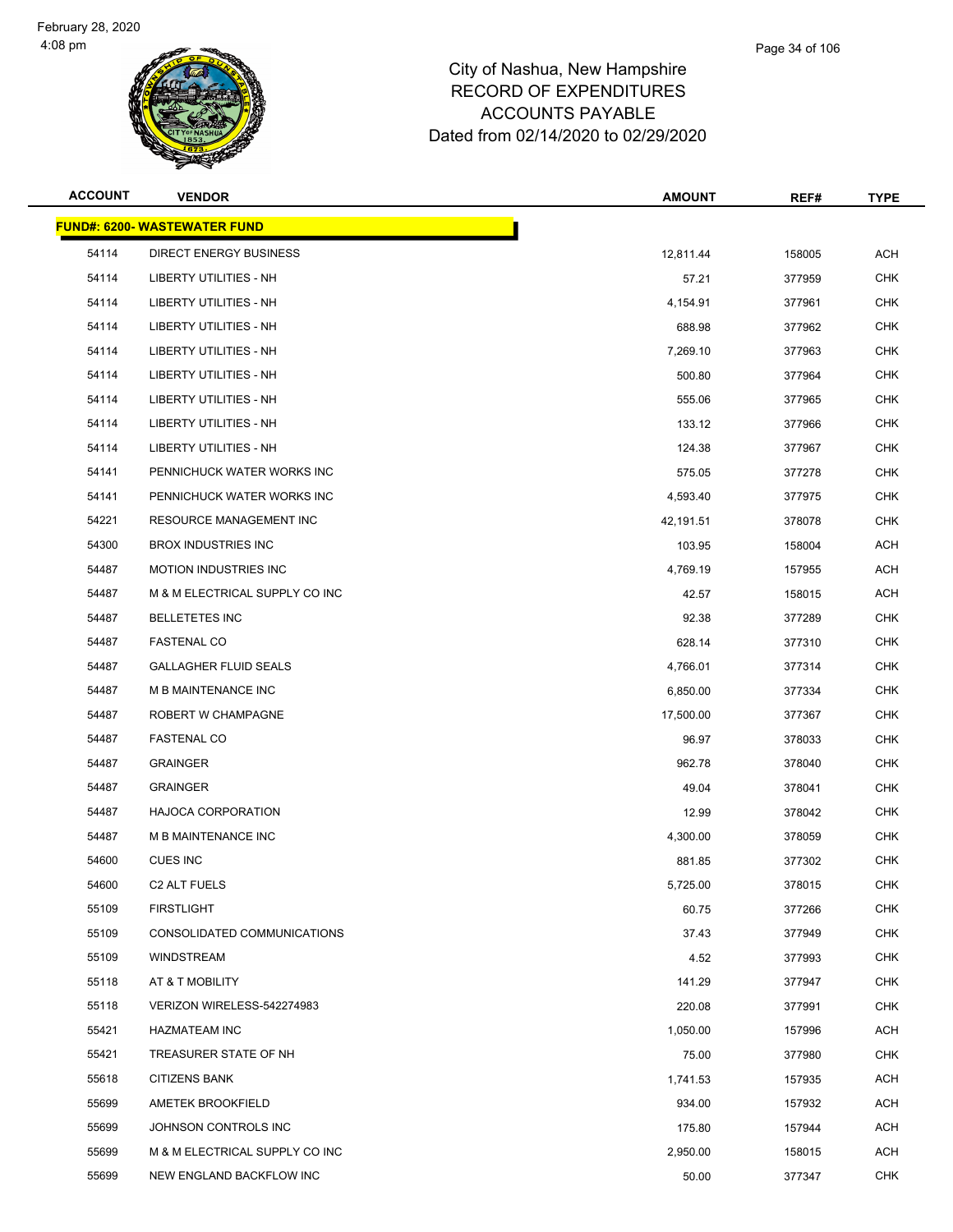City of Nashua, New Hampshire
RECORD OF EXPENDITURES
ACCOUNTS PAYABLE
Dated from 02/14/2020 to 02/29/2020

| ACCOUNT | VENDOR | AMOUNT | REF# | TYPE |
|---|---|---|---|---|
| **FUND#: 6200- WASTEWATER FUND** | | | | |
| 54114 | DIRECT ENERGY BUSINESS | 12,811.44 | 158005 | ACH |
| 54114 | LIBERTY UTILITIES - NH | 57.21 | 377959 | CHK |
| 54114 | LIBERTY UTILITIES - NH | 4,154.91 | 377961 | CHK |
| 54114 | LIBERTY UTILITIES - NH | 688.98 | 377962 | CHK |
| 54114 | LIBERTY UTILITIES - NH | 7,269.10 | 377963 | CHK |
| 54114 | LIBERTY UTILITIES - NH | 500.80 | 377964 | CHK |
| 54114 | LIBERTY UTILITIES - NH | 555.06 | 377965 | CHK |
| 54114 | LIBERTY UTILITIES - NH | 133.12 | 377966 | CHK |
| 54114 | LIBERTY UTILITIES - NH | 124.38 | 377967 | CHK |
| 54141 | PENNICHUCK WATER WORKS INC | 575.05 | 377278 | CHK |
| 54141 | PENNICHUCK WATER WORKS INC | 4,593.40 | 377975 | CHK |
| 54221 | RESOURCE MANAGEMENT INC | 42,191.51 | 378078 | CHK |
| 54300 | BROX INDUSTRIES INC | 103.95 | 158004 | ACH |
| 54487 | MOTION INDUSTRIES INC | 4,769.19 | 157955 | ACH |
| 54487 | M & M ELECTRICAL SUPPLY CO INC | 42.57 | 158015 | ACH |
| 54487 | BELLETETES INC | 92.38 | 377289 | CHK |
| 54487 | FASTENAL CO | 628.14 | 377310 | CHK |
| 54487 | GALLAGHER FLUID SEALS | 4,766.01 | 377314 | CHK |
| 54487 | M B MAINTENANCE INC | 6,850.00 | 377334 | CHK |
| 54487 | ROBERT W CHAMPAGNE | 17,500.00 | 377367 | CHK |
| 54487 | FASTENAL CO | 96.97 | 378033 | CHK |
| 54487 | GRAINGER | 962.78 | 378040 | CHK |
| 54487 | GRAINGER | 49.04 | 378041 | CHK |
| 54487 | HAJOCA CORPORATION | 12.99 | 378042 | CHK |
| 54487 | M B MAINTENANCE INC | 4,300.00 | 378059 | CHK |
| 54600 | CUES INC | 881.85 | 377302 | CHK |
| 54600 | C2 ALT FUELS | 5,725.00 | 378015 | CHK |
| 55109 | FIRSTLIGHT | 60.75 | 377266 | CHK |
| 55109 | CONSOLIDATED COMMUNICATIONS | 37.43 | 377949 | CHK |
| 55109 | WINDSTREAM | 4.52 | 377993 | CHK |
| 55118 | AT & T MOBILITY | 141.29 | 377947 | CHK |
| 55118 | VERIZON WIRELESS-542274983 | 220.08 | 377991 | CHK |
| 55421 | HAZMATEAM INC | 1,050.00 | 157996 | ACH |
| 55421 | TREASURER STATE OF NH | 75.00 | 377980 | CHK |
| 55618 | CITIZENS BANK | 1,741.53 | 157935 | ACH |
| 55699 | AMETEK BROOKFIELD | 934.00 | 157932 | ACH |
| 55699 | JOHNSON CONTROLS INC | 175.80 | 157944 | ACH |
| 55699 | M & M ELECTRICAL SUPPLY CO INC | 2,950.00 | 158015 | ACH |
| 55699 | NEW ENGLAND BACKFLOW INC | 50.00 | 377347 | CHK |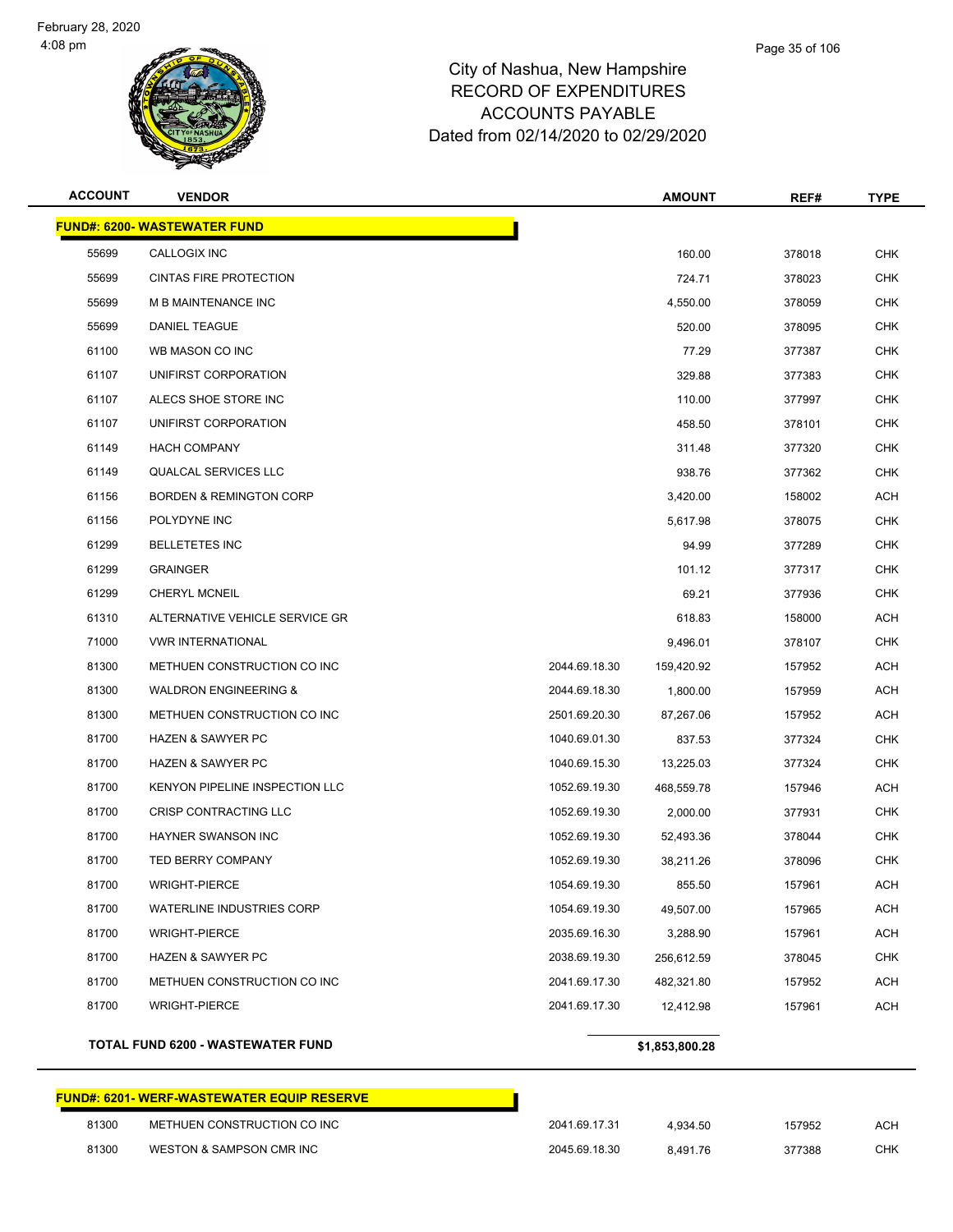# City of Nashua, New Hampshire
## RECORD OF EXPENDITURES
## ACCOUNTS PAYABLE
## Dated from 02/14/2020 to 02/29/2020

| ACCOUNT | VENDOR | | AMOUNT | REF# | TYPE |
|---|---|---|---|---|---|
| **FUND#: 6200- WASTEWATER FUND** | | | | | |
| 55699 | CALLOGIX INC | | 160.00 | 378018 | CHK |
| 55699 | CINTAS FIRE PROTECTION | | 724.71 | 378023 | CHK |
| 55699 | M B MAINTENANCE INC | | 4,550.00 | 378059 | CHK |
| 55699 | DANIEL TEAGUE | | 520.00 | 378095 | CHK |
| 61100 | WB MASON CO INC | | 77.29 | 377387 | CHK |
| 61107 | UNIFIRST CORPORATION | | 329.88 | 377383 | CHK |
| 61107 | ALECS SHOE STORE INC | | 110.00 | 377997 | CHK |
| 61107 | UNIFIRST CORPORATION | | 458.50 | 378101 | CHK |
| 61149 | HACH COMPANY | | 311.48 | 377320 | CHK |
| 61149 | QUALCAL SERVICES LLC | | 938.76 | 377362 | CHK |
| 61156 | BORDEN & REMINGTON CORP | | 3,420.00 | 158002 | ACH |
| 61156 | POLYDYNE INC | | 5,617.98 | 378075 | CHK |
| 61299 | BELLETETES INC | | 94.99 | 377289 | CHK |
| 61299 | GRAINGER | | 101.12 | 377317 | CHK |
| 61299 | CHERYL MCNEIL | | 69.21 | 377936 | CHK |
| 61310 | ALTERNATIVE VEHICLE SERVICE GR | | 618.83 | 158000 | ACH |
| 71000 | VWR INTERNATIONAL | | 9,496.01 | 378107 | CHK |
| 81300 | METHUEN CONSTRUCTION CO INC | 2044.69.18.30 | 159,420.92 | 157952 | ACH |
| 81300 | WALDRON ENGINEERING & | 2044.69.18.30 | 1,800.00 | 157959 | ACH |
| 81300 | METHUEN CONSTRUCTION CO INC | 2501.69.20.30 | 87,267.06 | 157952 | ACH |
| 81700 | HAZEN & SAWYER PC | 1040.69.01.30 | 837.53 | 377324 | CHK |
| 81700 | HAZEN & SAWYER PC | 1040.69.15.30 | 13,225.03 | 377324 | CHK |
| 81700 | KENYON PIPELINE INSPECTION LLC | 1052.69.19.30 | 468,559.78 | 157946 | ACH |
| 81700 | CRISP CONTRACTING LLC | 1052.69.19.30 | 2,000.00 | 377931 | CHK |
| 81700 | HAYNER SWANSON INC | 1052.69.19.30 | 52,493.36 | 378044 | CHK |
| 81700 | TED BERRY COMPANY | 1052.69.19.30 | 38,211.26 | 378096 | CHK |
| 81700 | WRIGHT-PIERCE | 1054.69.19.30 | 855.50 | 157961 | ACH |
| 81700 | WATERLINE INDUSTRIES CORP | 1054.69.19.30 | 49,507.00 | 157965 | ACH |
| 81700 | WRIGHT-PIERCE | 2035.69.16.30 | 3,288.90 | 157961 | ACH |
| 81700 | HAZEN & SAWYER PC | 2038.69.19.30 | 256,612.59 | 378045 | CHK |
| 81700 | METHUEN CONSTRUCTION CO INC | 2041.69.17.30 | 482,321.80 | 157952 | ACH |
| 81700 | WRIGHT-PIERCE | 2041.69.17.30 | 12,412.98 | 157961 | ACH |
| | **TOTAL FUND 6200 - WASTEWATER FUND** | | **$1,853,800.28** | | |

| ACCOUNT | VENDOR | | AMOUNT | REF# | TYPE |
|---|---|---|---|---|---|
| **FUND#: 6201- WERF-WASTEWATER EQUIP RESERVE** | | | | | |
| 81300 | METHUEN CONSTRUCTION CO INC | 2041.69.17.31 | 4,934.50 | 157952 | ACH |
| 81300 | WESTON & SAMPSON CMR INC | 2045.69.18.30 | 8,491.76 | 377388 | CHK |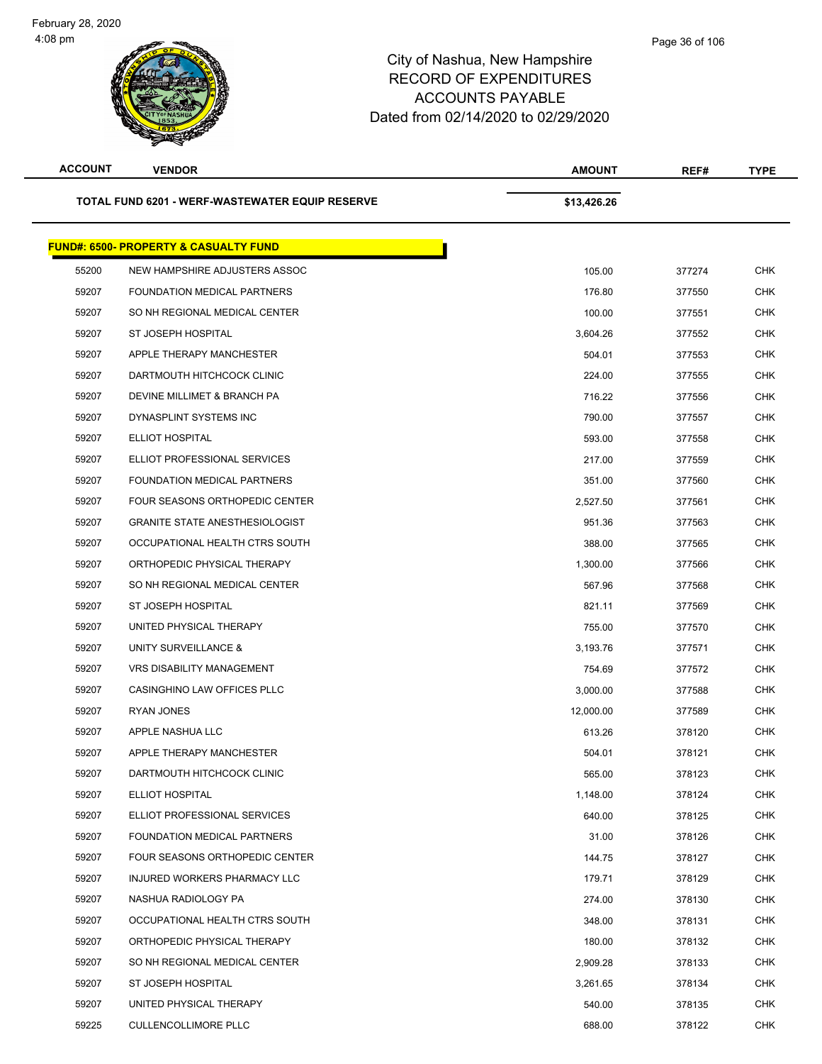# City of Nashua, New Hampshire
## RECORD OF EXPENDITURES
## ACCOUNTS PAYABLE
## Dated from 02/14/2020 to 02/29/2020

| ACCOUNT | VENDOR | AMOUNT | REF# | TYPE |
|---|---|---|---|---|
| | **TOTAL FUND 6201 - WERF-WASTEWATER EQUIP RESERVE** | **$13,426.26** | | |
| | **FUND#: 6500- PROPERTY & CASUALTY FUND** | | | |
| 55200 | NEW HAMPSHIRE ADJUSTERS ASSOC | 105.00 | 377274 | CHK |
| 59207 | FOUNDATION MEDICAL PARTNERS | 176.80 | 377550 | CHK |
| 59207 | SO NH REGIONAL MEDICAL CENTER | 100.00 | 377551 | CHK |
| 59207 | ST JOSEPH HOSPITAL | 3,604.26 | 377552 | CHK |
| 59207 | APPLE THERAPY MANCHESTER | 504.01 | 377553 | CHK |
| 59207 | DARTMOUTH HITCHCOCK CLINIC | 224.00 | 377555 | CHK |
| 59207 | DEVINE MILLIMET & BRANCH PA | 716.22 | 377556 | CHK |
| 59207 | DYNASPLINT SYSTEMS INC | 790.00 | 377557 | CHK |
| 59207 | ELLIOT HOSPITAL | 593.00 | 377558 | CHK |
| 59207 | ELLIOT PROFESSIONAL SERVICES | 217.00 | 377559 | CHK |
| 59207 | FOUNDATION MEDICAL PARTNERS | 351.00 | 377560 | CHK |
| 59207 | FOUR SEASONS ORTHOPEDIC CENTER | 2,527.50 | 377561 | CHK |
| 59207 | GRANITE STATE ANESTHESIOLOGIST | 951.36 | 377563 | CHK |
| 59207 | OCCUPATIONAL HEALTH CTRS SOUTH | 388.00 | 377565 | CHK |
| 59207 | ORTHOPEDIC PHYSICAL THERAPY | 1,300.00 | 377566 | CHK |
| 59207 | SO NH REGIONAL MEDICAL CENTER | 567.96 | 377568 | CHK |
| 59207 | ST JOSEPH HOSPITAL | 821.11 | 377569 | CHK |
| 59207 | UNITED PHYSICAL THERAPY | 755.00 | 377570 | CHK |
| 59207 | UNITY SURVEILLANCE & | 3,193.76 | 377571 | CHK |
| 59207 | VRS DISABILITY MANAGEMENT | 754.69 | 377572 | CHK |
| 59207 | CASINGHINO LAW OFFICES PLLC | 3,000.00 | 377588 | CHK |
| 59207 | RYAN JONES | 12,000.00 | 377589 | CHK |
| 59207 | APPLE NASHUA LLC | 613.26 | 378120 | CHK |
| 59207 | APPLE THERAPY MANCHESTER | 504.01 | 378121 | CHK |
| 59207 | DARTMOUTH HITCHCOCK CLINIC | 565.00 | 378123 | CHK |
| 59207 | ELLIOT HOSPITAL | 1,148.00 | 378124 | CHK |
| 59207 | ELLIOT PROFESSIONAL SERVICES | 640.00 | 378125 | CHK |
| 59207 | FOUNDATION MEDICAL PARTNERS | 31.00 | 378126 | CHK |
| 59207 | FOUR SEASONS ORTHOPEDIC CENTER | 144.75 | 378127 | CHK |
| 59207 | INJURED WORKERS PHARMACY LLC | 179.71 | 378129 | CHK |
| 59207 | NASHUA RADIOLOGY PA | 274.00 | 378130 | CHK |
| 59207 | OCCUPATIONAL HEALTH CTRS SOUTH | 348.00 | 378131 | CHK |
| 59207 | ORTHOPEDIC PHYSICAL THERAPY | 180.00 | 378132 | CHK |
| 59207 | SO NH REGIONAL MEDICAL CENTER | 2,909.28 | 378133 | CHK |
| 59207 | ST JOSEPH HOSPITAL | 3,261.65 | 378134 | CHK |
| 59207 | UNITED PHYSICAL THERAPY | 540.00 | 378135 | CHK |
| 59225 | CULLENCOLLIMORE PLLC | 688.00 | 378122 | CHK |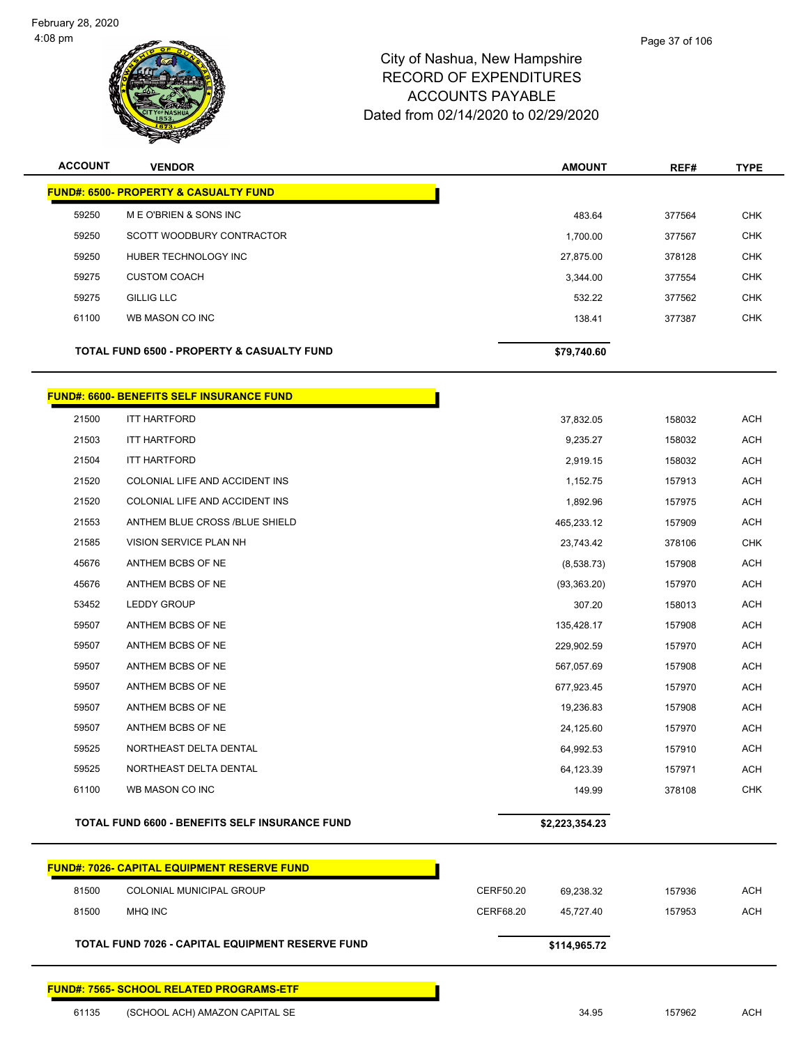City of Nashua, New Hampshire
RECORD OF EXPENDITURES
ACCOUNTS PAYABLE
Dated from 02/14/2020 to 02/29/2020

| ACCOUNT | VENDOR | | AMOUNT | REF# | TYPE |
|---|---|---|---|---|---|
| **FUND#: 6500- PROPERTY & CASUALTY FUND** | | | | | |
| 59250 | M E O'BRIEN & SONS INC | | 483.64 | 377564 | CHK |
| 59250 | SCOTT WOODBURY CONTRACTOR | | 1,700.00 | 377567 | CHK |
| 59250 | HUBER TECHNOLOGY INC | | 27,875.00 | 378128 | CHK |
| 59275 | CUSTOM COACH | | 3,344.00 | 377554 | CHK |
| 59275 | GILLIG LLC | | 532.22 | 377562 | CHK |
| 61100 | WB MASON CO INC | | 138.41 | 377387 | CHK |
| **TOTAL FUND 6500 - PROPERTY & CASUALTY FUND** | | | **$79,740.60** | | |
| **FUND#: 6600- BENEFITS SELF INSURANCE FUND** | | | | | |
| 21500 | ITT HARTFORD | | 37,832.05 | 158032 | ACH |
| 21503 | ITT HARTFORD | | 9,235.27 | 158032 | ACH |
| 21504 | ITT HARTFORD | | 2,919.15 | 158032 | ACH |
| 21520 | COLONIAL LIFE AND ACCIDENT INS | | 1,152.75 | 157913 | ACH |
| 21520 | COLONIAL LIFE AND ACCIDENT INS | | 1,892.96 | 157975 | ACH |
| 21553 | ANTHEM BLUE CROSS /BLUE SHIELD | | 465,233.12 | 157909 | ACH |
| 21585 | VISION SERVICE PLAN NH | | 23,743.42 | 378106 | CHK |
| 45676 | ANTHEM BCBS OF NE | | (8,538.73) | 157908 | ACH |
| 45676 | ANTHEM BCBS OF NE | | (93,363.20) | 157970 | ACH |
| 53452 | LEDDY GROUP | | 307.20 | 158013 | ACH |
| 59507 | ANTHEM BCBS OF NE | | 135,428.17 | 157908 | ACH |
| 59507 | ANTHEM BCBS OF NE | | 229,902.59 | 157970 | ACH |
| 59507 | ANTHEM BCBS OF NE | | 567,057.69 | 157908 | ACH |
| 59507 | ANTHEM BCBS OF NE | | 677,923.45 | 157970 | ACH |
| 59507 | ANTHEM BCBS OF NE | | 19,236.83 | 157908 | ACH |
| 59507 | ANTHEM BCBS OF NE | | 24,125.60 | 157970 | ACH |
| 59525 | NORTHEAST DELTA DENTAL | | 64,992.53 | 157910 | ACH |
| 59525 | NORTHEAST DELTA DENTAL | | 64,123.39 | 157971 | ACH |
| 61100 | WB MASON CO INC | | 149.99 | 378108 | CHK |
| **TOTAL FUND 6600 - BENEFITS SELF INSURANCE FUND** | | | **$2,223,354.23** | | |
| **FUND#: 7026- CAPITAL EQUIPMENT RESERVE FUND** | | | | | |
| 81500 | COLONIAL MUNICIPAL GROUP | CERF50.20 | 69,238.32 | 157936 | ACH |
| 81500 | MHQ INC | CERF68.20 | 45,727.40 | 157953 | ACH |
| **TOTAL FUND 7026 - CAPITAL EQUIPMENT RESERVE FUND** | | | **$114,965.72** | | |
| **FUND#: 7565- SCHOOL RELATED PROGRAMS-ETF** | | | | | |
| 61135 | (SCHOOL ACH) AMAZON CAPITAL SE | | 34.95 | 157962 | ACH |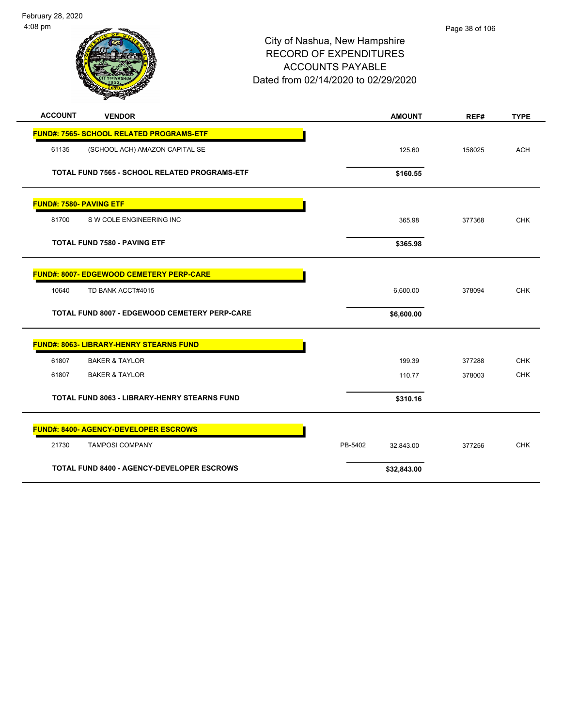# City of Nashua, New Hampshire
## RECORD OF EXPENDITURES
## ACCOUNTS PAYABLE
### Dated from 02/14/2020 to 02/29/2020

| ACCOUNT | VENDOR | | AMOUNT | REF# | TYPE |
|---|---|---|---|---|---|
| **FUND#: 7565- SCHOOL RELATED PROGRAMS-ETF** | | | | | |
| 61135 | (SCHOOL ACH) AMAZON CAPITAL SE | | 125.60 | 158025 | ACH |
| **TOTAL FUND 7565 - SCHOOL RELATED PROGRAMS-ETF** | | | **$160.55** | | |
| **FUND#: 7580- PAVING ETF** | | | | | |
| 81700 | S W COLE ENGINEERING INC | | 365.98 | 377368 | CHK |
| **TOTAL FUND 7580 - PAVING ETF** | | | **$365.98** | | |
| **FUND#: 8007- EDGEWOOD CEMETERY PERP-CARE** | | | | | |
| 10640 | TD BANK ACCT#4015 | | 6,600.00 | 378094 | CHK |
| **TOTAL FUND 8007 - EDGEWOOD CEMETERY PERP-CARE** | | | **$6,600.00** | | |
| **FUND#: 8063- LIBRARY-HENRY STEARNS FUND** | | | | | |
| 61807 | BAKER & TAYLOR | | 199.39 | 377288 | CHK |
| 61807 | BAKER & TAYLOR | | 110.77 | 378003 | CHK |
| **TOTAL FUND 8063 - LIBRARY-HENRY STEARNS FUND** | | | **$310.16** | | |
| **FUND#: 8400- AGENCY-DEVELOPER ESCROWS** | | | | | |
| 21730 | TAMPOSI COMPANY | PB-5402 | 32,843.00 | 377256 | CHK |
| **TOTAL FUND 8400 - AGENCY-DEVELOPER ESCROWS** | | | **$32,843.00** | | |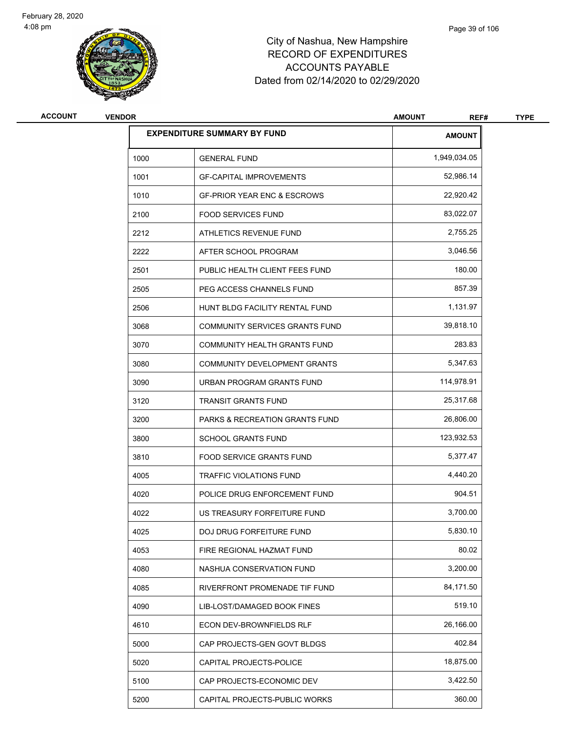# City of Nashua, New Hampshire
# RECORD OF EXPENDITURES
# ACCOUNTS PAYABLE
# Dated from 02/14/2020 to 02/29/2020

ACCOUNT | VENDOR | AMOUNT | REF# | TYPE

| EXPENDITURE SUMMARY BY FUND | | AMOUNT |
|---|---|---|
| 1000 | GENERAL FUND | 1,949,034.05 |
| 1001 | GF-CAPITAL IMPROVEMENTS | 52,986.14 |
| 1010 | GF-PRIOR YEAR ENC & ESCROWS | 22,920.42 |
| 2100 | FOOD SERVICES FUND | 83,022.07 |
| 2212 | ATHLETICS REVENUE FUND | 2,755.25 |
| 2222 | AFTER SCHOOL PROGRAM | 3,046.56 |
| 2501 | PUBLIC HEALTH CLIENT FEES FUND | 180.00 |
| 2505 | PEG ACCESS CHANNELS FUND | 857.39 |
| 2506 | HUNT BLDG FACILITY RENTAL FUND | 1,131.97 |
| 3068 | COMMUNITY SERVICES GRANTS FUND | 39,818.10 |
| 3070 | COMMUNITY HEALTH GRANTS FUND | 283.83 |
| 3080 | COMMUNITY DEVELOPMENT GRANTS | 5,347.63 |
| 3090 | URBAN PROGRAM GRANTS FUND | 114,978.91 |
| 3120 | TRANSIT GRANTS FUND | 25,317.68 |
| 3200 | PARKS & RECREATION GRANTS FUND | 26,806.00 |
| 3800 | SCHOOL GRANTS FUND | 123,932.53 |
| 3810 | FOOD SERVICE GRANTS FUND | 5,377.47 |
| 4005 | TRAFFIC VIOLATIONS FUND | 4,440.20 |
| 4020 | POLICE DRUG ENFORCEMENT FUND | 904.51 |
| 4022 | US TREASURY FORFEITURE FUND | 3,700.00 |
| 4025 | DOJ DRUG FORFEITURE FUND | 5,830.10 |
| 4053 | FIRE REGIONAL HAZMAT FUND | 80.02 |
| 4080 | NASHUA CONSERVATION FUND | 3,200.00 |
| 4085 | RIVERFRONT PROMENADE TIF FUND | 84,171.50 |
| 4090 | LIB-LOST/DAMAGED BOOK FINES | 519.10 |
| 4610 | ECON DEV-BROWNFIELDS RLF | 26,166.00 |
| 5000 | CAP PROJECTS-GEN GOVT BLDGS | 402.84 |
| 5020 | CAPITAL PROJECTS-POLICE | 18,875.00 |
| 5100 | CAP PROJECTS-ECONOMIC DEV | 3,422.50 |
| 5200 | CAPITAL PROJECTS-PUBLIC WORKS | 360.00 |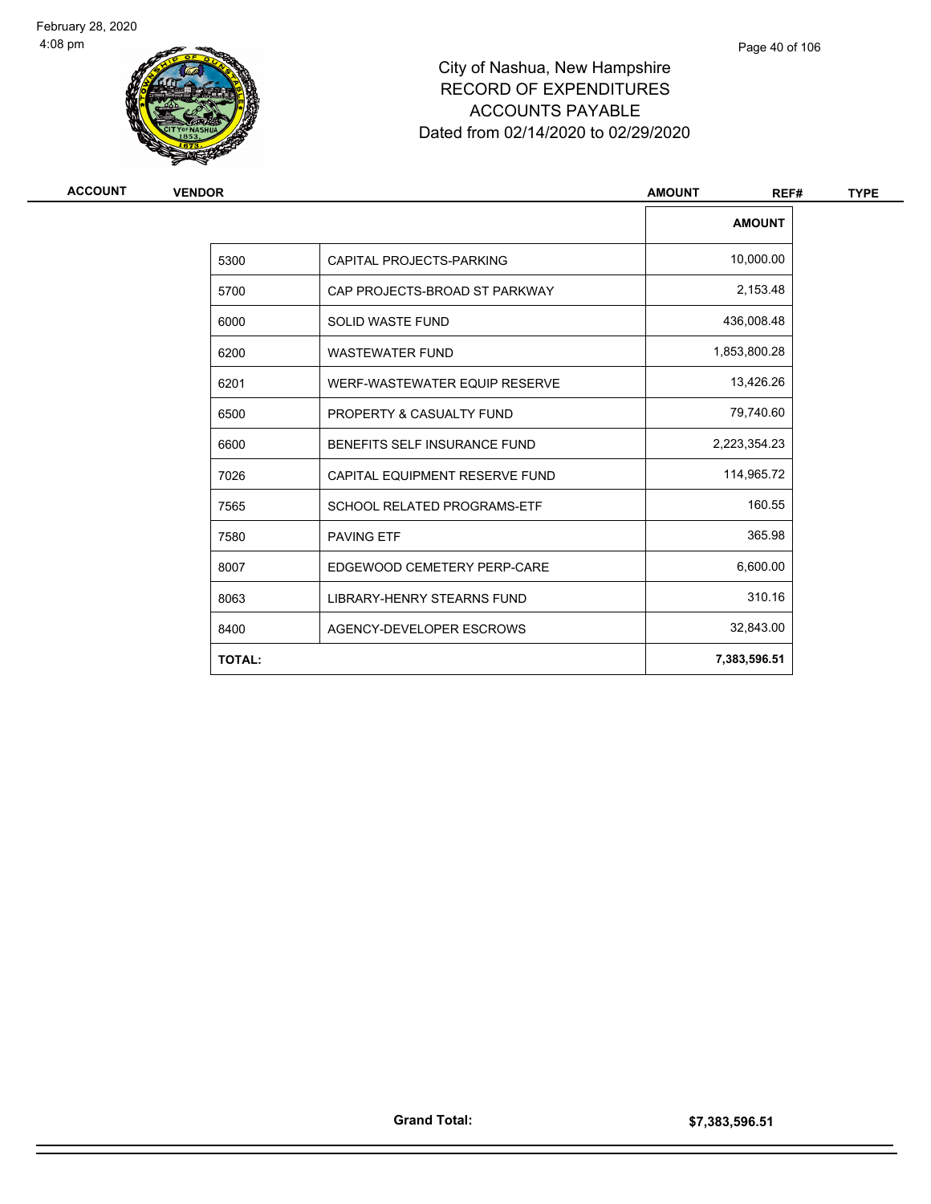City of Nashua, New Hampshire
RECORD OF EXPENDITURES
ACCOUNTS PAYABLE
Dated from 02/14/2020 to 02/29/2020

| ACCOUNT | VENDOR | AMOUNT | REF# | TYPE |
|---|---|---|---|---|

| | | AMOUNT |
|---|---|---|
| 5300 | CAPITAL PROJECTS-PARKING | 10,000.00 |
| 5700 | CAP PROJECTS-BROAD ST PARKWAY | 2,153.48 |
| 6000 | SOLID WASTE FUND | 436,008.48 |
| 6200 | WASTEWATER FUND | 1,853,800.28 |
| 6201 | WERF-WASTEWATER EQUIP RESERVE | 13,426.26 |
| 6500 | PROPERTY & CASUALTY FUND | 79,740.60 |
| 6600 | BENEFITS SELF INSURANCE FUND | 2,223,354.23 |
| 7026 | CAPITAL EQUIPMENT RESERVE FUND | 114,965.72 |
| 7565 | SCHOOL RELATED PROGRAMS-ETF | 160.55 |
| 7580 | PAVING ETF | 365.98 |
| 8007 | EDGEWOOD CEMETERY PERP-CARE | 6,600.00 |
| 8063 | LIBRARY-HENRY STEARNS FUND | 310.16 |
| 8400 | AGENCY-DEVELOPER ESCROWS | 32,843.00 |
| **TOTAL:** | | **7,383,596.51** |

**Grand Total:** **$7,383,596.51**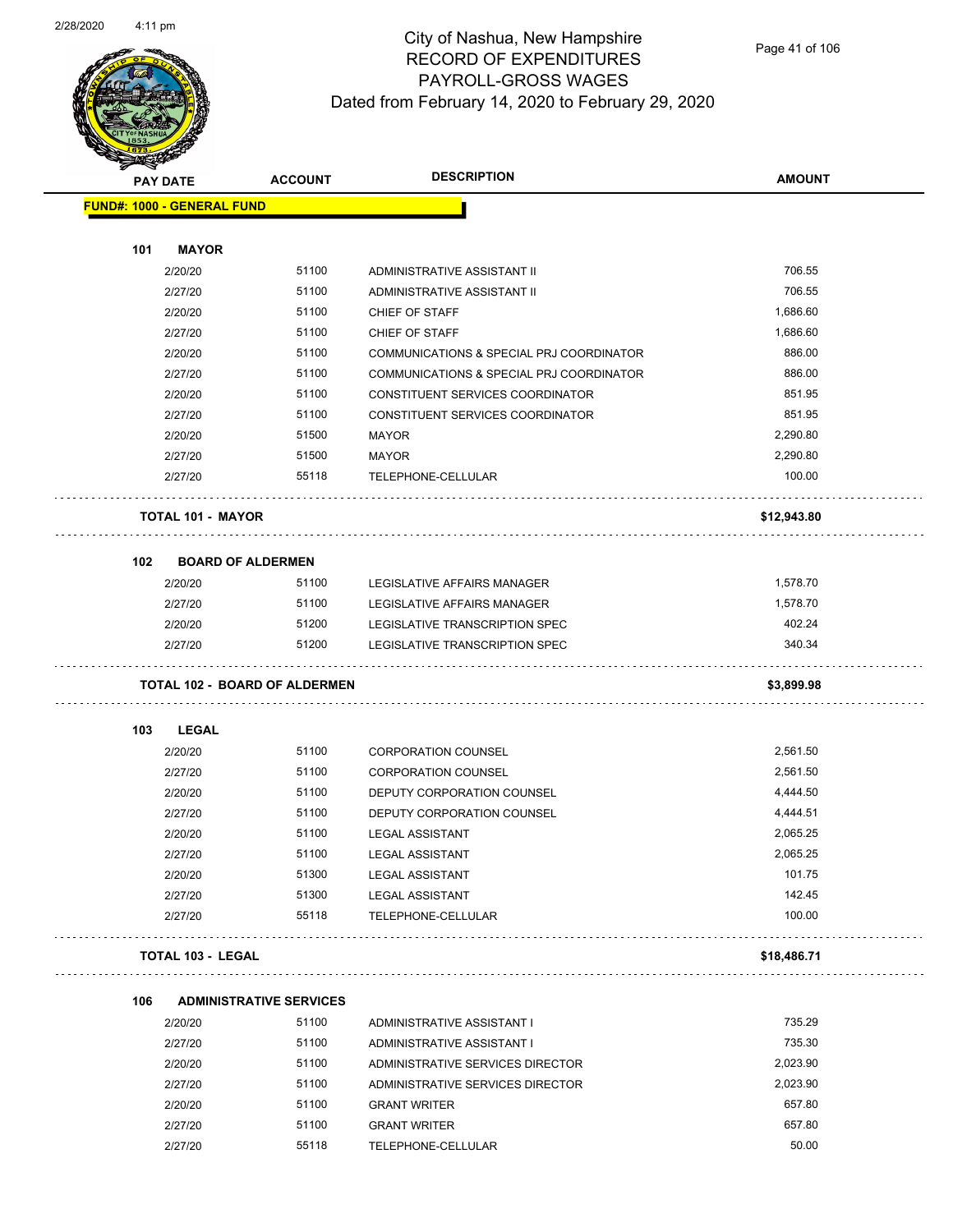# City of Nashua, New Hampshire
## RECORD OF EXPENDITURES
## PAYROLL-GROSS WAGES
## Dated from February 14, 2020 to February 29, 2020

| PAY DATE | ACCOUNT | DESCRIPTION | AMOUNT |
|---|---|---|---|
| **FUND#: 1000 - GENERAL FUND** | | | |
| **101 MAYOR** | | | |
| 2/20/20 | 51100 | ADMINISTRATIVE ASSISTANT II | 706.55 |
| 2/27/20 | 51100 | ADMINISTRATIVE ASSISTANT II | 706.55 |
| 2/20/20 | 51100 | CHIEF OF STAFF | 1,686.60 |
| 2/27/20 | 51100 | CHIEF OF STAFF | 1,686.60 |
| 2/20/20 | 51100 | COMMUNICATIONS & SPECIAL PRJ COORDINATOR | 886.00 |
| 2/27/20 | 51100 | COMMUNICATIONS & SPECIAL PRJ COORDINATOR | 886.00 |
| 2/20/20 | 51100 | CONSTITUENT SERVICES COORDINATOR | 851.95 |
| 2/27/20 | 51100 | CONSTITUENT SERVICES COORDINATOR | 851.95 |
| 2/20/20 | 51500 | MAYOR | 2,290.80 |
| 2/27/20 | 51500 | MAYOR | 2,290.80 |
| 2/27/20 | 55118 | TELEPHONE-CELLULAR | 100.00 |
| **TOTAL 101 - MAYOR** | | | **$12,943.80** |
| **102 BOARD OF ALDERMEN** | | | |
| 2/20/20 | 51100 | LEGISLATIVE AFFAIRS MANAGER | 1,578.70 |
| 2/27/20 | 51100 | LEGISLATIVE AFFAIRS MANAGER | 1,578.70 |
| 2/20/20 | 51200 | LEGISLATIVE TRANSCRIPTION SPEC | 402.24 |
| 2/27/20 | 51200 | LEGISLATIVE TRANSCRIPTION SPEC | 340.34 |
| **TOTAL 102 - BOARD OF ALDERMEN** | | | **$3,899.98** |
| **103 LEGAL** | | | |
| 2/20/20 | 51100 | CORPORATION COUNSEL | 2,561.50 |
| 2/27/20 | 51100 | CORPORATION COUNSEL | 2,561.50 |
| 2/20/20 | 51100 | DEPUTY CORPORATION COUNSEL | 4,444.50 |
| 2/27/20 | 51100 | DEPUTY CORPORATION COUNSEL | 4,444.51 |
| 2/20/20 | 51100 | LEGAL ASSISTANT | 2,065.25 |
| 2/27/20 | 51100 | LEGAL ASSISTANT | 2,065.25 |
| 2/20/20 | 51300 | LEGAL ASSISTANT | 101.75 |
| 2/27/20 | 51300 | LEGAL ASSISTANT | 142.45 |
| 2/27/20 | 55118 | TELEPHONE-CELLULAR | 100.00 |
| **TOTAL 103 - LEGAL** | | | **$18,486.71** |
| **106 ADMINISTRATIVE SERVICES** | | | |
| 2/20/20 | 51100 | ADMINISTRATIVE ASSISTANT I | 735.29 |
| 2/27/20 | 51100 | ADMINISTRATIVE ASSISTANT I | 735.30 |
| 2/20/20 | 51100 | ADMINISTRATIVE SERVICES DIRECTOR | 2,023.90 |
| 2/27/20 | 51100 | ADMINISTRATIVE SERVICES DIRECTOR | 2,023.90 |
| 2/20/20 | 51100 | GRANT WRITER | 657.80 |
| 2/27/20 | 51100 | GRANT WRITER | 657.80 |
| 2/27/20 | 55118 | TELEPHONE-CELLULAR | 50.00 |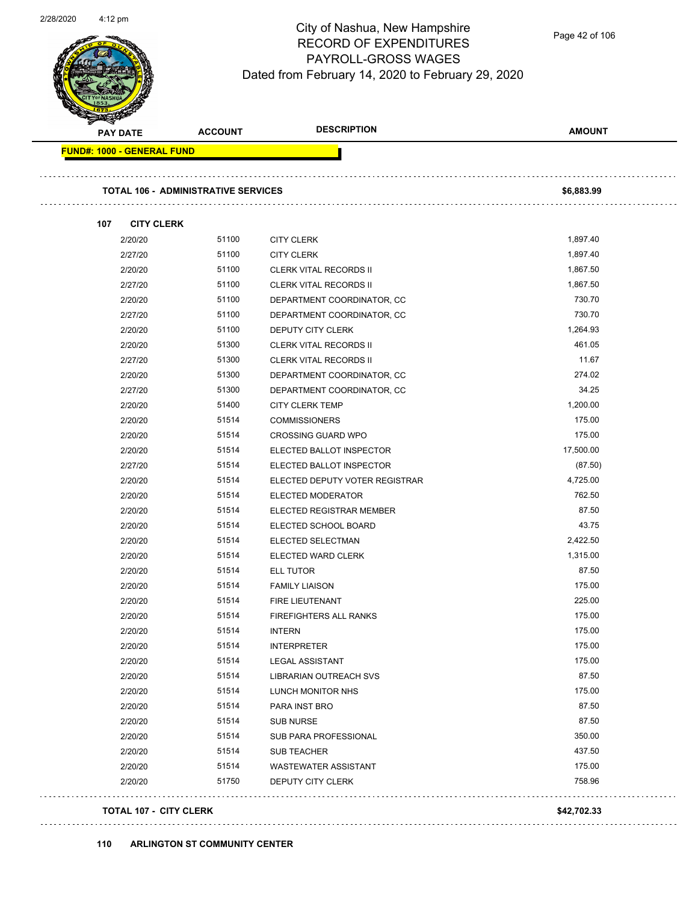# City of Nashua, New Hampshire
## RECORD OF EXPENDITURES
## PAYROLL-GROSS WAGES
Dated from February 14, 2020 to February 29, 2020

| PAY DATE | ACCOUNT | DESCRIPTION | AMOUNT |
|---|---|---|---|
| **FUND#: 1000 - GENERAL FUND** | | | |
| **TOTAL 106 - ADMINISTRATIVE SERVICES** | | | **$6,883.99** |
| **107 CITY CLERK** | | | |
| 2/20/20 | 51100 | CITY CLERK | 1,897.40 |
| 2/27/20 | 51100 | CITY CLERK | 1,897.40 |
| 2/20/20 | 51100 | CLERK VITAL RECORDS II | 1,867.50 |
| 2/27/20 | 51100 | CLERK VITAL RECORDS II | 1,867.50 |
| 2/20/20 | 51100 | DEPARTMENT COORDINATOR, CC | 730.70 |
| 2/27/20 | 51100 | DEPARTMENT COORDINATOR, CC | 730.70 |
| 2/20/20 | 51100 | DEPUTY CITY CLERK | 1,264.93 |
| 2/20/20 | 51300 | CLERK VITAL RECORDS II | 461.05 |
| 2/27/20 | 51300 | CLERK VITAL RECORDS II | 11.67 |
| 2/20/20 | 51300 | DEPARTMENT COORDINATOR, CC | 274.02 |
| 2/27/20 | 51300 | DEPARTMENT COORDINATOR, CC | 34.25 |
| 2/20/20 | 51400 | CITY CLERK TEMP | 1,200.00 |
| 2/20/20 | 51514 | COMMISSIONERS | 175.00 |
| 2/20/20 | 51514 | CROSSING GUARD WPO | 175.00 |
| 2/20/20 | 51514 | ELECTED BALLOT INSPECTOR | 17,500.00 |
| 2/27/20 | 51514 | ELECTED BALLOT INSPECTOR | (87.50) |
| 2/20/20 | 51514 | ELECTED DEPUTY VOTER REGISTRAR | 4,725.00 |
| 2/20/20 | 51514 | ELECTED MODERATOR | 762.50 |
| 2/20/20 | 51514 | ELECTED REGISTRAR MEMBER | 87.50 |
| 2/20/20 | 51514 | ELECTED SCHOOL BOARD | 43.75 |
| 2/20/20 | 51514 | ELECTED SELECTMAN | 2,422.50 |
| 2/20/20 | 51514 | ELECTED WARD CLERK | 1,315.00 |
| 2/20/20 | 51514 | ELL TUTOR | 87.50 |
| 2/20/20 | 51514 | FAMILY LIAISON | 175.00 |
| 2/20/20 | 51514 | FIRE LIEUTENANT | 225.00 |
| 2/20/20 | 51514 | FIREFIGHTERS ALL RANKS | 175.00 |
| 2/20/20 | 51514 | INTERN | 175.00 |
| 2/20/20 | 51514 | INTERPRETER | 175.00 |
| 2/20/20 | 51514 | LEGAL ASSISTANT | 175.00 |
| 2/20/20 | 51514 | LIBRARIAN OUTREACH SVS | 87.50 |
| 2/20/20 | 51514 | LUNCH MONITOR NHS | 175.00 |
| 2/20/20 | 51514 | PARA INST BRO | 87.50 |
| 2/20/20 | 51514 | SUB NURSE | 87.50 |
| 2/20/20 | 51514 | SUB PARA PROFESSIONAL | 350.00 |
| 2/20/20 | 51514 | SUB TEACHER | 437.50 |
| 2/20/20 | 51514 | WASTEWATER ASSISTANT | 175.00 |
| 2/20/20 | 51750 | DEPUTY CITY CLERK | 758.96 |
| **TOTAL 107 - CITY CLERK** | | | **$42,702.33** |
| **110 ARLINGTON ST COMMUNITY CENTER** | | | |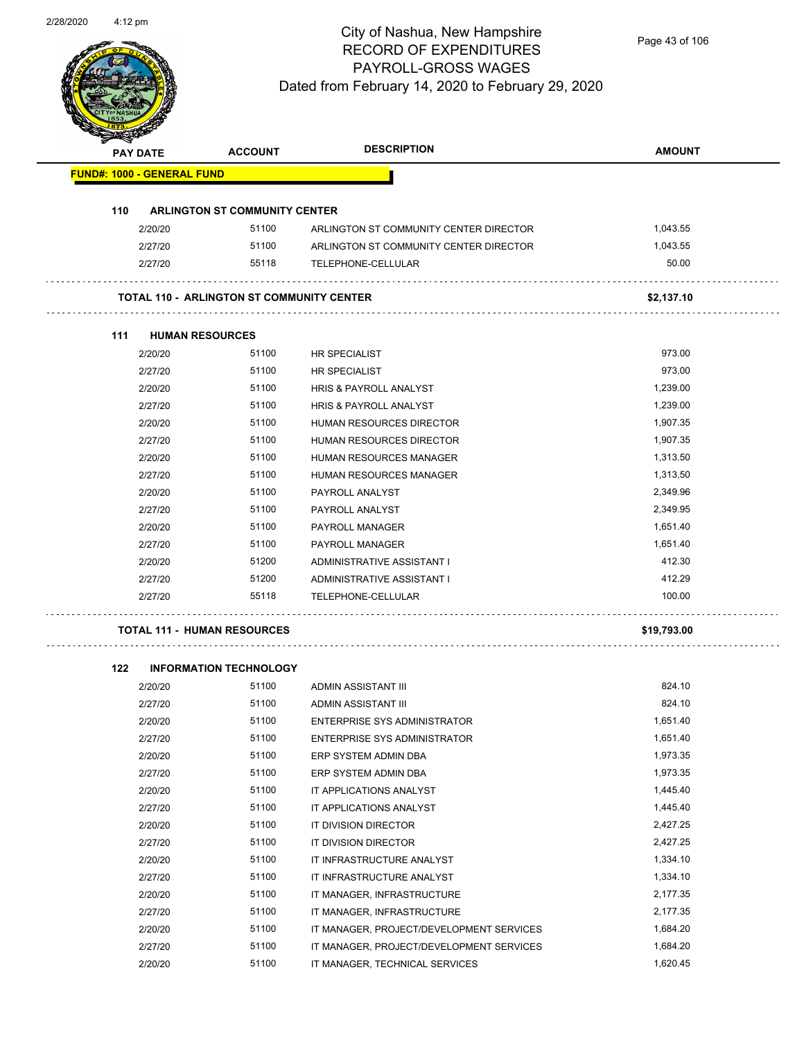# City of Nashua, New Hampshire
## RECORD OF EXPENDITURES
## PAYROLL-GROSS WAGES
### Dated from February 14, 2020 to February 29, 2020

| PAY DATE | ACCOUNT | DESCRIPTION | AMOUNT |
|---|---|---|---|
| **FUND#: 1000 - GENERAL FUND** | | | |
| **110 ARLINGTON ST COMMUNITY CENTER** | | | |
| 2/20/20 | 51100 | ARLINGTON ST COMMUNITY CENTER DIRECTOR | 1,043.55 |
| 2/27/20 | 51100 | ARLINGTON ST COMMUNITY CENTER DIRECTOR | 1,043.55 |
| 2/27/20 | 55118 | TELEPHONE-CELLULAR | 50.00 |
| **TOTAL 110 - ARLINGTON ST COMMUNITY CENTER** | | | **$2,137.10** |
| **111 HUMAN RESOURCES** | | | |
| 2/20/20 | 51100 | HR SPECIALIST | 973.00 |
| 2/27/20 | 51100 | HR SPECIALIST | 973.00 |
| 2/20/20 | 51100 | HRIS & PAYROLL ANALYST | 1,239.00 |
| 2/27/20 | 51100 | HRIS & PAYROLL ANALYST | 1,239.00 |
| 2/20/20 | 51100 | HUMAN RESOURCES DIRECTOR | 1,907.35 |
| 2/27/20 | 51100 | HUMAN RESOURCES DIRECTOR | 1,907.35 |
| 2/20/20 | 51100 | HUMAN RESOURCES MANAGER | 1,313.50 |
| 2/27/20 | 51100 | HUMAN RESOURCES MANAGER | 1,313.50 |
| 2/20/20 | 51100 | PAYROLL ANALYST | 2,349.96 |
| 2/27/20 | 51100 | PAYROLL ANALYST | 2,349.95 |
| 2/20/20 | 51100 | PAYROLL MANAGER | 1,651.40 |
| 2/27/20 | 51100 | PAYROLL MANAGER | 1,651.40 |
| 2/20/20 | 51200 | ADMINISTRATIVE ASSISTANT I | 412.30 |
| 2/27/20 | 51200 | ADMINISTRATIVE ASSISTANT I | 412.29 |
| 2/27/20 | 55118 | TELEPHONE-CELLULAR | 100.00 |
| **TOTAL 111 - HUMAN RESOURCES** | | | **$19,793.00** |
| **122 INFORMATION TECHNOLOGY** | | | |
| 2/20/20 | 51100 | ADMIN ASSISTANT III | 824.10 |
| 2/27/20 | 51100 | ADMIN ASSISTANT III | 824.10 |
| 2/20/20 | 51100 | ENTERPRISE SYS ADMINISTRATOR | 1,651.40 |
| 2/27/20 | 51100 | ENTERPRISE SYS ADMINISTRATOR | 1,651.40 |
| 2/20/20 | 51100 | ERP SYSTEM ADMIN DBA | 1,973.35 |
| 2/27/20 | 51100 | ERP SYSTEM ADMIN DBA | 1,973.35 |
| 2/20/20 | 51100 | IT APPLICATIONS ANALYST | 1,445.40 |
| 2/27/20 | 51100 | IT APPLICATIONS ANALYST | 1,445.40 |
| 2/20/20 | 51100 | IT DIVISION DIRECTOR | 2,427.25 |
| 2/27/20 | 51100 | IT DIVISION DIRECTOR | 2,427.25 |
| 2/20/20 | 51100 | IT INFRASTRUCTURE ANALYST | 1,334.10 |
| 2/27/20 | 51100 | IT INFRASTRUCTURE ANALYST | 1,334.10 |
| 2/20/20 | 51100 | IT MANAGER, INFRASTRUCTURE | 2,177.35 |
| 2/27/20 | 51100 | IT MANAGER, INFRASTRUCTURE | 2,177.35 |
| 2/20/20 | 51100 | IT MANAGER, PROJECT/DEVELOPMENT SERVICES | 1,684.20 |
| 2/27/20 | 51100 | IT MANAGER, PROJECT/DEVELOPMENT SERVICES | 1,684.20 |
| 2/20/20 | 51100 | IT MANAGER, TECHNICAL SERVICES | 1,620.45 |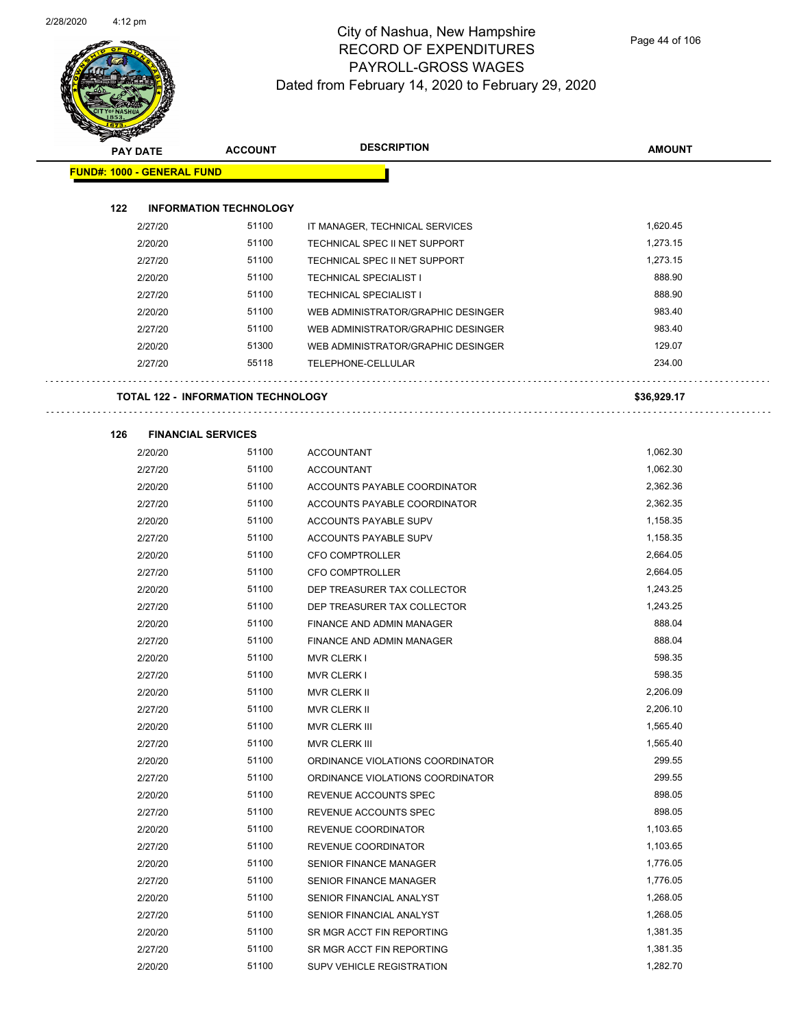# City of Nashua, New Hampshire
## RECORD OF EXPENDITURES
## PAYROLL-GROSS WAGES
### Dated from February 14, 2020 to February 29, 2020

| PAY DATE | ACCOUNT | DESCRIPTION | AMOUNT |
|---|---|---|---|
| **FUND#: 1000 - GENERAL FUND** | | | |
| **122 INFORMATION TECHNOLOGY** | | | |
| 2/27/20 | 51100 | IT MANAGER, TECHNICAL SERVICES | 1,620.45 |
| 2/20/20 | 51100 | TECHNICAL SPEC II NET SUPPORT | 1,273.15 |
| 2/27/20 | 51100 | TECHNICAL SPEC II NET SUPPORT | 1,273.15 |
| 2/20/20 | 51100 | TECHNICAL SPECIALIST I | 888.90 |
| 2/27/20 | 51100 | TECHNICAL SPECIALIST I | 888.90 |
| 2/20/20 | 51100 | WEB ADMINISTRATOR/GRAPHIC DESINGER | 983.40 |
| 2/27/20 | 51100 | WEB ADMINISTRATOR/GRAPHIC DESINGER | 983.40 |
| 2/20/20 | 51300 | WEB ADMINISTRATOR/GRAPHIC DESINGER | 129.07 |
| 2/27/20 | 55118 | TELEPHONE-CELLULAR | 234.00 |
| **TOTAL 122 - INFORMATION TECHNOLOGY** | | | **$36,929.17** |
| **126 FINANCIAL SERVICES** | | | |
| 2/20/20 | 51100 | ACCOUNTANT | 1,062.30 |
| 2/27/20 | 51100 | ACCOUNTANT | 1,062.30 |
| 2/20/20 | 51100 | ACCOUNTS PAYABLE COORDINATOR | 2,362.36 |
| 2/27/20 | 51100 | ACCOUNTS PAYABLE COORDINATOR | 2,362.35 |
| 2/20/20 | 51100 | ACCOUNTS PAYABLE SUPV | 1,158.35 |
| 2/27/20 | 51100 | ACCOUNTS PAYABLE SUPV | 1,158.35 |
| 2/20/20 | 51100 | CFO COMPTROLLER | 2,664.05 |
| 2/27/20 | 51100 | CFO COMPTROLLER | 2,664.05 |
| 2/20/20 | 51100 | DEP TREASURER TAX COLLECTOR | 1,243.25 |
| 2/27/20 | 51100 | DEP TREASURER TAX COLLECTOR | 1,243.25 |
| 2/20/20 | 51100 | FINANCE AND ADMIN MANAGER | 888.04 |
| 2/27/20 | 51100 | FINANCE AND ADMIN MANAGER | 888.04 |
| 2/20/20 | 51100 | MVR CLERK I | 598.35 |
| 2/27/20 | 51100 | MVR CLERK I | 598.35 |
| 2/20/20 | 51100 | MVR CLERK II | 2,206.09 |
| 2/27/20 | 51100 | MVR CLERK II | 2,206.10 |
| 2/20/20 | 51100 | MVR CLERK III | 1,565.40 |
| 2/27/20 | 51100 | MVR CLERK III | 1,565.40 |
| 2/20/20 | 51100 | ORDINANCE VIOLATIONS COORDINATOR | 299.55 |
| 2/27/20 | 51100 | ORDINANCE VIOLATIONS COORDINATOR | 299.55 |
| 2/20/20 | 51100 | REVENUE ACCOUNTS SPEC | 898.05 |
| 2/27/20 | 51100 | REVENUE ACCOUNTS SPEC | 898.05 |
| 2/20/20 | 51100 | REVENUE COORDINATOR | 1,103.65 |
| 2/27/20 | 51100 | REVENUE COORDINATOR | 1,103.65 |
| 2/20/20 | 51100 | SENIOR FINANCE MANAGER | 1,776.05 |
| 2/27/20 | 51100 | SENIOR FINANCE MANAGER | 1,776.05 |
| 2/20/20 | 51100 | SENIOR FINANCIAL ANALYST | 1,268.05 |
| 2/27/20 | 51100 | SENIOR FINANCIAL ANALYST | 1,268.05 |
| 2/20/20 | 51100 | SR MGR ACCT FIN REPORTING | 1,381.35 |
| 2/27/20 | 51100 | SR MGR ACCT FIN REPORTING | 1,381.35 |
| 2/20/20 | 51100 | SUPV VEHICLE REGISTRATION | 1,282.70 |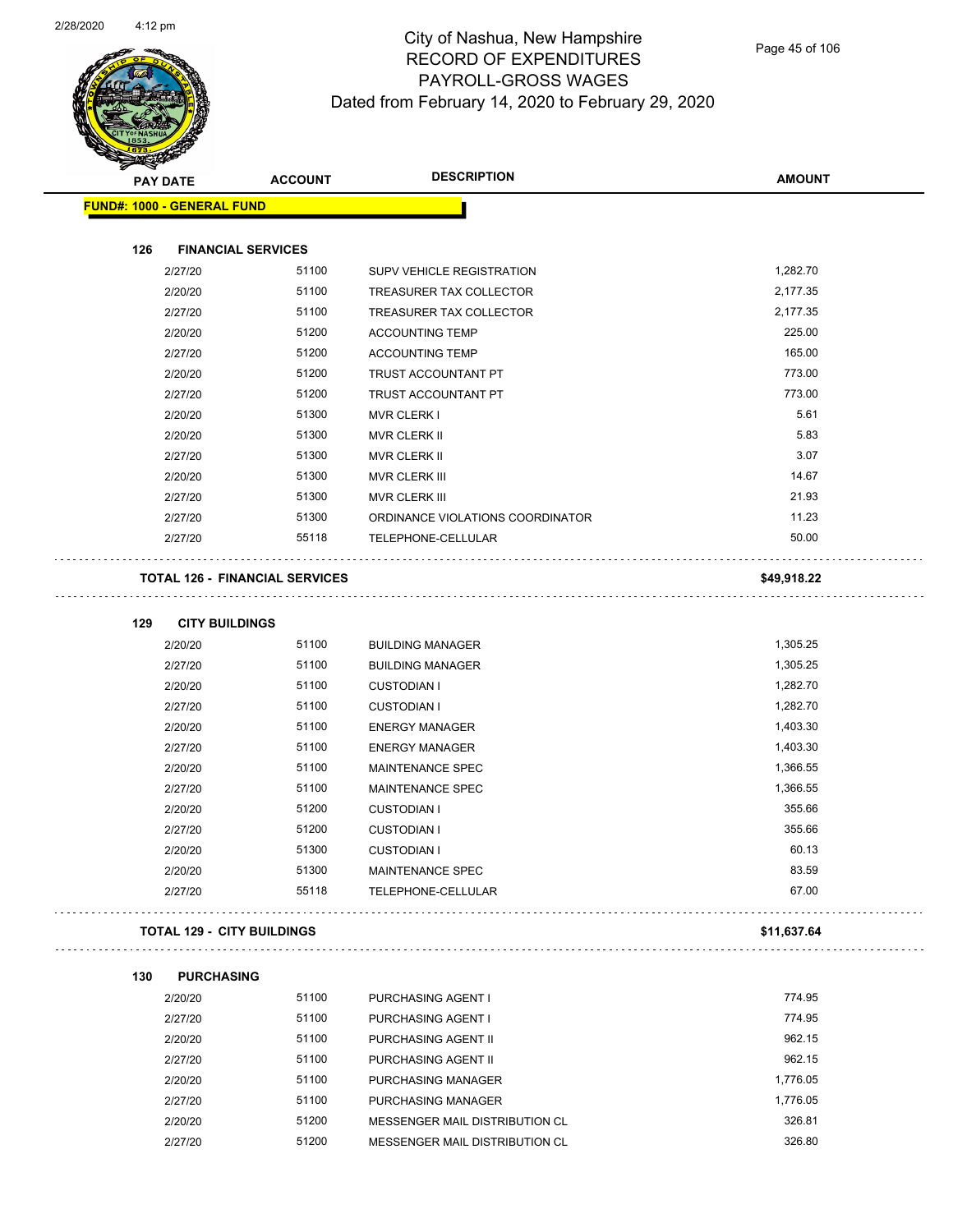# City of Nashua, New Hampshire
## RECORD OF EXPENDITURES
## PAYROLL-GROSS WAGES
## Dated from February 14, 2020 to February 29, 2020

| PAY DATE | ACCOUNT | DESCRIPTION | AMOUNT |
|---|---|---|---|

**FUND#: 1000 - GENERAL FUND**

### 126 FINANCIAL SERVICES

| PAY DATE | ACCOUNT | DESCRIPTION | AMOUNT |
|---|---|---|---|
| 2/27/20 | 51100 | SUPV VEHICLE REGISTRATION | 1,282.70 |
| 2/20/20 | 51100 | TREASURER TAX COLLECTOR | 2,177.35 |
| 2/27/20 | 51100 | TREASURER TAX COLLECTOR | 2,177.35 |
| 2/20/20 | 51200 | ACCOUNTING TEMP | 225.00 |
| 2/27/20 | 51200 | ACCOUNTING TEMP | 165.00 |
| 2/20/20 | 51200 | TRUST ACCOUNTANT PT | 773.00 |
| 2/27/20 | 51200 | TRUST ACCOUNTANT PT | 773.00 |
| 2/20/20 | 51300 | MVR CLERK I | 5.61 |
| 2/20/20 | 51300 | MVR CLERK II | 5.83 |
| 2/27/20 | 51300 | MVR CLERK II | 3.07 |
| 2/20/20 | 51300 | MVR CLERK III | 14.67 |
| 2/27/20 | 51300 | MVR CLERK III | 21.93 |
| 2/27/20 | 51300 | ORDINANCE VIOLATIONS COORDINATOR | 11.23 |
| 2/27/20 | 55118 | TELEPHONE-CELLULAR | 50.00 |

**TOTAL 126 - FINANCIAL SERVICES** **$49,918.22**

### 129 CITY BUILDINGS

| PAY DATE | ACCOUNT | DESCRIPTION | AMOUNT |
|---|---|---|---|
| 2/20/20 | 51100 | BUILDING MANAGER | 1,305.25 |
| 2/27/20 | 51100 | BUILDING MANAGER | 1,305.25 |
| 2/20/20 | 51100 | CUSTODIAN I | 1,282.70 |
| 2/27/20 | 51100 | CUSTODIAN I | 1,282.70 |
| 2/20/20 | 51100 | ENERGY MANAGER | 1,403.30 |
| 2/27/20 | 51100 | ENERGY MANAGER | 1,403.30 |
| 2/20/20 | 51100 | MAINTENANCE SPEC | 1,366.55 |
| 2/27/20 | 51100 | MAINTENANCE SPEC | 1,366.55 |
| 2/20/20 | 51200 | CUSTODIAN I | 355.66 |
| 2/27/20 | 51200 | CUSTODIAN I | 355.66 |
| 2/20/20 | 51300 | CUSTODIAN I | 60.13 |
| 2/20/20 | 51300 | MAINTENANCE SPEC | 83.59 |
| 2/27/20 | 55118 | TELEPHONE-CELLULAR | 67.00 |

**TOTAL 129 - CITY BUILDINGS** **$11,637.64**

### 130 PURCHASING

| PAY DATE | ACCOUNT | DESCRIPTION | AMOUNT |
|---|---|---|---|
| 2/20/20 | 51100 | PURCHASING AGENT I | 774.95 |
| 2/27/20 | 51100 | PURCHASING AGENT I | 774.95 |
| 2/20/20 | 51100 | PURCHASING AGENT II | 962.15 |
| 2/27/20 | 51100 | PURCHASING AGENT II | 962.15 |
| 2/20/20 | 51100 | PURCHASING MANAGER | 1,776.05 |
| 2/27/20 | 51100 | PURCHASING MANAGER | 1,776.05 |
| 2/20/20 | 51200 | MESSENGER MAIL DISTRIBUTION CL | 326.81 |
| 2/27/20 | 51200 | MESSENGER MAIL DISTRIBUTION CL | 326.80 |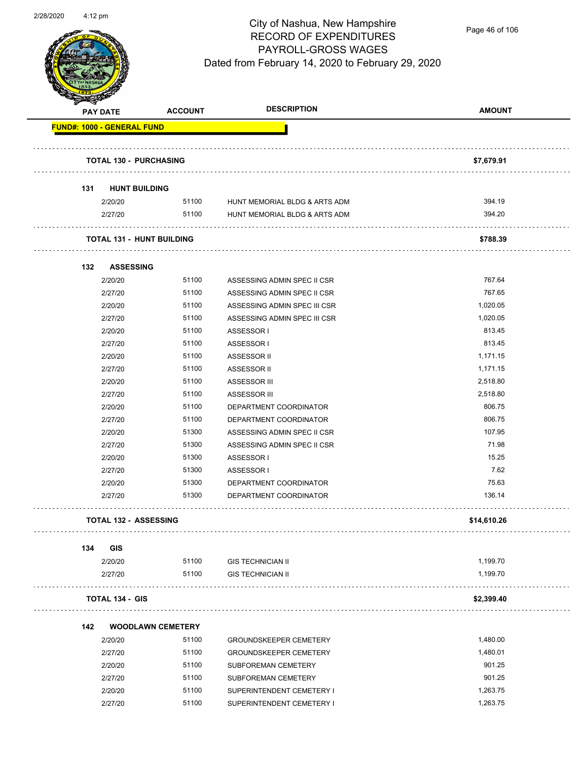# City of Nashua, New Hampshire
## RECORD OF EXPENDITURES
## PAYROLL-GROSS WAGES
### Dated from February 14, 2020 to February 29, 2020

| PAY DATE | ACCOUNT | DESCRIPTION | AMOUNT |
|---|---|---|---|
| **FUND#: 1000 - GENERAL FUND** | | | |
| **TOTAL 130 - PURCHASING** | | | **$7,679.91** |
| **131 HUNT BUILDING** | | | |
| 2/20/20 | 51100 | HUNT MEMORIAL BLDG & ARTS ADM | 394.19 |
| 2/27/20 | 51100 | HUNT MEMORIAL BLDG & ARTS ADM | 394.20 |
| **TOTAL 131 - HUNT BUILDING** | | | **$788.39** |
| **132 ASSESSING** | | | |
| 2/20/20 | 51100 | ASSESSING ADMIN SPEC II CSR | 767.64 |
| 2/27/20 | 51100 | ASSESSING ADMIN SPEC II CSR | 767.65 |
| 2/20/20 | 51100 | ASSESSING ADMIN SPEC III CSR | 1,020.05 |
| 2/27/20 | 51100 | ASSESSING ADMIN SPEC III CSR | 1,020.05 |
| 2/20/20 | 51100 | ASSESSOR I | 813.45 |
| 2/27/20 | 51100 | ASSESSOR I | 813.45 |
| 2/20/20 | 51100 | ASSESSOR II | 1,171.15 |
| 2/27/20 | 51100 | ASSESSOR II | 1,171.15 |
| 2/20/20 | 51100 | ASSESSOR III | 2,518.80 |
| 2/27/20 | 51100 | ASSESSOR III | 2,518.80 |
| 2/20/20 | 51100 | DEPARTMENT COORDINATOR | 806.75 |
| 2/27/20 | 51100 | DEPARTMENT COORDINATOR | 806.75 |
| 2/20/20 | 51300 | ASSESSING ADMIN SPEC II CSR | 107.95 |
| 2/27/20 | 51300 | ASSESSING ADMIN SPEC II CSR | 71.98 |
| 2/20/20 | 51300 | ASSESSOR I | 15.25 |
| 2/27/20 | 51300 | ASSESSOR I | 7.62 |
| 2/20/20 | 51300 | DEPARTMENT COORDINATOR | 75.63 |
| 2/27/20 | 51300 | DEPARTMENT COORDINATOR | 136.14 |
| **TOTAL 132 - ASSESSING** | | | **$14,610.26** |
| **134 GIS** | | | |
| 2/20/20 | 51100 | GIS TECHNICIAN II | 1,199.70 |
| 2/27/20 | 51100 | GIS TECHNICIAN II | 1,199.70 |
| **TOTAL 134 - GIS** | | | **$2,399.40** |
| **142 WOODLAWN CEMETERY** | | | |
| 2/20/20 | 51100 | GROUNDSKEEPER CEMETERY | 1,480.00 |
| 2/27/20 | 51100 | GROUNDSKEEPER CEMETERY | 1,480.01 |
| 2/20/20 | 51100 | SUBFOREMAN CEMETERY | 901.25 |
| 2/27/20 | 51100 | SUBFOREMAN CEMETERY | 901.25 |
| 2/20/20 | 51100 | SUPERINTENDENT CEMETERY I | 1,263.75 |
| 2/27/20 | 51100 | SUPERINTENDENT CEMETERY I | 1,263.75 |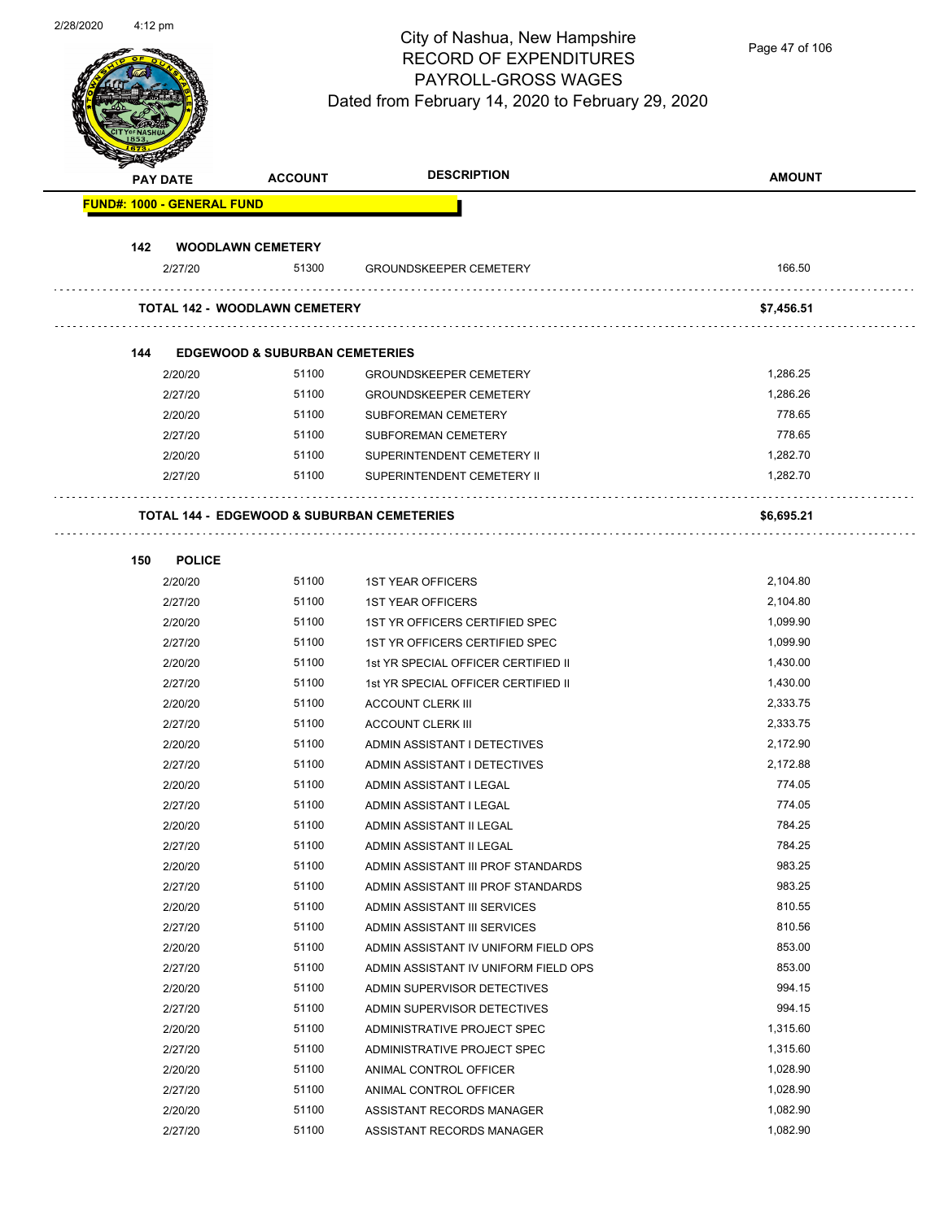# City of Nashua, New Hampshire
## RECORD OF EXPENDITURES
## PAYROLL-GROSS WAGES
## Dated from February 14, 2020 to February 29, 2020

| PAY DATE | ACCOUNT | DESCRIPTION | AMOUNT |
|---|---|---|---|
| **FUND#: 1000 - GENERAL FUND** | | | |
| **142 WOODLAWN CEMETERY** | | | |
| 2/27/20 | 51300 | GROUNDSKEEPER CEMETERY | 166.50 |
| **TOTAL 142 - WOODLAWN CEMETERY** | | | **$7,456.51** |
| **144 EDGEWOOD & SUBURBAN CEMETERIES** | | | |
| 2/20/20 | 51100 | GROUNDSKEEPER CEMETERY | 1,286.25 |
| 2/27/20 | 51100 | GROUNDSKEEPER CEMETERY | 1,286.26 |
| 2/20/20 | 51100 | SUBFOREMAN CEMETERY | 778.65 |
| 2/27/20 | 51100 | SUBFOREMAN CEMETERY | 778.65 |
| 2/20/20 | 51100 | SUPERINTENDENT CEMETERY II | 1,282.70 |
| 2/27/20 | 51100 | SUPERINTENDENT CEMETERY II | 1,282.70 |
| **TOTAL 144 - EDGEWOOD & SUBURBAN CEMETERIES** | | | **$6,695.21** |
| **150 POLICE** | | | |
| 2/20/20 | 51100 | 1ST YEAR OFFICERS | 2,104.80 |
| 2/27/20 | 51100 | 1ST YEAR OFFICERS | 2,104.80 |
| 2/20/20 | 51100 | 1ST YR OFFICERS CERTIFIED SPEC | 1,099.90 |
| 2/27/20 | 51100 | 1ST YR OFFICERS CERTIFIED SPEC | 1,099.90 |
| 2/20/20 | 51100 | 1st YR SPECIAL OFFICER CERTIFIED II | 1,430.00 |
| 2/27/20 | 51100 | 1st YR SPECIAL OFFICER CERTIFIED II | 1,430.00 |
| 2/20/20 | 51100 | ACCOUNT CLERK III | 2,333.75 |
| 2/27/20 | 51100 | ACCOUNT CLERK III | 2,333.75 |
| 2/20/20 | 51100 | ADMIN ASSISTANT I DETECTIVES | 2,172.90 |
| 2/27/20 | 51100 | ADMIN ASSISTANT I DETECTIVES | 2,172.88 |
| 2/20/20 | 51100 | ADMIN ASSISTANT I LEGAL | 774.05 |
| 2/27/20 | 51100 | ADMIN ASSISTANT I LEGAL | 774.05 |
| 2/20/20 | 51100 | ADMIN ASSISTANT II LEGAL | 784.25 |
| 2/27/20 | 51100 | ADMIN ASSISTANT II LEGAL | 784.25 |
| 2/20/20 | 51100 | ADMIN ASSISTANT III PROF STANDARDS | 983.25 |
| 2/27/20 | 51100 | ADMIN ASSISTANT III PROF STANDARDS | 983.25 |
| 2/20/20 | 51100 | ADMIN ASSISTANT III SERVICES | 810.55 |
| 2/27/20 | 51100 | ADMIN ASSISTANT III SERVICES | 810.56 |
| 2/20/20 | 51100 | ADMIN ASSISTANT IV UNIFORM FIELD OPS | 853.00 |
| 2/27/20 | 51100 | ADMIN ASSISTANT IV UNIFORM FIELD OPS | 853.00 |
| 2/20/20 | 51100 | ADMIN SUPERVISOR DETECTIVES | 994.15 |
| 2/27/20 | 51100 | ADMIN SUPERVISOR DETECTIVES | 994.15 |
| 2/20/20 | 51100 | ADMINISTRATIVE PROJECT SPEC | 1,315.60 |
| 2/27/20 | 51100 | ADMINISTRATIVE PROJECT SPEC | 1,315.60 |
| 2/20/20 | 51100 | ANIMAL CONTROL OFFICER | 1,028.90 |
| 2/27/20 | 51100 | ANIMAL CONTROL OFFICER | 1,028.90 |
| 2/20/20 | 51100 | ASSISTANT RECORDS MANAGER | 1,082.90 |
| 2/27/20 | 51100 | ASSISTANT RECORDS MANAGER | 1,082.90 |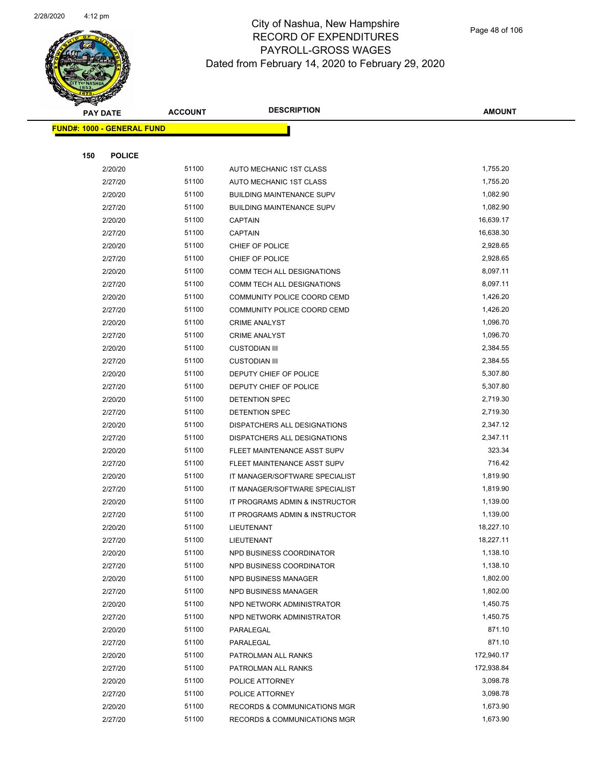# City of Nashua, New Hampshire
# RECORD OF EXPENDITURES
# PAYROLL-GROSS WAGES
# Dated from February 14, 2020 to February 29, 2020

| PAY DATE | ACCOUNT | DESCRIPTION | AMOUNT |
|---|---|---|---|
| **FUND#: 1000 - GENERAL FUND** | | | |
| **150 POLICE** | | | |
| 2/20/20 | 51100 | AUTO MECHANIC 1ST CLASS | 1,755.20 |
| 2/27/20 | 51100 | AUTO MECHANIC 1ST CLASS | 1,755.20 |
| 2/20/20 | 51100 | BUILDING MAINTENANCE SUPV | 1,082.90 |
| 2/27/20 | 51100 | BUILDING MAINTENANCE SUPV | 1,082.90 |
| 2/20/20 | 51100 | CAPTAIN | 16,639.17 |
| 2/27/20 | 51100 | CAPTAIN | 16,638.30 |
| 2/20/20 | 51100 | CHIEF OF POLICE | 2,928.65 |
| 2/27/20 | 51100 | CHIEF OF POLICE | 2,928.65 |
| 2/20/20 | 51100 | COMM TECH ALL DESIGNATIONS | 8,097.11 |
| 2/27/20 | 51100 | COMM TECH ALL DESIGNATIONS | 8,097.11 |
| 2/20/20 | 51100 | COMMUNITY POLICE COORD CEMD | 1,426.20 |
| 2/27/20 | 51100 | COMMUNITY POLICE COORD CEMD | 1,426.20 |
| 2/20/20 | 51100 | CRIME ANALYST | 1,096.70 |
| 2/27/20 | 51100 | CRIME ANALYST | 1,096.70 |
| 2/20/20 | 51100 | CUSTODIAN III | 2,384.55 |
| 2/27/20 | 51100 | CUSTODIAN III | 2,384.55 |
| 2/20/20 | 51100 | DEPUTY CHIEF OF POLICE | 5,307.80 |
| 2/27/20 | 51100 | DEPUTY CHIEF OF POLICE | 5,307.80 |
| 2/20/20 | 51100 | DETENTION SPEC | 2,719.30 |
| 2/27/20 | 51100 | DETENTION SPEC | 2,719.30 |
| 2/20/20 | 51100 | DISPATCHERS ALL DESIGNATIONS | 2,347.12 |
| 2/27/20 | 51100 | DISPATCHERS ALL DESIGNATIONS | 2,347.11 |
| 2/20/20 | 51100 | FLEET MAINTENANCE ASST SUPV | 323.34 |
| 2/27/20 | 51100 | FLEET MAINTENANCE ASST SUPV | 716.42 |
| 2/20/20 | 51100 | IT MANAGER/SOFTWARE SPECIALIST | 1,819.90 |
| 2/27/20 | 51100 | IT MANAGER/SOFTWARE SPECIALIST | 1,819.90 |
| 2/20/20 | 51100 | IT PROGRAMS ADMIN & INSTRUCTOR | 1,139.00 |
| 2/27/20 | 51100 | IT PROGRAMS ADMIN & INSTRUCTOR | 1,139.00 |
| 2/20/20 | 51100 | LIEUTENANT | 18,227.10 |
| 2/27/20 | 51100 | LIEUTENANT | 18,227.11 |
| 2/20/20 | 51100 | NPD BUSINESS COORDINATOR | 1,138.10 |
| 2/27/20 | 51100 | NPD BUSINESS COORDINATOR | 1,138.10 |
| 2/20/20 | 51100 | NPD BUSINESS MANAGER | 1,802.00 |
| 2/27/20 | 51100 | NPD BUSINESS MANAGER | 1,802.00 |
| 2/20/20 | 51100 | NPD NETWORK ADMINISTRATOR | 1,450.75 |
| 2/27/20 | 51100 | NPD NETWORK ADMINISTRATOR | 1,450.75 |
| 2/20/20 | 51100 | PARALEGAL | 871.10 |
| 2/27/20 | 51100 | PARALEGAL | 871.10 |
| 2/20/20 | 51100 | PATROLMAN ALL RANKS | 172,940.17 |
| 2/27/20 | 51100 | PATROLMAN ALL RANKS | 172,938.84 |
| 2/20/20 | 51100 | POLICE ATTORNEY | 3,098.78 |
| 2/27/20 | 51100 | POLICE ATTORNEY | 3,098.78 |
| 2/20/20 | 51100 | RECORDS & COMMUNICATIONS MGR | 1,673.90 |
| 2/27/20 | 51100 | RECORDS & COMMUNICATIONS MGR | 1,673.90 |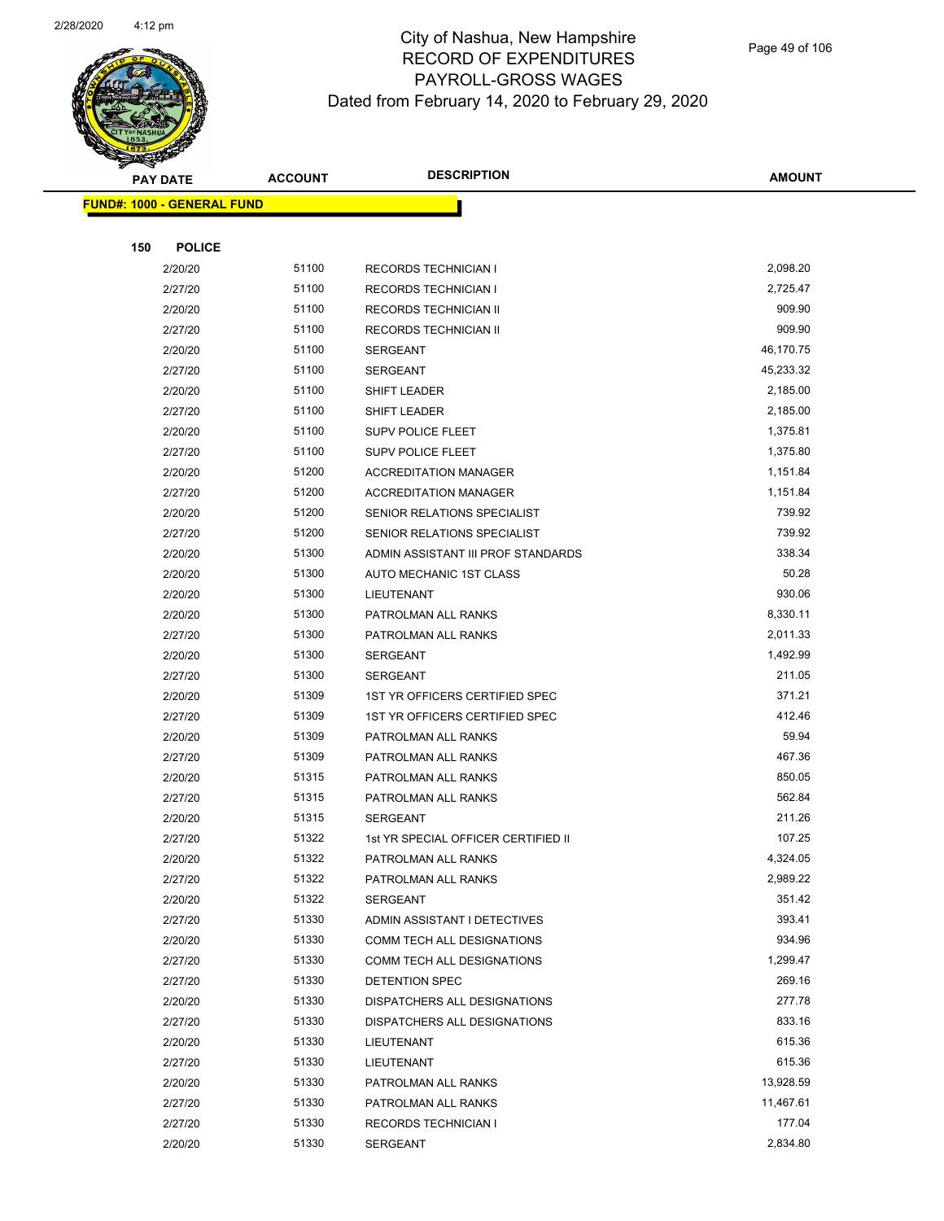# City of Nashua, New Hampshire
## RECORD OF EXPENDITURES
## PAYROLL-GROSS WAGES
### Dated from February 14, 2020 to February 29, 2020

| PAY DATE | ACCOUNT | DESCRIPTION | AMOUNT |
|---|---|---|---|

**FUND#: 1000 - GENERAL FUND**

**150 POLICE**

| PAY DATE | ACCOUNT | DESCRIPTION | AMOUNT |
|---|---|---|---|
| 2/20/20 | 51100 | RECORDS TECHNICIAN I | 2,098.20 |
| 2/27/20 | 51100 | RECORDS TECHNICIAN I | 2,725.47 |
| 2/20/20 | 51100 | RECORDS TECHNICIAN II | 909.90 |
| 2/27/20 | 51100 | RECORDS TECHNICIAN II | 909.90 |
| 2/20/20 | 51100 | SERGEANT | 46,170.75 |
| 2/27/20 | 51100 | SERGEANT | 45,233.32 |
| 2/20/20 | 51100 | SHIFT LEADER | 2,185.00 |
| 2/27/20 | 51100 | SHIFT LEADER | 2,185.00 |
| 2/20/20 | 51100 | SUPV POLICE FLEET | 1,375.81 |
| 2/27/20 | 51100 | SUPV POLICE FLEET | 1,375.80 |
| 2/20/20 | 51200 | ACCREDITATION MANAGER | 1,151.84 |
| 2/27/20 | 51200 | ACCREDITATION MANAGER | 1,151.84 |
| 2/20/20 | 51200 | SENIOR RELATIONS SPECIALIST | 739.92 |
| 2/27/20 | 51200 | SENIOR RELATIONS SPECIALIST | 739.92 |
| 2/20/20 | 51300 | ADMIN ASSISTANT III PROF STANDARDS | 338.34 |
| 2/20/20 | 51300 | AUTO MECHANIC 1ST CLASS | 50.28 |
| 2/20/20 | 51300 | LIEUTENANT | 930.06 |
| 2/20/20 | 51300 | PATROLMAN ALL RANKS | 8,330.11 |
| 2/27/20 | 51300 | PATROLMAN ALL RANKS | 2,011.33 |
| 2/20/20 | 51300 | SERGEANT | 1,492.99 |
| 2/27/20 | 51300 | SERGEANT | 211.05 |
| 2/20/20 | 51309 | 1ST YR OFFICERS CERTIFIED SPEC | 371.21 |
| 2/27/20 | 51309 | 1ST YR OFFICERS CERTIFIED SPEC | 412.46 |
| 2/20/20 | 51309 | PATROLMAN ALL RANKS | 59.94 |
| 2/27/20 | 51309 | PATROLMAN ALL RANKS | 467.36 |
| 2/20/20 | 51315 | PATROLMAN ALL RANKS | 850.05 |
| 2/27/20 | 51315 | PATROLMAN ALL RANKS | 562.84 |
| 2/20/20 | 51315 | SERGEANT | 211.26 |
| 2/27/20 | 51322 | 1st YR SPECIAL OFFICER CERTIFIED II | 107.25 |
| 2/20/20 | 51322 | PATROLMAN ALL RANKS | 4,324.05 |
| 2/27/20 | 51322 | PATROLMAN ALL RANKS | 2,989.22 |
| 2/20/20 | 51322 | SERGEANT | 351.42 |
| 2/27/20 | 51330 | ADMIN ASSISTANT I DETECTIVES | 393.41 |
| 2/20/20 | 51330 | COMM TECH ALL DESIGNATIONS | 934.96 |
| 2/27/20 | 51330 | COMM TECH ALL DESIGNATIONS | 1,299.47 |
| 2/27/20 | 51330 | DETENTION SPEC | 269.16 |
| 2/20/20 | 51330 | DISPATCHERS ALL DESIGNATIONS | 277.78 |
| 2/27/20 | 51330 | DISPATCHERS ALL DESIGNATIONS | 833.16 |
| 2/20/20 | 51330 | LIEUTENANT | 615.36 |
| 2/27/20 | 51330 | LIEUTENANT | 615.36 |
| 2/20/20 | 51330 | PATROLMAN ALL RANKS | 13,928.59 |
| 2/27/20 | 51330 | PATROLMAN ALL RANKS | 11,467.61 |
| 2/27/20 | 51330 | RECORDS TECHNICIAN I | 177.04 |
| 2/20/20 | 51330 | SERGEANT | 2,834.80 |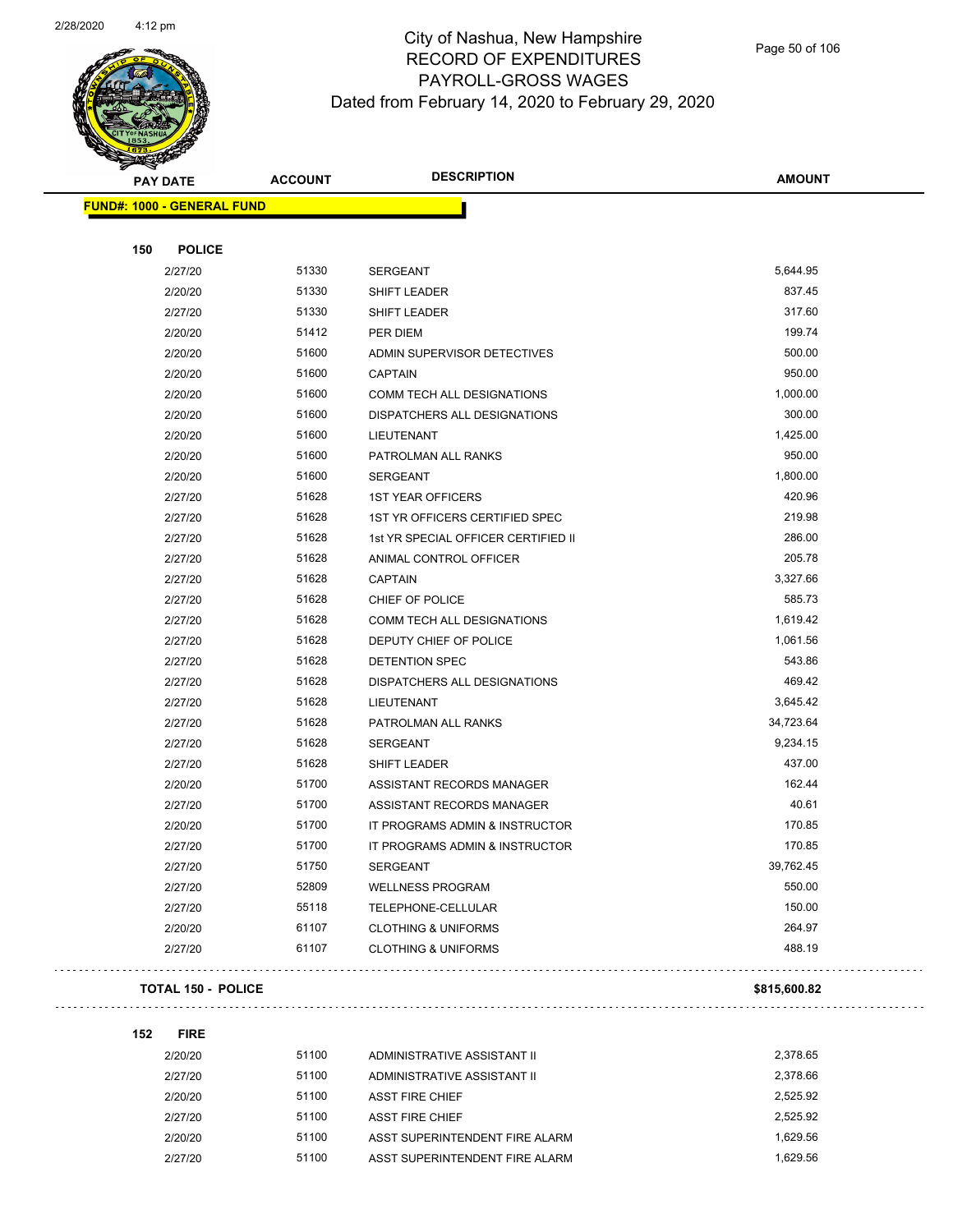# City of Nashua, New Hampshire
## RECORD OF EXPENDITURES
## PAYROLL-GROSS WAGES
### Dated from February 14, 2020 to February 29, 2020

| PAY DATE | ACCOUNT | DESCRIPTION | AMOUNT |
|---|---|---|---|
| **FUND#: 1000 - GENERAL FUND** | | | |
| **150 POLICE** | | | |
| 2/27/20 | 51330 | SERGEANT | 5,644.95 |
| 2/20/20 | 51330 | SHIFT LEADER | 837.45 |
| 2/27/20 | 51330 | SHIFT LEADER | 317.60 |
| 2/20/20 | 51412 | PER DIEM | 199.74 |
| 2/20/20 | 51600 | ADMIN SUPERVISOR DETECTIVES | 500.00 |
| 2/20/20 | 51600 | CAPTAIN | 950.00 |
| 2/20/20 | 51600 | COMM TECH ALL DESIGNATIONS | 1,000.00 |
| 2/20/20 | 51600 | DISPATCHERS ALL DESIGNATIONS | 300.00 |
| 2/20/20 | 51600 | LIEUTENANT | 1,425.00 |
| 2/20/20 | 51600 | PATROLMAN ALL RANKS | 950.00 |
| 2/20/20 | 51600 | SERGEANT | 1,800.00 |
| 2/27/20 | 51628 | 1ST YEAR OFFICERS | 420.96 |
| 2/27/20 | 51628 | 1ST YR OFFICERS CERTIFIED SPEC | 219.98 |
| 2/27/20 | 51628 | 1st YR SPECIAL OFFICER CERTIFIED II | 286.00 |
| 2/27/20 | 51628 | ANIMAL CONTROL OFFICER | 205.78 |
| 2/27/20 | 51628 | CAPTAIN | 3,327.66 |
| 2/27/20 | 51628 | CHIEF OF POLICE | 585.73 |
| 2/27/20 | 51628 | COMM TECH ALL DESIGNATIONS | 1,619.42 |
| 2/27/20 | 51628 | DEPUTY CHIEF OF POLICE | 1,061.56 |
| 2/27/20 | 51628 | DETENTION SPEC | 543.86 |
| 2/27/20 | 51628 | DISPATCHERS ALL DESIGNATIONS | 469.42 |
| 2/27/20 | 51628 | LIEUTENANT | 3,645.42 |
| 2/27/20 | 51628 | PATROLMAN ALL RANKS | 34,723.64 |
| 2/27/20 | 51628 | SERGEANT | 9,234.15 |
| 2/27/20 | 51628 | SHIFT LEADER | 437.00 |
| 2/20/20 | 51700 | ASSISTANT RECORDS MANAGER | 162.44 |
| 2/27/20 | 51700 | ASSISTANT RECORDS MANAGER | 40.61 |
| 2/20/20 | 51700 | IT PROGRAMS ADMIN & INSTRUCTOR | 170.85 |
| 2/27/20 | 51700 | IT PROGRAMS ADMIN & INSTRUCTOR | 170.85 |
| 2/27/20 | 51750 | SERGEANT | 39,762.45 |
| 2/27/20 | 52809 | WELLNESS PROGRAM | 550.00 |
| 2/27/20 | 55118 | TELEPHONE-CELLULAR | 150.00 |
| 2/20/20 | 61107 | CLOTHING & UNIFORMS | 264.97 |
| 2/27/20 | 61107 | CLOTHING & UNIFORMS | 488.19 |
| **TOTAL 150 - POLICE** | | | **$815,600.82** |
| **152 FIRE** | | | |
| 2/20/20 | 51100 | ADMINISTRATIVE ASSISTANT II | 2,378.65 |
| 2/27/20 | 51100 | ADMINISTRATIVE ASSISTANT II | 2,378.66 |
| 2/20/20 | 51100 | ASST FIRE CHIEF | 2,525.92 |
| 2/27/20 | 51100 | ASST FIRE CHIEF | 2,525.92 |
| 2/20/20 | 51100 | ASST SUPERINTENDENT FIRE ALARM | 1,629.56 |
| 2/27/20 | 51100 | ASST SUPERINTENDENT FIRE ALARM | 1,629.56 |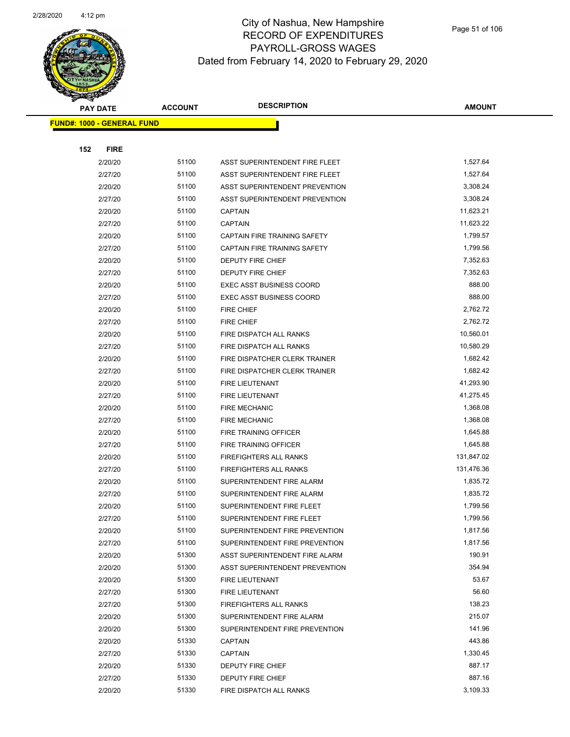# City of Nashua, New Hampshire
## RECORD OF EXPENDITURES
## PAYROLL-GROSS WAGES
## Dated from February 14, 2020 to February 29, 2020

**FUND#: 1000 - GENERAL FUND**

**152 FIRE**

| PAY DATE | ACCOUNT | DESCRIPTION | AMOUNT |
|---|---|---|---|
| 2/20/20 | 51100 | ASST SUPERINTENDENT FIRE FLEET | 1,527.64 |
| 2/27/20 | 51100 | ASST SUPERINTENDENT FIRE FLEET | 1,527.64 |
| 2/20/20 | 51100 | ASST SUPERINTENDENT PREVENTION | 3,308.24 |
| 2/27/20 | 51100 | ASST SUPERINTENDENT PREVENTION | 3,308.24 |
| 2/20/20 | 51100 | CAPTAIN | 11,623.21 |
| 2/27/20 | 51100 | CAPTAIN | 11,623.22 |
| 2/20/20 | 51100 | CAPTAIN FIRE TRAINING SAFETY | 1,799.57 |
| 2/27/20 | 51100 | CAPTAIN FIRE TRAINING SAFETY | 1,799.56 |
| 2/20/20 | 51100 | DEPUTY FIRE CHIEF | 7,352.63 |
| 2/27/20 | 51100 | DEPUTY FIRE CHIEF | 7,352.63 |
| 2/20/20 | 51100 | EXEC ASST BUSINESS COORD | 888.00 |
| 2/27/20 | 51100 | EXEC ASST BUSINESS COORD | 888.00 |
| 2/20/20 | 51100 | FIRE CHIEF | 2,762.72 |
| 2/27/20 | 51100 | FIRE CHIEF | 2,762.72 |
| 2/20/20 | 51100 | FIRE DISPATCH ALL RANKS | 10,560.01 |
| 2/27/20 | 51100 | FIRE DISPATCH ALL RANKS | 10,580.29 |
| 2/20/20 | 51100 | FIRE DISPATCHER CLERK TRAINER | 1,682.42 |
| 2/27/20 | 51100 | FIRE DISPATCHER CLERK TRAINER | 1,682.42 |
| 2/20/20 | 51100 | FIRE LIEUTENANT | 41,293.90 |
| 2/27/20 | 51100 | FIRE LIEUTENANT | 41,275.45 |
| 2/20/20 | 51100 | FIRE MECHANIC | 1,368.08 |
| 2/27/20 | 51100 | FIRE MECHANIC | 1,368.08 |
| 2/20/20 | 51100 | FIRE TRAINING OFFICER | 1,645.88 |
| 2/27/20 | 51100 | FIRE TRAINING OFFICER | 1,645.88 |
| 2/20/20 | 51100 | FIREFIGHTERS ALL RANKS | 131,847.02 |
| 2/27/20 | 51100 | FIREFIGHTERS ALL RANKS | 131,476.36 |
| 2/20/20 | 51100 | SUPERINTENDENT FIRE ALARM | 1,835.72 |
| 2/27/20 | 51100 | SUPERINTENDENT FIRE ALARM | 1,835.72 |
| 2/20/20 | 51100 | SUPERINTENDENT FIRE FLEET | 1,799.56 |
| 2/27/20 | 51100 | SUPERINTENDENT FIRE FLEET | 1,799.56 |
| 2/20/20 | 51100 | SUPERINTENDENT FIRE PREVENTION | 1,817.56 |
| 2/27/20 | 51100 | SUPERINTENDENT FIRE PREVENTION | 1,817.56 |
| 2/20/20 | 51300 | ASST SUPERINTENDENT FIRE ALARM | 190.91 |
| 2/20/20 | 51300 | ASST SUPERINTENDENT PREVENTION | 354.94 |
| 2/20/20 | 51300 | FIRE LIEUTENANT | 53.67 |
| 2/27/20 | 51300 | FIRE LIEUTENANT | 56.60 |
| 2/27/20 | 51300 | FIREFIGHTERS ALL RANKS | 138.23 |
| 2/20/20 | 51300 | SUPERINTENDENT FIRE ALARM | 215.07 |
| 2/20/20 | 51300 | SUPERINTENDENT FIRE PREVENTION | 141.96 |
| 2/20/20 | 51330 | CAPTAIN | 443.86 |
| 2/27/20 | 51330 | CAPTAIN | 1,330.45 |
| 2/20/20 | 51330 | DEPUTY FIRE CHIEF | 887.17 |
| 2/27/20 | 51330 | DEPUTY FIRE CHIEF | 887.16 |
| 2/20/20 | 51330 | FIRE DISPATCH ALL RANKS | 3,109.33 |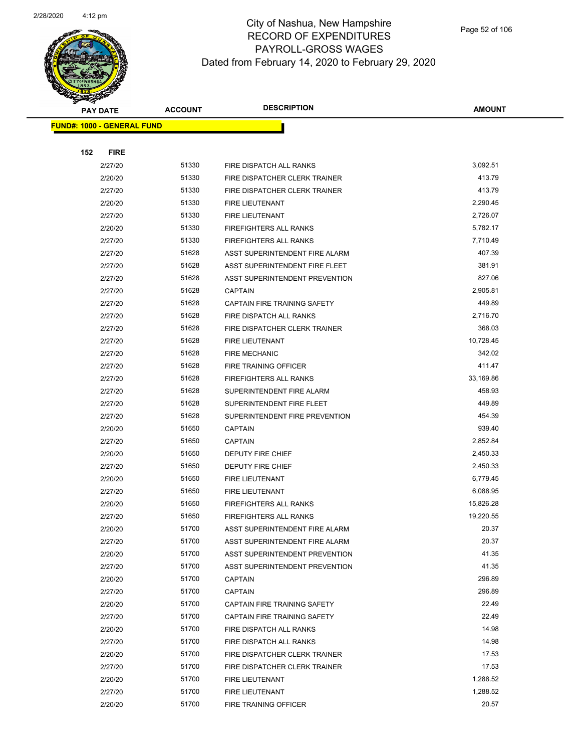# City of Nashua, New Hampshire
## RECORD OF EXPENDITURES
## PAYROLL-GROSS WAGES
## Dated from February 14, 2020 to February 29, 2020

| PAY DATE | ACCOUNT | DESCRIPTION | AMOUNT |
|---|---|---|---|
| **FUND#: 1000 - GENERAL FUND** | | | |
| **152 FIRE** | | | |
| 2/27/20 | 51330 | FIRE DISPATCH ALL RANKS | 3,092.51 |
| 2/20/20 | 51330 | FIRE DISPATCHER CLERK TRAINER | 413.79 |
| 2/27/20 | 51330 | FIRE DISPATCHER CLERK TRAINER | 413.79 |
| 2/20/20 | 51330 | FIRE LIEUTENANT | 2,290.45 |
| 2/27/20 | 51330 | FIRE LIEUTENANT | 2,726.07 |
| 2/20/20 | 51330 | FIREFIGHTERS ALL RANKS | 5,782.17 |
| 2/27/20 | 51330 | FIREFIGHTERS ALL RANKS | 7,710.49 |
| 2/27/20 | 51628 | ASST SUPERINTENDENT FIRE ALARM | 407.39 |
| 2/27/20 | 51628 | ASST SUPERINTENDENT FIRE FLEET | 381.91 |
| 2/27/20 | 51628 | ASST SUPERINTENDENT PREVENTION | 827.06 |
| 2/27/20 | 51628 | CAPTAIN | 2,905.81 |
| 2/27/20 | 51628 | CAPTAIN FIRE TRAINING SAFETY | 449.89 |
| 2/27/20 | 51628 | FIRE DISPATCH ALL RANKS | 2,716.70 |
| 2/27/20 | 51628 | FIRE DISPATCHER CLERK TRAINER | 368.03 |
| 2/27/20 | 51628 | FIRE LIEUTENANT | 10,728.45 |
| 2/27/20 | 51628 | FIRE MECHANIC | 342.02 |
| 2/27/20 | 51628 | FIRE TRAINING OFFICER | 411.47 |
| 2/27/20 | 51628 | FIREFIGHTERS ALL RANKS | 33,169.86 |
| 2/27/20 | 51628 | SUPERINTENDENT FIRE ALARM | 458.93 |
| 2/27/20 | 51628 | SUPERINTENDENT FIRE FLEET | 449.89 |
| 2/27/20 | 51628 | SUPERINTENDENT FIRE PREVENTION | 454.39 |
| 2/20/20 | 51650 | CAPTAIN | 939.40 |
| 2/27/20 | 51650 | CAPTAIN | 2,852.84 |
| 2/20/20 | 51650 | DEPUTY FIRE CHIEF | 2,450.33 |
| 2/27/20 | 51650 | DEPUTY FIRE CHIEF | 2,450.33 |
| 2/20/20 | 51650 | FIRE LIEUTENANT | 6,779.45 |
| 2/27/20 | 51650 | FIRE LIEUTENANT | 6,088.95 |
| 2/20/20 | 51650 | FIREFIGHTERS ALL RANKS | 15,826.28 |
| 2/27/20 | 51650 | FIREFIGHTERS ALL RANKS | 19,220.55 |
| 2/20/20 | 51700 | ASST SUPERINTENDENT FIRE ALARM | 20.37 |
| 2/27/20 | 51700 | ASST SUPERINTENDENT FIRE ALARM | 20.37 |
| 2/20/20 | 51700 | ASST SUPERINTENDENT PREVENTION | 41.35 |
| 2/27/20 | 51700 | ASST SUPERINTENDENT PREVENTION | 41.35 |
| 2/20/20 | 51700 | CAPTAIN | 296.89 |
| 2/27/20 | 51700 | CAPTAIN | 296.89 |
| 2/20/20 | 51700 | CAPTAIN FIRE TRAINING SAFETY | 22.49 |
| 2/27/20 | 51700 | CAPTAIN FIRE TRAINING SAFETY | 22.49 |
| 2/20/20 | 51700 | FIRE DISPATCH ALL RANKS | 14.98 |
| 2/27/20 | 51700 | FIRE DISPATCH ALL RANKS | 14.98 |
| 2/20/20 | 51700 | FIRE DISPATCHER CLERK TRAINER | 17.53 |
| 2/27/20 | 51700 | FIRE DISPATCHER CLERK TRAINER | 17.53 |
| 2/20/20 | 51700 | FIRE LIEUTENANT | 1,288.52 |
| 2/27/20 | 51700 | FIRE LIEUTENANT | 1,288.52 |
| 2/20/20 | 51700 | FIRE TRAINING OFFICER | 20.57 |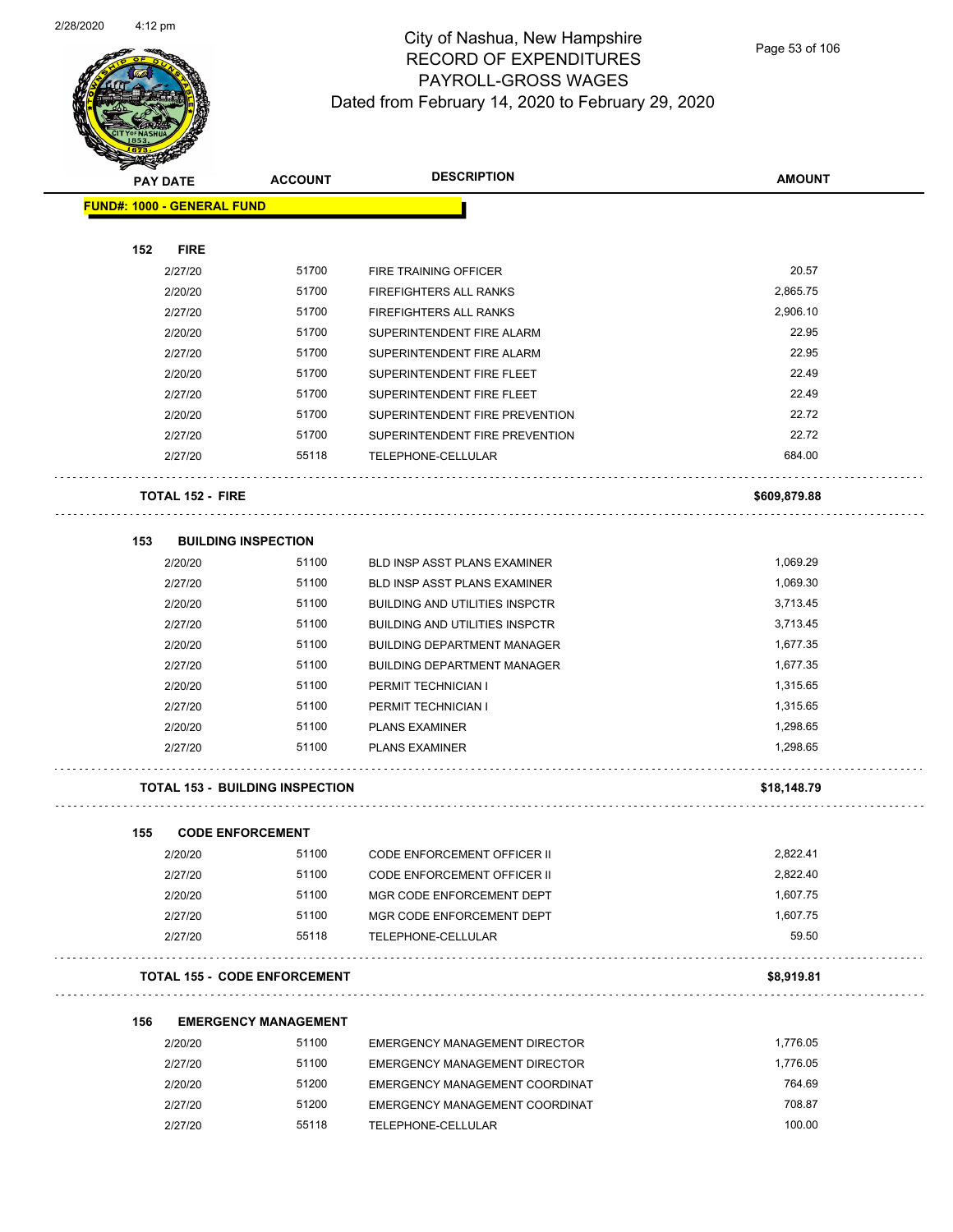# City of Nashua, New Hampshire
# RECORD OF EXPENDITURES
# PAYROLL-GROSS WAGES
## Dated from February 14, 2020 to February 29, 2020

| PAY DATE | ACCOUNT | DESCRIPTION | AMOUNT |
|---|---|---|---|
| **FUND#: 1000 - GENERAL FUND** | | | |
| **152 FIRE** | | | |
| 2/27/20 | 51700 | FIRE TRAINING OFFICER | 20.57 |
| 2/20/20 | 51700 | FIREFIGHTERS ALL RANKS | 2,865.75 |
| 2/27/20 | 51700 | FIREFIGHTERS ALL RANKS | 2,906.10 |
| 2/20/20 | 51700 | SUPERINTENDENT FIRE ALARM | 22.95 |
| 2/27/20 | 51700 | SUPERINTENDENT FIRE ALARM | 22.95 |
| 2/20/20 | 51700 | SUPERINTENDENT FIRE FLEET | 22.49 |
| 2/27/20 | 51700 | SUPERINTENDENT FIRE FLEET | 22.49 |
| 2/20/20 | 51700 | SUPERINTENDENT FIRE PREVENTION | 22.72 |
| 2/27/20 | 51700 | SUPERINTENDENT FIRE PREVENTION | 22.72 |
| 2/27/20 | 55118 | TELEPHONE-CELLULAR | 684.00 |
| **TOTAL 152 - FIRE** | | | **$609,879.88** |
| **153 BUILDING INSPECTION** | | | |
| 2/20/20 | 51100 | BLD INSP ASST PLANS EXAMINER | 1,069.29 |
| 2/27/20 | 51100 | BLD INSP ASST PLANS EXAMINER | 1,069.30 |
| 2/20/20 | 51100 | BUILDING AND UTILITIES INSPCTR | 3,713.45 |
| 2/27/20 | 51100 | BUILDING AND UTILITIES INSPCTR | 3,713.45 |
| 2/20/20 | 51100 | BUILDING DEPARTMENT MANAGER | 1,677.35 |
| 2/27/20 | 51100 | BUILDING DEPARTMENT MANAGER | 1,677.35 |
| 2/20/20 | 51100 | PERMIT TECHNICIAN I | 1,315.65 |
| 2/27/20 | 51100 | PERMIT TECHNICIAN I | 1,315.65 |
| 2/20/20 | 51100 | PLANS EXAMINER | 1,298.65 |
| 2/27/20 | 51100 | PLANS EXAMINER | 1,298.65 |
| **TOTAL 153 - BUILDING INSPECTION** | | | **$18,148.79** |
| **155 CODE ENFORCEMENT** | | | |
| 2/20/20 | 51100 | CODE ENFORCEMENT OFFICER II | 2,822.41 |
| 2/27/20 | 51100 | CODE ENFORCEMENT OFFICER II | 2,822.40 |
| 2/20/20 | 51100 | MGR CODE ENFORCEMENT DEPT | 1,607.75 |
| 2/27/20 | 51100 | MGR CODE ENFORCEMENT DEPT | 1,607.75 |
| 2/27/20 | 55118 | TELEPHONE-CELLULAR | 59.50 |
| **TOTAL 155 - CODE ENFORCEMENT** | | | **$8,919.81** |
| **156 EMERGENCY MANAGEMENT** | | | |
| 2/20/20 | 51100 | EMERGENCY MANAGEMENT DIRECTOR | 1,776.05 |
| 2/27/20 | 51100 | EMERGENCY MANAGEMENT DIRECTOR | 1,776.05 |
| 2/20/20 | 51200 | EMERGENCY MANAGEMENT COORDINAT | 764.69 |
| 2/27/20 | 51200 | EMERGENCY MANAGEMENT COORDINAT | 708.87 |
| 2/27/20 | 55118 | TELEPHONE-CELLULAR | 100.00 |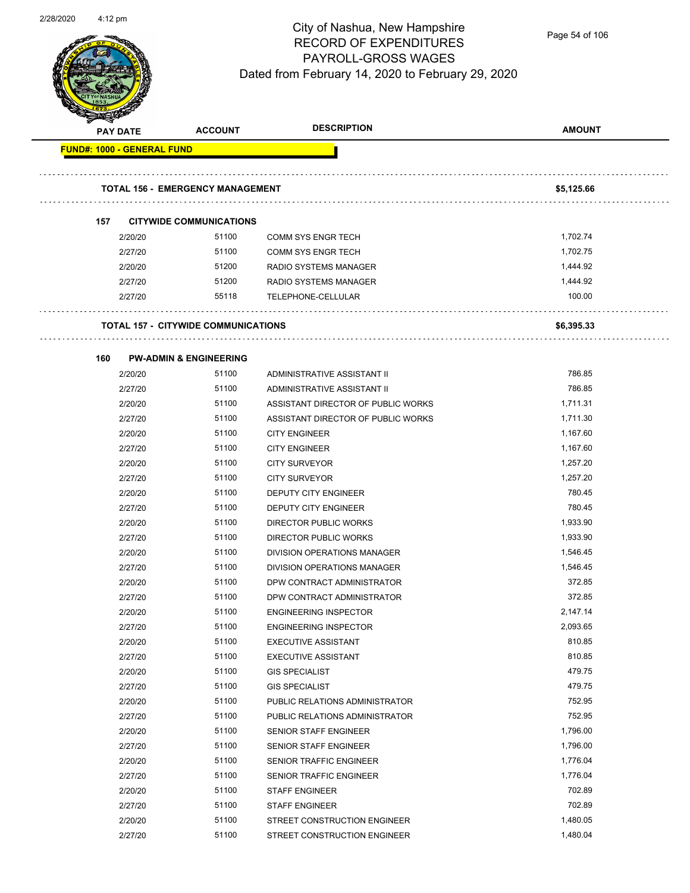# City of Nashua, New Hampshire
## RECORD OF EXPENDITURES
## PAYROLL-GROSS WAGES
### Dated from February 14, 2020 to February 29, 2020

| PAY DATE | ACCOUNT | DESCRIPTION | AMOUNT |
|---|---|---|---|
| **FUND#: 1000 - GENERAL FUND** | | | |
| **TOTAL 156 - EMERGENCY MANAGEMENT** | | | **$5,125.66** |
| **157 CITYWIDE COMMUNICATIONS** | | | |
| 2/20/20 | 51100 | COMM SYS ENGR TECH | 1,702.74 |
| 2/27/20 | 51100 | COMM SYS ENGR TECH | 1,702.75 |
| 2/20/20 | 51200 | RADIO SYSTEMS MANAGER | 1,444.92 |
| 2/27/20 | 51200 | RADIO SYSTEMS MANAGER | 1,444.92 |
| 2/27/20 | 55118 | TELEPHONE-CELLULAR | 100.00 |
| **TOTAL 157 - CITYWIDE COMMUNICATIONS** | | | **$6,395.33** |
| **160 PW-ADMIN & ENGINEERING** | | | |
| 2/20/20 | 51100 | ADMINISTRATIVE ASSISTANT II | 786.85 |
| 2/27/20 | 51100 | ADMINISTRATIVE ASSISTANT II | 786.85 |
| 2/20/20 | 51100 | ASSISTANT DIRECTOR OF PUBLIC WORKS | 1,711.31 |
| 2/27/20 | 51100 | ASSISTANT DIRECTOR OF PUBLIC WORKS | 1,711.30 |
| 2/20/20 | 51100 | CITY ENGINEER | 1,167.60 |
| 2/27/20 | 51100 | CITY ENGINEER | 1,167.60 |
| 2/20/20 | 51100 | CITY SURVEYOR | 1,257.20 |
| 2/27/20 | 51100 | CITY SURVEYOR | 1,257.20 |
| 2/20/20 | 51100 | DEPUTY CITY ENGINEER | 780.45 |
| 2/27/20 | 51100 | DEPUTY CITY ENGINEER | 780.45 |
| 2/20/20 | 51100 | DIRECTOR PUBLIC WORKS | 1,933.90 |
| 2/27/20 | 51100 | DIRECTOR PUBLIC WORKS | 1,933.90 |
| 2/20/20 | 51100 | DIVISION OPERATIONS MANAGER | 1,546.45 |
| 2/27/20 | 51100 | DIVISION OPERATIONS MANAGER | 1,546.45 |
| 2/20/20 | 51100 | DPW CONTRACT ADMINISTRATOR | 372.85 |
| 2/27/20 | 51100 | DPW CONTRACT ADMINISTRATOR | 372.85 |
| 2/20/20 | 51100 | ENGINEERING INSPECTOR | 2,147.14 |
| 2/27/20 | 51100 | ENGINEERING INSPECTOR | 2,093.65 |
| 2/20/20 | 51100 | EXECUTIVE ASSISTANT | 810.85 |
| 2/27/20 | 51100 | EXECUTIVE ASSISTANT | 810.85 |
| 2/20/20 | 51100 | GIS SPECIALIST | 479.75 |
| 2/27/20 | 51100 | GIS SPECIALIST | 479.75 |
| 2/20/20 | 51100 | PUBLIC RELATIONS ADMINISTRATOR | 752.95 |
| 2/27/20 | 51100 | PUBLIC RELATIONS ADMINISTRATOR | 752.95 |
| 2/20/20 | 51100 | SENIOR STAFF ENGINEER | 1,796.00 |
| 2/27/20 | 51100 | SENIOR STAFF ENGINEER | 1,796.00 |
| 2/20/20 | 51100 | SENIOR TRAFFIC ENGINEER | 1,776.04 |
| 2/27/20 | 51100 | SENIOR TRAFFIC ENGINEER | 1,776.04 |
| 2/20/20 | 51100 | STAFF ENGINEER | 702.89 |
| 2/27/20 | 51100 | STAFF ENGINEER | 702.89 |
| 2/20/20 | 51100 | STREET CONSTRUCTION ENGINEER | 1,480.05 |
| 2/27/20 | 51100 | STREET CONSTRUCTION ENGINEER | 1,480.04 |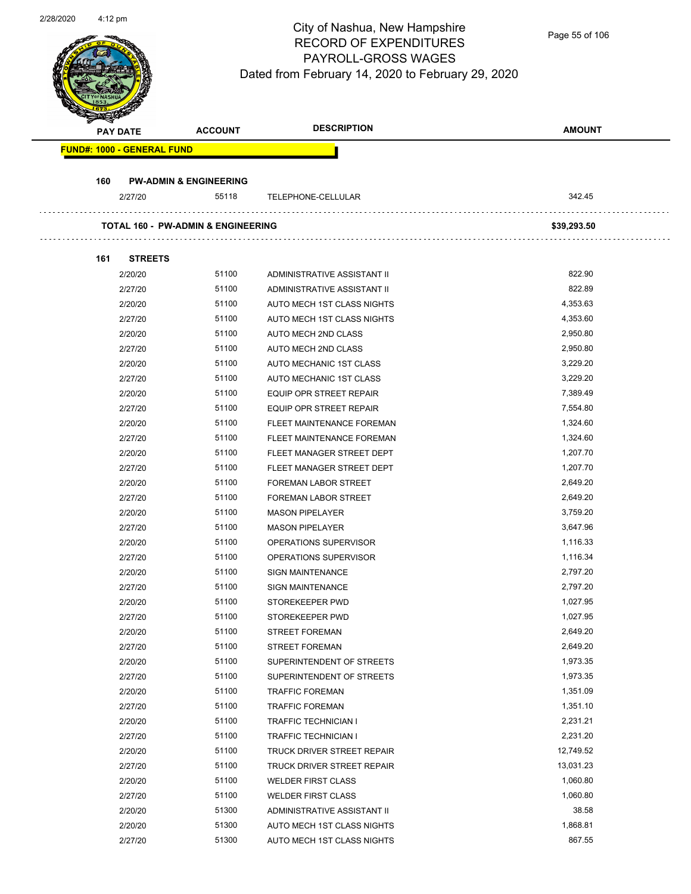# City of Nashua, New Hampshire
## RECORD OF EXPENDITURES
## PAYROLL-GROSS WAGES
### Dated from February 14, 2020 to February 29, 2020

| PAY DATE | ACCOUNT | DESCRIPTION | AMOUNT |
|---|---|---|---|
| **FUND#: 1000 - GENERAL FUND** | | | |
| **160 PW-ADMIN & ENGINEERING** | | | |
| 2/27/20 | 55118 | TELEPHONE-CELLULAR | 342.45 |
| **TOTAL 160 - PW-ADMIN & ENGINEERING** | | | **$39,293.50** |
| **161 STREETS** | | | |
| 2/20/20 | 51100 | ADMINISTRATIVE ASSISTANT II | 822.90 |
| 2/27/20 | 51100 | ADMINISTRATIVE ASSISTANT II | 822.89 |
| 2/20/20 | 51100 | AUTO MECH 1ST CLASS NIGHTS | 4,353.63 |
| 2/27/20 | 51100 | AUTO MECH 1ST CLASS NIGHTS | 4,353.60 |
| 2/20/20 | 51100 | AUTO MECH 2ND CLASS | 2,950.80 |
| 2/27/20 | 51100 | AUTO MECH 2ND CLASS | 2,950.80 |
| 2/20/20 | 51100 | AUTO MECHANIC 1ST CLASS | 3,229.20 |
| 2/27/20 | 51100 | AUTO MECHANIC 1ST CLASS | 3,229.20 |
| 2/20/20 | 51100 | EQUIP OPR STREET REPAIR | 7,389.49 |
| 2/27/20 | 51100 | EQUIP OPR STREET REPAIR | 7,554.80 |
| 2/20/20 | 51100 | FLEET MAINTENANCE FOREMAN | 1,324.60 |
| 2/27/20 | 51100 | FLEET MAINTENANCE FOREMAN | 1,324.60 |
| 2/20/20 | 51100 | FLEET MANAGER STREET DEPT | 1,207.70 |
| 2/27/20 | 51100 | FLEET MANAGER STREET DEPT | 1,207.70 |
| 2/20/20 | 51100 | FOREMAN LABOR STREET | 2,649.20 |
| 2/27/20 | 51100 | FOREMAN LABOR STREET | 2,649.20 |
| 2/20/20 | 51100 | MASON PIPELAYER | 3,759.20 |
| 2/27/20 | 51100 | MASON PIPELAYER | 3,647.96 |
| 2/20/20 | 51100 | OPERATIONS SUPERVISOR | 1,116.33 |
| 2/27/20 | 51100 | OPERATIONS SUPERVISOR | 1,116.34 |
| 2/20/20 | 51100 | SIGN MAINTENANCE | 2,797.20 |
| 2/27/20 | 51100 | SIGN MAINTENANCE | 2,797.20 |
| 2/20/20 | 51100 | STOREKEEPER PWD | 1,027.95 |
| 2/27/20 | 51100 | STOREKEEPER PWD | 1,027.95 |
| 2/20/20 | 51100 | STREET FOREMAN | 2,649.20 |
| 2/27/20 | 51100 | STREET FOREMAN | 2,649.20 |
| 2/20/20 | 51100 | SUPERINTENDENT OF STREETS | 1,973.35 |
| 2/27/20 | 51100 | SUPERINTENDENT OF STREETS | 1,973.35 |
| 2/20/20 | 51100 | TRAFFIC FOREMAN | 1,351.09 |
| 2/27/20 | 51100 | TRAFFIC FOREMAN | 1,351.10 |
| 2/20/20 | 51100 | TRAFFIC TECHNICIAN I | 2,231.21 |
| 2/27/20 | 51100 | TRAFFIC TECHNICIAN I | 2,231.20 |
| 2/20/20 | 51100 | TRUCK DRIVER STREET REPAIR | 12,749.52 |
| 2/27/20 | 51100 | TRUCK DRIVER STREET REPAIR | 13,031.23 |
| 2/20/20 | 51100 | WELDER FIRST CLASS | 1,060.80 |
| 2/27/20 | 51100 | WELDER FIRST CLASS | 1,060.80 |
| 2/20/20 | 51300 | ADMINISTRATIVE ASSISTANT II | 38.58 |
| 2/20/20 | 51300 | AUTO MECH 1ST CLASS NIGHTS | 1,868.81 |
| 2/27/20 | 51300 | AUTO MECH 1ST CLASS NIGHTS | 867.55 |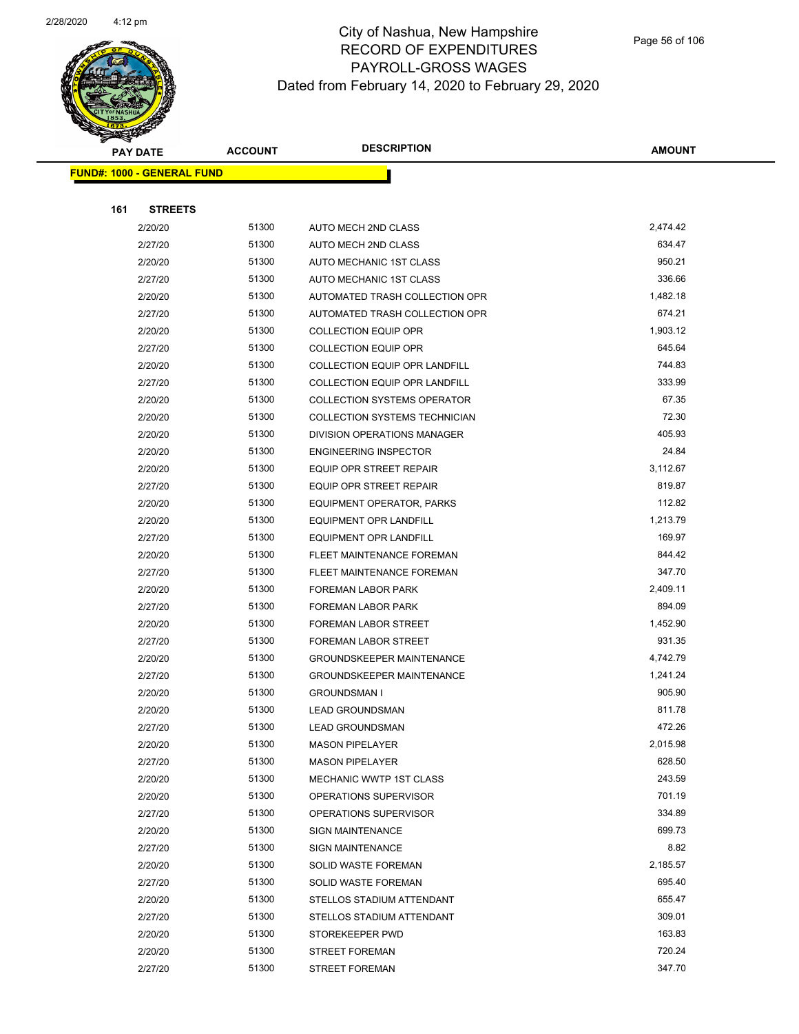# City of Nashua, New Hampshire
## RECORD OF EXPENDITURES
## PAYROLL-GROSS WAGES
## Dated from February 14, 2020 to February 29, 2020

| PAY DATE | ACCOUNT | DESCRIPTION | AMOUNT |
|---|---|---|---|

**FUND#: 1000 - GENERAL FUND**

**161 STREETS**

| PAY DATE | ACCOUNT | DESCRIPTION | AMOUNT |
|---|---|---|---|
| 2/20/20 | 51300 | AUTO MECH 2ND CLASS | 2,474.42 |
| 2/27/20 | 51300 | AUTO MECH 2ND CLASS | 634.47 |
| 2/20/20 | 51300 | AUTO MECHANIC 1ST CLASS | 950.21 |
| 2/27/20 | 51300 | AUTO MECHANIC 1ST CLASS | 336.66 |
| 2/20/20 | 51300 | AUTOMATED TRASH COLLECTION OPR | 1,482.18 |
| 2/27/20 | 51300 | AUTOMATED TRASH COLLECTION OPR | 674.21 |
| 2/20/20 | 51300 | COLLECTION EQUIP OPR | 1,903.12 |
| 2/27/20 | 51300 | COLLECTION EQUIP OPR | 645.64 |
| 2/20/20 | 51300 | COLLECTION EQUIP OPR LANDFILL | 744.83 |
| 2/27/20 | 51300 | COLLECTION EQUIP OPR LANDFILL | 333.99 |
| 2/20/20 | 51300 | COLLECTION SYSTEMS OPERATOR | 67.35 |
| 2/20/20 | 51300 | COLLECTION SYSTEMS TECHNICIAN | 72.30 |
| 2/20/20 | 51300 | DIVISION OPERATIONS MANAGER | 405.93 |
| 2/20/20 | 51300 | ENGINEERING INSPECTOR | 24.84 |
| 2/20/20 | 51300 | EQUIP OPR STREET REPAIR | 3,112.67 |
| 2/27/20 | 51300 | EQUIP OPR STREET REPAIR | 819.87 |
| 2/20/20 | 51300 | EQUIPMENT OPERATOR, PARKS | 112.82 |
| 2/20/20 | 51300 | EQUIPMENT OPR LANDFILL | 1,213.79 |
| 2/27/20 | 51300 | EQUIPMENT OPR LANDFILL | 169.97 |
| 2/20/20 | 51300 | FLEET MAINTENANCE FOREMAN | 844.42 |
| 2/27/20 | 51300 | FLEET MAINTENANCE FOREMAN | 347.70 |
| 2/20/20 | 51300 | FOREMAN LABOR PARK | 2,409.11 |
| 2/27/20 | 51300 | FOREMAN LABOR PARK | 894.09 |
| 2/20/20 | 51300 | FOREMAN LABOR STREET | 1,452.90 |
| 2/27/20 | 51300 | FOREMAN LABOR STREET | 931.35 |
| 2/20/20 | 51300 | GROUNDSKEEPER MAINTENANCE | 4,742.79 |
| 2/27/20 | 51300 | GROUNDSKEEPER MAINTENANCE | 1,241.24 |
| 2/20/20 | 51300 | GROUNDSMAN I | 905.90 |
| 2/20/20 | 51300 | LEAD GROUNDSMAN | 811.78 |
| 2/27/20 | 51300 | LEAD GROUNDSMAN | 472.26 |
| 2/20/20 | 51300 | MASON PIPELAYER | 2,015.98 |
| 2/27/20 | 51300 | MASON PIPELAYER | 628.50 |
| 2/20/20 | 51300 | MECHANIC WWTP 1ST CLASS | 243.59 |
| 2/20/20 | 51300 | OPERATIONS SUPERVISOR | 701.19 |
| 2/27/20 | 51300 | OPERATIONS SUPERVISOR | 334.89 |
| 2/20/20 | 51300 | SIGN MAINTENANCE | 699.73 |
| 2/27/20 | 51300 | SIGN MAINTENANCE | 8.82 |
| 2/20/20 | 51300 | SOLID WASTE FOREMAN | 2,185.57 |
| 2/27/20 | 51300 | SOLID WASTE FOREMAN | 695.40 |
| 2/20/20 | 51300 | STELLOS STADIUM ATTENDANT | 655.47 |
| 2/27/20 | 51300 | STELLOS STADIUM ATTENDANT | 309.01 |
| 2/20/20 | 51300 | STOREKEEPER PWD | 163.83 |
| 2/20/20 | 51300 | STREET FOREMAN | 720.24 |
| 2/27/20 | 51300 | STREET FOREMAN | 347.70 |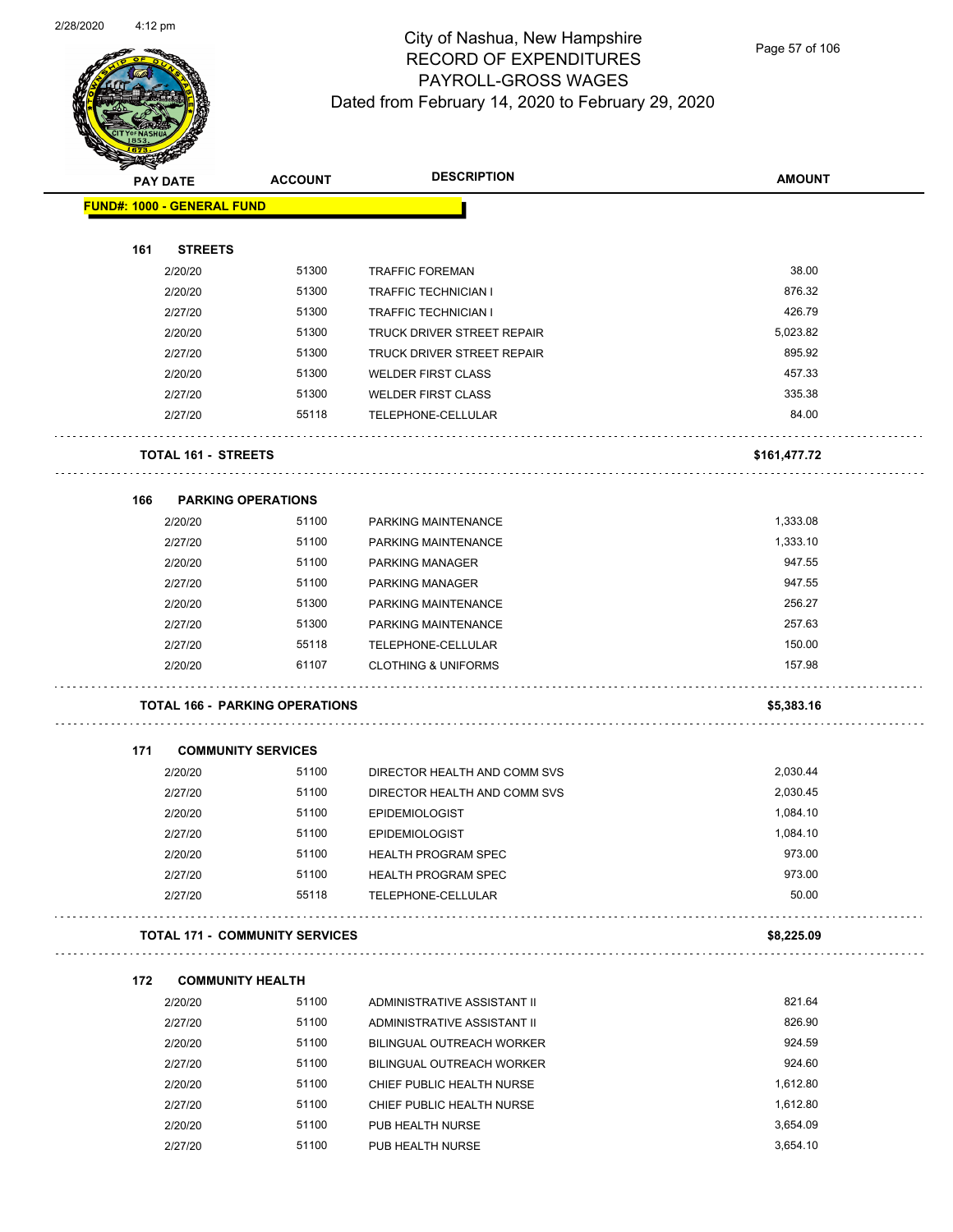# City of Nashua, New Hampshire
## RECORD OF EXPENDITURES
## PAYROLL-GROSS WAGES
## Dated from February 14, 2020 to February 29, 2020

| PAY DATE | ACCOUNT | DESCRIPTION | AMOUNT |
|---|---|---|---|
| **FUND#: 1000 - GENERAL FUND** | | | |
| **161 STREETS** | | | |
| 2/20/20 | 51300 | TRAFFIC FOREMAN | 38.00 |
| 2/20/20 | 51300 | TRAFFIC TECHNICIAN I | 876.32 |
| 2/27/20 | 51300 | TRAFFIC TECHNICIAN I | 426.79 |
| 2/20/20 | 51300 | TRUCK DRIVER STREET REPAIR | 5,023.82 |
| 2/27/20 | 51300 | TRUCK DRIVER STREET REPAIR | 895.92 |
| 2/20/20 | 51300 | WELDER FIRST CLASS | 457.33 |
| 2/27/20 | 51300 | WELDER FIRST CLASS | 335.38 |
| 2/27/20 | 55118 | TELEPHONE-CELLULAR | 84.00 |
| **TOTAL 161 - STREETS** | | | **$161,477.72** |
| **166 PARKING OPERATIONS** | | | |
| 2/20/20 | 51100 | PARKING MAINTENANCE | 1,333.08 |
| 2/27/20 | 51100 | PARKING MAINTENANCE | 1,333.10 |
| 2/20/20 | 51100 | PARKING MANAGER | 947.55 |
| 2/27/20 | 51100 | PARKING MANAGER | 947.55 |
| 2/20/20 | 51300 | PARKING MAINTENANCE | 256.27 |
| 2/27/20 | 51300 | PARKING MAINTENANCE | 257.63 |
| 2/27/20 | 55118 | TELEPHONE-CELLULAR | 150.00 |
| 2/20/20 | 61107 | CLOTHING & UNIFORMS | 157.98 |
| **TOTAL 166 - PARKING OPERATIONS** | | | **$5,383.16** |
| **171 COMMUNITY SERVICES** | | | |
| 2/20/20 | 51100 | DIRECTOR HEALTH AND COMM SVS | 2,030.44 |
| 2/27/20 | 51100 | DIRECTOR HEALTH AND COMM SVS | 2,030.45 |
| 2/20/20 | 51100 | EPIDEMIOLOGIST | 1,084.10 |
| 2/27/20 | 51100 | EPIDEMIOLOGIST | 1,084.10 |
| 2/20/20 | 51100 | HEALTH PROGRAM SPEC | 973.00 |
| 2/27/20 | 51100 | HEALTH PROGRAM SPEC | 973.00 |
| 2/27/20 | 55118 | TELEPHONE-CELLULAR | 50.00 |
| **TOTAL 171 - COMMUNITY SERVICES** | | | **$8,225.09** |
| **172 COMMUNITY HEALTH** | | | |
| 2/20/20 | 51100 | ADMINISTRATIVE ASSISTANT II | 821.64 |
| 2/27/20 | 51100 | ADMINISTRATIVE ASSISTANT II | 826.90 |
| 2/20/20 | 51100 | BILINGUAL OUTREACH WORKER | 924.59 |
| 2/27/20 | 51100 | BILINGUAL OUTREACH WORKER | 924.60 |
| 2/20/20 | 51100 | CHIEF PUBLIC HEALTH NURSE | 1,612.80 |
| 2/27/20 | 51100 | CHIEF PUBLIC HEALTH NURSE | 1,612.80 |
| 2/20/20 | 51100 | PUB HEALTH NURSE | 3,654.09 |
| 2/27/20 | 51100 | PUB HEALTH NURSE | 3,654.10 |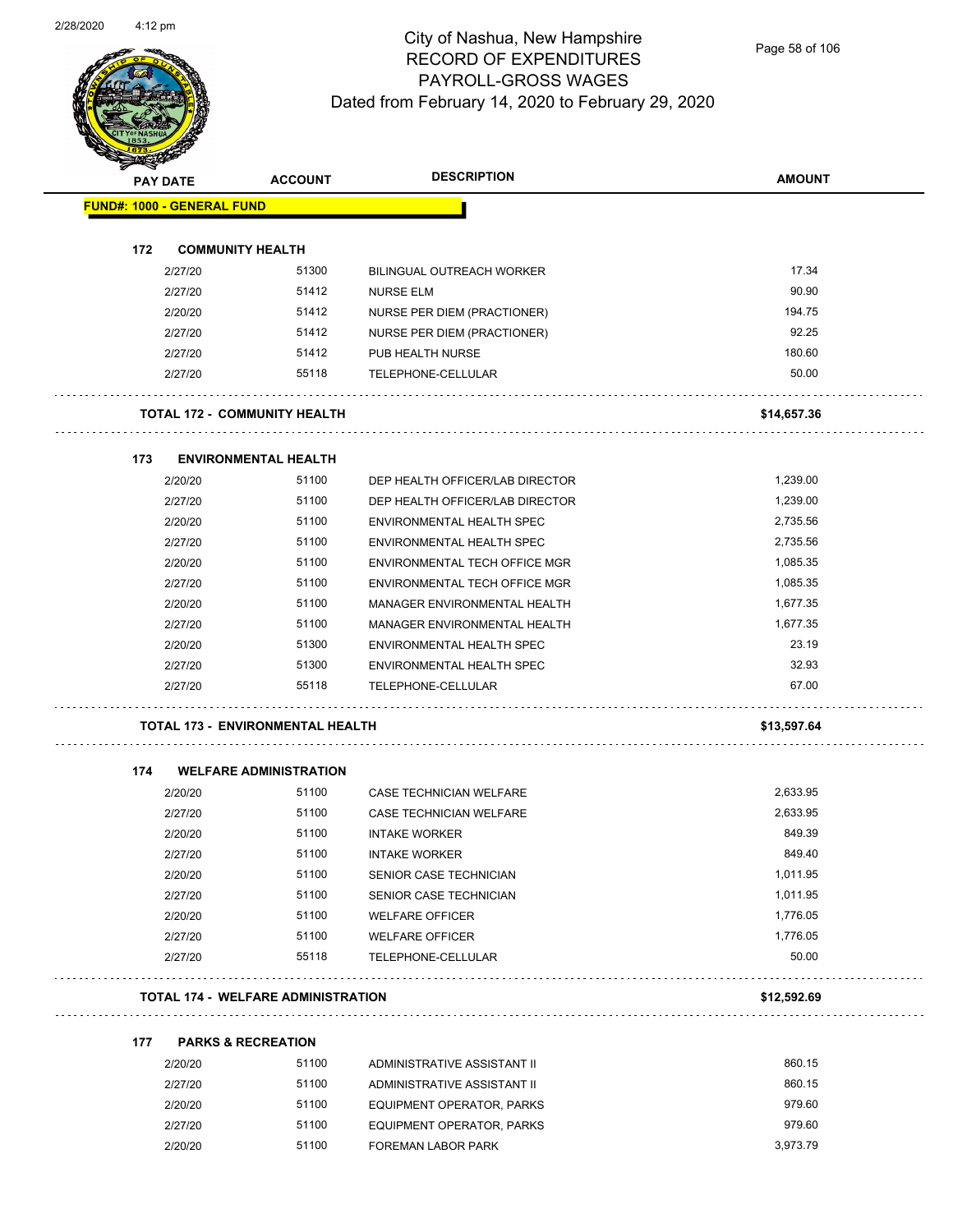# City of Nashua, New Hampshire
## RECORD OF EXPENDITURES
## PAYROLL-GROSS WAGES
### Dated from February 14, 2020 to February 29, 2020

| PAY DATE | ACCOUNT | DESCRIPTION | AMOUNT |
|---|---|---|---|
| **FUND#: 1000 - GENERAL FUND** | | | |
| **172 COMMUNITY HEALTH** | | | |
| 2/27/20 | 51300 | BILINGUAL OUTREACH WORKER | 17.34 |
| 2/27/20 | 51412 | NURSE ELM | 90.90 |
| 2/20/20 | 51412 | NURSE PER DIEM (PRACTIONER) | 194.75 |
| 2/27/20 | 51412 | NURSE PER DIEM (PRACTIONER) | 92.25 |
| 2/27/20 | 51412 | PUB HEALTH NURSE | 180.60 |
| 2/27/20 | 55118 | TELEPHONE-CELLULAR | 50.00 |
| **TOTAL 172 - COMMUNITY HEALTH** | | | **$14,657.36** |
| **173 ENVIRONMENTAL HEALTH** | | | |
| 2/20/20 | 51100 | DEP HEALTH OFFICER/LAB DIRECTOR | 1,239.00 |
| 2/27/20 | 51100 | DEP HEALTH OFFICER/LAB DIRECTOR | 1,239.00 |
| 2/20/20 | 51100 | ENVIRONMENTAL HEALTH SPEC | 2,735.56 |
| 2/27/20 | 51100 | ENVIRONMENTAL HEALTH SPEC | 2,735.56 |
| 2/20/20 | 51100 | ENVIRONMENTAL TECH OFFICE MGR | 1,085.35 |
| 2/27/20 | 51100 | ENVIRONMENTAL TECH OFFICE MGR | 1,085.35 |
| 2/20/20 | 51100 | MANAGER ENVIRONMENTAL HEALTH | 1,677.35 |
| 2/27/20 | 51100 | MANAGER ENVIRONMENTAL HEALTH | 1,677.35 |
| 2/20/20 | 51300 | ENVIRONMENTAL HEALTH SPEC | 23.19 |
| 2/27/20 | 51300 | ENVIRONMENTAL HEALTH SPEC | 32.93 |
| 2/27/20 | 55118 | TELEPHONE-CELLULAR | 67.00 |
| **TOTAL 173 - ENVIRONMENTAL HEALTH** | | | **$13,597.64** |
| **174 WELFARE ADMINISTRATION** | | | |
| 2/20/20 | 51100 | CASE TECHNICIAN WELFARE | 2,633.95 |
| 2/27/20 | 51100 | CASE TECHNICIAN WELFARE | 2,633.95 |
| 2/20/20 | 51100 | INTAKE WORKER | 849.39 |
| 2/27/20 | 51100 | INTAKE WORKER | 849.40 |
| 2/20/20 | 51100 | SENIOR CASE TECHNICIAN | 1,011.95 |
| 2/27/20 | 51100 | SENIOR CASE TECHNICIAN | 1,011.95 |
| 2/20/20 | 51100 | WELFARE OFFICER | 1,776.05 |
| 2/27/20 | 51100 | WELFARE OFFICER | 1,776.05 |
| 2/27/20 | 55118 | TELEPHONE-CELLULAR | 50.00 |
| **TOTAL 174 - WELFARE ADMINISTRATION** | | | **$12,592.69** |
| **177 PARKS & RECREATION** | | | |
| 2/20/20 | 51100 | ADMINISTRATIVE ASSISTANT II | 860.15 |
| 2/27/20 | 51100 | ADMINISTRATIVE ASSISTANT II | 860.15 |
| 2/20/20 | 51100 | EQUIPMENT OPERATOR, PARKS | 979.60 |
| 2/27/20 | 51100 | EQUIPMENT OPERATOR, PARKS | 979.60 |
| 2/20/20 | 51100 | FOREMAN LABOR PARK | 3,973.79 |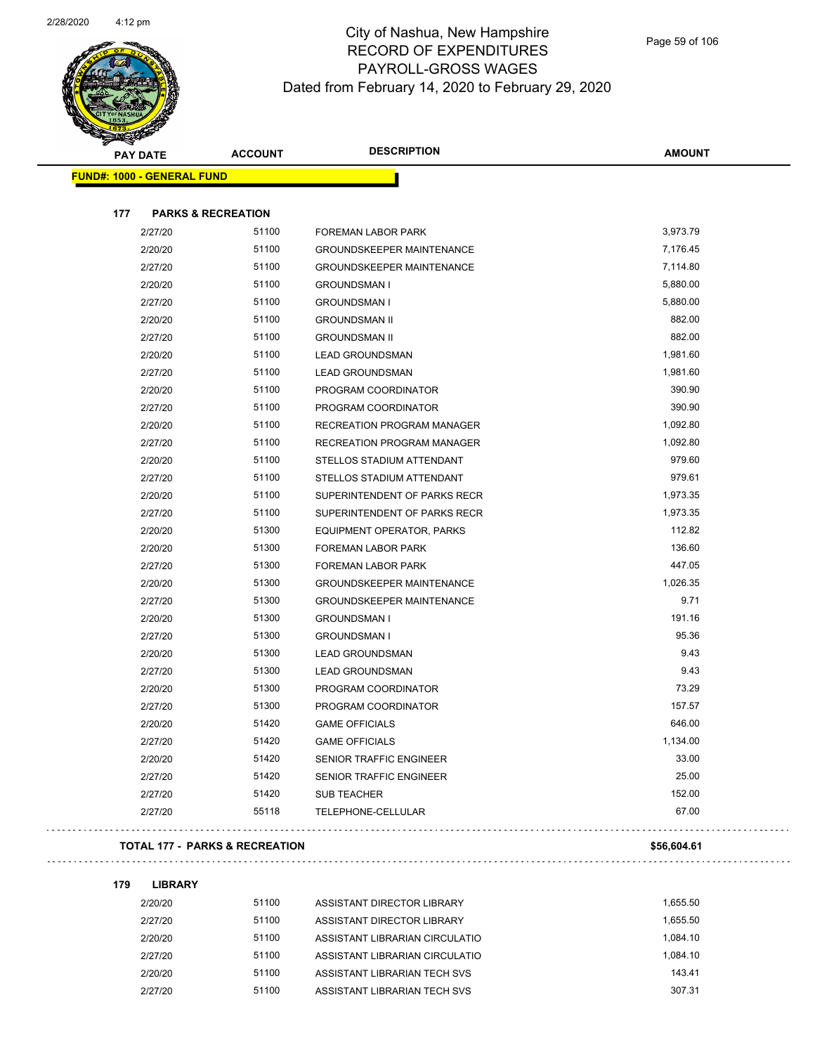# City of Nashua, New Hampshire
## RECORD OF EXPENDITURES
## PAYROLL-GROSS WAGES
### Dated from February 14, 2020 to February 29, 2020

| PAY DATE | ACCOUNT | DESCRIPTION | AMOUNT |
|---|---|---|---|

**FUND#: 1000 - GENERAL FUND**

**177 PARKS & RECREATION**

| PAY DATE | ACCOUNT | DESCRIPTION | AMOUNT |
|---|---|---|---|
| 2/27/20 | 51100 | FOREMAN LABOR PARK | 3,973.79 |
| 2/20/20 | 51100 | GROUNDSKEEPER MAINTENANCE | 7,176.45 |
| 2/27/20 | 51100 | GROUNDSKEEPER MAINTENANCE | 7,114.80 |
| 2/20/20 | 51100 | GROUNDSMAN I | 5,880.00 |
| 2/27/20 | 51100 | GROUNDSMAN I | 5,880.00 |
| 2/20/20 | 51100 | GROUNDSMAN II | 882.00 |
| 2/27/20 | 51100 | GROUNDSMAN II | 882.00 |
| 2/20/20 | 51100 | LEAD GROUNDSMAN | 1,981.60 |
| 2/27/20 | 51100 | LEAD GROUNDSMAN | 1,981.60 |
| 2/20/20 | 51100 | PROGRAM COORDINATOR | 390.90 |
| 2/27/20 | 51100 | PROGRAM COORDINATOR | 390.90 |
| 2/20/20 | 51100 | RECREATION PROGRAM MANAGER | 1,092.80 |
| 2/27/20 | 51100 | RECREATION PROGRAM MANAGER | 1,092.80 |
| 2/20/20 | 51100 | STELLOS STADIUM ATTENDANT | 979.60 |
| 2/27/20 | 51100 | STELLOS STADIUM ATTENDANT | 979.61 |
| 2/20/20 | 51100 | SUPERINTENDENT OF PARKS RECR | 1,973.35 |
| 2/27/20 | 51100 | SUPERINTENDENT OF PARKS RECR | 1,973.35 |
| 2/20/20 | 51300 | EQUIPMENT OPERATOR, PARKS | 112.82 |
| 2/20/20 | 51300 | FOREMAN LABOR PARK | 136.60 |
| 2/27/20 | 51300 | FOREMAN LABOR PARK | 447.05 |
| 2/20/20 | 51300 | GROUNDSKEEPER MAINTENANCE | 1,026.35 |
| 2/27/20 | 51300 | GROUNDSKEEPER MAINTENANCE | 9.71 |
| 2/20/20 | 51300 | GROUNDSMAN I | 191.16 |
| 2/27/20 | 51300 | GROUNDSMAN I | 95.36 |
| 2/20/20 | 51300 | LEAD GROUNDSMAN | 9.43 |
| 2/27/20 | 51300 | LEAD GROUNDSMAN | 9.43 |
| 2/20/20 | 51300 | PROGRAM COORDINATOR | 73.29 |
| 2/27/20 | 51300 | PROGRAM COORDINATOR | 157.57 |
| 2/20/20 | 51420 | GAME OFFICIALS | 646.00 |
| 2/27/20 | 51420 | GAME OFFICIALS | 1,134.00 |
| 2/20/20 | 51420 | SENIOR TRAFFIC ENGINEER | 33.00 |
| 2/27/20 | 51420 | SENIOR TRAFFIC ENGINEER | 25.00 |
| 2/27/20 | 51420 | SUB TEACHER | 152.00 |
| 2/27/20 | 55118 | TELEPHONE-CELLULAR | 67.00 |

**TOTAL 177 - PARKS & RECREATION** **$56,604.61**

**179 LIBRARY**

| PAY DATE | ACCOUNT | DESCRIPTION | AMOUNT |
|---|---|---|---|
| 2/20/20 | 51100 | ASSISTANT DIRECTOR LIBRARY | 1,655.50 |
| 2/27/20 | 51100 | ASSISTANT DIRECTOR LIBRARY | 1,655.50 |
| 2/20/20 | 51100 | ASSISTANT LIBRARIAN CIRCULATIO | 1,084.10 |
| 2/27/20 | 51100 | ASSISTANT LIBRARIAN CIRCULATIO | 1,084.10 |
| 2/20/20 | 51100 | ASSISTANT LIBRARIAN TECH SVS | 143.41 |
| 2/27/20 | 51100 | ASSISTANT LIBRARIAN TECH SVS | 307.31 |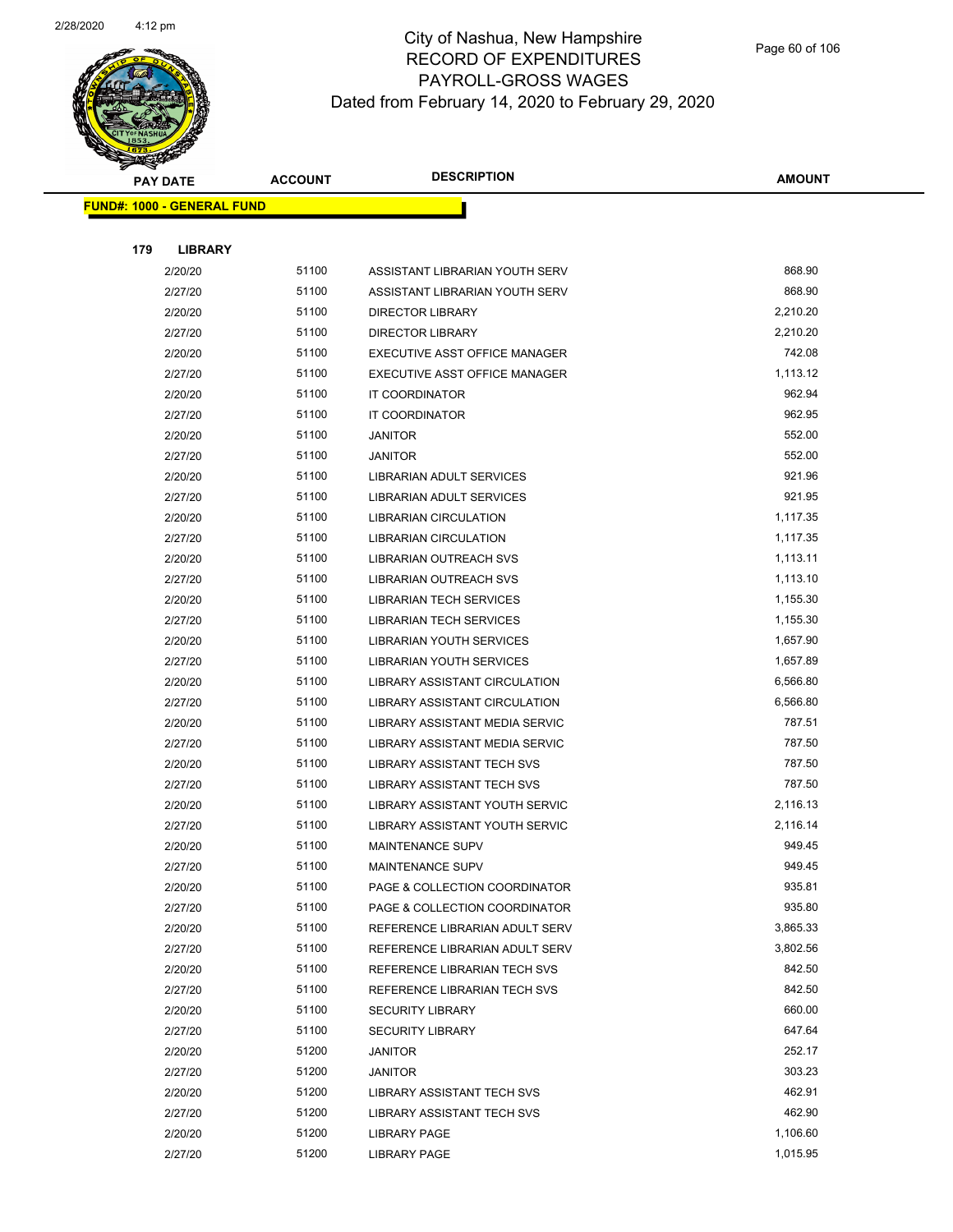# City of Nashua, New Hampshire
## RECORD OF EXPENDITURES
## PAYROLL-GROSS WAGES
## Dated from February 14, 2020 to February 29, 2020

**FUND#: 1000 - GENERAL FUND**

**179 LIBRARY**

| PAY DATE | ACCOUNT | DESCRIPTION | AMOUNT |
|---|---|---|---|
| 2/20/20 | 51100 | ASSISTANT LIBRARIAN YOUTH SERV | 868.90 |
| 2/27/20 | 51100 | ASSISTANT LIBRARIAN YOUTH SERV | 868.90 |
| 2/20/20 | 51100 | DIRECTOR LIBRARY | 2,210.20 |
| 2/27/20 | 51100 | DIRECTOR LIBRARY | 2,210.20 |
| 2/20/20 | 51100 | EXECUTIVE ASST OFFICE MANAGER | 742.08 |
| 2/27/20 | 51100 | EXECUTIVE ASST OFFICE MANAGER | 1,113.12 |
| 2/20/20 | 51100 | IT COORDINATOR | 962.94 |
| 2/27/20 | 51100 | IT COORDINATOR | 962.95 |
| 2/20/20 | 51100 | JANITOR | 552.00 |
| 2/27/20 | 51100 | JANITOR | 552.00 |
| 2/20/20 | 51100 | LIBRARIAN ADULT SERVICES | 921.96 |
| 2/27/20 | 51100 | LIBRARIAN ADULT SERVICES | 921.95 |
| 2/20/20 | 51100 | LIBRARIAN CIRCULATION | 1,117.35 |
| 2/27/20 | 51100 | LIBRARIAN CIRCULATION | 1,117.35 |
| 2/20/20 | 51100 | LIBRARIAN OUTREACH SVS | 1,113.11 |
| 2/27/20 | 51100 | LIBRARIAN OUTREACH SVS | 1,113.10 |
| 2/20/20 | 51100 | LIBRARIAN TECH SERVICES | 1,155.30 |
| 2/27/20 | 51100 | LIBRARIAN TECH SERVICES | 1,155.30 |
| 2/20/20 | 51100 | LIBRARIAN YOUTH SERVICES | 1,657.90 |
| 2/27/20 | 51100 | LIBRARIAN YOUTH SERVICES | 1,657.89 |
| 2/20/20 | 51100 | LIBRARY ASSISTANT CIRCULATION | 6,566.80 |
| 2/27/20 | 51100 | LIBRARY ASSISTANT CIRCULATION | 6,566.80 |
| 2/20/20 | 51100 | LIBRARY ASSISTANT MEDIA SERVIC | 787.51 |
| 2/27/20 | 51100 | LIBRARY ASSISTANT MEDIA SERVIC | 787.50 |
| 2/20/20 | 51100 | LIBRARY ASSISTANT TECH SVS | 787.50 |
| 2/27/20 | 51100 | LIBRARY ASSISTANT TECH SVS | 787.50 |
| 2/20/20 | 51100 | LIBRARY ASSISTANT YOUTH SERVIC | 2,116.13 |
| 2/27/20 | 51100 | LIBRARY ASSISTANT YOUTH SERVIC | 2,116.14 |
| 2/20/20 | 51100 | MAINTENANCE SUPV | 949.45 |
| 2/27/20 | 51100 | MAINTENANCE SUPV | 949.45 |
| 2/20/20 | 51100 | PAGE & COLLECTION COORDINATOR | 935.81 |
| 2/27/20 | 51100 | PAGE & COLLECTION COORDINATOR | 935.80 |
| 2/20/20 | 51100 | REFERENCE LIBRARIAN ADULT SERV | 3,865.33 |
| 2/27/20 | 51100 | REFERENCE LIBRARIAN ADULT SERV | 3,802.56 |
| 2/20/20 | 51100 | REFERENCE LIBRARIAN TECH SVS | 842.50 |
| 2/27/20 | 51100 | REFERENCE LIBRARIAN TECH SVS | 842.50 |
| 2/20/20 | 51100 | SECURITY LIBRARY | 660.00 |
| 2/27/20 | 51100 | SECURITY LIBRARY | 647.64 |
| 2/20/20 | 51200 | JANITOR | 252.17 |
| 2/27/20 | 51200 | JANITOR | 303.23 |
| 2/20/20 | 51200 | LIBRARY ASSISTANT TECH SVS | 462.91 |
| 2/27/20 | 51200 | LIBRARY ASSISTANT TECH SVS | 462.90 |
| 2/20/20 | 51200 | LIBRARY PAGE | 1,106.60 |
| 2/27/20 | 51200 | LIBRARY PAGE | 1,015.95 |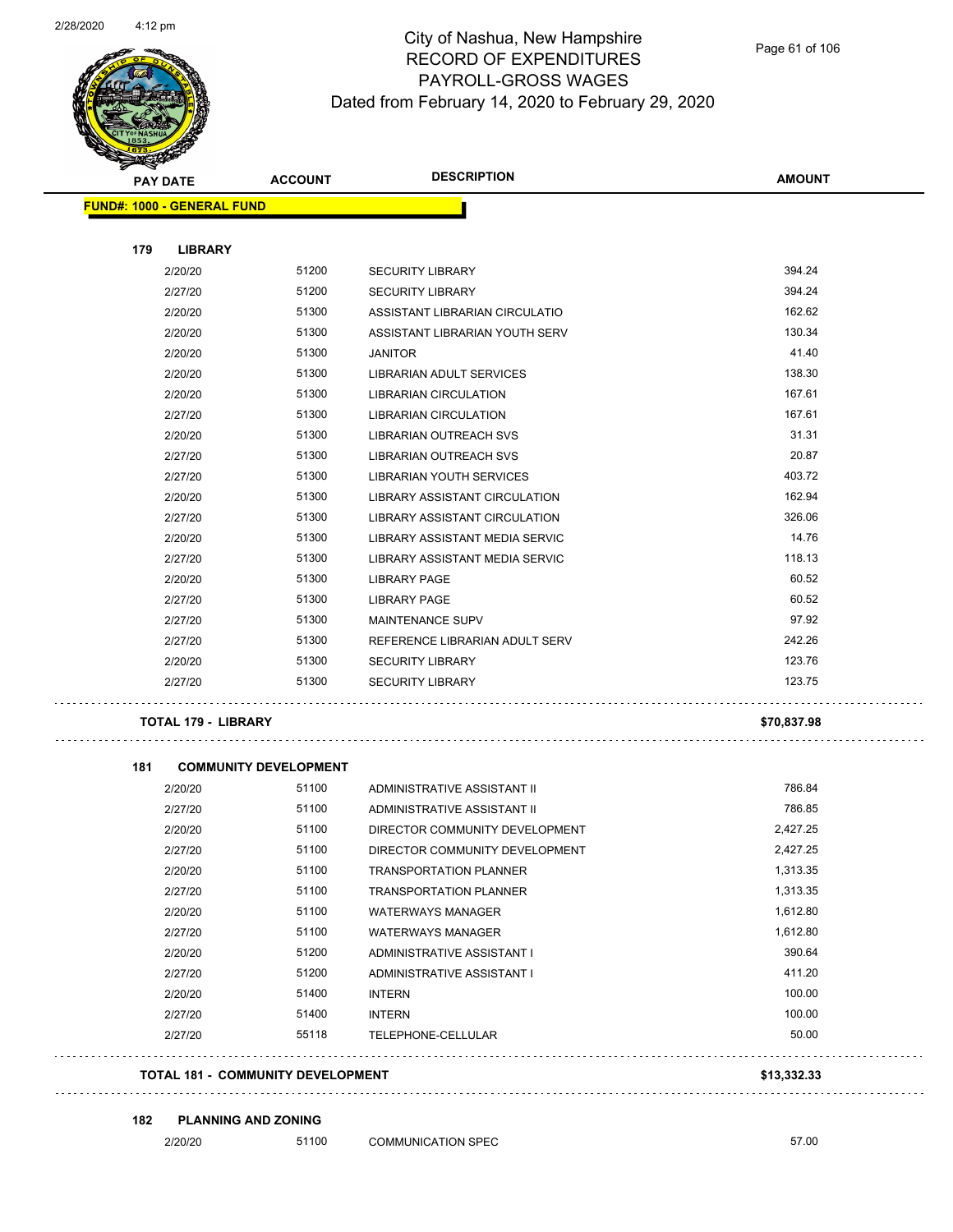# City of Nashua, New Hampshire
## RECORD OF EXPENDITURES
## PAYROLL-GROSS WAGES
## Dated from February 14, 2020 to February 29, 2020

| PAY DATE | ACCOUNT | DESCRIPTION | AMOUNT |
|---|---|---|---|
| **FUND#: 1000 - GENERAL FUND** | | | |
| **179 LIBRARY** | | | |
| 2/20/20 | 51200 | SECURITY LIBRARY | 394.24 |
| 2/27/20 | 51200 | SECURITY LIBRARY | 394.24 |
| 2/20/20 | 51300 | ASSISTANT LIBRARIAN CIRCULATIO | 162.62 |
| 2/20/20 | 51300 | ASSISTANT LIBRARIAN YOUTH SERV | 130.34 |
| 2/20/20 | 51300 | JANITOR | 41.40 |
| 2/20/20 | 51300 | LIBRARIAN ADULT SERVICES | 138.30 |
| 2/20/20 | 51300 | LIBRARIAN CIRCULATION | 167.61 |
| 2/27/20 | 51300 | LIBRARIAN CIRCULATION | 167.61 |
| 2/20/20 | 51300 | LIBRARIAN OUTREACH SVS | 31.31 |
| 2/27/20 | 51300 | LIBRARIAN OUTREACH SVS | 20.87 |
| 2/27/20 | 51300 | LIBRARIAN YOUTH SERVICES | 403.72 |
| 2/20/20 | 51300 | LIBRARY ASSISTANT CIRCULATION | 162.94 |
| 2/27/20 | 51300 | LIBRARY ASSISTANT CIRCULATION | 326.06 |
| 2/20/20 | 51300 | LIBRARY ASSISTANT MEDIA SERVIC | 14.76 |
| 2/27/20 | 51300 | LIBRARY ASSISTANT MEDIA SERVIC | 118.13 |
| 2/20/20 | 51300 | LIBRARY PAGE | 60.52 |
| 2/27/20 | 51300 | LIBRARY PAGE | 60.52 |
| 2/27/20 | 51300 | MAINTENANCE SUPV | 97.92 |
| 2/27/20 | 51300 | REFERENCE LIBRARIAN ADULT SERV | 242.26 |
| 2/20/20 | 51300 | SECURITY LIBRARY | 123.76 |
| 2/27/20 | 51300 | SECURITY LIBRARY | 123.75 |
| **TOTAL 179 - LIBRARY** | | | **$70,837.98** |
| **181 COMMUNITY DEVELOPMENT** | | | |
| 2/20/20 | 51100 | ADMINISTRATIVE ASSISTANT II | 786.84 |
| 2/27/20 | 51100 | ADMINISTRATIVE ASSISTANT II | 786.85 |
| 2/20/20 | 51100 | DIRECTOR COMMUNITY DEVELOPMENT | 2,427.25 |
| 2/27/20 | 51100 | DIRECTOR COMMUNITY DEVELOPMENT | 2,427.25 |
| 2/20/20 | 51100 | TRANSPORTATION PLANNER | 1,313.35 |
| 2/27/20 | 51100 | TRANSPORTATION PLANNER | 1,313.35 |
| 2/20/20 | 51100 | WATERWAYS MANAGER | 1,612.80 |
| 2/27/20 | 51100 | WATERWAYS MANAGER | 1,612.80 |
| 2/20/20 | 51200 | ADMINISTRATIVE ASSISTANT I | 390.64 |
| 2/27/20 | 51200 | ADMINISTRATIVE ASSISTANT I | 411.20 |
| 2/20/20 | 51400 | INTERN | 100.00 |
| 2/27/20 | 51400 | INTERN | 100.00 |
| 2/27/20 | 55118 | TELEPHONE-CELLULAR | 50.00 |
| **TOTAL 181 - COMMUNITY DEVELOPMENT** | | | **$13,332.33** |
| **182 PLANNING AND ZONING** | | | |
| 2/20/20 | 51100 | COMMUNICATION SPEC | 57.00 |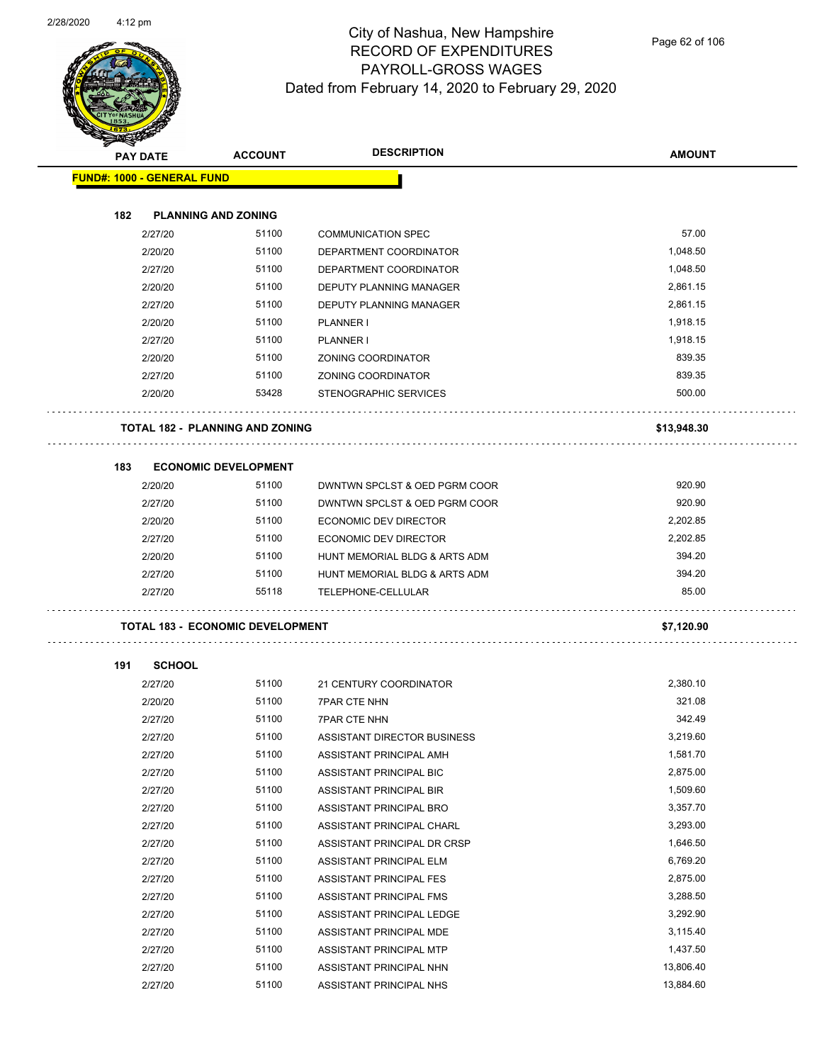# City of Nashua, New Hampshire
## RECORD OF EXPENDITURES
## PAYROLL-GROSS WAGES
## Dated from February 14, 2020 to February 29, 2020

| PAY DATE | ACCOUNT | DESCRIPTION | AMOUNT |
|---|---|---|---|
| **FUND#: 1000 - GENERAL FUND** | | | |
| **182 PLANNING AND ZONING** | | | |
| 2/27/20 | 51100 | COMMUNICATION SPEC | 57.00 |
| 2/20/20 | 51100 | DEPARTMENT COORDINATOR | 1,048.50 |
| 2/27/20 | 51100 | DEPARTMENT COORDINATOR | 1,048.50 |
| 2/20/20 | 51100 | DEPUTY PLANNING MANAGER | 2,861.15 |
| 2/27/20 | 51100 | DEPUTY PLANNING MANAGER | 2,861.15 |
| 2/20/20 | 51100 | PLANNER I | 1,918.15 |
| 2/27/20 | 51100 | PLANNER I | 1,918.15 |
| 2/20/20 | 51100 | ZONING COORDINATOR | 839.35 |
| 2/27/20 | 51100 | ZONING COORDINATOR | 839.35 |
| 2/20/20 | 53428 | STENOGRAPHIC SERVICES | 500.00 |
| **TOTAL 182 - PLANNING AND ZONING** | | | **$13,948.30** |
| **183 ECONOMIC DEVELOPMENT** | | | |
| 2/20/20 | 51100 | DWNTWN SPCLST & OED PGRM COOR | 920.90 |
| 2/27/20 | 51100 | DWNTWN SPCLST & OED PGRM COOR | 920.90 |
| 2/20/20 | 51100 | ECONOMIC DEV DIRECTOR | 2,202.85 |
| 2/27/20 | 51100 | ECONOMIC DEV DIRECTOR | 2,202.85 |
| 2/20/20 | 51100 | HUNT MEMORIAL BLDG & ARTS ADM | 394.20 |
| 2/27/20 | 51100 | HUNT MEMORIAL BLDG & ARTS ADM | 394.20 |
| 2/27/20 | 55118 | TELEPHONE-CELLULAR | 85.00 |
| **TOTAL 183 - ECONOMIC DEVELOPMENT** | | | **$7,120.90** |
| **191 SCHOOL** | | | |
| 2/27/20 | 51100 | 21 CENTURY COORDINATOR | 2,380.10 |
| 2/20/20 | 51100 | 7PAR CTE NHN | 321.08 |
| 2/27/20 | 51100 | 7PAR CTE NHN | 342.49 |
| 2/27/20 | 51100 | ASSISTANT DIRECTOR BUSINESS | 3,219.60 |
| 2/27/20 | 51100 | ASSISTANT PRINCIPAL AMH | 1,581.70 |
| 2/27/20 | 51100 | ASSISTANT PRINCIPAL BIC | 2,875.00 |
| 2/27/20 | 51100 | ASSISTANT PRINCIPAL BIR | 1,509.60 |
| 2/27/20 | 51100 | ASSISTANT PRINCIPAL BRO | 3,357.70 |
| 2/27/20 | 51100 | ASSISTANT PRINCIPAL CHARL | 3,293.00 |
| 2/27/20 | 51100 | ASSISTANT PRINCIPAL DR CRSP | 1,646.50 |
| 2/27/20 | 51100 | ASSISTANT PRINCIPAL ELM | 6,769.20 |
| 2/27/20 | 51100 | ASSISTANT PRINCIPAL FES | 2,875.00 |
| 2/27/20 | 51100 | ASSISTANT PRINCIPAL FMS | 3,288.50 |
| 2/27/20 | 51100 | ASSISTANT PRINCIPAL LEDGE | 3,292.90 |
| 2/27/20 | 51100 | ASSISTANT PRINCIPAL MDE | 3,115.40 |
| 2/27/20 | 51100 | ASSISTANT PRINCIPAL MTP | 1,437.50 |
| 2/27/20 | 51100 | ASSISTANT PRINCIPAL NHN | 13,806.40 |
| 2/27/20 | 51100 | ASSISTANT PRINCIPAL NHS | 13,884.60 |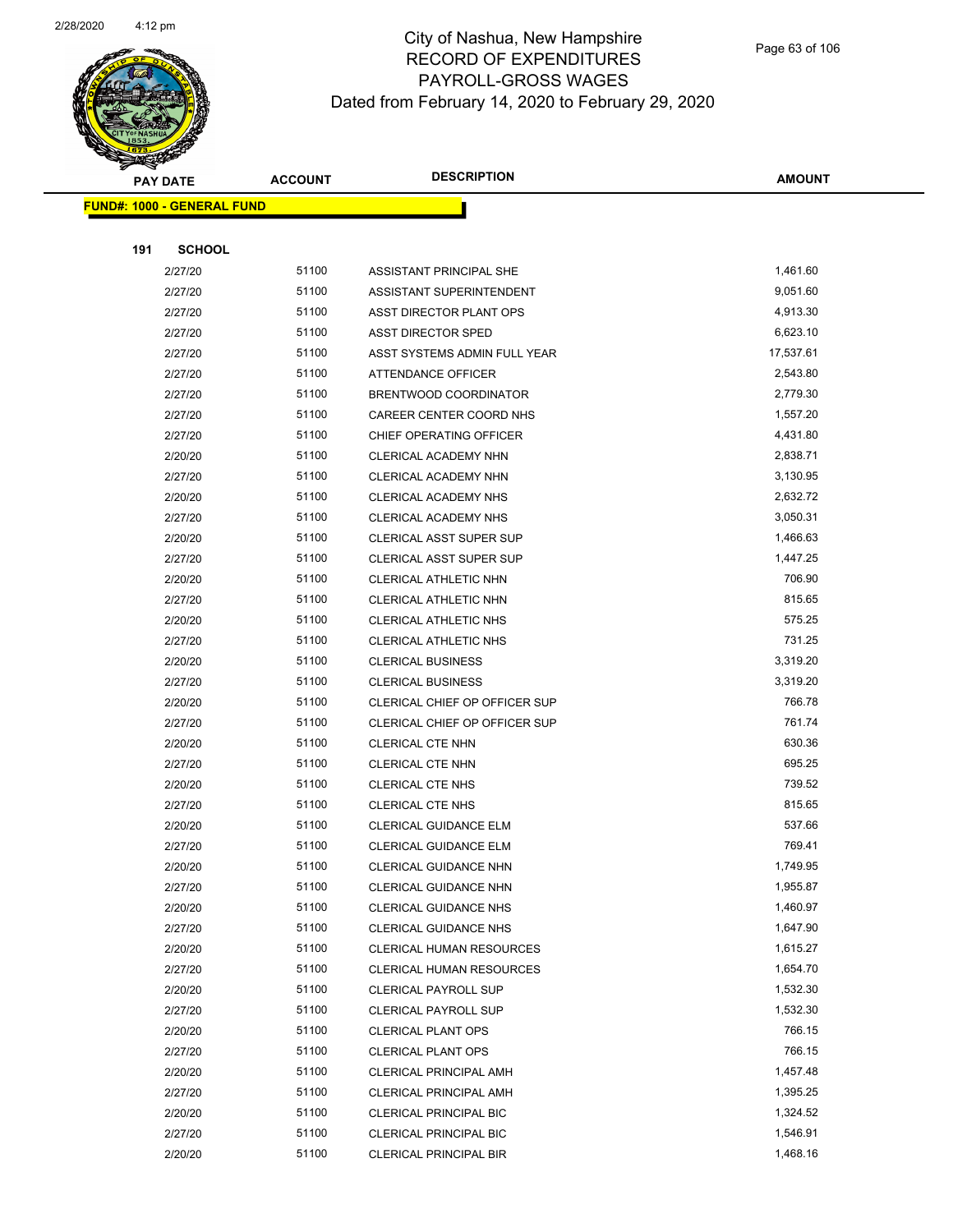# City of Nashua, New Hampshire
## RECORD OF EXPENDITURES
## PAYROLL-GROSS WAGES
## Dated from February 14, 2020 to February 29, 2020

| PAY DATE | ACCOUNT | DESCRIPTION | AMOUNT |
|---|---|---|---|
| **FUND#: 1000 - GENERAL FUND** | | | |
| **191 SCHOOL** | | | |
| 2/27/20 | 51100 | ASSISTANT PRINCIPAL SHE | 1,461.60 |
| 2/27/20 | 51100 | ASSISTANT SUPERINTENDENT | 9,051.60 |
| 2/27/20 | 51100 | ASST DIRECTOR PLANT OPS | 4,913.30 |
| 2/27/20 | 51100 | ASST DIRECTOR SPED | 6,623.10 |
| 2/27/20 | 51100 | ASST SYSTEMS ADMIN FULL YEAR | 17,537.61 |
| 2/27/20 | 51100 | ATTENDANCE OFFICER | 2,543.80 |
| 2/27/20 | 51100 | BRENTWOOD COORDINATOR | 2,779.30 |
| 2/27/20 | 51100 | CAREER CENTER COORD NHS | 1,557.20 |
| 2/27/20 | 51100 | CHIEF OPERATING OFFICER | 4,431.80 |
| 2/20/20 | 51100 | CLERICAL ACADEMY NHN | 2,838.71 |
| 2/27/20 | 51100 | CLERICAL ACADEMY NHN | 3,130.95 |
| 2/20/20 | 51100 | CLERICAL ACADEMY NHS | 2,632.72 |
| 2/27/20 | 51100 | CLERICAL ACADEMY NHS | 3,050.31 |
| 2/20/20 | 51100 | CLERICAL ASST SUPER SUP | 1,466.63 |
| 2/27/20 | 51100 | CLERICAL ASST SUPER SUP | 1,447.25 |
| 2/20/20 | 51100 | CLERICAL ATHLETIC NHN | 706.90 |
| 2/27/20 | 51100 | CLERICAL ATHLETIC NHN | 815.65 |
| 2/20/20 | 51100 | CLERICAL ATHLETIC NHS | 575.25 |
| 2/27/20 | 51100 | CLERICAL ATHLETIC NHS | 731.25 |
| 2/20/20 | 51100 | CLERICAL BUSINESS | 3,319.20 |
| 2/27/20 | 51100 | CLERICAL BUSINESS | 3,319.20 |
| 2/20/20 | 51100 | CLERICAL CHIEF OP OFFICER SUP | 766.78 |
| 2/27/20 | 51100 | CLERICAL CHIEF OP OFFICER SUP | 761.74 |
| 2/20/20 | 51100 | CLERICAL CTE NHN | 630.36 |
| 2/27/20 | 51100 | CLERICAL CTE NHN | 695.25 |
| 2/20/20 | 51100 | CLERICAL CTE NHS | 739.52 |
| 2/27/20 | 51100 | CLERICAL CTE NHS | 815.65 |
| 2/20/20 | 51100 | CLERICAL GUIDANCE ELM | 537.66 |
| 2/27/20 | 51100 | CLERICAL GUIDANCE ELM | 769.41 |
| 2/20/20 | 51100 | CLERICAL GUIDANCE NHN | 1,749.95 |
| 2/27/20 | 51100 | CLERICAL GUIDANCE NHN | 1,955.87 |
| 2/20/20 | 51100 | CLERICAL GUIDANCE NHS | 1,460.97 |
| 2/27/20 | 51100 | CLERICAL GUIDANCE NHS | 1,647.90 |
| 2/20/20 | 51100 | CLERICAL HUMAN RESOURCES | 1,615.27 |
| 2/27/20 | 51100 | CLERICAL HUMAN RESOURCES | 1,654.70 |
| 2/20/20 | 51100 | CLERICAL PAYROLL SUP | 1,532.30 |
| 2/27/20 | 51100 | CLERICAL PAYROLL SUP | 1,532.30 |
| 2/20/20 | 51100 | CLERICAL PLANT OPS | 766.15 |
| 2/27/20 | 51100 | CLERICAL PLANT OPS | 766.15 |
| 2/20/20 | 51100 | CLERICAL PRINCIPAL AMH | 1,457.48 |
| 2/27/20 | 51100 | CLERICAL PRINCIPAL AMH | 1,395.25 |
| 2/20/20 | 51100 | CLERICAL PRINCIPAL BIC | 1,324.52 |
| 2/27/20 | 51100 | CLERICAL PRINCIPAL BIC | 1,546.91 |
| 2/20/20 | 51100 | CLERICAL PRINCIPAL BIR | 1,468.16 |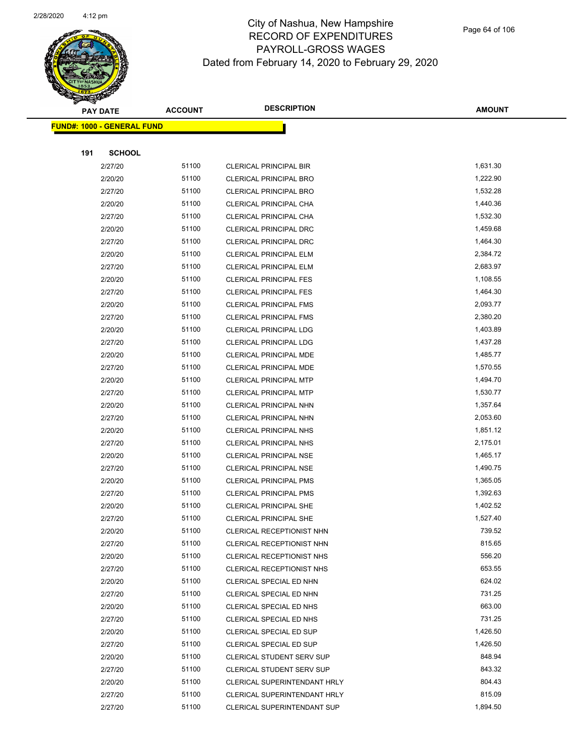# City of Nashua, New Hampshire
## RECORD OF EXPENDITURES
## PAYROLL-GROSS WAGES
### Dated from February 14, 2020 to February 29, 2020

| PAY DATE | ACCOUNT | DESCRIPTION | AMOUNT |
|---|---|---|---|
| **FUND#: 1000 - GENERAL FUND** | | | |
| **191 SCHOOL** | | | |
| 2/27/20 | 51100 | CLERICAL PRINCIPAL BIR | 1,631.30 |
| 2/20/20 | 51100 | CLERICAL PRINCIPAL BRO | 1,222.90 |
| 2/27/20 | 51100 | CLERICAL PRINCIPAL BRO | 1,532.28 |
| 2/20/20 | 51100 | CLERICAL PRINCIPAL CHA | 1,440.36 |
| 2/27/20 | 51100 | CLERICAL PRINCIPAL CHA | 1,532.30 |
| 2/20/20 | 51100 | CLERICAL PRINCIPAL DRC | 1,459.68 |
| 2/27/20 | 51100 | CLERICAL PRINCIPAL DRC | 1,464.30 |
| 2/20/20 | 51100 | CLERICAL PRINCIPAL ELM | 2,384.72 |
| 2/27/20 | 51100 | CLERICAL PRINCIPAL ELM | 2,683.97 |
| 2/20/20 | 51100 | CLERICAL PRINCIPAL FES | 1,108.55 |
| 2/27/20 | 51100 | CLERICAL PRINCIPAL FES | 1,464.30 |
| 2/20/20 | 51100 | CLERICAL PRINCIPAL FMS | 2,093.77 |
| 2/27/20 | 51100 | CLERICAL PRINCIPAL FMS | 2,380.20 |
| 2/20/20 | 51100 | CLERICAL PRINCIPAL LDG | 1,403.89 |
| 2/27/20 | 51100 | CLERICAL PRINCIPAL LDG | 1,437.28 |
| 2/20/20 | 51100 | CLERICAL PRINCIPAL MDE | 1,485.77 |
| 2/27/20 | 51100 | CLERICAL PRINCIPAL MDE | 1,570.55 |
| 2/20/20 | 51100 | CLERICAL PRINCIPAL MTP | 1,494.70 |
| 2/27/20 | 51100 | CLERICAL PRINCIPAL MTP | 1,530.77 |
| 2/20/20 | 51100 | CLERICAL PRINCIPAL NHN | 1,357.64 |
| 2/27/20 | 51100 | CLERICAL PRINCIPAL NHN | 2,053.60 |
| 2/20/20 | 51100 | CLERICAL PRINCIPAL NHS | 1,851.12 |
| 2/27/20 | 51100 | CLERICAL PRINCIPAL NHS | 2,175.01 |
| 2/20/20 | 51100 | CLERICAL PRINCIPAL NSE | 1,465.17 |
| 2/27/20 | 51100 | CLERICAL PRINCIPAL NSE | 1,490.75 |
| 2/20/20 | 51100 | CLERICAL PRINCIPAL PMS | 1,365.05 |
| 2/27/20 | 51100 | CLERICAL PRINCIPAL PMS | 1,392.63 |
| 2/20/20 | 51100 | CLERICAL PRINCIPAL SHE | 1,402.52 |
| 2/27/20 | 51100 | CLERICAL PRINCIPAL SHE | 1,527.40 |
| 2/20/20 | 51100 | CLERICAL RECEPTIONIST NHN | 739.52 |
| 2/27/20 | 51100 | CLERICAL RECEPTIONIST NHN | 815.65 |
| 2/20/20 | 51100 | CLERICAL RECEPTIONIST NHS | 556.20 |
| 2/27/20 | 51100 | CLERICAL RECEPTIONIST NHS | 653.55 |
| 2/20/20 | 51100 | CLERICAL SPECIAL ED NHN | 624.02 |
| 2/27/20 | 51100 | CLERICAL SPECIAL ED NHN | 731.25 |
| 2/20/20 | 51100 | CLERICAL SPECIAL ED NHS | 663.00 |
| 2/27/20 | 51100 | CLERICAL SPECIAL ED NHS | 731.25 |
| 2/20/20 | 51100 | CLERICAL SPECIAL ED SUP | 1,426.50 |
| 2/27/20 | 51100 | CLERICAL SPECIAL ED SUP | 1,426.50 |
| 2/20/20 | 51100 | CLERICAL STUDENT SERV SUP | 848.94 |
| 2/27/20 | 51100 | CLERICAL STUDENT SERV SUP | 843.32 |
| 2/20/20 | 51100 | CLERICAL SUPERINTENDANT HRLY | 804.43 |
| 2/27/20 | 51100 | CLERICAL SUPERINTENDANT HRLY | 815.09 |
| 2/27/20 | 51100 | CLERICAL SUPERINTENDANT SUP | 1,894.50 |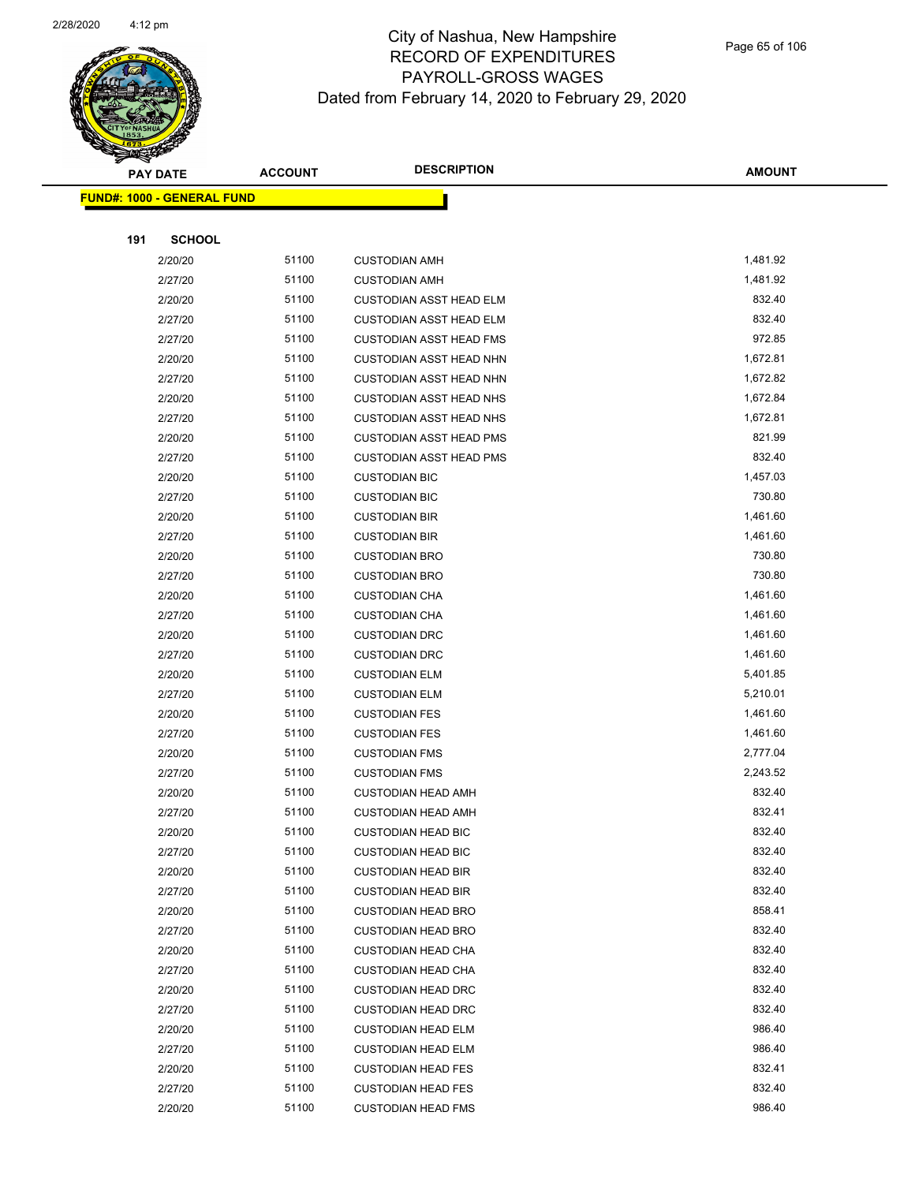# City of Nashua, New Hampshire
## RECORD OF EXPENDITURES
## PAYROLL-GROSS WAGES
## Dated from February 14, 2020 to February 29, 2020

| PAY DATE | ACCOUNT | DESCRIPTION | AMOUNT |
|---|---|---|---|
| **FUND#: 1000 - GENERAL FUND** | | | |
| **191 SCHOOL** | | | |
| 2/20/20 | 51100 | CUSTODIAN AMH | 1,481.92 |
| 2/27/20 | 51100 | CUSTODIAN AMH | 1,481.92 |
| 2/20/20 | 51100 | CUSTODIAN ASST HEAD ELM | 832.40 |
| 2/27/20 | 51100 | CUSTODIAN ASST HEAD ELM | 832.40 |
| 2/27/20 | 51100 | CUSTODIAN ASST HEAD FMS | 972.85 |
| 2/20/20 | 51100 | CUSTODIAN ASST HEAD NHN | 1,672.81 |
| 2/27/20 | 51100 | CUSTODIAN ASST HEAD NHN | 1,672.82 |
| 2/20/20 | 51100 | CUSTODIAN ASST HEAD NHS | 1,672.84 |
| 2/27/20 | 51100 | CUSTODIAN ASST HEAD NHS | 1,672.81 |
| 2/20/20 | 51100 | CUSTODIAN ASST HEAD PMS | 821.99 |
| 2/27/20 | 51100 | CUSTODIAN ASST HEAD PMS | 832.40 |
| 2/20/20 | 51100 | CUSTODIAN BIC | 1,457.03 |
| 2/27/20 | 51100 | CUSTODIAN BIC | 730.80 |
| 2/20/20 | 51100 | CUSTODIAN BIR | 1,461.60 |
| 2/27/20 | 51100 | CUSTODIAN BIR | 1,461.60 |
| 2/20/20 | 51100 | CUSTODIAN BRO | 730.80 |
| 2/27/20 | 51100 | CUSTODIAN BRO | 730.80 |
| 2/20/20 | 51100 | CUSTODIAN CHA | 1,461.60 |
| 2/27/20 | 51100 | CUSTODIAN CHA | 1,461.60 |
| 2/20/20 | 51100 | CUSTODIAN DRC | 1,461.60 |
| 2/27/20 | 51100 | CUSTODIAN DRC | 1,461.60 |
| 2/20/20 | 51100 | CUSTODIAN ELM | 5,401.85 |
| 2/27/20 | 51100 | CUSTODIAN ELM | 5,210.01 |
| 2/20/20 | 51100 | CUSTODIAN FES | 1,461.60 |
| 2/27/20 | 51100 | CUSTODIAN FES | 1,461.60 |
| 2/20/20 | 51100 | CUSTODIAN FMS | 2,777.04 |
| 2/27/20 | 51100 | CUSTODIAN FMS | 2,243.52 |
| 2/20/20 | 51100 | CUSTODIAN HEAD AMH | 832.40 |
| 2/27/20 | 51100 | CUSTODIAN HEAD AMH | 832.41 |
| 2/20/20 | 51100 | CUSTODIAN HEAD BIC | 832.40 |
| 2/27/20 | 51100 | CUSTODIAN HEAD BIC | 832.40 |
| 2/20/20 | 51100 | CUSTODIAN HEAD BIR | 832.40 |
| 2/27/20 | 51100 | CUSTODIAN HEAD BIR | 832.40 |
| 2/20/20 | 51100 | CUSTODIAN HEAD BRO | 858.41 |
| 2/27/20 | 51100 | CUSTODIAN HEAD BRO | 832.40 |
| 2/20/20 | 51100 | CUSTODIAN HEAD CHA | 832.40 |
| 2/27/20 | 51100 | CUSTODIAN HEAD CHA | 832.40 |
| 2/20/20 | 51100 | CUSTODIAN HEAD DRC | 832.40 |
| 2/27/20 | 51100 | CUSTODIAN HEAD DRC | 832.40 |
| 2/20/20 | 51100 | CUSTODIAN HEAD ELM | 986.40 |
| 2/27/20 | 51100 | CUSTODIAN HEAD ELM | 986.40 |
| 2/20/20 | 51100 | CUSTODIAN HEAD FES | 832.41 |
| 2/27/20 | 51100 | CUSTODIAN HEAD FES | 832.40 |
| 2/20/20 | 51100 | CUSTODIAN HEAD FMS | 986.40 |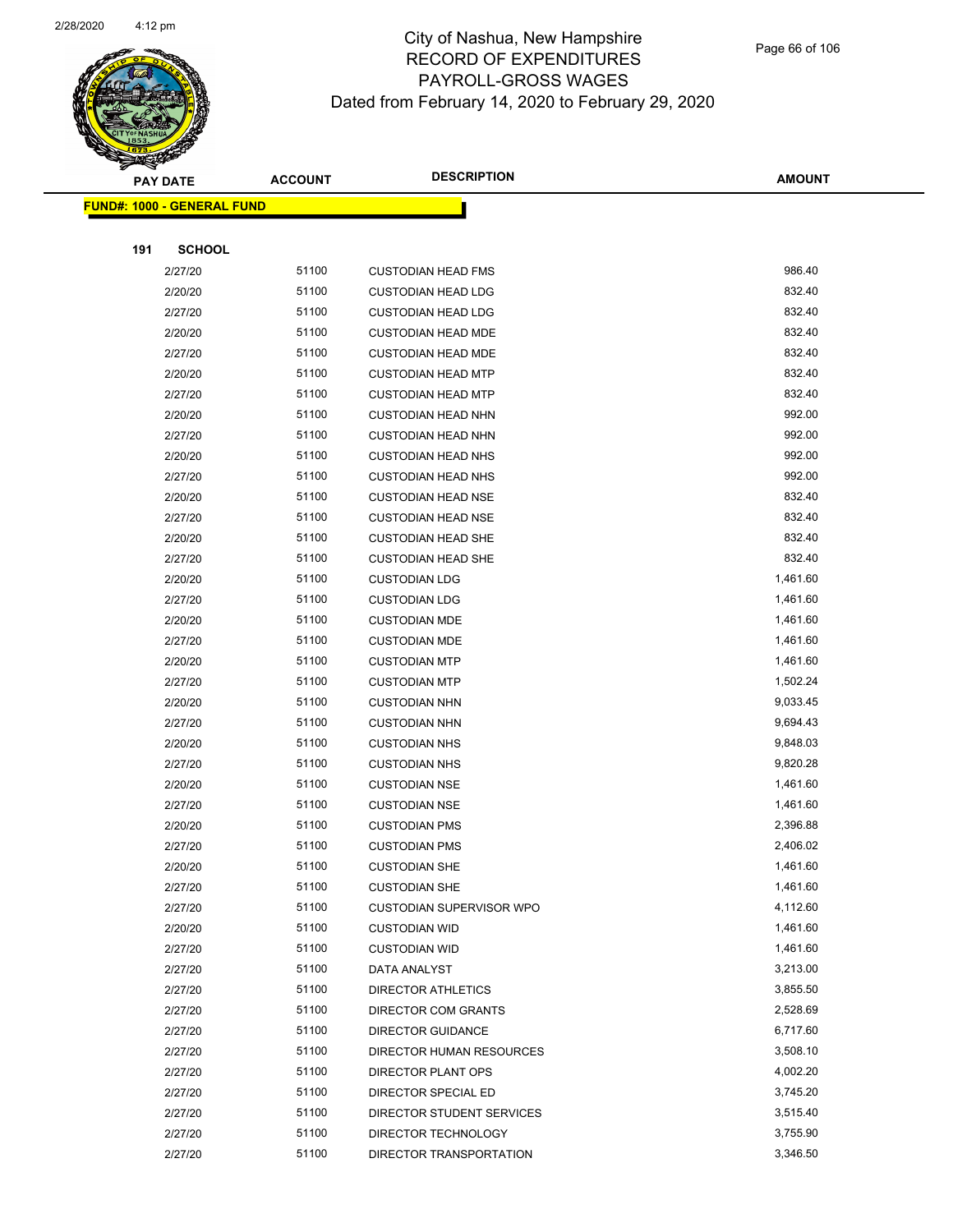# City of Nashua, New Hampshire
## RECORD OF EXPENDITURES
## PAYROLL-GROSS WAGES
### Dated from February 14, 2020 to February 29, 2020

| PAY DATE | ACCOUNT | DESCRIPTION | AMOUNT |
|---|---|---|---|
| **FUND#: 1000 - GENERAL FUND** | | | |
| **191 SCHOOL** | | | |
| 2/27/20 | 51100 | CUSTODIAN HEAD FMS | 986.40 |
| 2/20/20 | 51100 | CUSTODIAN HEAD LDG | 832.40 |
| 2/27/20 | 51100 | CUSTODIAN HEAD LDG | 832.40 |
| 2/20/20 | 51100 | CUSTODIAN HEAD MDE | 832.40 |
| 2/27/20 | 51100 | CUSTODIAN HEAD MDE | 832.40 |
| 2/20/20 | 51100 | CUSTODIAN HEAD MTP | 832.40 |
| 2/27/20 | 51100 | CUSTODIAN HEAD MTP | 832.40 |
| 2/20/20 | 51100 | CUSTODIAN HEAD NHN | 992.00 |
| 2/27/20 | 51100 | CUSTODIAN HEAD NHN | 992.00 |
| 2/20/20 | 51100 | CUSTODIAN HEAD NHS | 992.00 |
| 2/27/20 | 51100 | CUSTODIAN HEAD NHS | 992.00 |
| 2/20/20 | 51100 | CUSTODIAN HEAD NSE | 832.40 |
| 2/27/20 | 51100 | CUSTODIAN HEAD NSE | 832.40 |
| 2/20/20 | 51100 | CUSTODIAN HEAD SHE | 832.40 |
| 2/27/20 | 51100 | CUSTODIAN HEAD SHE | 832.40 |
| 2/20/20 | 51100 | CUSTODIAN LDG | 1,461.60 |
| 2/27/20 | 51100 | CUSTODIAN LDG | 1,461.60 |
| 2/20/20 | 51100 | CUSTODIAN MDE | 1,461.60 |
| 2/27/20 | 51100 | CUSTODIAN MDE | 1,461.60 |
| 2/20/20 | 51100 | CUSTODIAN MTP | 1,461.60 |
| 2/27/20 | 51100 | CUSTODIAN MTP | 1,502.24 |
| 2/20/20 | 51100 | CUSTODIAN NHN | 9,033.45 |
| 2/27/20 | 51100 | CUSTODIAN NHN | 9,694.43 |
| 2/20/20 | 51100 | CUSTODIAN NHS | 9,848.03 |
| 2/27/20 | 51100 | CUSTODIAN NHS | 9,820.28 |
| 2/20/20 | 51100 | CUSTODIAN NSE | 1,461.60 |
| 2/27/20 | 51100 | CUSTODIAN NSE | 1,461.60 |
| 2/20/20 | 51100 | CUSTODIAN PMS | 2,396.88 |
| 2/27/20 | 51100 | CUSTODIAN PMS | 2,406.02 |
| 2/20/20 | 51100 | CUSTODIAN SHE | 1,461.60 |
| 2/27/20 | 51100 | CUSTODIAN SHE | 1,461.60 |
| 2/27/20 | 51100 | CUSTODIAN SUPERVISOR WPO | 4,112.60 |
| 2/20/20 | 51100 | CUSTODIAN WID | 1,461.60 |
| 2/27/20 | 51100 | CUSTODIAN WID | 1,461.60 |
| 2/27/20 | 51100 | DATA ANALYST | 3,213.00 |
| 2/27/20 | 51100 | DIRECTOR ATHLETICS | 3,855.50 |
| 2/27/20 | 51100 | DIRECTOR COM GRANTS | 2,528.69 |
| 2/27/20 | 51100 | DIRECTOR GUIDANCE | 6,717.60 |
| 2/27/20 | 51100 | DIRECTOR HUMAN RESOURCES | 3,508.10 |
| 2/27/20 | 51100 | DIRECTOR PLANT OPS | 4,002.20 |
| 2/27/20 | 51100 | DIRECTOR SPECIAL ED | 3,745.20 |
| 2/27/20 | 51100 | DIRECTOR STUDENT SERVICES | 3,515.40 |
| 2/27/20 | 51100 | DIRECTOR TECHNOLOGY | 3,755.90 |
| 2/27/20 | 51100 | DIRECTOR TRANSPORTATION | 3,346.50 |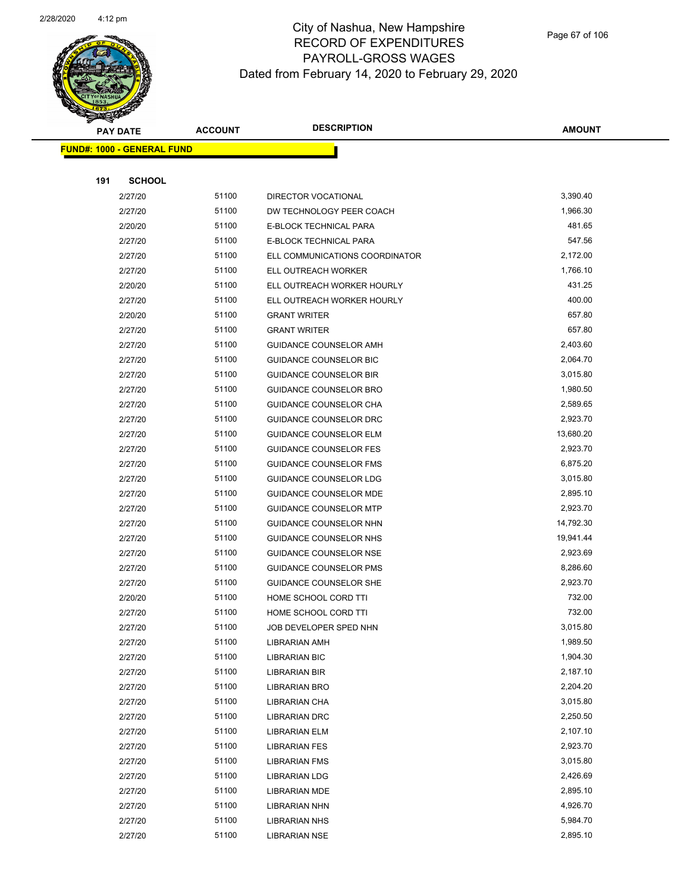# City of Nashua, New Hampshire
## RECORD OF EXPENDITURES
## PAYROLL-GROSS WAGES
## Dated from February 14, 2020 to February 29, 2020

| PAY DATE | ACCOUNT | DESCRIPTION | AMOUNT |
|---|---|---|---|
| **FUND#: 1000 - GENERAL FUND** | | | |
| **191 SCHOOL** | | | |
| 2/27/20 | 51100 | DIRECTOR VOCATIONAL | 3,390.40 |
| 2/27/20 | 51100 | DW TECHNOLOGY PEER COACH | 1,966.30 |
| 2/20/20 | 51100 | E-BLOCK TECHNICAL PARA | 481.65 |
| 2/27/20 | 51100 | E-BLOCK TECHNICAL PARA | 547.56 |
| 2/27/20 | 51100 | ELL COMMUNICATIONS COORDINATOR | 2,172.00 |
| 2/27/20 | 51100 | ELL OUTREACH WORKER | 1,766.10 |
| 2/20/20 | 51100 | ELL OUTREACH WORKER HOURLY | 431.25 |
| 2/27/20 | 51100 | ELL OUTREACH WORKER HOURLY | 400.00 |
| 2/20/20 | 51100 | GRANT WRITER | 657.80 |
| 2/27/20 | 51100 | GRANT WRITER | 657.80 |
| 2/27/20 | 51100 | GUIDANCE COUNSELOR AMH | 2,403.60 |
| 2/27/20 | 51100 | GUIDANCE COUNSELOR BIC | 2,064.70 |
| 2/27/20 | 51100 | GUIDANCE COUNSELOR BIR | 3,015.80 |
| 2/27/20 | 51100 | GUIDANCE COUNSELOR BRO | 1,980.50 |
| 2/27/20 | 51100 | GUIDANCE COUNSELOR CHA | 2,589.65 |
| 2/27/20 | 51100 | GUIDANCE COUNSELOR DRC | 2,923.70 |
| 2/27/20 | 51100 | GUIDANCE COUNSELOR ELM | 13,680.20 |
| 2/27/20 | 51100 | GUIDANCE COUNSELOR FES | 2,923.70 |
| 2/27/20 | 51100 | GUIDANCE COUNSELOR FMS | 6,875.20 |
| 2/27/20 | 51100 | GUIDANCE COUNSELOR LDG | 3,015.80 |
| 2/27/20 | 51100 | GUIDANCE COUNSELOR MDE | 2,895.10 |
| 2/27/20 | 51100 | GUIDANCE COUNSELOR MTP | 2,923.70 |
| 2/27/20 | 51100 | GUIDANCE COUNSELOR NHN | 14,792.30 |
| 2/27/20 | 51100 | GUIDANCE COUNSELOR NHS | 19,941.44 |
| 2/27/20 | 51100 | GUIDANCE COUNSELOR NSE | 2,923.69 |
| 2/27/20 | 51100 | GUIDANCE COUNSELOR PMS | 8,286.60 |
| 2/27/20 | 51100 | GUIDANCE COUNSELOR SHE | 2,923.70 |
| 2/20/20 | 51100 | HOME SCHOOL CORD TTI | 732.00 |
| 2/27/20 | 51100 | HOME SCHOOL CORD TTI | 732.00 |
| 2/27/20 | 51100 | JOB DEVELOPER SPED NHN | 3,015.80 |
| 2/27/20 | 51100 | LIBRARIAN AMH | 1,989.50 |
| 2/27/20 | 51100 | LIBRARIAN BIC | 1,904.30 |
| 2/27/20 | 51100 | LIBRARIAN BIR | 2,187.10 |
| 2/27/20 | 51100 | LIBRARIAN BRO | 2,204.20 |
| 2/27/20 | 51100 | LIBRARIAN CHA | 3,015.80 |
| 2/27/20 | 51100 | LIBRARIAN DRC | 2,250.50 |
| 2/27/20 | 51100 | LIBRARIAN ELM | 2,107.10 |
| 2/27/20 | 51100 | LIBRARIAN FES | 2,923.70 |
| 2/27/20 | 51100 | LIBRARIAN FMS | 3,015.80 |
| 2/27/20 | 51100 | LIBRARIAN LDG | 2,426.69 |
| 2/27/20 | 51100 | LIBRARIAN MDE | 2,895.10 |
| 2/27/20 | 51100 | LIBRARIAN NHN | 4,926.70 |
| 2/27/20 | 51100 | LIBRARIAN NHS | 5,984.70 |
| 2/27/20 | 51100 | LIBRARIAN NSE | 2,895.10 |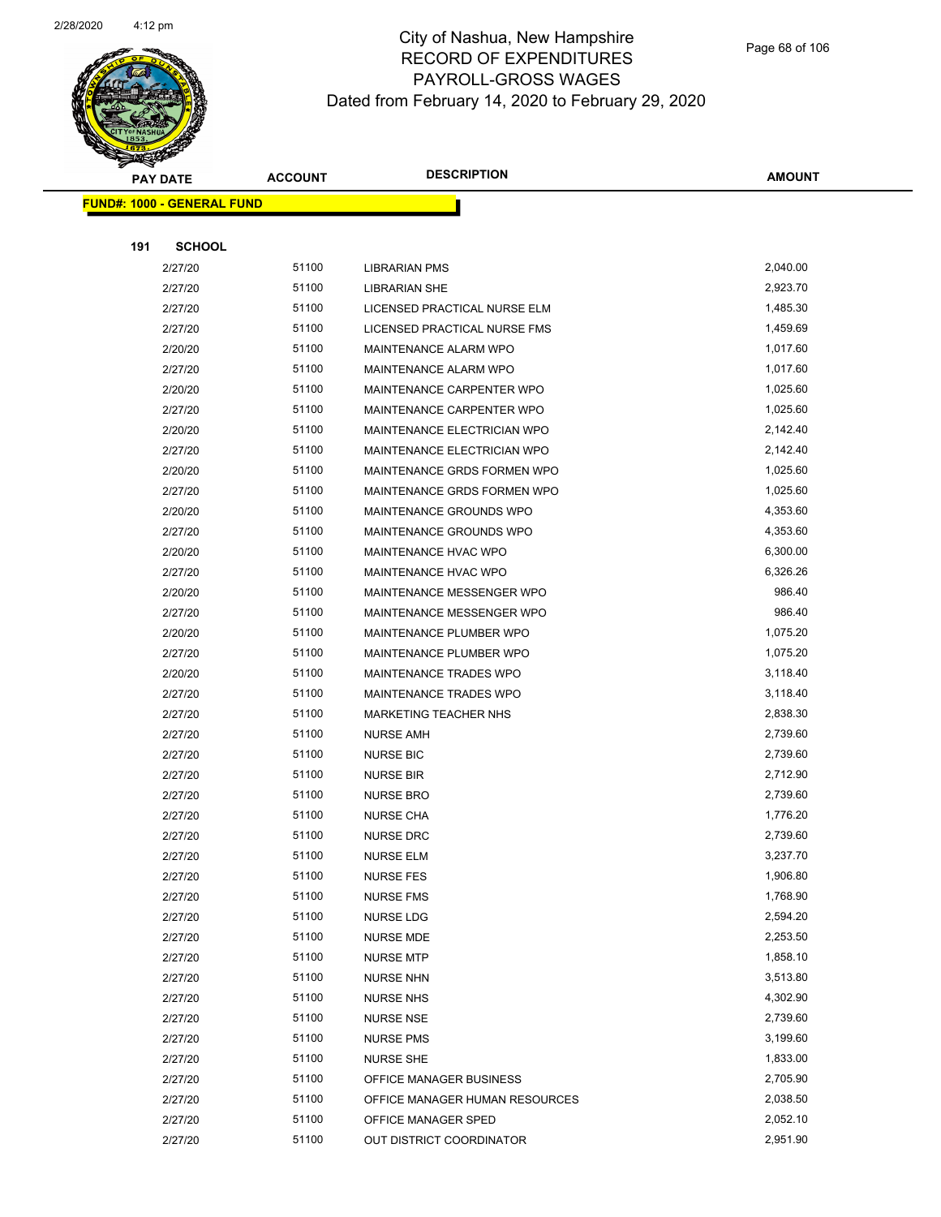# City of Nashua, New Hampshire
## RECORD OF EXPENDITURES
## PAYROLL-GROSS WAGES
## Dated from February 14, 2020 to February 29, 2020

| PAY DATE | ACCOUNT | DESCRIPTION | AMOUNT |
|---|---|---|---|
| **FUND#: 1000 - GENERAL FUND** | | | |
| **191 SCHOOL** | | | |
| 2/27/20 | 51100 | LIBRARIAN PMS | 2,040.00 |
| 2/27/20 | 51100 | LIBRARIAN SHE | 2,923.70 |
| 2/27/20 | 51100 | LICENSED PRACTICAL NURSE ELM | 1,485.30 |
| 2/27/20 | 51100 | LICENSED PRACTICAL NURSE FMS | 1,459.69 |
| 2/20/20 | 51100 | MAINTENANCE ALARM WPO | 1,017.60 |
| 2/27/20 | 51100 | MAINTENANCE ALARM WPO | 1,017.60 |
| 2/20/20 | 51100 | MAINTENANCE CARPENTER WPO | 1,025.60 |
| 2/27/20 | 51100 | MAINTENANCE CARPENTER WPO | 1,025.60 |
| 2/20/20 | 51100 | MAINTENANCE ELECTRICIAN WPO | 2,142.40 |
| 2/27/20 | 51100 | MAINTENANCE ELECTRICIAN WPO | 2,142.40 |
| 2/20/20 | 51100 | MAINTENANCE GRDS FORMEN WPO | 1,025.60 |
| 2/27/20 | 51100 | MAINTENANCE GRDS FORMEN WPO | 1,025.60 |
| 2/20/20 | 51100 | MAINTENANCE GROUNDS WPO | 4,353.60 |
| 2/27/20 | 51100 | MAINTENANCE GROUNDS WPO | 4,353.60 |
| 2/20/20 | 51100 | MAINTENANCE HVAC WPO | 6,300.00 |
| 2/27/20 | 51100 | MAINTENANCE HVAC WPO | 6,326.26 |
| 2/20/20 | 51100 | MAINTENANCE MESSENGER WPO | 986.40 |
| 2/27/20 | 51100 | MAINTENANCE MESSENGER WPO | 986.40 |
| 2/20/20 | 51100 | MAINTENANCE PLUMBER WPO | 1,075.20 |
| 2/27/20 | 51100 | MAINTENANCE PLUMBER WPO | 1,075.20 |
| 2/20/20 | 51100 | MAINTENANCE TRADES WPO | 3,118.40 |
| 2/27/20 | 51100 | MAINTENANCE TRADES WPO | 3,118.40 |
| 2/27/20 | 51100 | MARKETING TEACHER NHS | 2,838.30 |
| 2/27/20 | 51100 | NURSE AMH | 2,739.60 |
| 2/27/20 | 51100 | NURSE BIC | 2,739.60 |
| 2/27/20 | 51100 | NURSE BIR | 2,712.90 |
| 2/27/20 | 51100 | NURSE BRO | 2,739.60 |
| 2/27/20 | 51100 | NURSE CHA | 1,776.20 |
| 2/27/20 | 51100 | NURSE DRC | 2,739.60 |
| 2/27/20 | 51100 | NURSE ELM | 3,237.70 |
| 2/27/20 | 51100 | NURSE FES | 1,906.80 |
| 2/27/20 | 51100 | NURSE FMS | 1,768.90 |
| 2/27/20 | 51100 | NURSE LDG | 2,594.20 |
| 2/27/20 | 51100 | NURSE MDE | 2,253.50 |
| 2/27/20 | 51100 | NURSE MTP | 1,858.10 |
| 2/27/20 | 51100 | NURSE NHN | 3,513.80 |
| 2/27/20 | 51100 | NURSE NHS | 4,302.90 |
| 2/27/20 | 51100 | NURSE NSE | 2,739.60 |
| 2/27/20 | 51100 | NURSE PMS | 3,199.60 |
| 2/27/20 | 51100 | NURSE SHE | 1,833.00 |
| 2/27/20 | 51100 | OFFICE MANAGER BUSINESS | 2,705.90 |
| 2/27/20 | 51100 | OFFICE MANAGER HUMAN RESOURCES | 2,038.50 |
| 2/27/20 | 51100 | OFFICE MANAGER SPED | 2,052.10 |
| 2/27/20 | 51100 | OUT DISTRICT COORDINATOR | 2,951.90 |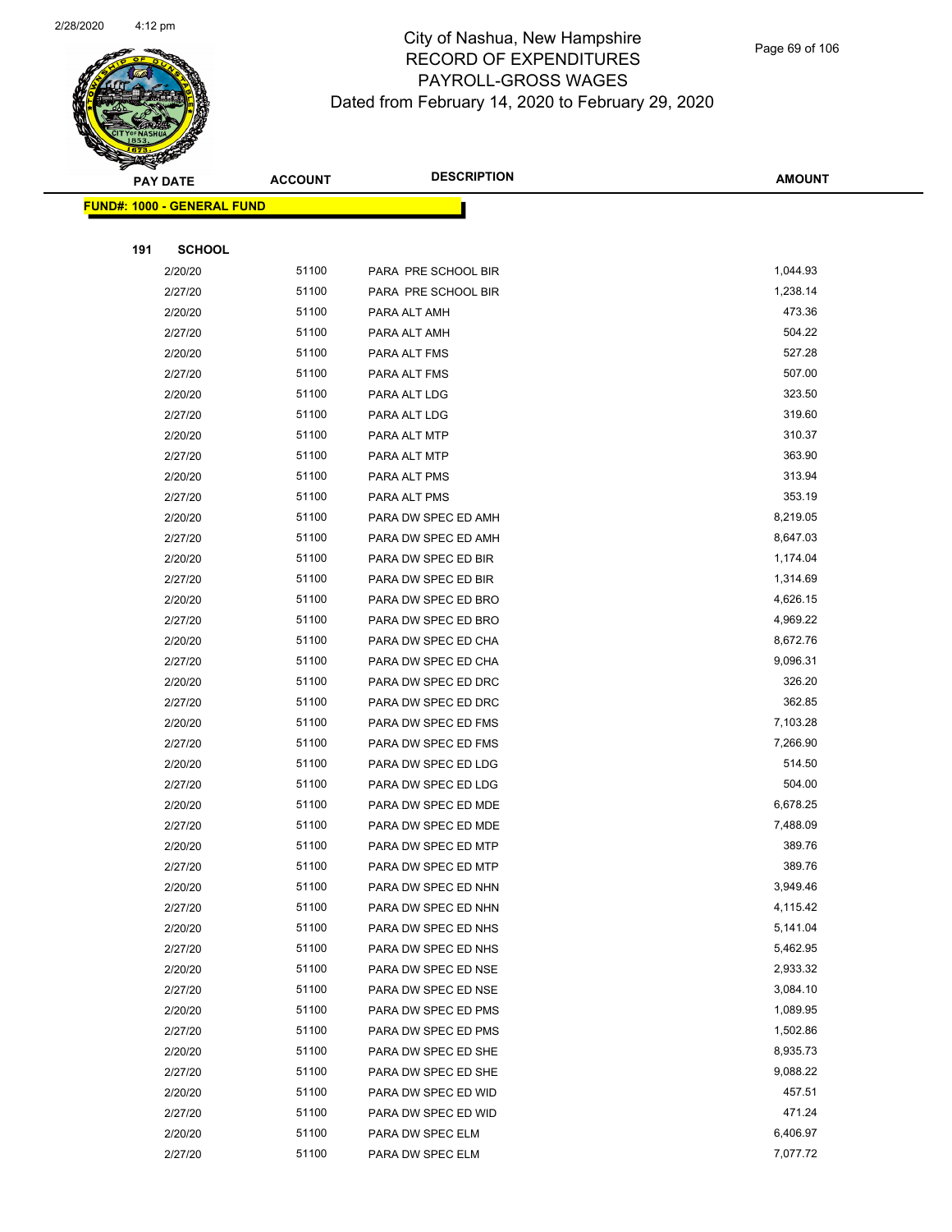# City of Nashua, New Hampshire
# RECORD OF EXPENDITURES
# PAYROLL-GROSS WAGES
## Dated from February 14, 2020 to February 29, 2020

| PAY DATE | ACCOUNT | DESCRIPTION | AMOUNT |
|---|---|---|---|
| **FUND#: 1000 - GENERAL FUND** | | | |
| **191 SCHOOL** | | | |
| 2/20/20 | 51100 | PARA PRE SCHOOL BIR | 1,044.93 |
| 2/27/20 | 51100 | PARA PRE SCHOOL BIR | 1,238.14 |
| 2/20/20 | 51100 | PARA ALT AMH | 473.36 |
| 2/27/20 | 51100 | PARA ALT AMH | 504.22 |
| 2/20/20 | 51100 | PARA ALT FMS | 527.28 |
| 2/27/20 | 51100 | PARA ALT FMS | 507.00 |
| 2/20/20 | 51100 | PARA ALT LDG | 323.50 |
| 2/27/20 | 51100 | PARA ALT LDG | 319.60 |
| 2/20/20 | 51100 | PARA ALT MTP | 310.37 |
| 2/27/20 | 51100 | PARA ALT MTP | 363.90 |
| 2/20/20 | 51100 | PARA ALT PMS | 313.94 |
| 2/27/20 | 51100 | PARA ALT PMS | 353.19 |
| 2/20/20 | 51100 | PARA DW SPEC ED AMH | 8,219.05 |
| 2/27/20 | 51100 | PARA DW SPEC ED AMH | 8,647.03 |
| 2/20/20 | 51100 | PARA DW SPEC ED BIR | 1,174.04 |
| 2/27/20 | 51100 | PARA DW SPEC ED BIR | 1,314.69 |
| 2/20/20 | 51100 | PARA DW SPEC ED BRO | 4,626.15 |
| 2/27/20 | 51100 | PARA DW SPEC ED BRO | 4,969.22 |
| 2/20/20 | 51100 | PARA DW SPEC ED CHA | 8,672.76 |
| 2/27/20 | 51100 | PARA DW SPEC ED CHA | 9,096.31 |
| 2/20/20 | 51100 | PARA DW SPEC ED DRC | 326.20 |
| 2/27/20 | 51100 | PARA DW SPEC ED DRC | 362.85 |
| 2/20/20 | 51100 | PARA DW SPEC ED FMS | 7,103.28 |
| 2/27/20 | 51100 | PARA DW SPEC ED FMS | 7,266.90 |
| 2/20/20 | 51100 | PARA DW SPEC ED LDG | 514.50 |
| 2/27/20 | 51100 | PARA DW SPEC ED LDG | 504.00 |
| 2/20/20 | 51100 | PARA DW SPEC ED MDE | 6,678.25 |
| 2/27/20 | 51100 | PARA DW SPEC ED MDE | 7,488.09 |
| 2/20/20 | 51100 | PARA DW SPEC ED MTP | 389.76 |
| 2/27/20 | 51100 | PARA DW SPEC ED MTP | 389.76 |
| 2/20/20 | 51100 | PARA DW SPEC ED NHN | 3,949.46 |
| 2/27/20 | 51100 | PARA DW SPEC ED NHN | 4,115.42 |
| 2/20/20 | 51100 | PARA DW SPEC ED NHS | 5,141.04 |
| 2/27/20 | 51100 | PARA DW SPEC ED NHS | 5,462.95 |
| 2/20/20 | 51100 | PARA DW SPEC ED NSE | 2,933.32 |
| 2/27/20 | 51100 | PARA DW SPEC ED NSE | 3,084.10 |
| 2/20/20 | 51100 | PARA DW SPEC ED PMS | 1,089.95 |
| 2/27/20 | 51100 | PARA DW SPEC ED PMS | 1,502.86 |
| 2/20/20 | 51100 | PARA DW SPEC ED SHE | 8,935.73 |
| 2/27/20 | 51100 | PARA DW SPEC ED SHE | 9,088.22 |
| 2/20/20 | 51100 | PARA DW SPEC ED WID | 457.51 |
| 2/27/20 | 51100 | PARA DW SPEC ED WID | 471.24 |
| 2/20/20 | 51100 | PARA DW SPEC ELM | 6,406.97 |
| 2/27/20 | 51100 | PARA DW SPEC ELM | 7,077.72 |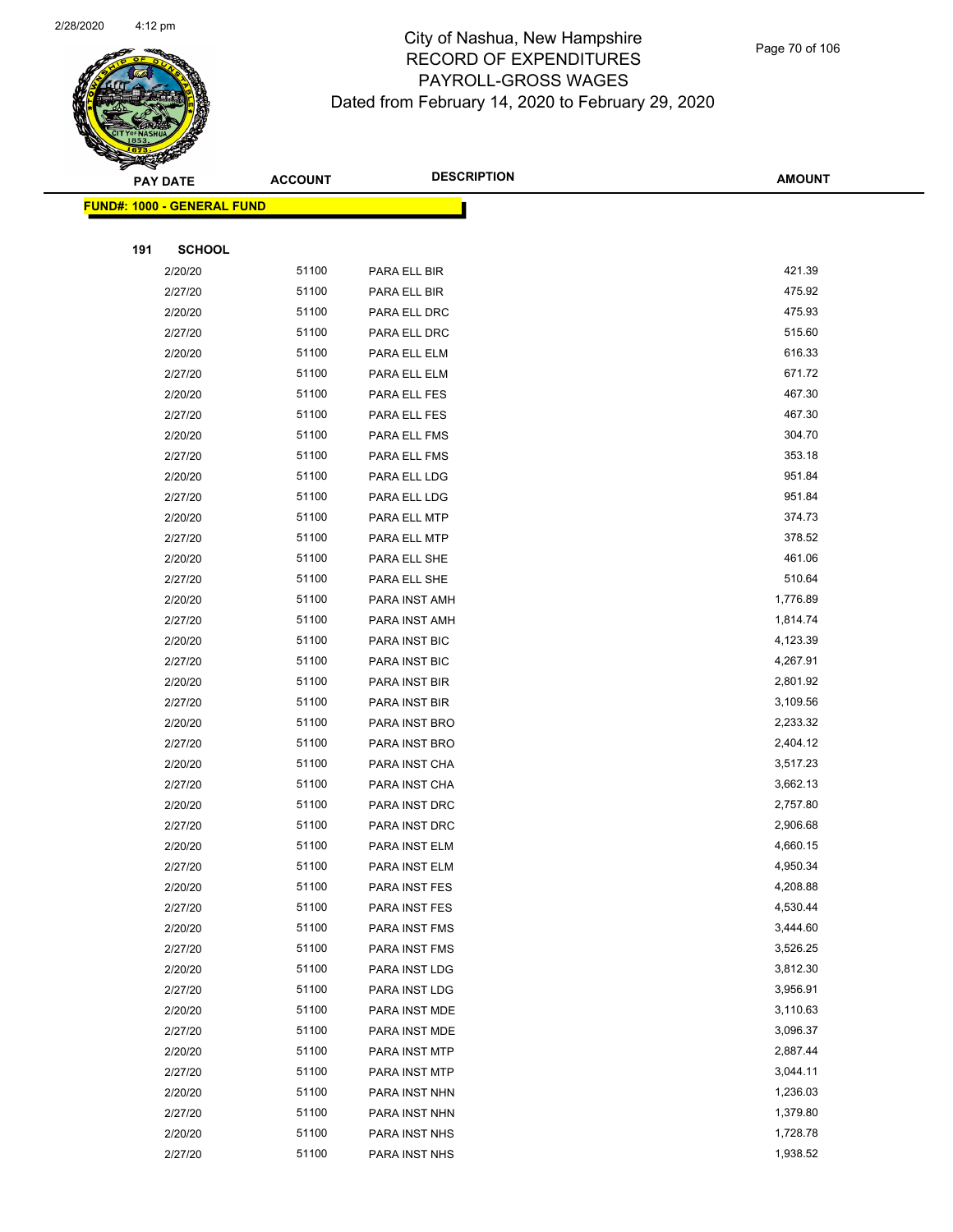# City of Nashua, New Hampshire
## RECORD OF EXPENDITURES
## PAYROLL-GROSS WAGES
## Dated from February 14, 2020 to February 29, 2020

| PAY DATE | ACCOUNT | DESCRIPTION | AMOUNT |
|---|---|---|---|
| **FUND#: 1000 - GENERAL FUND** | | | |
| **191 SCHOOL** | | | |
| 2/20/20 | 51100 | PARA ELL BIR | 421.39 |
| 2/27/20 | 51100 | PARA ELL BIR | 475.92 |
| 2/20/20 | 51100 | PARA ELL DRC | 475.93 |
| 2/27/20 | 51100 | PARA ELL DRC | 515.60 |
| 2/20/20 | 51100 | PARA ELL ELM | 616.33 |
| 2/27/20 | 51100 | PARA ELL ELM | 671.72 |
| 2/20/20 | 51100 | PARA ELL FES | 467.30 |
| 2/27/20 | 51100 | PARA ELL FES | 467.30 |
| 2/20/20 | 51100 | PARA ELL FMS | 304.70 |
| 2/27/20 | 51100 | PARA ELL FMS | 353.18 |
| 2/20/20 | 51100 | PARA ELL LDG | 951.84 |
| 2/27/20 | 51100 | PARA ELL LDG | 951.84 |
| 2/20/20 | 51100 | PARA ELL MTP | 374.73 |
| 2/27/20 | 51100 | PARA ELL MTP | 378.52 |
| 2/20/20 | 51100 | PARA ELL SHE | 461.06 |
| 2/27/20 | 51100 | PARA ELL SHE | 510.64 |
| 2/20/20 | 51100 | PARA INST AMH | 1,776.89 |
| 2/27/20 | 51100 | PARA INST AMH | 1,814.74 |
| 2/20/20 | 51100 | PARA INST BIC | 4,123.39 |
| 2/27/20 | 51100 | PARA INST BIC | 4,267.91 |
| 2/20/20 | 51100 | PARA INST BIR | 2,801.92 |
| 2/27/20 | 51100 | PARA INST BIR | 3,109.56 |
| 2/20/20 | 51100 | PARA INST BRO | 2,233.32 |
| 2/27/20 | 51100 | PARA INST BRO | 2,404.12 |
| 2/20/20 | 51100 | PARA INST CHA | 3,517.23 |
| 2/27/20 | 51100 | PARA INST CHA | 3,662.13 |
| 2/20/20 | 51100 | PARA INST DRC | 2,757.80 |
| 2/27/20 | 51100 | PARA INST DRC | 2,906.68 |
| 2/20/20 | 51100 | PARA INST ELM | 4,660.15 |
| 2/27/20 | 51100 | PARA INST ELM | 4,950.34 |
| 2/20/20 | 51100 | PARA INST FES | 4,208.88 |
| 2/27/20 | 51100 | PARA INST FES | 4,530.44 |
| 2/20/20 | 51100 | PARA INST FMS | 3,444.60 |
| 2/27/20 | 51100 | PARA INST FMS | 3,526.25 |
| 2/20/20 | 51100 | PARA INST LDG | 3,812.30 |
| 2/27/20 | 51100 | PARA INST LDG | 3,956.91 |
| 2/20/20 | 51100 | PARA INST MDE | 3,110.63 |
| 2/27/20 | 51100 | PARA INST MDE | 3,096.37 |
| 2/20/20 | 51100 | PARA INST MTP | 2,887.44 |
| 2/27/20 | 51100 | PARA INST MTP | 3,044.11 |
| 2/20/20 | 51100 | PARA INST NHN | 1,236.03 |
| 2/27/20 | 51100 | PARA INST NHN | 1,379.80 |
| 2/20/20 | 51100 | PARA INST NHS | 1,728.78 |
| 2/27/20 | 51100 | PARA INST NHS | 1,938.52 |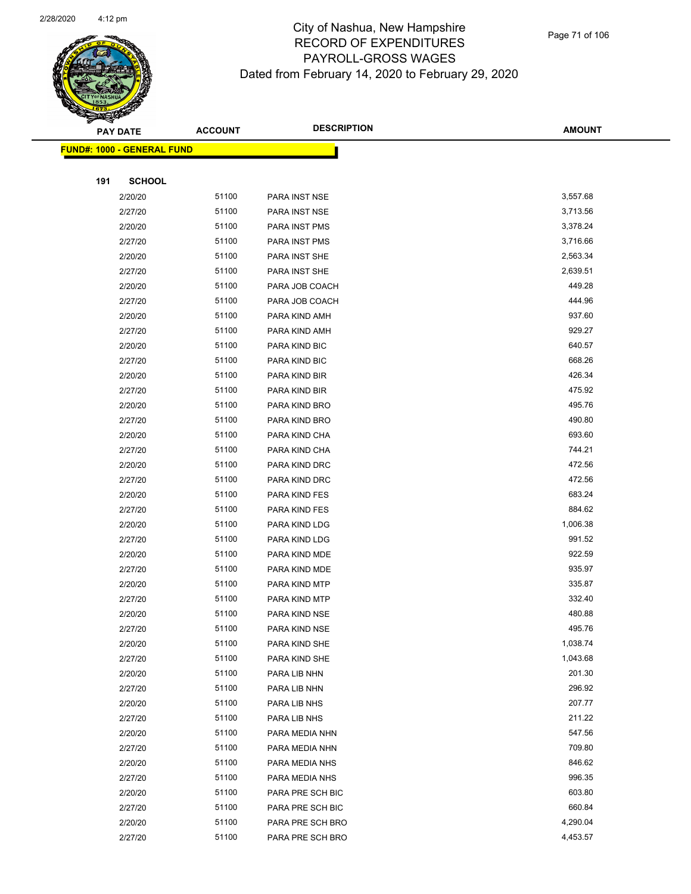# City of Nashua, New Hampshire
## RECORD OF EXPENDITURES
## PAYROLL-GROSS WAGES
### Dated from February 14, 2020 to February 29, 2020

| PAY DATE | ACCOUNT | DESCRIPTION | AMOUNT |
|---|---|---|---|

**FUND#: 1000 - GENERAL FUND**

**191 SCHOOL**

| PAY DATE | ACCOUNT | DESCRIPTION | AMOUNT |
|---|---|---|---|
| 2/20/20 | 51100 | PARA INST NSE | 3,557.68 |
| 2/27/20 | 51100 | PARA INST NSE | 3,713.56 |
| 2/20/20 | 51100 | PARA INST PMS | 3,378.24 |
| 2/27/20 | 51100 | PARA INST PMS | 3,716.66 |
| 2/20/20 | 51100 | PARA INST SHE | 2,563.34 |
| 2/27/20 | 51100 | PARA INST SHE | 2,639.51 |
| 2/20/20 | 51100 | PARA JOB COACH | 449.28 |
| 2/27/20 | 51100 | PARA JOB COACH | 444.96 |
| 2/20/20 | 51100 | PARA KIND AMH | 937.60 |
| 2/27/20 | 51100 | PARA KIND AMH | 929.27 |
| 2/20/20 | 51100 | PARA KIND BIC | 640.57 |
| 2/27/20 | 51100 | PARA KIND BIC | 668.26 |
| 2/20/20 | 51100 | PARA KIND BIR | 426.34 |
| 2/27/20 | 51100 | PARA KIND BIR | 475.92 |
| 2/20/20 | 51100 | PARA KIND BRO | 495.76 |
| 2/27/20 | 51100 | PARA KIND BRO | 490.80 |
| 2/20/20 | 51100 | PARA KIND CHA | 693.60 |
| 2/27/20 | 51100 | PARA KIND CHA | 744.21 |
| 2/20/20 | 51100 | PARA KIND DRC | 472.56 |
| 2/27/20 | 51100 | PARA KIND DRC | 472.56 |
| 2/20/20 | 51100 | PARA KIND FES | 683.24 |
| 2/27/20 | 51100 | PARA KIND FES | 884.62 |
| 2/20/20 | 51100 | PARA KIND LDG | 1,006.38 |
| 2/27/20 | 51100 | PARA KIND LDG | 991.52 |
| 2/20/20 | 51100 | PARA KIND MDE | 922.59 |
| 2/27/20 | 51100 | PARA KIND MDE | 935.97 |
| 2/20/20 | 51100 | PARA KIND MTP | 335.87 |
| 2/27/20 | 51100 | PARA KIND MTP | 332.40 |
| 2/20/20 | 51100 | PARA KIND NSE | 480.88 |
| 2/27/20 | 51100 | PARA KIND NSE | 495.76 |
| 2/20/20 | 51100 | PARA KIND SHE | 1,038.74 |
| 2/27/20 | 51100 | PARA KIND SHE | 1,043.68 |
| 2/20/20 | 51100 | PARA LIB NHN | 201.30 |
| 2/27/20 | 51100 | PARA LIB NHN | 296.92 |
| 2/20/20 | 51100 | PARA LIB NHS | 207.77 |
| 2/27/20 | 51100 | PARA LIB NHS | 211.22 |
| 2/20/20 | 51100 | PARA MEDIA NHN | 547.56 |
| 2/27/20 | 51100 | PARA MEDIA NHN | 709.80 |
| 2/20/20 | 51100 | PARA MEDIA NHS | 846.62 |
| 2/27/20 | 51100 | PARA MEDIA NHS | 996.35 |
| 2/20/20 | 51100 | PARA PRE SCH BIC | 603.80 |
| 2/27/20 | 51100 | PARA PRE SCH BIC | 660.84 |
| 2/20/20 | 51100 | PARA PRE SCH BRO | 4,290.04 |
| 2/27/20 | 51100 | PARA PRE SCH BRO | 4,453.57 |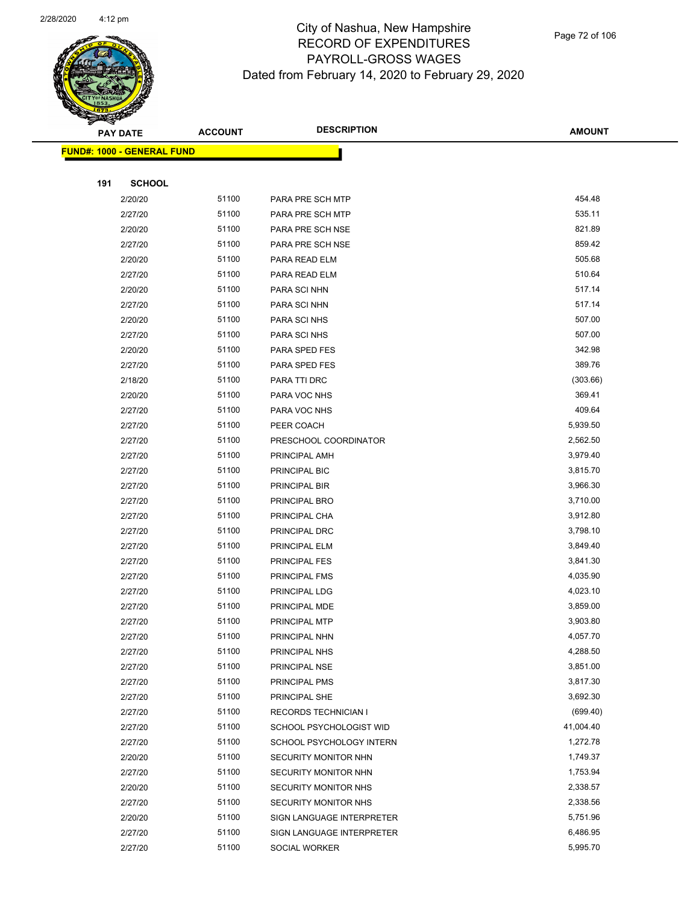# City of Nashua, New Hampshire
# RECORD OF EXPENDITURES
# PAYROLL-GROSS WAGES
# Dated from February 14, 2020 to February 29, 2020

**FUND#: 1000 - GENERAL FUND**

**191 SCHOOL**

| PAY DATE | ACCOUNT | DESCRIPTION | AMOUNT |
|---|---|---|---|
| 2/20/20 | 51100 | PARA PRE SCH MTP | 454.48 |
| 2/27/20 | 51100 | PARA PRE SCH MTP | 535.11 |
| 2/20/20 | 51100 | PARA PRE SCH NSE | 821.89 |
| 2/27/20 | 51100 | PARA PRE SCH NSE | 859.42 |
| 2/20/20 | 51100 | PARA READ ELM | 505.68 |
| 2/27/20 | 51100 | PARA READ ELM | 510.64 |
| 2/20/20 | 51100 | PARA SCI NHN | 517.14 |
| 2/27/20 | 51100 | PARA SCI NHN | 517.14 |
| 2/20/20 | 51100 | PARA SCI NHS | 507.00 |
| 2/27/20 | 51100 | PARA SCI NHS | 507.00 |
| 2/20/20 | 51100 | PARA SPED FES | 342.98 |
| 2/27/20 | 51100 | PARA SPED FES | 389.76 |
| 2/18/20 | 51100 | PARA TTI DRC | (303.66) |
| 2/20/20 | 51100 | PARA VOC NHS | 369.41 |
| 2/27/20 | 51100 | PARA VOC NHS | 409.64 |
| 2/27/20 | 51100 | PEER COACH | 5,939.50 |
| 2/27/20 | 51100 | PRESCHOOL COORDINATOR | 2,562.50 |
| 2/27/20 | 51100 | PRINCIPAL AMH | 3,979.40 |
| 2/27/20 | 51100 | PRINCIPAL BIC | 3,815.70 |
| 2/27/20 | 51100 | PRINCIPAL BIR | 3,966.30 |
| 2/27/20 | 51100 | PRINCIPAL BRO | 3,710.00 |
| 2/27/20 | 51100 | PRINCIPAL CHA | 3,912.80 |
| 2/27/20 | 51100 | PRINCIPAL DRC | 3,798.10 |
| 2/27/20 | 51100 | PRINCIPAL ELM | 3,849.40 |
| 2/27/20 | 51100 | PRINCIPAL FES | 3,841.30 |
| 2/27/20 | 51100 | PRINCIPAL FMS | 4,035.90 |
| 2/27/20 | 51100 | PRINCIPAL LDG | 4,023.10 |
| 2/27/20 | 51100 | PRINCIPAL MDE | 3,859.00 |
| 2/27/20 | 51100 | PRINCIPAL MTP | 3,903.80 |
| 2/27/20 | 51100 | PRINCIPAL NHN | 4,057.70 |
| 2/27/20 | 51100 | PRINCIPAL NHS | 4,288.50 |
| 2/27/20 | 51100 | PRINCIPAL NSE | 3,851.00 |
| 2/27/20 | 51100 | PRINCIPAL PMS | 3,817.30 |
| 2/27/20 | 51100 | PRINCIPAL SHE | 3,692.30 |
| 2/27/20 | 51100 | RECORDS TECHNICIAN I | (699.40) |
| 2/27/20 | 51100 | SCHOOL PSYCHOLOGIST WID | 41,004.40 |
| 2/27/20 | 51100 | SCHOOL PSYCHOLOGY INTERN | 1,272.78 |
| 2/20/20 | 51100 | SECURITY MONITOR NHN | 1,749.37 |
| 2/27/20 | 51100 | SECURITY MONITOR NHN | 1,753.94 |
| 2/20/20 | 51100 | SECURITY MONITOR NHS | 2,338.57 |
| 2/27/20 | 51100 | SECURITY MONITOR NHS | 2,338.56 |
| 2/20/20 | 51100 | SIGN LANGUAGE INTERPRETER | 5,751.96 |
| 2/27/20 | 51100 | SIGN LANGUAGE INTERPRETER | 6,486.95 |
| 2/27/20 | 51100 | SOCIAL WORKER | 5,995.70 |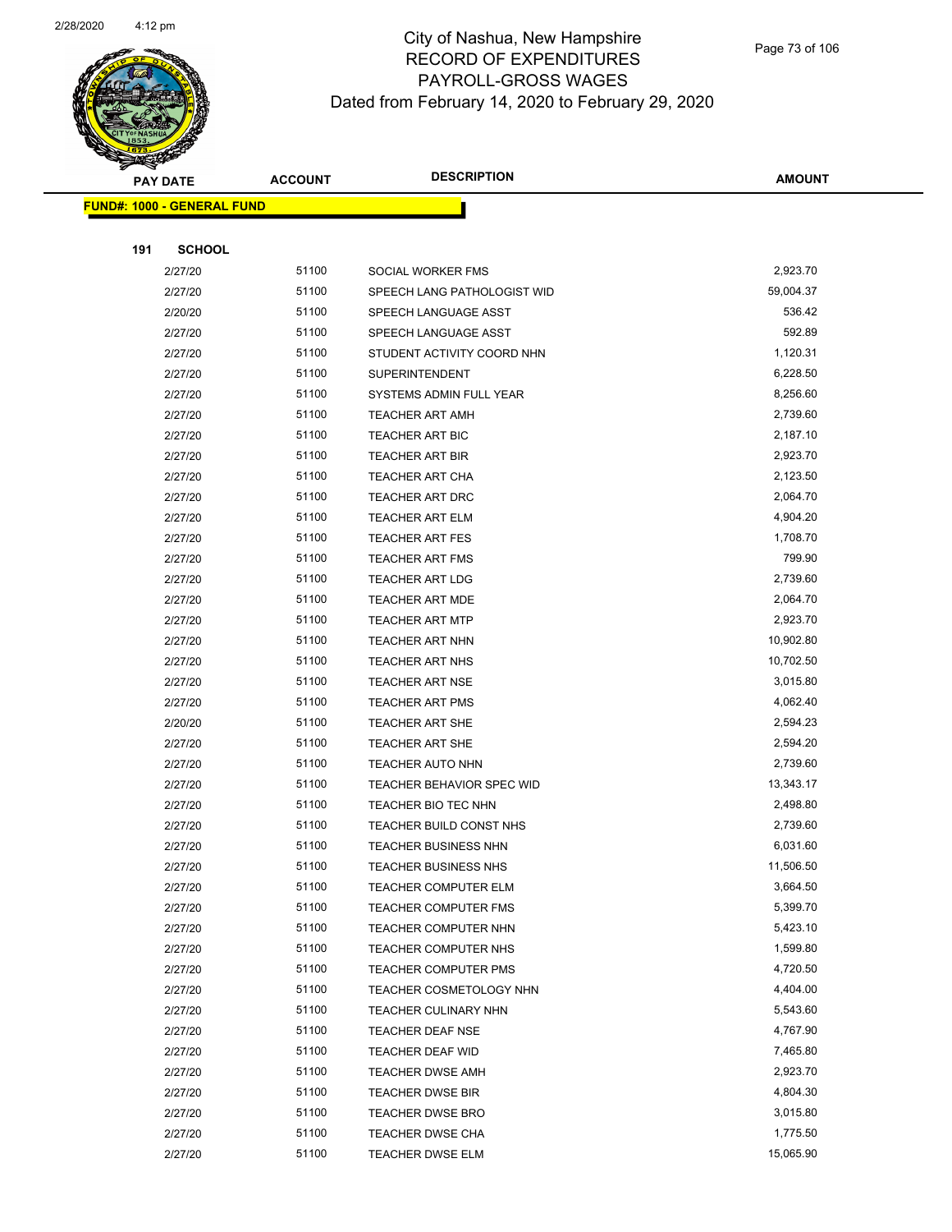City of Nashua, New Hampshire
RECORD OF EXPENDITURES
PAYROLL-GROSS WAGES
Dated from February 14, 2020 to February 29, 2020

| PAY DATE | ACCOUNT | DESCRIPTION | AMOUNT |
|---|---|---|---|
| **FUND#: 1000 - GENERAL FUND** | | | |
| **191 SCHOOL** | | | |
| 2/27/20 | 51100 | SOCIAL WORKER FMS | 2,923.70 |
| 2/27/20 | 51100 | SPEECH LANG PATHOLOGIST WID | 59,004.37 |
| 2/20/20 | 51100 | SPEECH LANGUAGE ASST | 536.42 |
| 2/27/20 | 51100 | SPEECH LANGUAGE ASST | 592.89 |
| 2/27/20 | 51100 | STUDENT ACTIVITY COORD NHN | 1,120.31 |
| 2/27/20 | 51100 | SUPERINTENDENT | 6,228.50 |
| 2/27/20 | 51100 | SYSTEMS ADMIN FULL YEAR | 8,256.60 |
| 2/27/20 | 51100 | TEACHER ART AMH | 2,739.60 |
| 2/27/20 | 51100 | TEACHER ART BIC | 2,187.10 |
| 2/27/20 | 51100 | TEACHER ART BIR | 2,923.70 |
| 2/27/20 | 51100 | TEACHER ART CHA | 2,123.50 |
| 2/27/20 | 51100 | TEACHER ART DRC | 2,064.70 |
| 2/27/20 | 51100 | TEACHER ART ELM | 4,904.20 |
| 2/27/20 | 51100 | TEACHER ART FES | 1,708.70 |
| 2/27/20 | 51100 | TEACHER ART FMS | 799.90 |
| 2/27/20 | 51100 | TEACHER ART LDG | 2,739.60 |
| 2/27/20 | 51100 | TEACHER ART MDE | 2,064.70 |
| 2/27/20 | 51100 | TEACHER ART MTP | 2,923.70 |
| 2/27/20 | 51100 | TEACHER ART NHN | 10,902.80 |
| 2/27/20 | 51100 | TEACHER ART NHS | 10,702.50 |
| 2/27/20 | 51100 | TEACHER ART NSE | 3,015.80 |
| 2/27/20 | 51100 | TEACHER ART PMS | 4,062.40 |
| 2/20/20 | 51100 | TEACHER ART SHE | 2,594.23 |
| 2/27/20 | 51100 | TEACHER ART SHE | 2,594.20 |
| 2/27/20 | 51100 | TEACHER AUTO NHN | 2,739.60 |
| 2/27/20 | 51100 | TEACHER BEHAVIOR SPEC WID | 13,343.17 |
| 2/27/20 | 51100 | TEACHER BIO TEC NHN | 2,498.80 |
| 2/27/20 | 51100 | TEACHER BUILD CONST NHS | 2,739.60 |
| 2/27/20 | 51100 | TEACHER BUSINESS NHN | 6,031.60 |
| 2/27/20 | 51100 | TEACHER BUSINESS NHS | 11,506.50 |
| 2/27/20 | 51100 | TEACHER COMPUTER ELM | 3,664.50 |
| 2/27/20 | 51100 | TEACHER COMPUTER FMS | 5,399.70 |
| 2/27/20 | 51100 | TEACHER COMPUTER NHN | 5,423.10 |
| 2/27/20 | 51100 | TEACHER COMPUTER NHS | 1,599.80 |
| 2/27/20 | 51100 | TEACHER COMPUTER PMS | 4,720.50 |
| 2/27/20 | 51100 | TEACHER COSMETOLOGY NHN | 4,404.00 |
| 2/27/20 | 51100 | TEACHER CULINARY NHN | 5,543.60 |
| 2/27/20 | 51100 | TEACHER DEAF NSE | 4,767.90 |
| 2/27/20 | 51100 | TEACHER DEAF WID | 7,465.80 |
| 2/27/20 | 51100 | TEACHER DWSE AMH | 2,923.70 |
| 2/27/20 | 51100 | TEACHER DWSE BIR | 4,804.30 |
| 2/27/20 | 51100 | TEACHER DWSE BRO | 3,015.80 |
| 2/27/20 | 51100 | TEACHER DWSE CHA | 1,775.50 |
| 2/27/20 | 51100 | TEACHER DWSE ELM | 15,065.90 |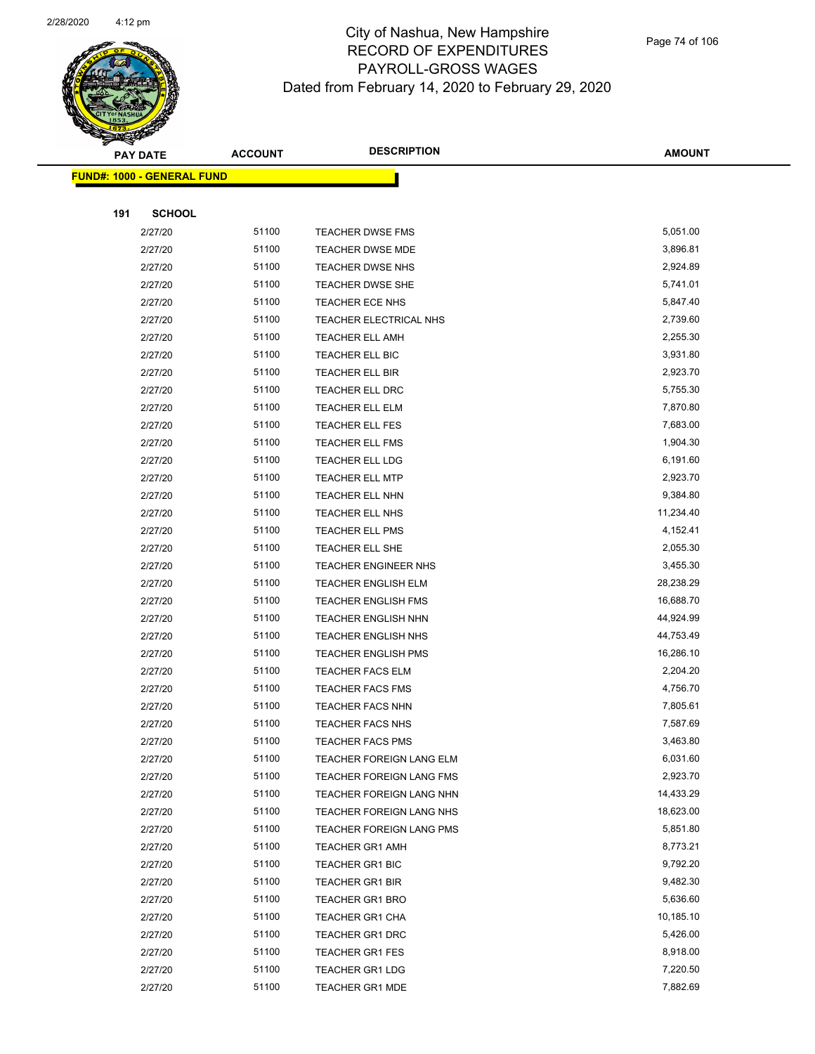City of Nashua, New Hampshire
RECORD OF EXPENDITURES
PAYROLL-GROSS WAGES
Dated from February 14, 2020 to February 29, 2020

| PAY DATE | ACCOUNT | DESCRIPTION | AMOUNT |
|---|---|---|---|
| **FUND#: 1000 - GENERAL FUND** | | | |
| **191 SCHOOL** | | | |
| 2/27/20 | 51100 | TEACHER DWSE FMS | 5,051.00 |
| 2/27/20 | 51100 | TEACHER DWSE MDE | 3,896.81 |
| 2/27/20 | 51100 | TEACHER DWSE NHS | 2,924.89 |
| 2/27/20 | 51100 | TEACHER DWSE SHE | 5,741.01 |
| 2/27/20 | 51100 | TEACHER ECE NHS | 5,847.40 |
| 2/27/20 | 51100 | TEACHER ELECTRICAL NHS | 2,739.60 |
| 2/27/20 | 51100 | TEACHER ELL AMH | 2,255.30 |
| 2/27/20 | 51100 | TEACHER ELL BIC | 3,931.80 |
| 2/27/20 | 51100 | TEACHER ELL BIR | 2,923.70 |
| 2/27/20 | 51100 | TEACHER ELL DRC | 5,755.30 |
| 2/27/20 | 51100 | TEACHER ELL ELM | 7,870.80 |
| 2/27/20 | 51100 | TEACHER ELL FES | 7,683.00 |
| 2/27/20 | 51100 | TEACHER ELL FMS | 1,904.30 |
| 2/27/20 | 51100 | TEACHER ELL LDG | 6,191.60 |
| 2/27/20 | 51100 | TEACHER ELL MTP | 2,923.70 |
| 2/27/20 | 51100 | TEACHER ELL NHN | 9,384.80 |
| 2/27/20 | 51100 | TEACHER ELL NHS | 11,234.40 |
| 2/27/20 | 51100 | TEACHER ELL PMS | 4,152.41 |
| 2/27/20 | 51100 | TEACHER ELL SHE | 2,055.30 |
| 2/27/20 | 51100 | TEACHER ENGINEER NHS | 3,455.30 |
| 2/27/20 | 51100 | TEACHER ENGLISH ELM | 28,238.29 |
| 2/27/20 | 51100 | TEACHER ENGLISH FMS | 16,688.70 |
| 2/27/20 | 51100 | TEACHER ENGLISH NHN | 44,924.99 |
| 2/27/20 | 51100 | TEACHER ENGLISH NHS | 44,753.49 |
| 2/27/20 | 51100 | TEACHER ENGLISH PMS | 16,286.10 |
| 2/27/20 | 51100 | TEACHER FACS ELM | 2,204.20 |
| 2/27/20 | 51100 | TEACHER FACS FMS | 4,756.70 |
| 2/27/20 | 51100 | TEACHER FACS NHN | 7,805.61 |
| 2/27/20 | 51100 | TEACHER FACS NHS | 7,587.69 |
| 2/27/20 | 51100 | TEACHER FACS PMS | 3,463.80 |
| 2/27/20 | 51100 | TEACHER FOREIGN LANG ELM | 6,031.60 |
| 2/27/20 | 51100 | TEACHER FOREIGN LANG FMS | 2,923.70 |
| 2/27/20 | 51100 | TEACHER FOREIGN LANG NHN | 14,433.29 |
| 2/27/20 | 51100 | TEACHER FOREIGN LANG NHS | 18,623.00 |
| 2/27/20 | 51100 | TEACHER FOREIGN LANG PMS | 5,851.80 |
| 2/27/20 | 51100 | TEACHER GR1 AMH | 8,773.21 |
| 2/27/20 | 51100 | TEACHER GR1 BIC | 9,792.20 |
| 2/27/20 | 51100 | TEACHER GR1 BIR | 9,482.30 |
| 2/27/20 | 51100 | TEACHER GR1 BRO | 5,636.60 |
| 2/27/20 | 51100 | TEACHER GR1 CHA | 10,185.10 |
| 2/27/20 | 51100 | TEACHER GR1 DRC | 5,426.00 |
| 2/27/20 | 51100 | TEACHER GR1 FES | 8,918.00 |
| 2/27/20 | 51100 | TEACHER GR1 LDG | 7,220.50 |
| 2/27/20 | 51100 | TEACHER GR1 MDE | 7,882.69 |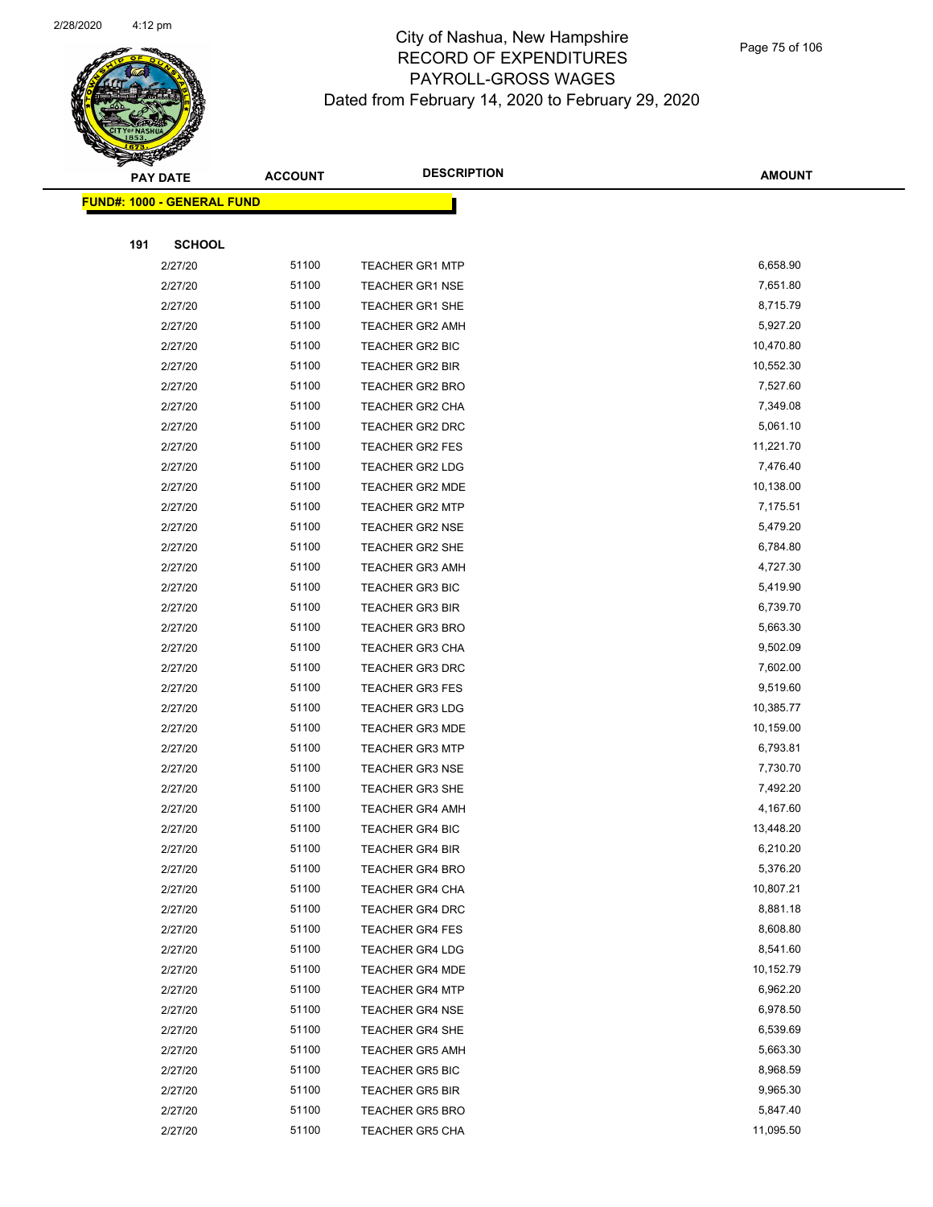# City of Nashua, New Hampshire
## RECORD OF EXPENDITURES
## PAYROLL-GROSS WAGES
## Dated from February 14, 2020 to February 29, 2020

**FUND#: 1000 - GENERAL FUND**

**191 SCHOOL**

| PAY DATE | ACCOUNT | DESCRIPTION | AMOUNT |
|---|---|---|---|
| 2/27/20 | 51100 | TEACHER GR1 MTP | 6,658.90 |
| 2/27/20 | 51100 | TEACHER GR1 NSE | 7,651.80 |
| 2/27/20 | 51100 | TEACHER GR1 SHE | 8,715.79 |
| 2/27/20 | 51100 | TEACHER GR2 AMH | 5,927.20 |
| 2/27/20 | 51100 | TEACHER GR2 BIC | 10,470.80 |
| 2/27/20 | 51100 | TEACHER GR2 BIR | 10,552.30 |
| 2/27/20 | 51100 | TEACHER GR2 BRO | 7,527.60 |
| 2/27/20 | 51100 | TEACHER GR2 CHA | 7,349.08 |
| 2/27/20 | 51100 | TEACHER GR2 DRC | 5,061.10 |
| 2/27/20 | 51100 | TEACHER GR2 FES | 11,221.70 |
| 2/27/20 | 51100 | TEACHER GR2 LDG | 7,476.40 |
| 2/27/20 | 51100 | TEACHER GR2 MDE | 10,138.00 |
| 2/27/20 | 51100 | TEACHER GR2 MTP | 7,175.51 |
| 2/27/20 | 51100 | TEACHER GR2 NSE | 5,479.20 |
| 2/27/20 | 51100 | TEACHER GR2 SHE | 6,784.80 |
| 2/27/20 | 51100 | TEACHER GR3 AMH | 4,727.30 |
| 2/27/20 | 51100 | TEACHER GR3 BIC | 5,419.90 |
| 2/27/20 | 51100 | TEACHER GR3 BIR | 6,739.70 |
| 2/27/20 | 51100 | TEACHER GR3 BRO | 5,663.30 |
| 2/27/20 | 51100 | TEACHER GR3 CHA | 9,502.09 |
| 2/27/20 | 51100 | TEACHER GR3 DRC | 7,602.00 |
| 2/27/20 | 51100 | TEACHER GR3 FES | 9,519.60 |
| 2/27/20 | 51100 | TEACHER GR3 LDG | 10,385.77 |
| 2/27/20 | 51100 | TEACHER GR3 MDE | 10,159.00 |
| 2/27/20 | 51100 | TEACHER GR3 MTP | 6,793.81 |
| 2/27/20 | 51100 | TEACHER GR3 NSE | 7,730.70 |
| 2/27/20 | 51100 | TEACHER GR3 SHE | 7,492.20 |
| 2/27/20 | 51100 | TEACHER GR4 AMH | 4,167.60 |
| 2/27/20 | 51100 | TEACHER GR4 BIC | 13,448.20 |
| 2/27/20 | 51100 | TEACHER GR4 BIR | 6,210.20 |
| 2/27/20 | 51100 | TEACHER GR4 BRO | 5,376.20 |
| 2/27/20 | 51100 | TEACHER GR4 CHA | 10,807.21 |
| 2/27/20 | 51100 | TEACHER GR4 DRC | 8,881.18 |
| 2/27/20 | 51100 | TEACHER GR4 FES | 8,608.80 |
| 2/27/20 | 51100 | TEACHER GR4 LDG | 8,541.60 |
| 2/27/20 | 51100 | TEACHER GR4 MDE | 10,152.79 |
| 2/27/20 | 51100 | TEACHER GR4 MTP | 6,962.20 |
| 2/27/20 | 51100 | TEACHER GR4 NSE | 6,978.50 |
| 2/27/20 | 51100 | TEACHER GR4 SHE | 6,539.69 |
| 2/27/20 | 51100 | TEACHER GR5 AMH | 5,663.30 |
| 2/27/20 | 51100 | TEACHER GR5 BIC | 8,968.59 |
| 2/27/20 | 51100 | TEACHER GR5 BIR | 9,965.30 |
| 2/27/20 | 51100 | TEACHER GR5 BRO | 5,847.40 |
| 2/27/20 | 51100 | TEACHER GR5 CHA | 11,095.50 |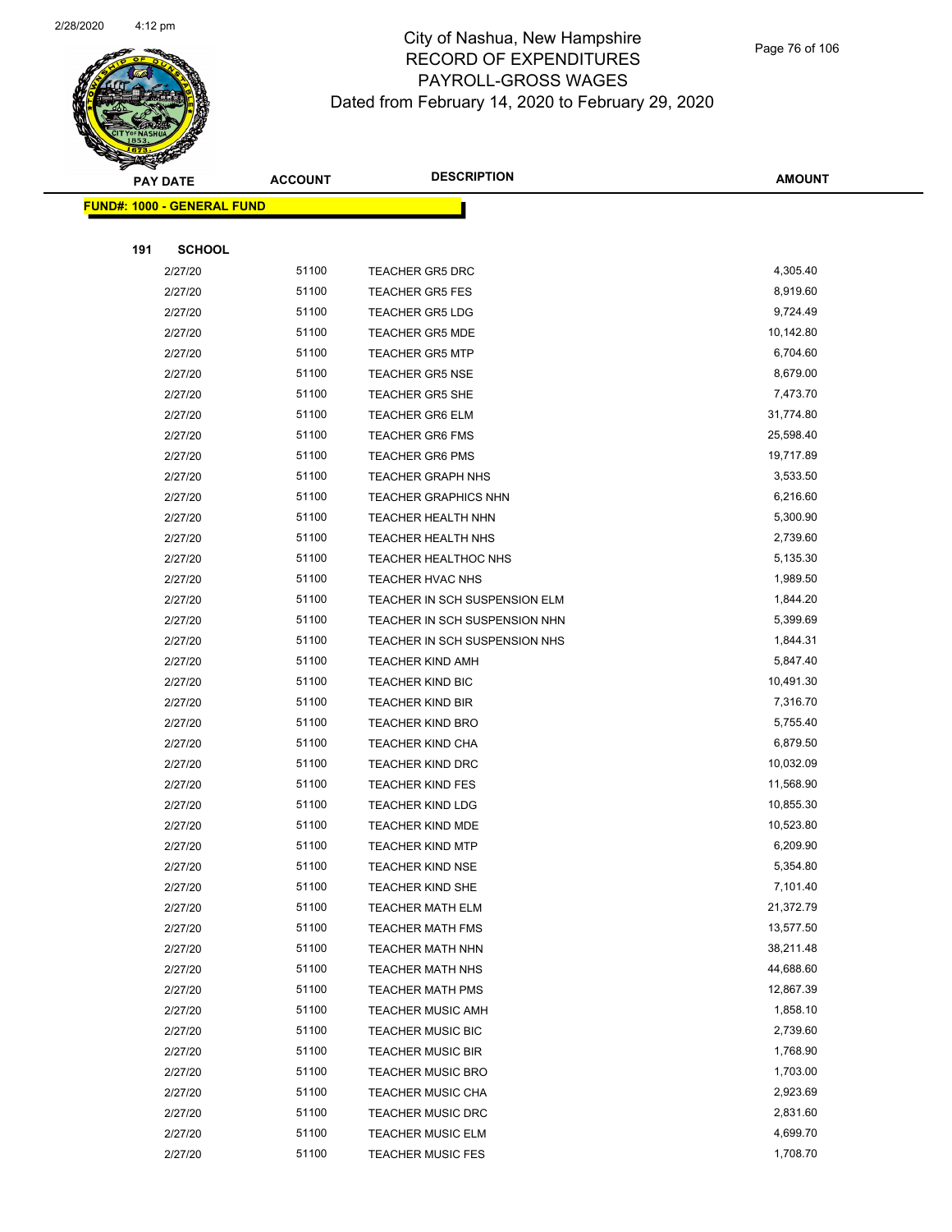# City of Nashua, New Hampshire
## RECORD OF EXPENDITURES
## PAYROLL-GROSS WAGES
## Dated from February 14, 2020 to February 29, 2020

| PAY DATE | ACCOUNT | DESCRIPTION | AMOUNT |
|---|---|---|---|
| **FUND#: 1000 - GENERAL FUND** | | | |
| **191 SCHOOL** | | | |
| 2/27/20 | 51100 | TEACHER GR5 DRC | 4,305.40 |
| 2/27/20 | 51100 | TEACHER GR5 FES | 8,919.60 |
| 2/27/20 | 51100 | TEACHER GR5 LDG | 9,724.49 |
| 2/27/20 | 51100 | TEACHER GR5 MDE | 10,142.80 |
| 2/27/20 | 51100 | TEACHER GR5 MTP | 6,704.60 |
| 2/27/20 | 51100 | TEACHER GR5 NSE | 8,679.00 |
| 2/27/20 | 51100 | TEACHER GR5 SHE | 7,473.70 |
| 2/27/20 | 51100 | TEACHER GR6 ELM | 31,774.80 |
| 2/27/20 | 51100 | TEACHER GR6 FMS | 25,598.40 |
| 2/27/20 | 51100 | TEACHER GR6 PMS | 19,717.89 |
| 2/27/20 | 51100 | TEACHER GRAPH NHS | 3,533.50 |
| 2/27/20 | 51100 | TEACHER GRAPHICS NHN | 6,216.60 |
| 2/27/20 | 51100 | TEACHER HEALTH NHN | 5,300.90 |
| 2/27/20 | 51100 | TEACHER HEALTH NHS | 2,739.60 |
| 2/27/20 | 51100 | TEACHER HEALTHOC NHS | 5,135.30 |
| 2/27/20 | 51100 | TEACHER HVAC NHS | 1,989.50 |
| 2/27/20 | 51100 | TEACHER IN SCH SUSPENSION ELM | 1,844.20 |
| 2/27/20 | 51100 | TEACHER IN SCH SUSPENSION NHN | 5,399.69 |
| 2/27/20 | 51100 | TEACHER IN SCH SUSPENSION NHS | 1,844.31 |
| 2/27/20 | 51100 | TEACHER KIND AMH | 5,847.40 |
| 2/27/20 | 51100 | TEACHER KIND BIC | 10,491.30 |
| 2/27/20 | 51100 | TEACHER KIND BIR | 7,316.70 |
| 2/27/20 | 51100 | TEACHER KIND BRO | 5,755.40 |
| 2/27/20 | 51100 | TEACHER KIND CHA | 6,879.50 |
| 2/27/20 | 51100 | TEACHER KIND DRC | 10,032.09 |
| 2/27/20 | 51100 | TEACHER KIND FES | 11,568.90 |
| 2/27/20 | 51100 | TEACHER KIND LDG | 10,855.30 |
| 2/27/20 | 51100 | TEACHER KIND MDE | 10,523.80 |
| 2/27/20 | 51100 | TEACHER KIND MTP | 6,209.90 |
| 2/27/20 | 51100 | TEACHER KIND NSE | 5,354.80 |
| 2/27/20 | 51100 | TEACHER KIND SHE | 7,101.40 |
| 2/27/20 | 51100 | TEACHER MATH ELM | 21,372.79 |
| 2/27/20 | 51100 | TEACHER MATH FMS | 13,577.50 |
| 2/27/20 | 51100 | TEACHER MATH NHN | 38,211.48 |
| 2/27/20 | 51100 | TEACHER MATH NHS | 44,688.60 |
| 2/27/20 | 51100 | TEACHER MATH PMS | 12,867.39 |
| 2/27/20 | 51100 | TEACHER MUSIC AMH | 1,858.10 |
| 2/27/20 | 51100 | TEACHER MUSIC BIC | 2,739.60 |
| 2/27/20 | 51100 | TEACHER MUSIC BIR | 1,768.90 |
| 2/27/20 | 51100 | TEACHER MUSIC BRO | 1,703.00 |
| 2/27/20 | 51100 | TEACHER MUSIC CHA | 2,923.69 |
| 2/27/20 | 51100 | TEACHER MUSIC DRC | 2,831.60 |
| 2/27/20 | 51100 | TEACHER MUSIC ELM | 4,699.70 |
| 2/27/20 | 51100 | TEACHER MUSIC FES | 1,708.70 |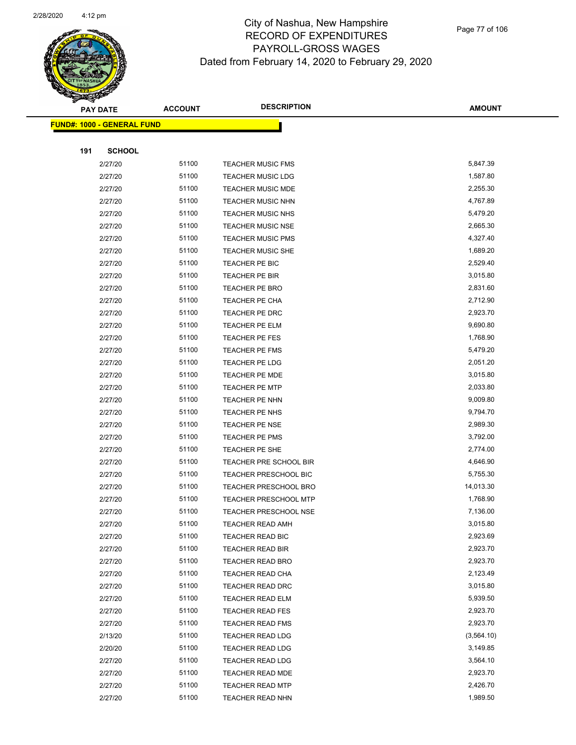# City of Nashua, New Hampshire
## RECORD OF EXPENDITURES
## PAYROLL-GROSS WAGES
## Dated from February 14, 2020 to February 29, 2020

| PAY DATE | ACCOUNT | DESCRIPTION | AMOUNT |
|---|---|---|---|
| **FUND#: 1000 - GENERAL FUND** | | | |
| **191 SCHOOL** | | | |
| 2/27/20 | 51100 | TEACHER MUSIC FMS | 5,847.39 |
| 2/27/20 | 51100 | TEACHER MUSIC LDG | 1,587.80 |
| 2/27/20 | 51100 | TEACHER MUSIC MDE | 2,255.30 |
| 2/27/20 | 51100 | TEACHER MUSIC NHN | 4,767.89 |
| 2/27/20 | 51100 | TEACHER MUSIC NHS | 5,479.20 |
| 2/27/20 | 51100 | TEACHER MUSIC NSE | 2,665.30 |
| 2/27/20 | 51100 | TEACHER MUSIC PMS | 4,327.40 |
| 2/27/20 | 51100 | TEACHER MUSIC SHE | 1,689.20 |
| 2/27/20 | 51100 | TEACHER PE BIC | 2,529.40 |
| 2/27/20 | 51100 | TEACHER PE BIR | 3,015.80 |
| 2/27/20 | 51100 | TEACHER PE BRO | 2,831.60 |
| 2/27/20 | 51100 | TEACHER PE CHA | 2,712.90 |
| 2/27/20 | 51100 | TEACHER PE DRC | 2,923.70 |
| 2/27/20 | 51100 | TEACHER PE ELM | 9,690.80 |
| 2/27/20 | 51100 | TEACHER PE FES | 1,768.90 |
| 2/27/20 | 51100 | TEACHER PE FMS | 5,479.20 |
| 2/27/20 | 51100 | TEACHER PE LDG | 2,051.20 |
| 2/27/20 | 51100 | TEACHER PE MDE | 3,015.80 |
| 2/27/20 | 51100 | TEACHER PE MTP | 2,033.80 |
| 2/27/20 | 51100 | TEACHER PE NHN | 9,009.80 |
| 2/27/20 | 51100 | TEACHER PE NHS | 9,794.70 |
| 2/27/20 | 51100 | TEACHER PE NSE | 2,989.30 |
| 2/27/20 | 51100 | TEACHER PE PMS | 3,792.00 |
| 2/27/20 | 51100 | TEACHER PE SHE | 2,774.00 |
| 2/27/20 | 51100 | TEACHER PRE SCHOOL BIR | 4,646.90 |
| 2/27/20 | 51100 | TEACHER PRESCHOOL BIC | 5,755.30 |
| 2/27/20 | 51100 | TEACHER PRESCHOOL BRO | 14,013.30 |
| 2/27/20 | 51100 | TEACHER PRESCHOOL MTP | 1,768.90 |
| 2/27/20 | 51100 | TEACHER PRESCHOOL NSE | 7,136.00 |
| 2/27/20 | 51100 | TEACHER READ AMH | 3,015.80 |
| 2/27/20 | 51100 | TEACHER READ BIC | 2,923.69 |
| 2/27/20 | 51100 | TEACHER READ BIR | 2,923.70 |
| 2/27/20 | 51100 | TEACHER READ BRO | 2,923.70 |
| 2/27/20 | 51100 | TEACHER READ CHA | 2,123.49 |
| 2/27/20 | 51100 | TEACHER READ DRC | 3,015.80 |
| 2/27/20 | 51100 | TEACHER READ ELM | 5,939.50 |
| 2/27/20 | 51100 | TEACHER READ FES | 2,923.70 |
| 2/27/20 | 51100 | TEACHER READ FMS | 2,923.70 |
| 2/13/20 | 51100 | TEACHER READ LDG | (3,564.10) |
| 2/20/20 | 51100 | TEACHER READ LDG | 3,149.85 |
| 2/27/20 | 51100 | TEACHER READ LDG | 3,564.10 |
| 2/27/20 | 51100 | TEACHER READ MDE | 2,923.70 |
| 2/27/20 | 51100 | TEACHER READ MTP | 2,426.70 |
| 2/27/20 | 51100 | TEACHER READ NHN | 1,989.50 |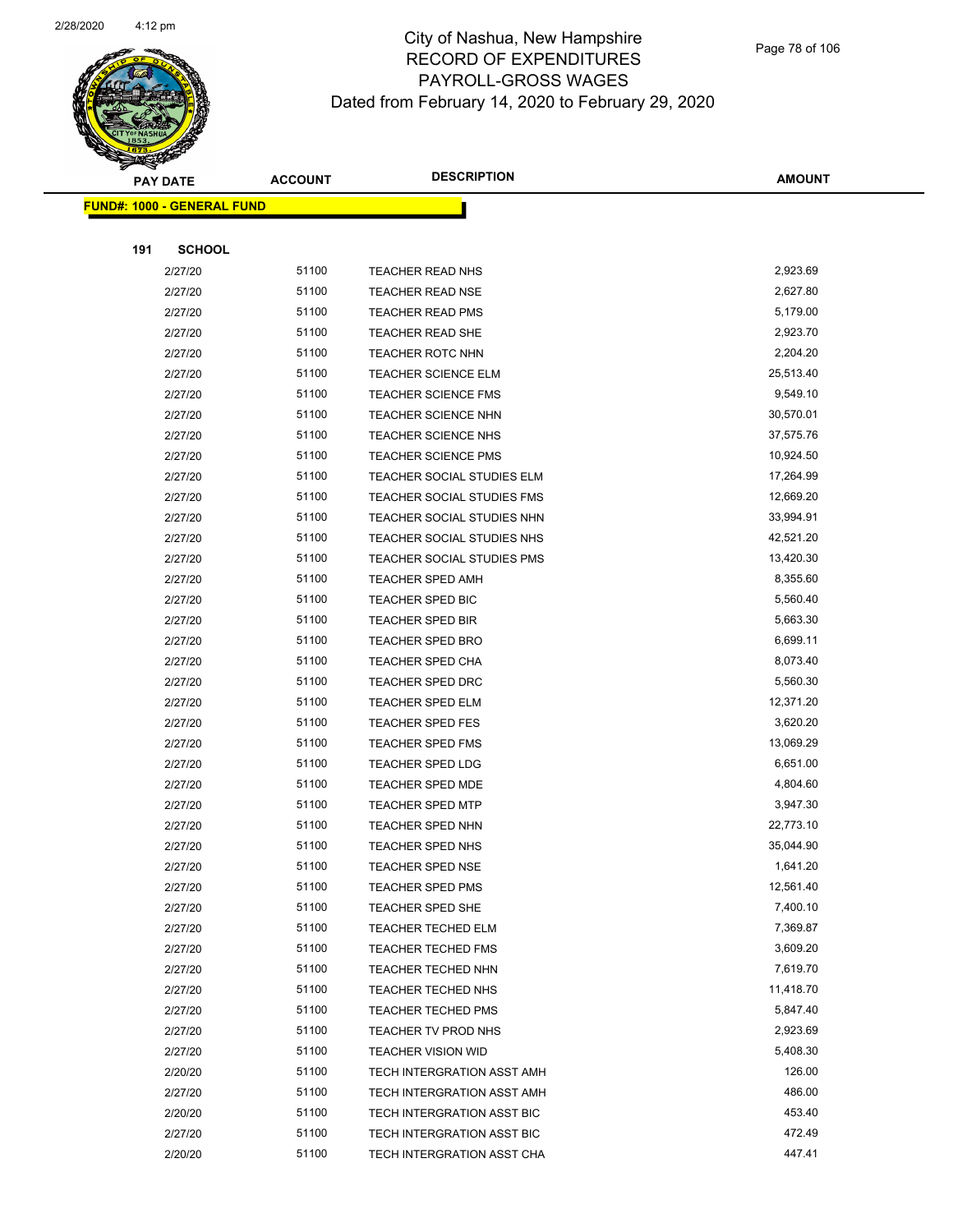# City of Nashua, New Hampshire
## RECORD OF EXPENDITURES
## PAYROLL-GROSS WAGES
## Dated from February 14, 2020 to February 29, 2020

**FUND#: 1000 - GENERAL FUND**

**191 SCHOOL**

| PAY DATE | ACCOUNT | DESCRIPTION | AMOUNT |
|---|---|---|---|
| 2/27/20 | 51100 | TEACHER READ NHS | 2,923.69 |
| 2/27/20 | 51100 | TEACHER READ NSE | 2,627.80 |
| 2/27/20 | 51100 | TEACHER READ PMS | 5,179.00 |
| 2/27/20 | 51100 | TEACHER READ SHE | 2,923.70 |
| 2/27/20 | 51100 | TEACHER ROTC NHN | 2,204.20 |
| 2/27/20 | 51100 | TEACHER SCIENCE ELM | 25,513.40 |
| 2/27/20 | 51100 | TEACHER SCIENCE FMS | 9,549.10 |
| 2/27/20 | 51100 | TEACHER SCIENCE NHN | 30,570.01 |
| 2/27/20 | 51100 | TEACHER SCIENCE NHS | 37,575.76 |
| 2/27/20 | 51100 | TEACHER SCIENCE PMS | 10,924.50 |
| 2/27/20 | 51100 | TEACHER SOCIAL STUDIES ELM | 17,264.99 |
| 2/27/20 | 51100 | TEACHER SOCIAL STUDIES FMS | 12,669.20 |
| 2/27/20 | 51100 | TEACHER SOCIAL STUDIES NHN | 33,994.91 |
| 2/27/20 | 51100 | TEACHER SOCIAL STUDIES NHS | 42,521.20 |
| 2/27/20 | 51100 | TEACHER SOCIAL STUDIES PMS | 13,420.30 |
| 2/27/20 | 51100 | TEACHER SPED AMH | 8,355.60 |
| 2/27/20 | 51100 | TEACHER SPED BIC | 5,560.40 |
| 2/27/20 | 51100 | TEACHER SPED BIR | 5,663.30 |
| 2/27/20 | 51100 | TEACHER SPED BRO | 6,699.11 |
| 2/27/20 | 51100 | TEACHER SPED CHA | 8,073.40 |
| 2/27/20 | 51100 | TEACHER SPED DRC | 5,560.30 |
| 2/27/20 | 51100 | TEACHER SPED ELM | 12,371.20 |
| 2/27/20 | 51100 | TEACHER SPED FES | 3,620.20 |
| 2/27/20 | 51100 | TEACHER SPED FMS | 13,069.29 |
| 2/27/20 | 51100 | TEACHER SPED LDG | 6,651.00 |
| 2/27/20 | 51100 | TEACHER SPED MDE | 4,804.60 |
| 2/27/20 | 51100 | TEACHER SPED MTP | 3,947.30 |
| 2/27/20 | 51100 | TEACHER SPED NHN | 22,773.10 |
| 2/27/20 | 51100 | TEACHER SPED NHS | 35,044.90 |
| 2/27/20 | 51100 | TEACHER SPED NSE | 1,641.20 |
| 2/27/20 | 51100 | TEACHER SPED PMS | 12,561.40 |
| 2/27/20 | 51100 | TEACHER SPED SHE | 7,400.10 |
| 2/27/20 | 51100 | TEACHER TECHED ELM | 7,369.87 |
| 2/27/20 | 51100 | TEACHER TECHED FMS | 3,609.20 |
| 2/27/20 | 51100 | TEACHER TECHED NHN | 7,619.70 |
| 2/27/20 | 51100 | TEACHER TECHED NHS | 11,418.70 |
| 2/27/20 | 51100 | TEACHER TECHED PMS | 5,847.40 |
| 2/27/20 | 51100 | TEACHER TV PROD NHS | 2,923.69 |
| 2/27/20 | 51100 | TEACHER VISION WID | 5,408.30 |
| 2/20/20 | 51100 | TECH INTERGRATION ASST AMH | 126.00 |
| 2/27/20 | 51100 | TECH INTERGRATION ASST AMH | 486.00 |
| 2/20/20 | 51100 | TECH INTERGRATION ASST BIC | 453.40 |
| 2/27/20 | 51100 | TECH INTERGRATION ASST BIC | 472.49 |
| 2/20/20 | 51100 | TECH INTERGRATION ASST CHA | 447.41 |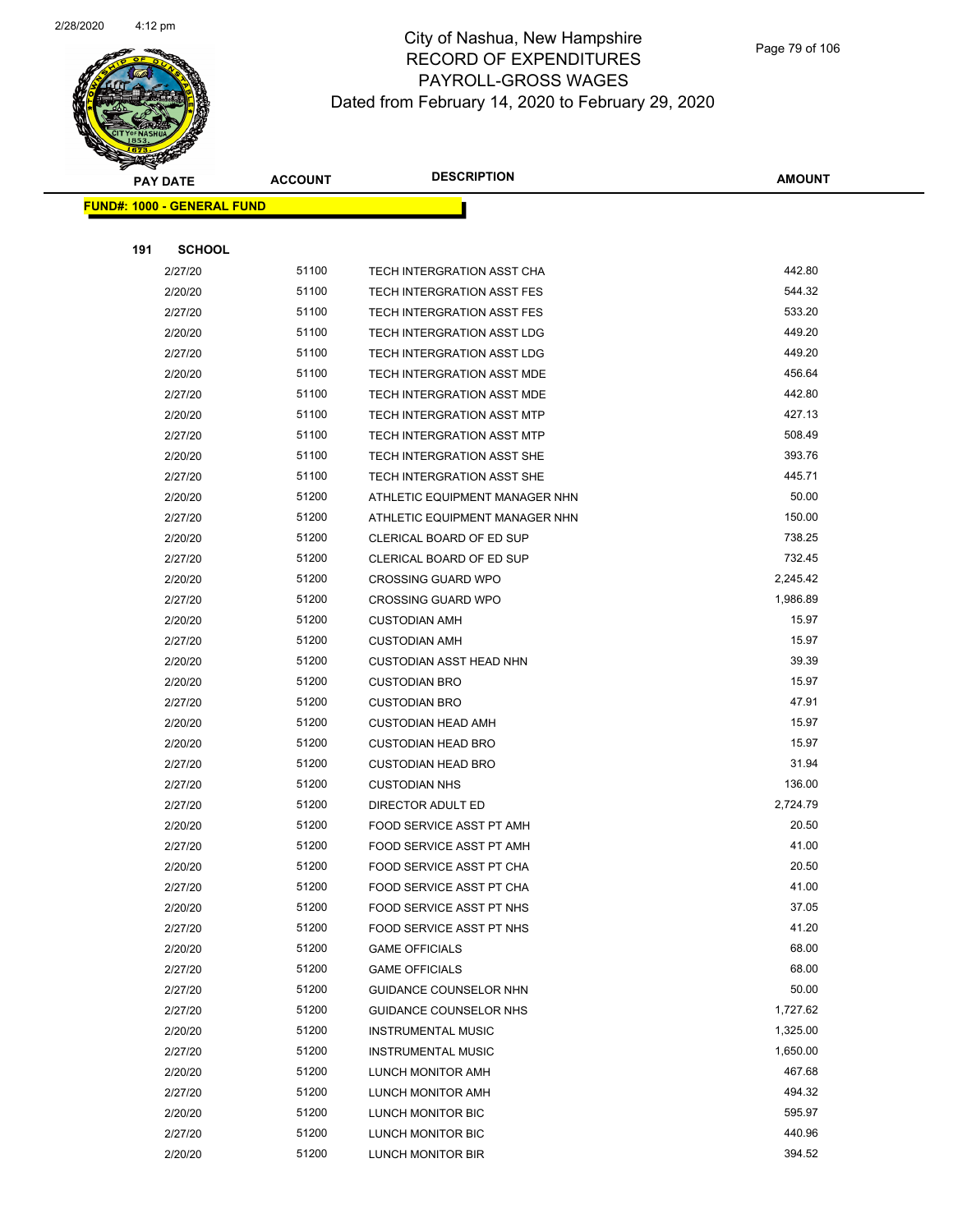# City of Nashua, New Hampshire
## RECORD OF EXPENDITURES
## PAYROLL-GROSS WAGES
### Dated from February 14, 2020 to February 29, 2020

| PAY DATE | ACCOUNT | DESCRIPTION | AMOUNT |
|---|---|---|---|
| **FUND#: 1000 - GENERAL FUND** | | | |
| **191 SCHOOL** | | | |
| 2/27/20 | 51100 | TECH INTERGRATION ASST CHA | 442.80 |
| 2/20/20 | 51100 | TECH INTERGRATION ASST FES | 544.32 |
| 2/27/20 | 51100 | TECH INTERGRATION ASST FES | 533.20 |
| 2/20/20 | 51100 | TECH INTERGRATION ASST LDG | 449.20 |
| 2/27/20 | 51100 | TECH INTERGRATION ASST LDG | 449.20 |
| 2/20/20 | 51100 | TECH INTERGRATION ASST MDE | 456.64 |
| 2/27/20 | 51100 | TECH INTERGRATION ASST MDE | 442.80 |
| 2/20/20 | 51100 | TECH INTERGRATION ASST MTP | 427.13 |
| 2/27/20 | 51100 | TECH INTERGRATION ASST MTP | 508.49 |
| 2/20/20 | 51100 | TECH INTERGRATION ASST SHE | 393.76 |
| 2/27/20 | 51100 | TECH INTERGRATION ASST SHE | 445.71 |
| 2/20/20 | 51200 | ATHLETIC EQUIPMENT MANAGER NHN | 50.00 |
| 2/27/20 | 51200 | ATHLETIC EQUIPMENT MANAGER NHN | 150.00 |
| 2/20/20 | 51200 | CLERICAL BOARD OF ED SUP | 738.25 |
| 2/27/20 | 51200 | CLERICAL BOARD OF ED SUP | 732.45 |
| 2/20/20 | 51200 | CROSSING GUARD WPO | 2,245.42 |
| 2/27/20 | 51200 | CROSSING GUARD WPO | 1,986.89 |
| 2/20/20 | 51200 | CUSTODIAN AMH | 15.97 |
| 2/27/20 | 51200 | CUSTODIAN AMH | 15.97 |
| 2/20/20 | 51200 | CUSTODIAN ASST HEAD NHN | 39.39 |
| 2/20/20 | 51200 | CUSTODIAN BRO | 15.97 |
| 2/27/20 | 51200 | CUSTODIAN BRO | 47.91 |
| 2/20/20 | 51200 | CUSTODIAN HEAD AMH | 15.97 |
| 2/20/20 | 51200 | CUSTODIAN HEAD BRO | 15.97 |
| 2/27/20 | 51200 | CUSTODIAN HEAD BRO | 31.94 |
| 2/27/20 | 51200 | CUSTODIAN NHS | 136.00 |
| 2/27/20 | 51200 | DIRECTOR ADULT ED | 2,724.79 |
| 2/20/20 | 51200 | FOOD SERVICE ASST PT AMH | 20.50 |
| 2/27/20 | 51200 | FOOD SERVICE ASST PT AMH | 41.00 |
| 2/20/20 | 51200 | FOOD SERVICE ASST PT CHA | 20.50 |
| 2/27/20 | 51200 | FOOD SERVICE ASST PT CHA | 41.00 |
| 2/20/20 | 51200 | FOOD SERVICE ASST PT NHS | 37.05 |
| 2/27/20 | 51200 | FOOD SERVICE ASST PT NHS | 41.20 |
| 2/20/20 | 51200 | GAME OFFICIALS | 68.00 |
| 2/27/20 | 51200 | GAME OFFICIALS | 68.00 |
| 2/27/20 | 51200 | GUIDANCE COUNSELOR NHN | 50.00 |
| 2/27/20 | 51200 | GUIDANCE COUNSELOR NHS | 1,727.62 |
| 2/20/20 | 51200 | INSTRUMENTAL MUSIC | 1,325.00 |
| 2/27/20 | 51200 | INSTRUMENTAL MUSIC | 1,650.00 |
| 2/20/20 | 51200 | LUNCH MONITOR AMH | 467.68 |
| 2/27/20 | 51200 | LUNCH MONITOR AMH | 494.32 |
| 2/20/20 | 51200 | LUNCH MONITOR BIC | 595.97 |
| 2/27/20 | 51200 | LUNCH MONITOR BIC | 440.96 |
| 2/20/20 | 51200 | LUNCH MONITOR BIR | 394.52 |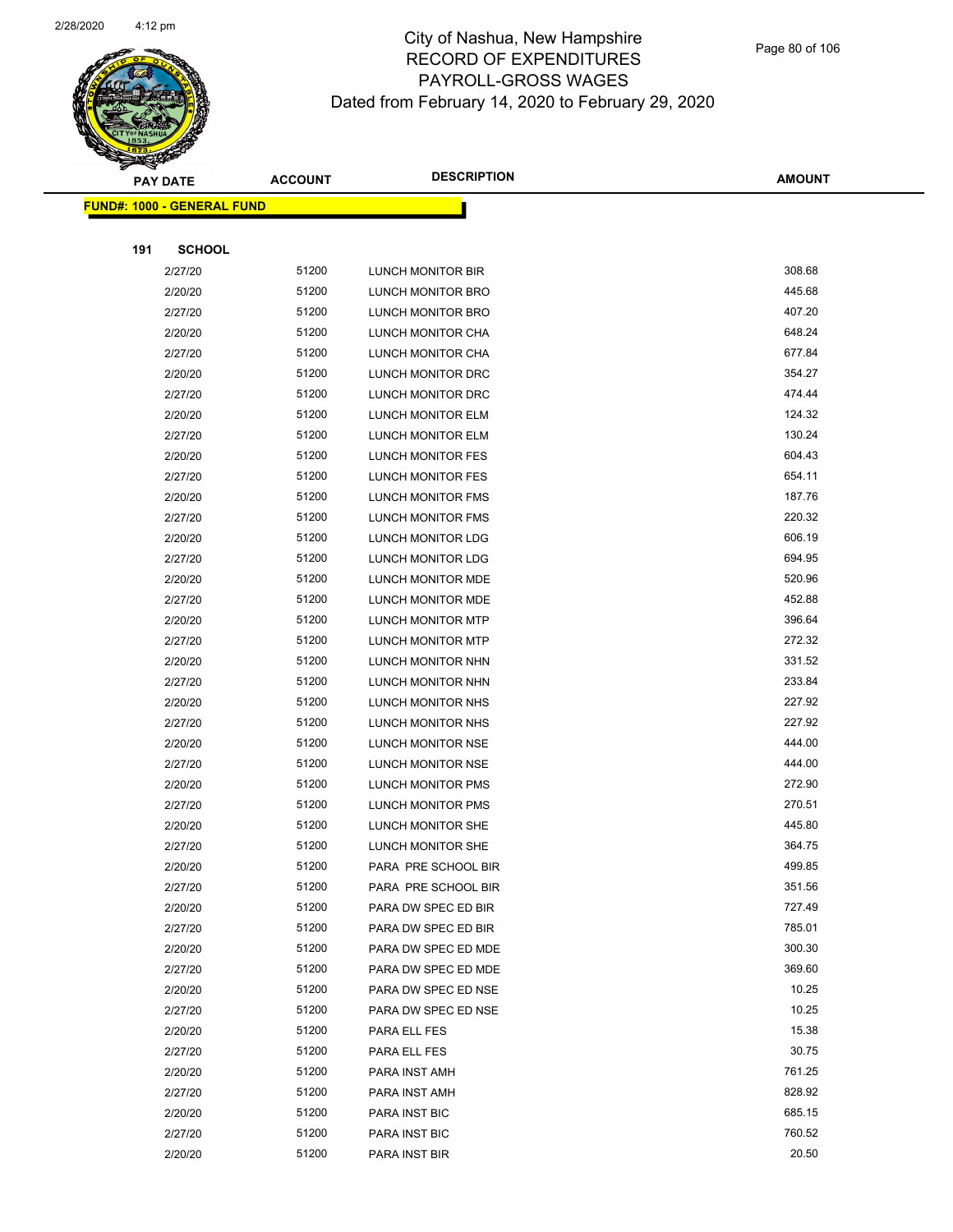City of Nashua, New Hampshire
RECORD OF EXPENDITURES
PAYROLL-GROSS WAGES
Dated from February 14, 2020 to February 29, 2020

| PAY DATE | ACCOUNT | DESCRIPTION | AMOUNT |
|---|---|---|---|

**FUND#: 1000 - GENERAL FUND**

**191 SCHOOL**

| PAY DATE | ACCOUNT | DESCRIPTION | AMOUNT |
|---|---|---|---|
| 2/27/20 | 51200 | LUNCH MONITOR BIR | 308.68 |
| 2/20/20 | 51200 | LUNCH MONITOR BRO | 445.68 |
| 2/27/20 | 51200 | LUNCH MONITOR BRO | 407.20 |
| 2/20/20 | 51200 | LUNCH MONITOR CHA | 648.24 |
| 2/27/20 | 51200 | LUNCH MONITOR CHA | 677.84 |
| 2/20/20 | 51200 | LUNCH MONITOR DRC | 354.27 |
| 2/27/20 | 51200 | LUNCH MONITOR DRC | 474.44 |
| 2/20/20 | 51200 | LUNCH MONITOR ELM | 124.32 |
| 2/27/20 | 51200 | LUNCH MONITOR ELM | 130.24 |
| 2/20/20 | 51200 | LUNCH MONITOR FES | 604.43 |
| 2/27/20 | 51200 | LUNCH MONITOR FES | 654.11 |
| 2/20/20 | 51200 | LUNCH MONITOR FMS | 187.76 |
| 2/27/20 | 51200 | LUNCH MONITOR FMS | 220.32 |
| 2/20/20 | 51200 | LUNCH MONITOR LDG | 606.19 |
| 2/27/20 | 51200 | LUNCH MONITOR LDG | 694.95 |
| 2/20/20 | 51200 | LUNCH MONITOR MDE | 520.96 |
| 2/27/20 | 51200 | LUNCH MONITOR MDE | 452.88 |
| 2/20/20 | 51200 | LUNCH MONITOR MTP | 396.64 |
| 2/27/20 | 51200 | LUNCH MONITOR MTP | 272.32 |
| 2/20/20 | 51200 | LUNCH MONITOR NHN | 331.52 |
| 2/27/20 | 51200 | LUNCH MONITOR NHN | 233.84 |
| 2/20/20 | 51200 | LUNCH MONITOR NHS | 227.92 |
| 2/27/20 | 51200 | LUNCH MONITOR NHS | 227.92 |
| 2/20/20 | 51200 | LUNCH MONITOR NSE | 444.00 |
| 2/27/20 | 51200 | LUNCH MONITOR NSE | 444.00 |
| 2/20/20 | 51200 | LUNCH MONITOR PMS | 272.90 |
| 2/27/20 | 51200 | LUNCH MONITOR PMS | 270.51 |
| 2/20/20 | 51200 | LUNCH MONITOR SHE | 445.80 |
| 2/27/20 | 51200 | LUNCH MONITOR SHE | 364.75 |
| 2/20/20 | 51200 | PARA PRE SCHOOL BIR | 499.85 |
| 2/27/20 | 51200 | PARA PRE SCHOOL BIR | 351.56 |
| 2/20/20 | 51200 | PARA DW SPEC ED BIR | 727.49 |
| 2/27/20 | 51200 | PARA DW SPEC ED BIR | 785.01 |
| 2/20/20 | 51200 | PARA DW SPEC ED MDE | 300.30 |
| 2/27/20 | 51200 | PARA DW SPEC ED MDE | 369.60 |
| 2/20/20 | 51200 | PARA DW SPEC ED NSE | 10.25 |
| 2/27/20 | 51200 | PARA DW SPEC ED NSE | 10.25 |
| 2/20/20 | 51200 | PARA ELL FES | 15.38 |
| 2/27/20 | 51200 | PARA ELL FES | 30.75 |
| 2/20/20 | 51200 | PARA INST AMH | 761.25 |
| 2/27/20 | 51200 | PARA INST AMH | 828.92 |
| 2/20/20 | 51200 | PARA INST BIC | 685.15 |
| 2/27/20 | 51200 | PARA INST BIC | 760.52 |
| 2/20/20 | 51200 | PARA INST BIR | 20.50 |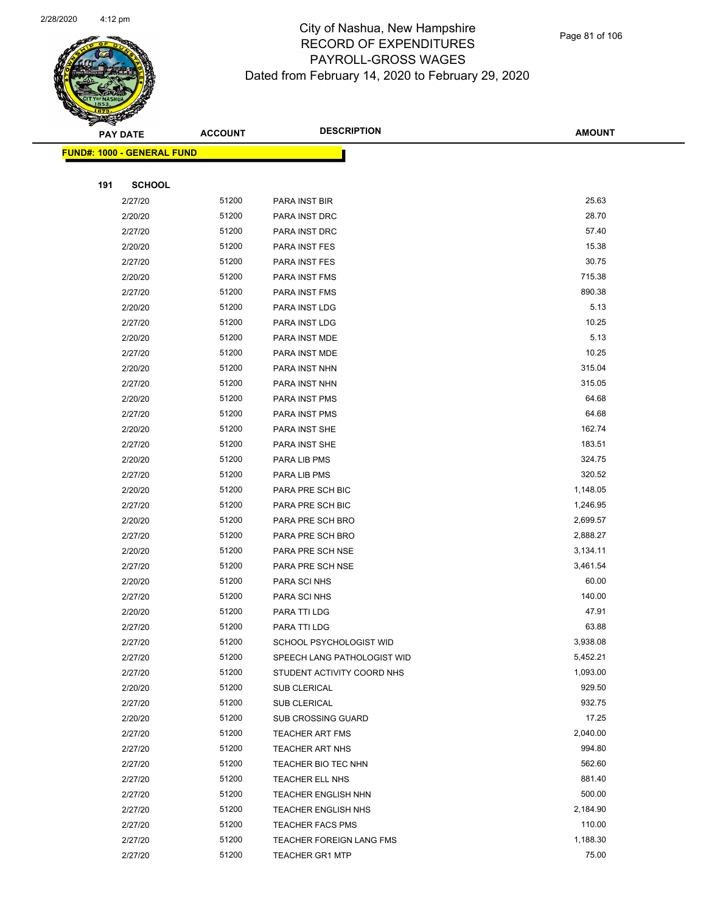# City of Nashua, New Hampshire
## RECORD OF EXPENDITURES
## PAYROLL-GROSS WAGES
## Dated from February 14, 2020 to February 29, 2020

| PAY DATE | ACCOUNT | DESCRIPTION | AMOUNT |
|---|---|---|---|

**FUND#: 1000 - GENERAL FUND**

**191 SCHOOL**

| PAY DATE | ACCOUNT | DESCRIPTION | AMOUNT |
|---|---|---|---|
| 2/27/20 | 51200 | PARA INST BIR | 25.63 |
| 2/20/20 | 51200 | PARA INST DRC | 28.70 |
| 2/27/20 | 51200 | PARA INST DRC | 57.40 |
| 2/20/20 | 51200 | PARA INST FES | 15.38 |
| 2/27/20 | 51200 | PARA INST FES | 30.75 |
| 2/20/20 | 51200 | PARA INST FMS | 715.38 |
| 2/27/20 | 51200 | PARA INST FMS | 890.38 |
| 2/20/20 | 51200 | PARA INST LDG | 5.13 |
| 2/27/20 | 51200 | PARA INST LDG | 10.25 |
| 2/20/20 | 51200 | PARA INST MDE | 5.13 |
| 2/27/20 | 51200 | PARA INST MDE | 10.25 |
| 2/20/20 | 51200 | PARA INST NHN | 315.04 |
| 2/27/20 | 51200 | PARA INST NHN | 315.05 |
| 2/20/20 | 51200 | PARA INST PMS | 64.68 |
| 2/27/20 | 51200 | PARA INST PMS | 64.68 |
| 2/20/20 | 51200 | PARA INST SHE | 162.74 |
| 2/27/20 | 51200 | PARA INST SHE | 183.51 |
| 2/20/20 | 51200 | PARA LIB PMS | 324.75 |
| 2/27/20 | 51200 | PARA LIB PMS | 320.52 |
| 2/20/20 | 51200 | PARA PRE SCH BIC | 1,148.05 |
| 2/27/20 | 51200 | PARA PRE SCH BIC | 1,246.95 |
| 2/20/20 | 51200 | PARA PRE SCH BRO | 2,699.57 |
| 2/27/20 | 51200 | PARA PRE SCH BRO | 2,888.27 |
| 2/20/20 | 51200 | PARA PRE SCH NSE | 3,134.11 |
| 2/27/20 | 51200 | PARA PRE SCH NSE | 3,461.54 |
| 2/20/20 | 51200 | PARA SCI NHS | 60.00 |
| 2/27/20 | 51200 | PARA SCI NHS | 140.00 |
| 2/20/20 | 51200 | PARA TTI LDG | 47.91 |
| 2/27/20 | 51200 | PARA TTI LDG | 63.88 |
| 2/27/20 | 51200 | SCHOOL PSYCHOLOGIST WID | 3,938.08 |
| 2/27/20 | 51200 | SPEECH LANG PATHOLOGIST WID | 5,452.21 |
| 2/27/20 | 51200 | STUDENT ACTIVITY COORD NHS | 1,093.00 |
| 2/20/20 | 51200 | SUB CLERICAL | 929.50 |
| 2/27/20 | 51200 | SUB CLERICAL | 932.75 |
| 2/20/20 | 51200 | SUB CROSSING GUARD | 17.25 |
| 2/27/20 | 51200 | TEACHER ART FMS | 2,040.00 |
| 2/27/20 | 51200 | TEACHER ART NHS | 994.80 |
| 2/27/20 | 51200 | TEACHER BIO TEC NHN | 562.60 |
| 2/27/20 | 51200 | TEACHER ELL NHS | 881.40 |
| 2/27/20 | 51200 | TEACHER ENGLISH NHN | 500.00 |
| 2/27/20 | 51200 | TEACHER ENGLISH NHS | 2,184.90 |
| 2/27/20 | 51200 | TEACHER FACS PMS | 110.00 |
| 2/27/20 | 51200 | TEACHER FOREIGN LANG FMS | 1,188.30 |
| 2/27/20 | 51200 | TEACHER GR1 MTP | 75.00 |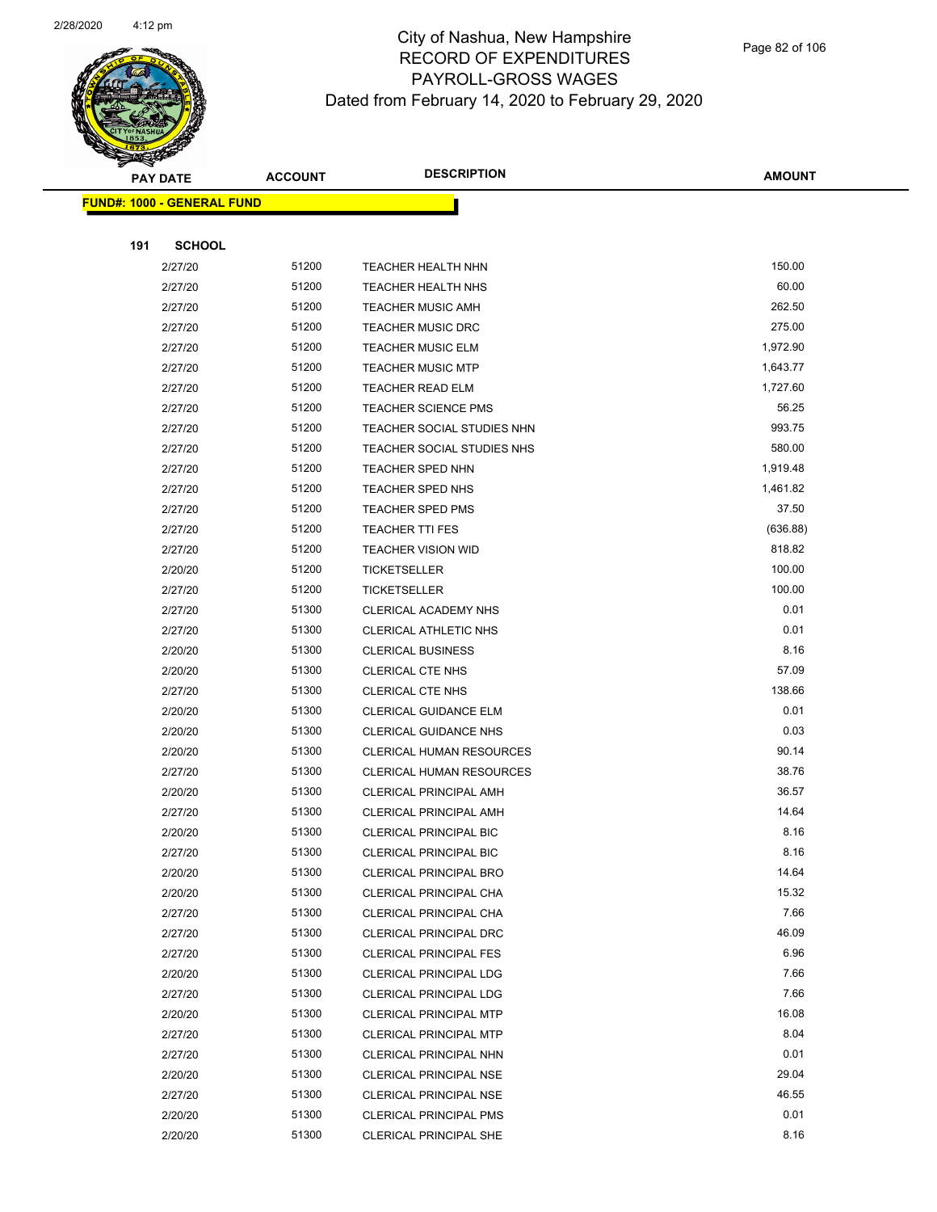# City of Nashua, New Hampshire
## RECORD OF EXPENDITURES
## PAYROLL-GROSS WAGES
## Dated from February 14, 2020 to February 29, 2020

| PAY DATE | ACCOUNT | DESCRIPTION | AMOUNT |
|---|---|---|---|

**FUND#: 1000 - GENERAL FUND**

**191 SCHOOL**

| PAY DATE | ACCOUNT | DESCRIPTION | AMOUNT |
|---|---|---|---|
| 2/27/20 | 51200 | TEACHER HEALTH NHN | 150.00 |
| 2/27/20 | 51200 | TEACHER HEALTH NHS | 60.00 |
| 2/27/20 | 51200 | TEACHER MUSIC AMH | 262.50 |
| 2/27/20 | 51200 | TEACHER MUSIC DRC | 275.00 |
| 2/27/20 | 51200 | TEACHER MUSIC ELM | 1,972.90 |
| 2/27/20 | 51200 | TEACHER MUSIC MTP | 1,643.77 |
| 2/27/20 | 51200 | TEACHER READ ELM | 1,727.60 |
| 2/27/20 | 51200 | TEACHER SCIENCE PMS | 56.25 |
| 2/27/20 | 51200 | TEACHER SOCIAL STUDIES NHN | 993.75 |
| 2/27/20 | 51200 | TEACHER SOCIAL STUDIES NHS | 580.00 |
| 2/27/20 | 51200 | TEACHER SPED NHN | 1,919.48 |
| 2/27/20 | 51200 | TEACHER SPED NHS | 1,461.82 |
| 2/27/20 | 51200 | TEACHER SPED PMS | 37.50 |
| 2/27/20 | 51200 | TEACHER TTI FES | (636.88) |
| 2/27/20 | 51200 | TEACHER VISION WID | 818.82 |
| 2/20/20 | 51200 | TICKETSELLER | 100.00 |
| 2/27/20 | 51200 | TICKETSELLER | 100.00 |
| 2/27/20 | 51300 | CLERICAL ACADEMY NHS | 0.01 |
| 2/27/20 | 51300 | CLERICAL ATHLETIC NHS | 0.01 |
| 2/20/20 | 51300 | CLERICAL BUSINESS | 8.16 |
| 2/20/20 | 51300 | CLERICAL CTE NHS | 57.09 |
| 2/27/20 | 51300 | CLERICAL CTE NHS | 138.66 |
| 2/20/20 | 51300 | CLERICAL GUIDANCE ELM | 0.01 |
| 2/20/20 | 51300 | CLERICAL GUIDANCE NHS | 0.03 |
| 2/20/20 | 51300 | CLERICAL HUMAN RESOURCES | 90.14 |
| 2/27/20 | 51300 | CLERICAL HUMAN RESOURCES | 38.76 |
| 2/20/20 | 51300 | CLERICAL PRINCIPAL AMH | 36.57 |
| 2/27/20 | 51300 | CLERICAL PRINCIPAL AMH | 14.64 |
| 2/20/20 | 51300 | CLERICAL PRINCIPAL BIC | 8.16 |
| 2/27/20 | 51300 | CLERICAL PRINCIPAL BIC | 8.16 |
| 2/20/20 | 51300 | CLERICAL PRINCIPAL BRO | 14.64 |
| 2/20/20 | 51300 | CLERICAL PRINCIPAL CHA | 15.32 |
| 2/27/20 | 51300 | CLERICAL PRINCIPAL CHA | 7.66 |
| 2/27/20 | 51300 | CLERICAL PRINCIPAL DRC | 46.09 |
| 2/27/20 | 51300 | CLERICAL PRINCIPAL FES | 6.96 |
| 2/20/20 | 51300 | CLERICAL PRINCIPAL LDG | 7.66 |
| 2/27/20 | 51300 | CLERICAL PRINCIPAL LDG | 7.66 |
| 2/20/20 | 51300 | CLERICAL PRINCIPAL MTP | 16.08 |
| 2/27/20 | 51300 | CLERICAL PRINCIPAL MTP | 8.04 |
| 2/27/20 | 51300 | CLERICAL PRINCIPAL NHN | 0.01 |
| 2/20/20 | 51300 | CLERICAL PRINCIPAL NSE | 29.04 |
| 2/27/20 | 51300 | CLERICAL PRINCIPAL NSE | 46.55 |
| 2/20/20 | 51300 | CLERICAL PRINCIPAL PMS | 0.01 |
| 2/20/20 | 51300 | CLERICAL PRINCIPAL SHE | 8.16 |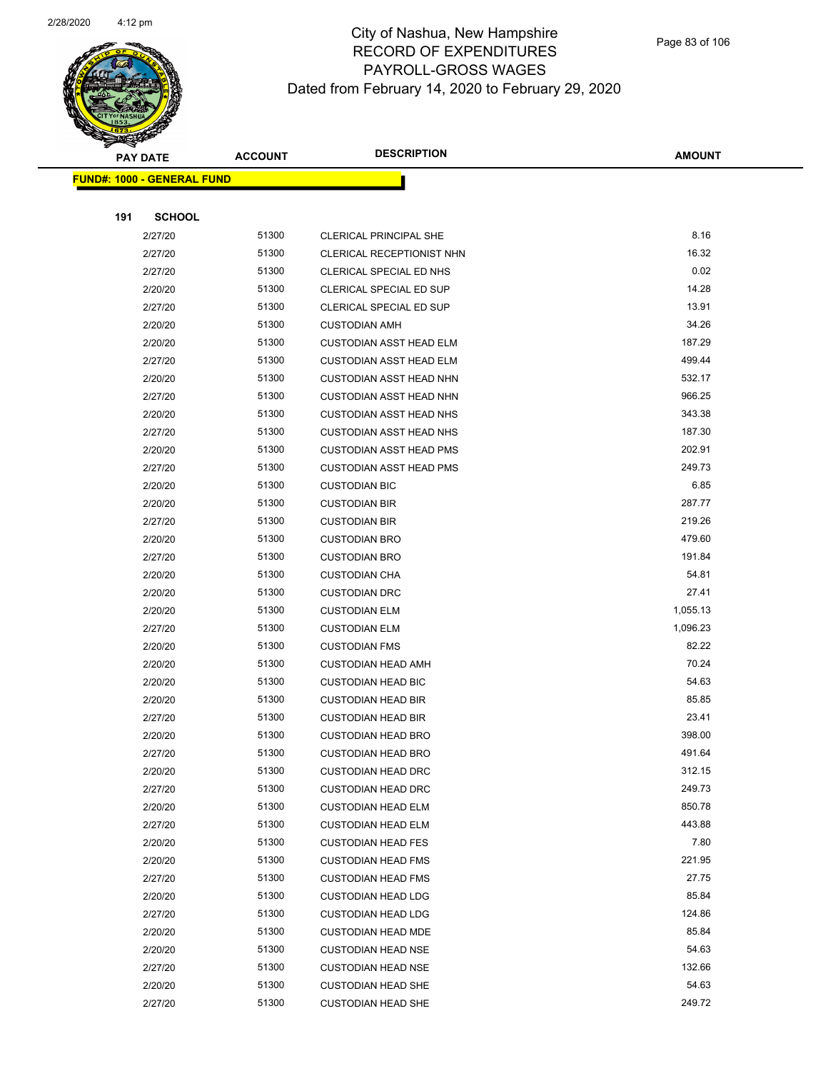City of Nashua, New Hampshire
RECORD OF EXPENDITURES
PAYROLL-GROSS WAGES
Dated from February 14, 2020 to February 29, 2020

| PAY DATE | ACCOUNT | DESCRIPTION | AMOUNT |
|---|---|---|---|
| **FUND#: 1000 - GENERAL FUND** | | | |
| **191 SCHOOL** | | | |
| 2/27/20 | 51300 | CLERICAL PRINCIPAL SHE | 8.16 |
| 2/27/20 | 51300 | CLERICAL RECEPTIONIST NHN | 16.32 |
| 2/27/20 | 51300 | CLERICAL SPECIAL ED NHS | 0.02 |
| 2/20/20 | 51300 | CLERICAL SPECIAL ED SUP | 14.28 |
| 2/27/20 | 51300 | CLERICAL SPECIAL ED SUP | 13.91 |
| 2/20/20 | 51300 | CUSTODIAN AMH | 34.26 |
| 2/20/20 | 51300 | CUSTODIAN ASST HEAD ELM | 187.29 |
| 2/27/20 | 51300 | CUSTODIAN ASST HEAD ELM | 499.44 |
| 2/20/20 | 51300 | CUSTODIAN ASST HEAD NHN | 532.17 |
| 2/27/20 | 51300 | CUSTODIAN ASST HEAD NHN | 966.25 |
| 2/20/20 | 51300 | CUSTODIAN ASST HEAD NHS | 343.38 |
| 2/27/20 | 51300 | CUSTODIAN ASST HEAD NHS | 187.30 |
| 2/20/20 | 51300 | CUSTODIAN ASST HEAD PMS | 202.91 |
| 2/27/20 | 51300 | CUSTODIAN ASST HEAD PMS | 249.73 |
| 2/20/20 | 51300 | CUSTODIAN BIC | 6.85 |
| 2/20/20 | 51300 | CUSTODIAN BIR | 287.77 |
| 2/27/20 | 51300 | CUSTODIAN BIR | 219.26 |
| 2/20/20 | 51300 | CUSTODIAN BRO | 479.60 |
| 2/27/20 | 51300 | CUSTODIAN BRO | 191.84 |
| 2/20/20 | 51300 | CUSTODIAN CHA | 54.81 |
| 2/20/20 | 51300 | CUSTODIAN DRC | 27.41 |
| 2/20/20 | 51300 | CUSTODIAN ELM | 1,055.13 |
| 2/27/20 | 51300 | CUSTODIAN ELM | 1,096.23 |
| 2/20/20 | 51300 | CUSTODIAN FMS | 82.22 |
| 2/20/20 | 51300 | CUSTODIAN HEAD AMH | 70.24 |
| 2/20/20 | 51300 | CUSTODIAN HEAD BIC | 54.63 |
| 2/20/20 | 51300 | CUSTODIAN HEAD BIR | 85.85 |
| 2/27/20 | 51300 | CUSTODIAN HEAD BIR | 23.41 |
| 2/20/20 | 51300 | CUSTODIAN HEAD BRO | 398.00 |
| 2/27/20 | 51300 | CUSTODIAN HEAD BRO | 491.64 |
| 2/20/20 | 51300 | CUSTODIAN HEAD DRC | 312.15 |
| 2/27/20 | 51300 | CUSTODIAN HEAD DRC | 249.73 |
| 2/20/20 | 51300 | CUSTODIAN HEAD ELM | 850.78 |
| 2/27/20 | 51300 | CUSTODIAN HEAD ELM | 443.88 |
| 2/20/20 | 51300 | CUSTODIAN HEAD FES | 7.80 |
| 2/20/20 | 51300 | CUSTODIAN HEAD FMS | 221.95 |
| 2/27/20 | 51300 | CUSTODIAN HEAD FMS | 27.75 |
| 2/20/20 | 51300 | CUSTODIAN HEAD LDG | 85.84 |
| 2/27/20 | 51300 | CUSTODIAN HEAD LDG | 124.86 |
| 2/20/20 | 51300 | CUSTODIAN HEAD MDE | 85.84 |
| 2/20/20 | 51300 | CUSTODIAN HEAD NSE | 54.63 |
| 2/27/20 | 51300 | CUSTODIAN HEAD NSE | 132.66 |
| 2/20/20 | 51300 | CUSTODIAN HEAD SHE | 54.63 |
| 2/27/20 | 51300 | CUSTODIAN HEAD SHE | 249.72 |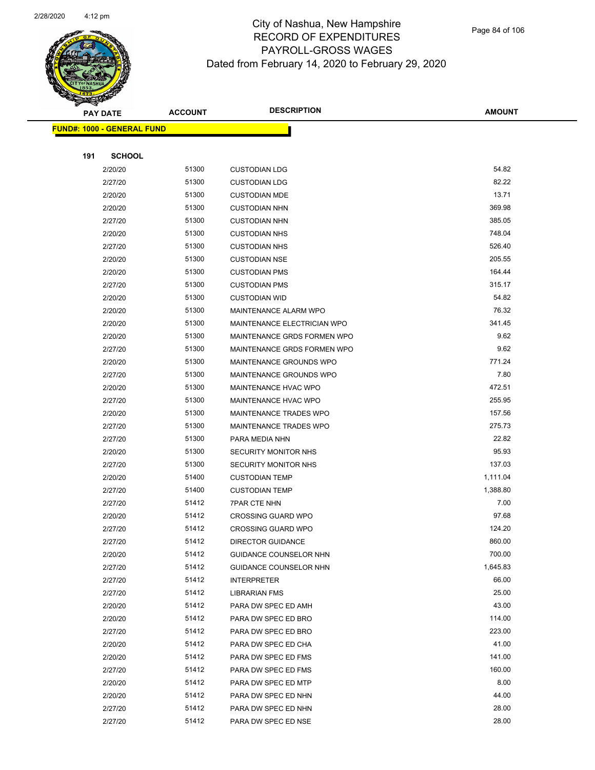# City of Nashua, New Hampshire
## RECORD OF EXPENDITURES
## PAYROLL-GROSS WAGES
## Dated from February 14, 2020 to February 29, 2020

**FUND#: 1000 - GENERAL FUND**

**191 SCHOOL**

| PAY DATE | ACCOUNT | DESCRIPTION | AMOUNT |
|---|---|---|---|
| 2/20/20 | 51300 | CUSTODIAN LDG | 54.82 |
| 2/27/20 | 51300 | CUSTODIAN LDG | 82.22 |
| 2/20/20 | 51300 | CUSTODIAN MDE | 13.71 |
| 2/20/20 | 51300 | CUSTODIAN NHN | 369.98 |
| 2/27/20 | 51300 | CUSTODIAN NHN | 385.05 |
| 2/20/20 | 51300 | CUSTODIAN NHS | 748.04 |
| 2/27/20 | 51300 | CUSTODIAN NHS | 526.40 |
| 2/20/20 | 51300 | CUSTODIAN NSE | 205.55 |
| 2/20/20 | 51300 | CUSTODIAN PMS | 164.44 |
| 2/27/20 | 51300 | CUSTODIAN PMS | 315.17 |
| 2/20/20 | 51300 | CUSTODIAN WID | 54.82 |
| 2/20/20 | 51300 | MAINTENANCE ALARM WPO | 76.32 |
| 2/20/20 | 51300 | MAINTENANCE ELECTRICIAN WPO | 341.45 |
| 2/20/20 | 51300 | MAINTENANCE GRDS FORMEN WPO | 9.62 |
| 2/27/20 | 51300 | MAINTENANCE GRDS FORMEN WPO | 9.62 |
| 2/20/20 | 51300 | MAINTENANCE GROUNDS WPO | 771.24 |
| 2/27/20 | 51300 | MAINTENANCE GROUNDS WPO | 7.80 |
| 2/20/20 | 51300 | MAINTENANCE HVAC WPO | 472.51 |
| 2/27/20 | 51300 | MAINTENANCE HVAC WPO | 255.95 |
| 2/20/20 | 51300 | MAINTENANCE TRADES WPO | 157.56 |
| 2/27/20 | 51300 | MAINTENANCE TRADES WPO | 275.73 |
| 2/27/20 | 51300 | PARA MEDIA NHN | 22.82 |
| 2/20/20 | 51300 | SECURITY MONITOR NHS | 95.93 |
| 2/27/20 | 51300 | SECURITY MONITOR NHS | 137.03 |
| 2/20/20 | 51400 | CUSTODIAN TEMP | 1,111.04 |
| 2/27/20 | 51400 | CUSTODIAN TEMP | 1,388.80 |
| 2/27/20 | 51412 | 7PAR CTE NHN | 7.00 |
| 2/20/20 | 51412 | CROSSING GUARD WPO | 97.68 |
| 2/27/20 | 51412 | CROSSING GUARD WPO | 124.20 |
| 2/27/20 | 51412 | DIRECTOR GUIDANCE | 860.00 |
| 2/20/20 | 51412 | GUIDANCE COUNSELOR NHN | 700.00 |
| 2/27/20 | 51412 | GUIDANCE COUNSELOR NHN | 1,645.83 |
| 2/27/20 | 51412 | INTERPRETER | 66.00 |
| 2/27/20 | 51412 | LIBRARIAN FMS | 25.00 |
| 2/20/20 | 51412 | PARA DW SPEC ED AMH | 43.00 |
| 2/20/20 | 51412 | PARA DW SPEC ED BRO | 114.00 |
| 2/27/20 | 51412 | PARA DW SPEC ED BRO | 223.00 |
| 2/20/20 | 51412 | PARA DW SPEC ED CHA | 41.00 |
| 2/20/20 | 51412 | PARA DW SPEC ED FMS | 141.00 |
| 2/27/20 | 51412 | PARA DW SPEC ED FMS | 160.00 |
| 2/20/20 | 51412 | PARA DW SPEC ED MTP | 8.00 |
| 2/20/20 | 51412 | PARA DW SPEC ED NHN | 44.00 |
| 2/27/20 | 51412 | PARA DW SPEC ED NHN | 28.00 |
| 2/27/20 | 51412 | PARA DW SPEC ED NSE | 28.00 |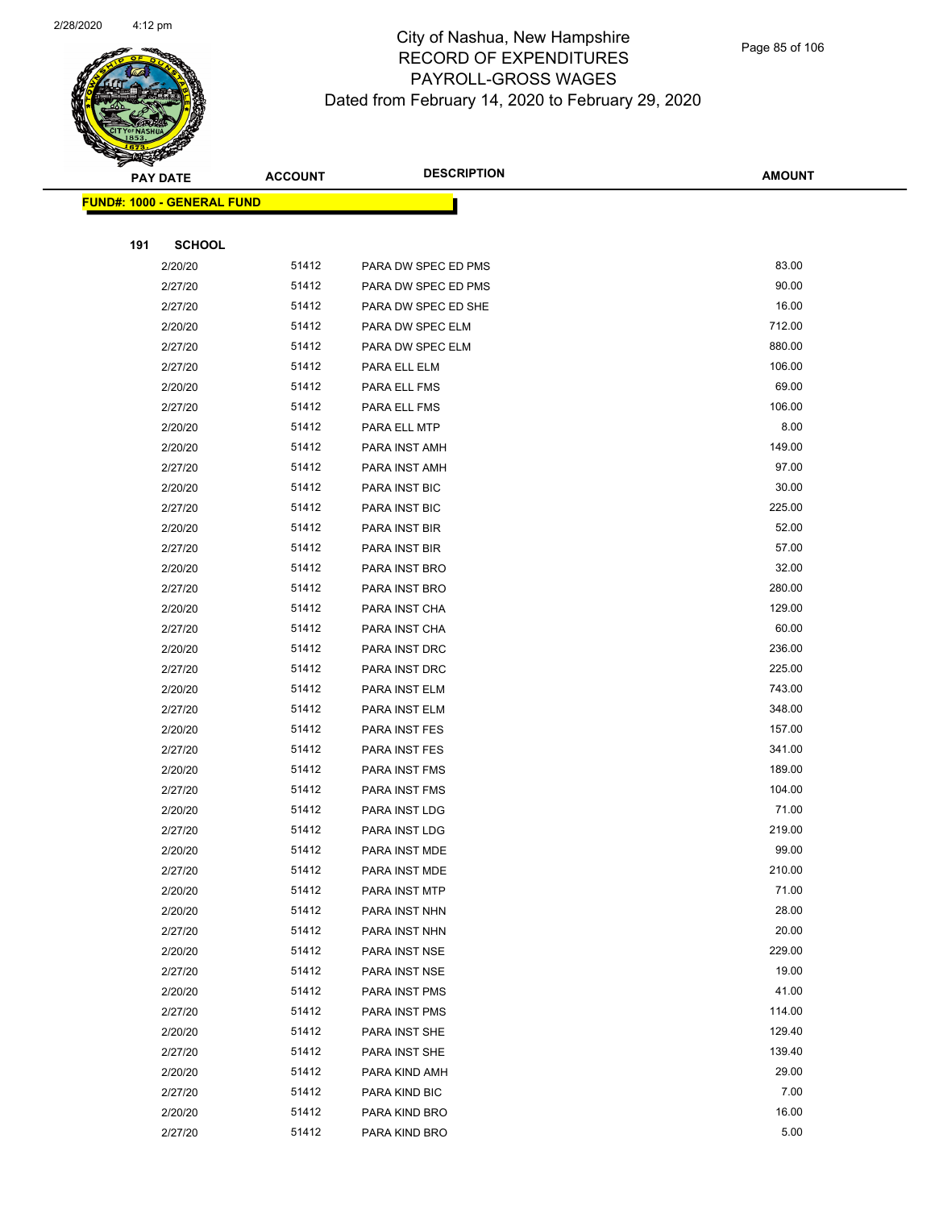# City of Nashua, New Hampshire
# RECORD OF EXPENDITURES
# PAYROLL-GROSS WAGES
# Dated from February 14, 2020 to February 29, 2020

| PAY DATE | ACCOUNT | DESCRIPTION | AMOUNT |
|---|---|---|---|
| **FUND#: 1000 - GENERAL FUND** | | | |
| **191 SCHOOL** | | | |
| 2/20/20 | 51412 | PARA DW SPEC ED PMS | 83.00 |
| 2/27/20 | 51412 | PARA DW SPEC ED PMS | 90.00 |
| 2/27/20 | 51412 | PARA DW SPEC ED SHE | 16.00 |
| 2/20/20 | 51412 | PARA DW SPEC ELM | 712.00 |
| 2/27/20 | 51412 | PARA DW SPEC ELM | 880.00 |
| 2/27/20 | 51412 | PARA ELL ELM | 106.00 |
| 2/20/20 | 51412 | PARA ELL FMS | 69.00 |
| 2/27/20 | 51412 | PARA ELL FMS | 106.00 |
| 2/20/20 | 51412 | PARA ELL MTP | 8.00 |
| 2/20/20 | 51412 | PARA INST AMH | 149.00 |
| 2/27/20 | 51412 | PARA INST AMH | 97.00 |
| 2/20/20 | 51412 | PARA INST BIC | 30.00 |
| 2/27/20 | 51412 | PARA INST BIC | 225.00 |
| 2/20/20 | 51412 | PARA INST BIR | 52.00 |
| 2/27/20 | 51412 | PARA INST BIR | 57.00 |
| 2/20/20 | 51412 | PARA INST BRO | 32.00 |
| 2/27/20 | 51412 | PARA INST BRO | 280.00 |
| 2/20/20 | 51412 | PARA INST CHA | 129.00 |
| 2/27/20 | 51412 | PARA INST CHA | 60.00 |
| 2/20/20 | 51412 | PARA INST DRC | 236.00 |
| 2/27/20 | 51412 | PARA INST DRC | 225.00 |
| 2/20/20 | 51412 | PARA INST ELM | 743.00 |
| 2/27/20 | 51412 | PARA INST ELM | 348.00 |
| 2/20/20 | 51412 | PARA INST FES | 157.00 |
| 2/27/20 | 51412 | PARA INST FES | 341.00 |
| 2/20/20 | 51412 | PARA INST FMS | 189.00 |
| 2/27/20 | 51412 | PARA INST FMS | 104.00 |
| 2/20/20 | 51412 | PARA INST LDG | 71.00 |
| 2/27/20 | 51412 | PARA INST LDG | 219.00 |
| 2/20/20 | 51412 | PARA INST MDE | 99.00 |
| 2/27/20 | 51412 | PARA INST MDE | 210.00 |
| 2/20/20 | 51412 | PARA INST MTP | 71.00 |
| 2/20/20 | 51412 | PARA INST NHN | 28.00 |
| 2/27/20 | 51412 | PARA INST NHN | 20.00 |
| 2/20/20 | 51412 | PARA INST NSE | 229.00 |
| 2/27/20 | 51412 | PARA INST NSE | 19.00 |
| 2/20/20 | 51412 | PARA INST PMS | 41.00 |
| 2/27/20 | 51412 | PARA INST PMS | 114.00 |
| 2/20/20 | 51412 | PARA INST SHE | 129.40 |
| 2/27/20 | 51412 | PARA INST SHE | 139.40 |
| 2/20/20 | 51412 | PARA KIND AMH | 29.00 |
| 2/27/20 | 51412 | PARA KIND BIC | 7.00 |
| 2/20/20 | 51412 | PARA KIND BRO | 16.00 |
| 2/27/20 | 51412 | PARA KIND BRO | 5.00 |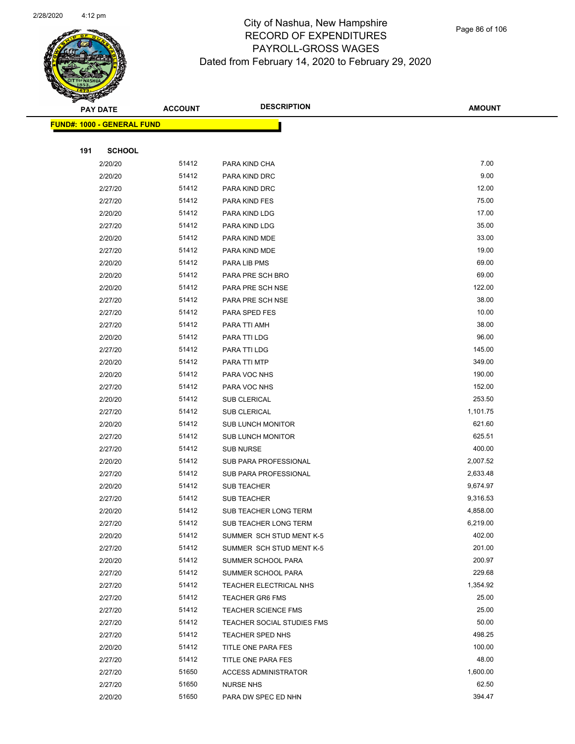# City of Nashua, New Hampshire
## RECORD OF EXPENDITURES
## PAYROLL-GROSS WAGES
## Dated from February 14, 2020 to February 29, 2020

| PAY DATE | ACCOUNT | DESCRIPTION | AMOUNT |
|---|---|---|---|
| **FUND#: 1000 - GENERAL FUND** | | | |
| **191 SCHOOL** | | | |
| 2/20/20 | 51412 | PARA KIND CHA | 7.00 |
| 2/20/20 | 51412 | PARA KIND DRC | 9.00 |
| 2/27/20 | 51412 | PARA KIND DRC | 12.00 |
| 2/27/20 | 51412 | PARA KIND FES | 75.00 |
| 2/20/20 | 51412 | PARA KIND LDG | 17.00 |
| 2/27/20 | 51412 | PARA KIND LDG | 35.00 |
| 2/20/20 | 51412 | PARA KIND MDE | 33.00 |
| 2/27/20 | 51412 | PARA KIND MDE | 19.00 |
| 2/20/20 | 51412 | PARA LIB PMS | 69.00 |
| 2/20/20 | 51412 | PARA PRE SCH BRO | 69.00 |
| 2/20/20 | 51412 | PARA PRE SCH NSE | 122.00 |
| 2/27/20 | 51412 | PARA PRE SCH NSE | 38.00 |
| 2/27/20 | 51412 | PARA SPED FES | 10.00 |
| 2/27/20 | 51412 | PARA TTI AMH | 38.00 |
| 2/20/20 | 51412 | PARA TTI LDG | 96.00 |
| 2/27/20 | 51412 | PARA TTI LDG | 145.00 |
| 2/20/20 | 51412 | PARA TTI MTP | 349.00 |
| 2/20/20 | 51412 | PARA VOC NHS | 190.00 |
| 2/27/20 | 51412 | PARA VOC NHS | 152.00 |
| 2/20/20 | 51412 | SUB CLERICAL | 253.50 |
| 2/27/20 | 51412 | SUB CLERICAL | 1,101.75 |
| 2/20/20 | 51412 | SUB LUNCH MONITOR | 621.60 |
| 2/27/20 | 51412 | SUB LUNCH MONITOR | 625.51 |
| 2/27/20 | 51412 | SUB NURSE | 400.00 |
| 2/20/20 | 51412 | SUB PARA PROFESSIONAL | 2,007.52 |
| 2/27/20 | 51412 | SUB PARA PROFESSIONAL | 2,633.48 |
| 2/20/20 | 51412 | SUB TEACHER | 9,674.97 |
| 2/27/20 | 51412 | SUB TEACHER | 9,316.53 |
| 2/20/20 | 51412 | SUB TEACHER LONG TERM | 4,858.00 |
| 2/27/20 | 51412 | SUB TEACHER LONG TERM | 6,219.00 |
| 2/20/20 | 51412 | SUMMER SCH STUD MENT K-5 | 402.00 |
| 2/27/20 | 51412 | SUMMER SCH STUD MENT K-5 | 201.00 |
| 2/20/20 | 51412 | SUMMER SCHOOL PARA | 200.97 |
| 2/27/20 | 51412 | SUMMER SCHOOL PARA | 229.68 |
| 2/27/20 | 51412 | TEACHER ELECTRICAL NHS | 1,354.92 |
| 2/27/20 | 51412 | TEACHER GR6 FMS | 25.00 |
| 2/27/20 | 51412 | TEACHER SCIENCE FMS | 25.00 |
| 2/27/20 | 51412 | TEACHER SOCIAL STUDIES FMS | 50.00 |
| 2/27/20 | 51412 | TEACHER SPED NHS | 498.25 |
| 2/20/20 | 51412 | TITLE ONE PARA FES | 100.00 |
| 2/27/20 | 51412 | TITLE ONE PARA FES | 48.00 |
| 2/27/20 | 51650 | ACCESS ADMINISTRATOR | 1,600.00 |
| 2/27/20 | 51650 | NURSE NHS | 62.50 |
| 2/20/20 | 51650 | PARA DW SPEC ED NHN | 394.47 |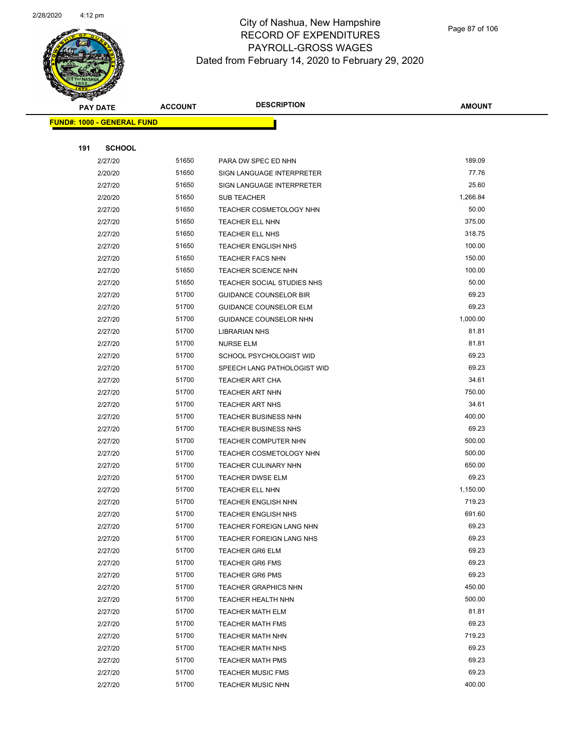# City of Nashua, New Hampshire
# RECORD OF EXPENDITURES
# PAYROLL-GROSS WAGES
# Dated from February 14, 2020 to February 29, 2020

| PAY DATE | ACCOUNT | DESCRIPTION | AMOUNT |
|---|---|---|---|
| **FUND#: 1000 - GENERAL FUND** | | | |
| **191 SCHOOL** | | | |
| 2/27/20 | 51650 | PARA DW SPEC ED NHN | 189.09 |
| 2/20/20 | 51650 | SIGN LANGUAGE INTERPRETER | 77.76 |
| 2/27/20 | 51650 | SIGN LANGUAGE INTERPRETER | 25.60 |
| 2/20/20 | 51650 | SUB TEACHER | 1,266.84 |
| 2/27/20 | 51650 | TEACHER COSMETOLOGY NHN | 50.00 |
| 2/27/20 | 51650 | TEACHER ELL NHN | 375.00 |
| 2/27/20 | 51650 | TEACHER ELL NHS | 318.75 |
| 2/27/20 | 51650 | TEACHER ENGLISH NHS | 100.00 |
| 2/27/20 | 51650 | TEACHER FACS NHN | 150.00 |
| 2/27/20 | 51650 | TEACHER SCIENCE NHN | 100.00 |
| 2/27/20 | 51650 | TEACHER SOCIAL STUDIES NHS | 50.00 |
| 2/27/20 | 51700 | GUIDANCE COUNSELOR BIR | 69.23 |
| 2/27/20 | 51700 | GUIDANCE COUNSELOR ELM | 69.23 |
| 2/27/20 | 51700 | GUIDANCE COUNSELOR NHN | 1,000.00 |
| 2/27/20 | 51700 | LIBRARIAN NHS | 81.81 |
| 2/27/20 | 51700 | NURSE ELM | 81.81 |
| 2/27/20 | 51700 | SCHOOL PSYCHOLOGIST WID | 69.23 |
| 2/27/20 | 51700 | SPEECH LANG PATHOLOGIST WID | 69.23 |
| 2/27/20 | 51700 | TEACHER ART CHA | 34.61 |
| 2/27/20 | 51700 | TEACHER ART NHN | 750.00 |
| 2/27/20 | 51700 | TEACHER ART NHS | 34.61 |
| 2/27/20 | 51700 | TEACHER BUSINESS NHN | 400.00 |
| 2/27/20 | 51700 | TEACHER BUSINESS NHS | 69.23 |
| 2/27/20 | 51700 | TEACHER COMPUTER NHN | 500.00 |
| 2/27/20 | 51700 | TEACHER COSMETOLOGY NHN | 500.00 |
| 2/27/20 | 51700 | TEACHER CULINARY NHN | 650.00 |
| 2/27/20 | 51700 | TEACHER DWSE ELM | 69.23 |
| 2/27/20 | 51700 | TEACHER ELL NHN | 1,150.00 |
| 2/27/20 | 51700 | TEACHER ENGLISH NHN | 719.23 |
| 2/27/20 | 51700 | TEACHER ENGLISH NHS | 691.60 |
| 2/27/20 | 51700 | TEACHER FOREIGN LANG NHN | 69.23 |
| 2/27/20 | 51700 | TEACHER FOREIGN LANG NHS | 69.23 |
| 2/27/20 | 51700 | TEACHER GR6 ELM | 69.23 |
| 2/27/20 | 51700 | TEACHER GR6 FMS | 69.23 |
| 2/27/20 | 51700 | TEACHER GR6 PMS | 69.23 |
| 2/27/20 | 51700 | TEACHER GRAPHICS NHN | 450.00 |
| 2/27/20 | 51700 | TEACHER HEALTH NHN | 500.00 |
| 2/27/20 | 51700 | TEACHER MATH ELM | 81.81 |
| 2/27/20 | 51700 | TEACHER MATH FMS | 69.23 |
| 2/27/20 | 51700 | TEACHER MATH NHN | 719.23 |
| 2/27/20 | 51700 | TEACHER MATH NHS | 69.23 |
| 2/27/20 | 51700 | TEACHER MATH PMS | 69.23 |
| 2/27/20 | 51700 | TEACHER MUSIC FMS | 69.23 |
| 2/27/20 | 51700 | TEACHER MUSIC NHN | 400.00 |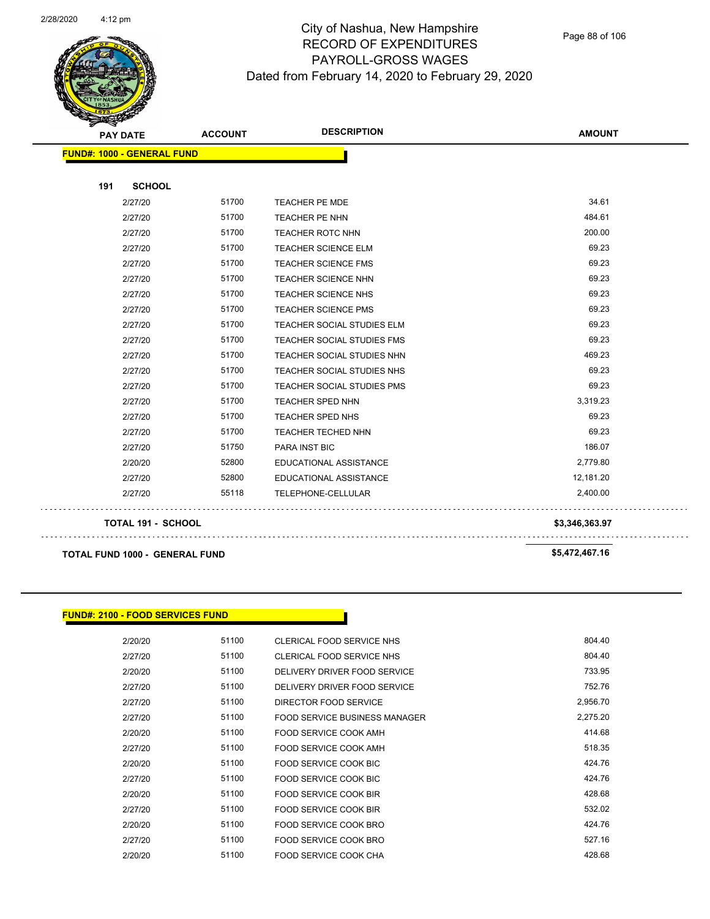| PAY DATE | ACCOUNT | DESCRIPTION | AMOUNT |
|---|---|---|---|
| **FUND#: 1000 - GENERAL FUND** | | | |
| **191 SCHOOL** | | | |
| 2/27/20 | 51700 | TEACHER PE MDE | 34.61 |
| 2/27/20 | 51700 | TEACHER PE NHN | 484.61 |
| 2/27/20 | 51700 | TEACHER ROTC NHN | 200.00 |
| 2/27/20 | 51700 | TEACHER SCIENCE ELM | 69.23 |
| 2/27/20 | 51700 | TEACHER SCIENCE FMS | 69.23 |
| 2/27/20 | 51700 | TEACHER SCIENCE NHN | 69.23 |
| 2/27/20 | 51700 | TEACHER SCIENCE NHS | 69.23 |
| 2/27/20 | 51700 | TEACHER SCIENCE PMS | 69.23 |
| 2/27/20 | 51700 | TEACHER SOCIAL STUDIES ELM | 69.23 |
| 2/27/20 | 51700 | TEACHER SOCIAL STUDIES FMS | 69.23 |
| 2/27/20 | 51700 | TEACHER SOCIAL STUDIES NHN | 469.23 |
| 2/27/20 | 51700 | TEACHER SOCIAL STUDIES NHS | 69.23 |
| 2/27/20 | 51700 | TEACHER SOCIAL STUDIES PMS | 69.23 |
| 2/27/20 | 51700 | TEACHER SPED NHN | 3,319.23 |
| 2/27/20 | 51700 | TEACHER SPED NHS | 69.23 |
| 2/27/20 | 51700 | TEACHER TECHED NHN | 69.23 |
| 2/27/20 | 51750 | PARA INST BIC | 186.07 |
| 2/20/20 | 52800 | EDUCATIONAL ASSISTANCE | 2,779.80 |
| 2/27/20 | 52800 | EDUCATIONAL ASSISTANCE | 12,181.20 |
| 2/27/20 | 55118 | TELEPHONE-CELLULAR | 2,400.00 |
| **TOTAL 191 - SCHOOL** | | | **$3,346,363.97** |
| **TOTAL FUND 1000 - GENERAL FUND** | | | **$5,472,467.16** |

| PAY DATE | ACCOUNT | DESCRIPTION | AMOUNT |
|---|---|---|---|
| **FUND#: 2100 - FOOD SERVICES FUND** | | | |
| 2/20/20 | 51100 | CLERICAL FOOD SERVICE NHS | 804.40 |
| 2/27/20 | 51100 | CLERICAL FOOD SERVICE NHS | 804.40 |
| 2/20/20 | 51100 | DELIVERY DRIVER FOOD SERVICE | 733.95 |
| 2/27/20 | 51100 | DELIVERY DRIVER FOOD SERVICE | 752.76 |
| 2/27/20 | 51100 | DIRECTOR FOOD SERVICE | 2,956.70 |
| 2/27/20 | 51100 | FOOD SERVICE BUSINESS MANAGER | 2,275.20 |
| 2/20/20 | 51100 | FOOD SERVICE COOK AMH | 414.68 |
| 2/27/20 | 51100 | FOOD SERVICE COOK AMH | 518.35 |
| 2/20/20 | 51100 | FOOD SERVICE COOK BIC | 424.76 |
| 2/27/20 | 51100 | FOOD SERVICE COOK BIC | 424.76 |
| 2/20/20 | 51100 | FOOD SERVICE COOK BIR | 428.68 |
| 2/27/20 | 51100 | FOOD SERVICE COOK BIR | 532.02 |
| 2/20/20 | 51100 | FOOD SERVICE COOK BRO | 424.76 |
| 2/27/20 | 51100 | FOOD SERVICE COOK BRO | 527.16 |
| 2/20/20 | 51100 | FOOD SERVICE COOK CHA | 428.68 |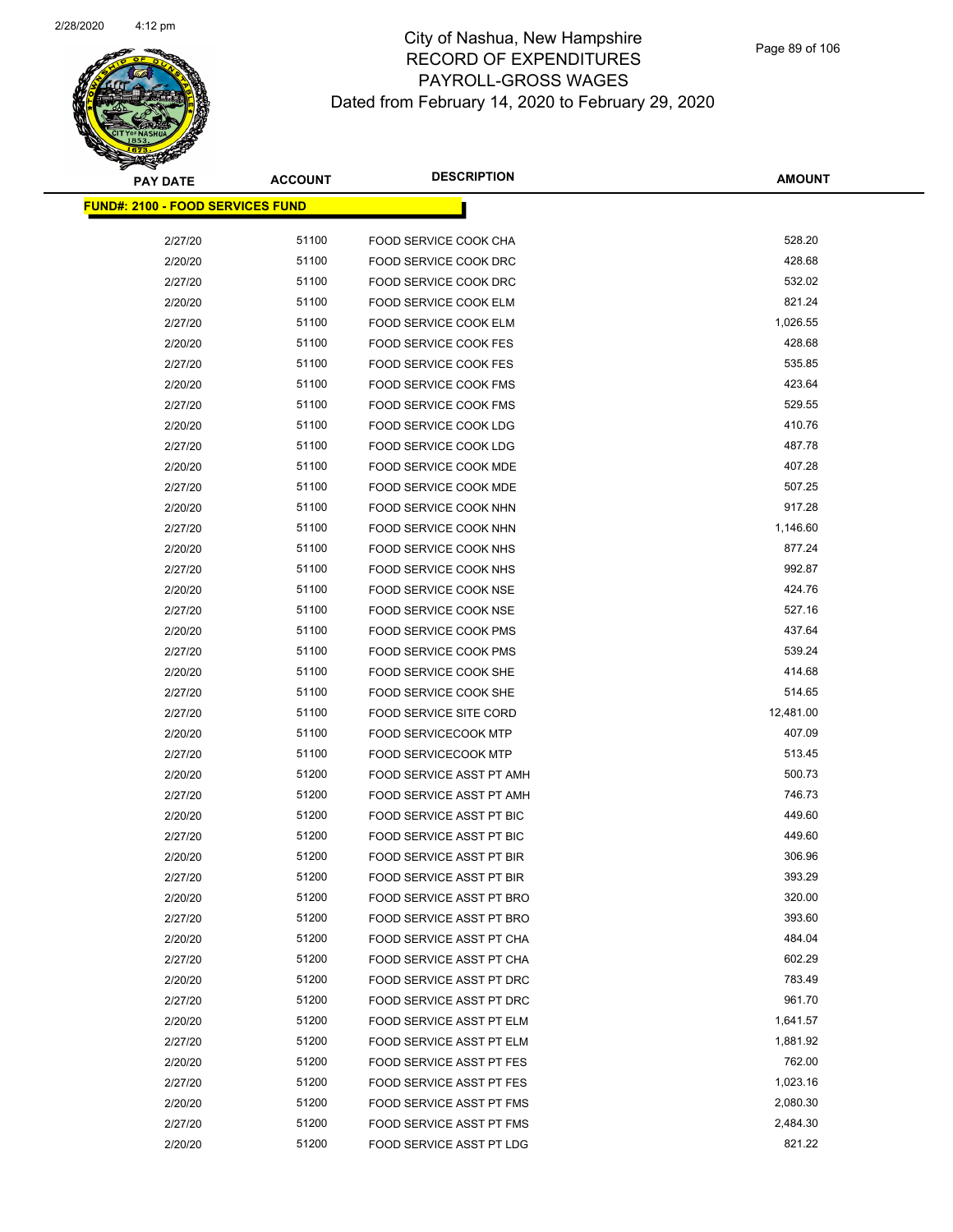# City of Nashua, New Hampshire
## RECORD OF EXPENDITURES
## PAYROLL-GROSS WAGES
### Dated from February 14, 2020 to February 29, 2020

| PAY DATE | ACCOUNT | DESCRIPTION | AMOUNT |
|---|---|---|---|
| **FUND#: 2100 - FOOD SERVICES FUND** | | | |
| 2/27/20 | 51100 | FOOD SERVICE COOK CHA | 528.20 |
| 2/20/20 | 51100 | FOOD SERVICE COOK DRC | 428.68 |
| 2/27/20 | 51100 | FOOD SERVICE COOK DRC | 532.02 |
| 2/20/20 | 51100 | FOOD SERVICE COOK ELM | 821.24 |
| 2/27/20 | 51100 | FOOD SERVICE COOK ELM | 1,026.55 |
| 2/20/20 | 51100 | FOOD SERVICE COOK FES | 428.68 |
| 2/27/20 | 51100 | FOOD SERVICE COOK FES | 535.85 |
| 2/20/20 | 51100 | FOOD SERVICE COOK FMS | 423.64 |
| 2/27/20 | 51100 | FOOD SERVICE COOK FMS | 529.55 |
| 2/20/20 | 51100 | FOOD SERVICE COOK LDG | 410.76 |
| 2/27/20 | 51100 | FOOD SERVICE COOK LDG | 487.78 |
| 2/20/20 | 51100 | FOOD SERVICE COOK MDE | 407.28 |
| 2/27/20 | 51100 | FOOD SERVICE COOK MDE | 507.25 |
| 2/20/20 | 51100 | FOOD SERVICE COOK NHN | 917.28 |
| 2/27/20 | 51100 | FOOD SERVICE COOK NHN | 1,146.60 |
| 2/20/20 | 51100 | FOOD SERVICE COOK NHS | 877.24 |
| 2/27/20 | 51100 | FOOD SERVICE COOK NHS | 992.87 |
| 2/20/20 | 51100 | FOOD SERVICE COOK NSE | 424.76 |
| 2/27/20 | 51100 | FOOD SERVICE COOK NSE | 527.16 |
| 2/20/20 | 51100 | FOOD SERVICE COOK PMS | 437.64 |
| 2/27/20 | 51100 | FOOD SERVICE COOK PMS | 539.24 |
| 2/20/20 | 51100 | FOOD SERVICE COOK SHE | 414.68 |
| 2/27/20 | 51100 | FOOD SERVICE COOK SHE | 514.65 |
| 2/27/20 | 51100 | FOOD SERVICE SITE CORD | 12,481.00 |
| 2/20/20 | 51100 | FOOD SERVICECOOK MTP | 407.09 |
| 2/27/20 | 51100 | FOOD SERVICECOOK MTP | 513.45 |
| 2/20/20 | 51200 | FOOD SERVICE ASST PT AMH | 500.73 |
| 2/27/20 | 51200 | FOOD SERVICE ASST PT AMH | 746.73 |
| 2/20/20 | 51200 | FOOD SERVICE ASST PT BIC | 449.60 |
| 2/27/20 | 51200 | FOOD SERVICE ASST PT BIC | 449.60 |
| 2/20/20 | 51200 | FOOD SERVICE ASST PT BIR | 306.96 |
| 2/27/20 | 51200 | FOOD SERVICE ASST PT BIR | 393.29 |
| 2/20/20 | 51200 | FOOD SERVICE ASST PT BRO | 320.00 |
| 2/27/20 | 51200 | FOOD SERVICE ASST PT BRO | 393.60 |
| 2/20/20 | 51200 | FOOD SERVICE ASST PT CHA | 484.04 |
| 2/27/20 | 51200 | FOOD SERVICE ASST PT CHA | 602.29 |
| 2/20/20 | 51200 | FOOD SERVICE ASST PT DRC | 783.49 |
| 2/27/20 | 51200 | FOOD SERVICE ASST PT DRC | 961.70 |
| 2/20/20 | 51200 | FOOD SERVICE ASST PT ELM | 1,641.57 |
| 2/27/20 | 51200 | FOOD SERVICE ASST PT ELM | 1,881.92 |
| 2/20/20 | 51200 | FOOD SERVICE ASST PT FES | 762.00 |
| 2/27/20 | 51200 | FOOD SERVICE ASST PT FES | 1,023.16 |
| 2/20/20 | 51200 | FOOD SERVICE ASST PT FMS | 2,080.30 |
| 2/27/20 | 51200 | FOOD SERVICE ASST PT FMS | 2,484.30 |
| 2/20/20 | 51200 | FOOD SERVICE ASST PT LDG | 821.22 |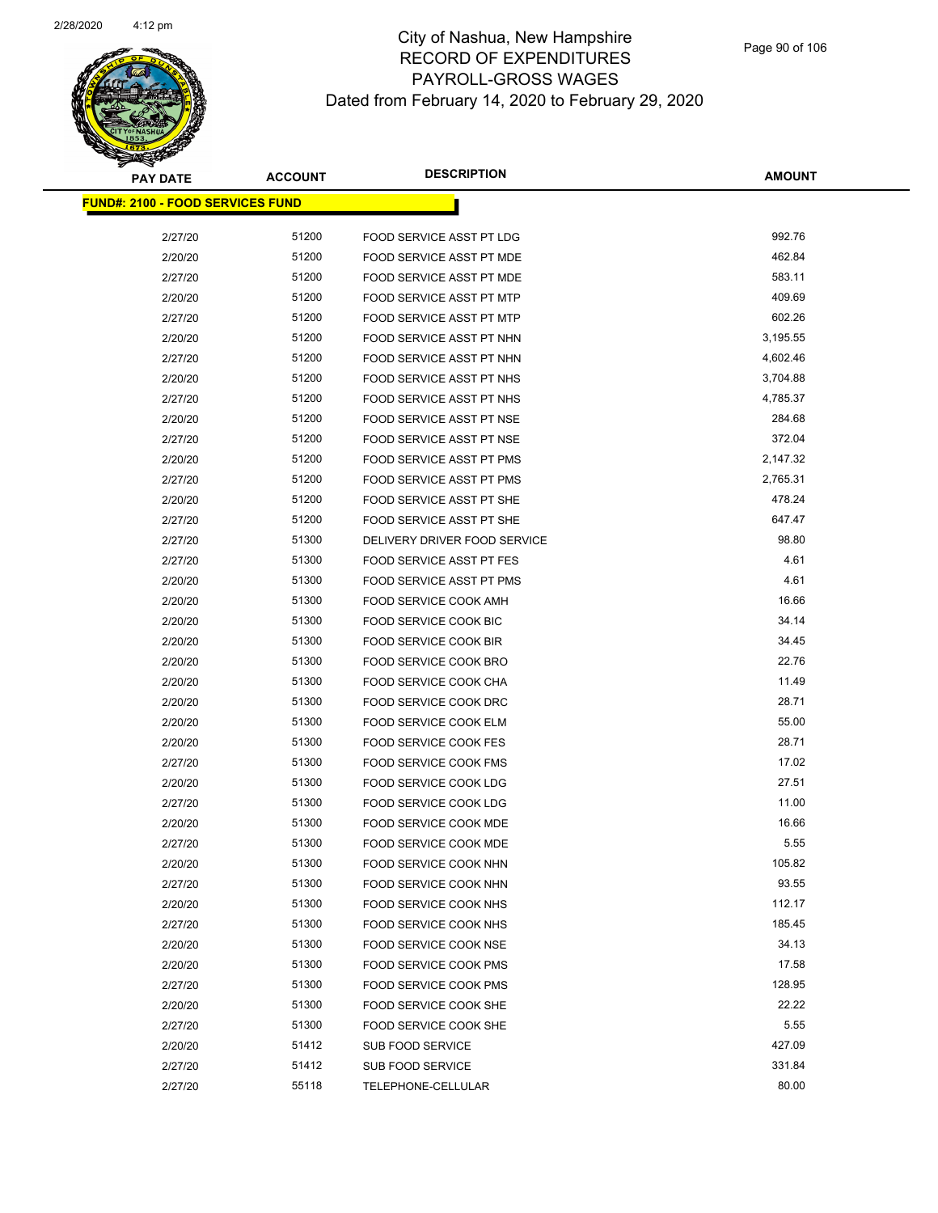# City of Nashua, New Hampshire
## RECORD OF EXPENDITURES
## PAYROLL-GROSS WAGES
### Dated from February 14, 2020 to February 29, 2020

| PAY DATE | ACCOUNT | DESCRIPTION | AMOUNT |
|---|---|---|---|
| **FUND#: 2100 - FOOD SERVICES FUND** | | | |
| 2/27/20 | 51200 | FOOD SERVICE ASST PT LDG | 992.76 |
| 2/20/20 | 51200 | FOOD SERVICE ASST PT MDE | 462.84 |
| 2/27/20 | 51200 | FOOD SERVICE ASST PT MDE | 583.11 |
| 2/20/20 | 51200 | FOOD SERVICE ASST PT MTP | 409.69 |
| 2/27/20 | 51200 | FOOD SERVICE ASST PT MTP | 602.26 |
| 2/20/20 | 51200 | FOOD SERVICE ASST PT NHN | 3,195.55 |
| 2/27/20 | 51200 | FOOD SERVICE ASST PT NHN | 4,602.46 |
| 2/20/20 | 51200 | FOOD SERVICE ASST PT NHS | 3,704.88 |
| 2/27/20 | 51200 | FOOD SERVICE ASST PT NHS | 4,785.37 |
| 2/20/20 | 51200 | FOOD SERVICE ASST PT NSE | 284.68 |
| 2/27/20 | 51200 | FOOD SERVICE ASST PT NSE | 372.04 |
| 2/20/20 | 51200 | FOOD SERVICE ASST PT PMS | 2,147.32 |
| 2/27/20 | 51200 | FOOD SERVICE ASST PT PMS | 2,765.31 |
| 2/20/20 | 51200 | FOOD SERVICE ASST PT SHE | 478.24 |
| 2/27/20 | 51200 | FOOD SERVICE ASST PT SHE | 647.47 |
| 2/27/20 | 51300 | DELIVERY DRIVER FOOD SERVICE | 98.80 |
| 2/27/20 | 51300 | FOOD SERVICE ASST PT FES | 4.61 |
| 2/20/20 | 51300 | FOOD SERVICE ASST PT PMS | 4.61 |
| 2/20/20 | 51300 | FOOD SERVICE COOK AMH | 16.66 |
| 2/20/20 | 51300 | FOOD SERVICE COOK BIC | 34.14 |
| 2/20/20 | 51300 | FOOD SERVICE COOK BIR | 34.45 |
| 2/20/20 | 51300 | FOOD SERVICE COOK BRO | 22.76 |
| 2/20/20 | 51300 | FOOD SERVICE COOK CHA | 11.49 |
| 2/20/20 | 51300 | FOOD SERVICE COOK DRC | 28.71 |
| 2/20/20 | 51300 | FOOD SERVICE COOK ELM | 55.00 |
| 2/20/20 | 51300 | FOOD SERVICE COOK FES | 28.71 |
| 2/27/20 | 51300 | FOOD SERVICE COOK FMS | 17.02 |
| 2/20/20 | 51300 | FOOD SERVICE COOK LDG | 27.51 |
| 2/27/20 | 51300 | FOOD SERVICE COOK LDG | 11.00 |
| 2/20/20 | 51300 | FOOD SERVICE COOK MDE | 16.66 |
| 2/27/20 | 51300 | FOOD SERVICE COOK MDE | 5.55 |
| 2/20/20 | 51300 | FOOD SERVICE COOK NHN | 105.82 |
| 2/27/20 | 51300 | FOOD SERVICE COOK NHN | 93.55 |
| 2/20/20 | 51300 | FOOD SERVICE COOK NHS | 112.17 |
| 2/27/20 | 51300 | FOOD SERVICE COOK NHS | 185.45 |
| 2/20/20 | 51300 | FOOD SERVICE COOK NSE | 34.13 |
| 2/20/20 | 51300 | FOOD SERVICE COOK PMS | 17.58 |
| 2/27/20 | 51300 | FOOD SERVICE COOK PMS | 128.95 |
| 2/20/20 | 51300 | FOOD SERVICE COOK SHE | 22.22 |
| 2/27/20 | 51300 | FOOD SERVICE COOK SHE | 5.55 |
| 2/20/20 | 51412 | SUB FOOD SERVICE | 427.09 |
| 2/27/20 | 51412 | SUB FOOD SERVICE | 331.84 |
| 2/27/20 | 55118 | TELEPHONE-CELLULAR | 80.00 |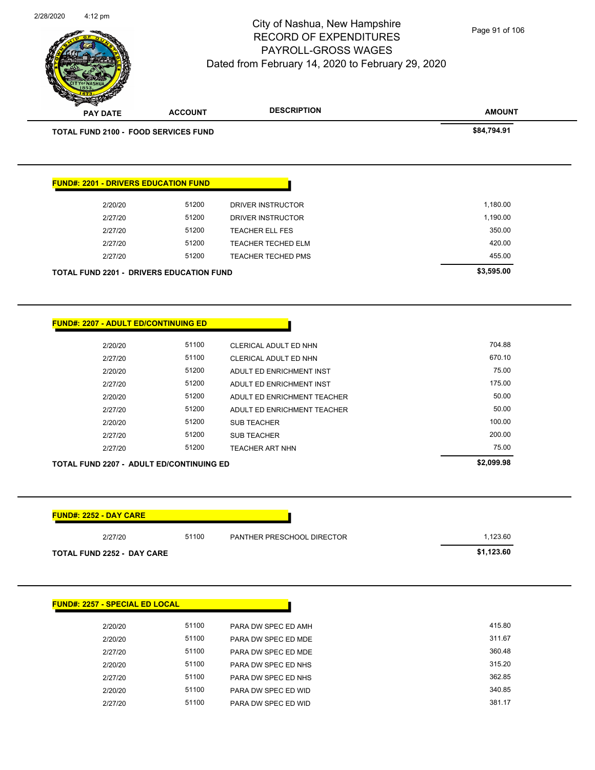# City of Nashua, New Hampshire
## RECORD OF EXPENDITURES
## PAYROLL-GROSS WAGES
### Dated from February 14, 2020 to February 29, 2020

| PAY DATE | ACCOUNT | DESCRIPTION | AMOUNT |
|---|---|---|---|
| **TOTAL FUND 2100 - FOOD SERVICES FUND** | | | **$84,794.91** |

**FUND#: 2201 - DRIVERS EDUCATION FUND**

| PAY DATE | ACCOUNT | DESCRIPTION | AMOUNT |
|---|---|---|---|
| 2/20/20 | 51200 | DRIVER INSTRUCTOR | 1,180.00 |
| 2/27/20 | 51200 | DRIVER INSTRUCTOR | 1,190.00 |
| 2/27/20 | 51200 | TEACHER ELL FES | 350.00 |
| 2/27/20 | 51200 | TEACHER TECHED ELM | 420.00 |
| 2/27/20 | 51200 | TEACHER TECHED PMS | 455.00 |
| **TOTAL FUND 2201 - DRIVERS EDUCATION FUND** | | | **$3,595.00** |

**FUND#: 2207 - ADULT ED/CONTINUING ED**

| PAY DATE | ACCOUNT | DESCRIPTION | AMOUNT |
|---|---|---|---|
| 2/20/20 | 51100 | CLERICAL ADULT ED NHN | 704.88 |
| 2/27/20 | 51100 | CLERICAL ADULT ED NHN | 670.10 |
| 2/20/20 | 51200 | ADULT ED ENRICHMENT INST | 75.00 |
| 2/27/20 | 51200 | ADULT ED ENRICHMENT INST | 175.00 |
| 2/20/20 | 51200 | ADULT ED ENRICHMENT TEACHER | 50.00 |
| 2/27/20 | 51200 | ADULT ED ENRICHMENT TEACHER | 50.00 |
| 2/20/20 | 51200 | SUB TEACHER | 100.00 |
| 2/27/20 | 51200 | SUB TEACHER | 200.00 |
| 2/27/20 | 51200 | TEACHER ART NHN | 75.00 |
| **TOTAL FUND 2207 - ADULT ED/CONTINUING ED** | | | **$2,099.98** |

**FUND#: 2252 - DAY CARE**

| PAY DATE | ACCOUNT | DESCRIPTION | AMOUNT |
|---|---|---|---|
| 2/27/20 | 51100 | PANTHER PRESCHOOL DIRECTOR | 1,123.60 |
| **TOTAL FUND 2252 - DAY CARE** | | | **$1,123.60** |

**FUND#: 2257 - SPECIAL ED LOCAL**

| PAY DATE | ACCOUNT | DESCRIPTION | AMOUNT |
|---|---|---|---|
| 2/20/20 | 51100 | PARA DW SPEC ED AMH | 415.80 |
| 2/20/20 | 51100 | PARA DW SPEC ED MDE | 311.67 |
| 2/27/20 | 51100 | PARA DW SPEC ED MDE | 360.48 |
| 2/20/20 | 51100 | PARA DW SPEC ED NHS | 315.20 |
| 2/27/20 | 51100 | PARA DW SPEC ED NHS | 362.85 |
| 2/20/20 | 51100 | PARA DW SPEC ED WID | 340.85 |
| 2/27/20 | 51100 | PARA DW SPEC ED WID | 381.17 |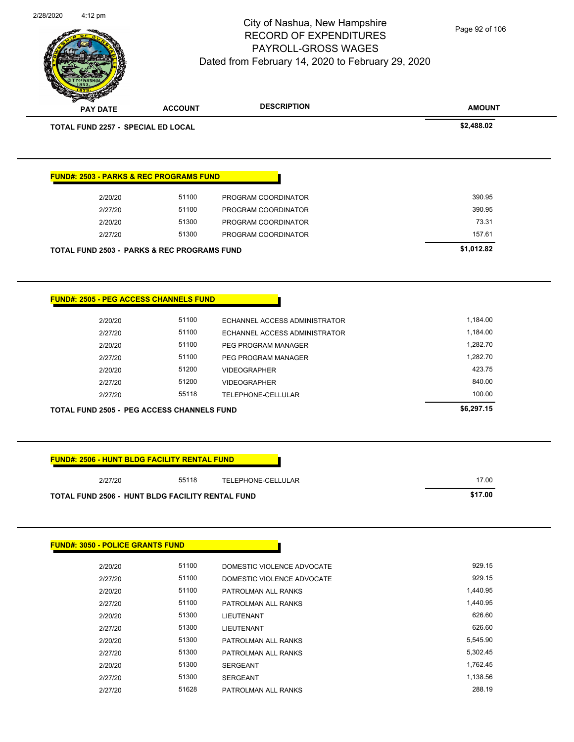City of Nashua, New Hampshire
RECORD OF EXPENDITURES
PAYROLL-GROSS WAGES
Dated from February 14, 2020 to February 29, 2020

| PAY DATE | ACCOUNT | DESCRIPTION | AMOUNT |
|---|---|---|---|
| **TOTAL FUND 2257 - SPECIAL ED LOCAL** | | | **$2,488.02** |

**FUND#: 2503 - PARKS & REC PROGRAMS FUND**

| PAY DATE | ACCOUNT | DESCRIPTION | AMOUNT |
|---|---|---|---|
| 2/20/20 | 51100 | PROGRAM COORDINATOR | 390.95 |
| 2/27/20 | 51100 | PROGRAM COORDINATOR | 390.95 |
| 2/20/20 | 51300 | PROGRAM COORDINATOR | 73.31 |
| 2/27/20 | 51300 | PROGRAM COORDINATOR | 157.61 |
| **TOTAL FUND 2503 - PARKS & REC PROGRAMS FUND** | | | **$1,012.82** |

**FUND#: 2505 - PEG ACCESS CHANNELS FUND**

| PAY DATE | ACCOUNT | DESCRIPTION | AMOUNT |
|---|---|---|---|
| 2/20/20 | 51100 | ECHANNEL ACCESS ADMINISTRATOR | 1,184.00 |
| 2/27/20 | 51100 | ECHANNEL ACCESS ADMINISTRATOR | 1,184.00 |
| 2/20/20 | 51100 | PEG PROGRAM MANAGER | 1,282.70 |
| 2/27/20 | 51100 | PEG PROGRAM MANAGER | 1,282.70 |
| 2/20/20 | 51200 | VIDEOGRAPHER | 423.75 |
| 2/27/20 | 51200 | VIDEOGRAPHER | 840.00 |
| 2/27/20 | 55118 | TELEPHONE-CELLULAR | 100.00 |
| **TOTAL FUND 2505 - PEG ACCESS CHANNELS FUND** | | | **$6,297.15** |

**FUND#: 2506 - HUNT BLDG FACILITY RENTAL FUND**

| PAY DATE | ACCOUNT | DESCRIPTION | AMOUNT |
|---|---|---|---|
| 2/27/20 | 55118 | TELEPHONE-CELLULAR | 17.00 |
| **TOTAL FUND 2506 - HUNT BLDG FACILITY RENTAL FUND** | | | **$17.00** |

**FUND#: 3050 - POLICE GRANTS FUND**

| PAY DATE | ACCOUNT | DESCRIPTION | AMOUNT |
|---|---|---|---|
| 2/20/20 | 51100 | DOMESTIC VIOLENCE ADVOCATE | 929.15 |
| 2/27/20 | 51100 | DOMESTIC VIOLENCE ADVOCATE | 929.15 |
| 2/20/20 | 51100 | PATROLMAN ALL RANKS | 1,440.95 |
| 2/27/20 | 51100 | PATROLMAN ALL RANKS | 1,440.95 |
| 2/20/20 | 51300 | LIEUTENANT | 626.60 |
| 2/27/20 | 51300 | LIEUTENANT | 626.60 |
| 2/20/20 | 51300 | PATROLMAN ALL RANKS | 5,545.90 |
| 2/27/20 | 51300 | PATROLMAN ALL RANKS | 5,302.45 |
| 2/20/20 | 51300 | SERGEANT | 1,762.45 |
| 2/27/20 | 51300 | SERGEANT | 1,138.56 |
| 2/27/20 | 51628 | PATROLMAN ALL RANKS | 288.19 |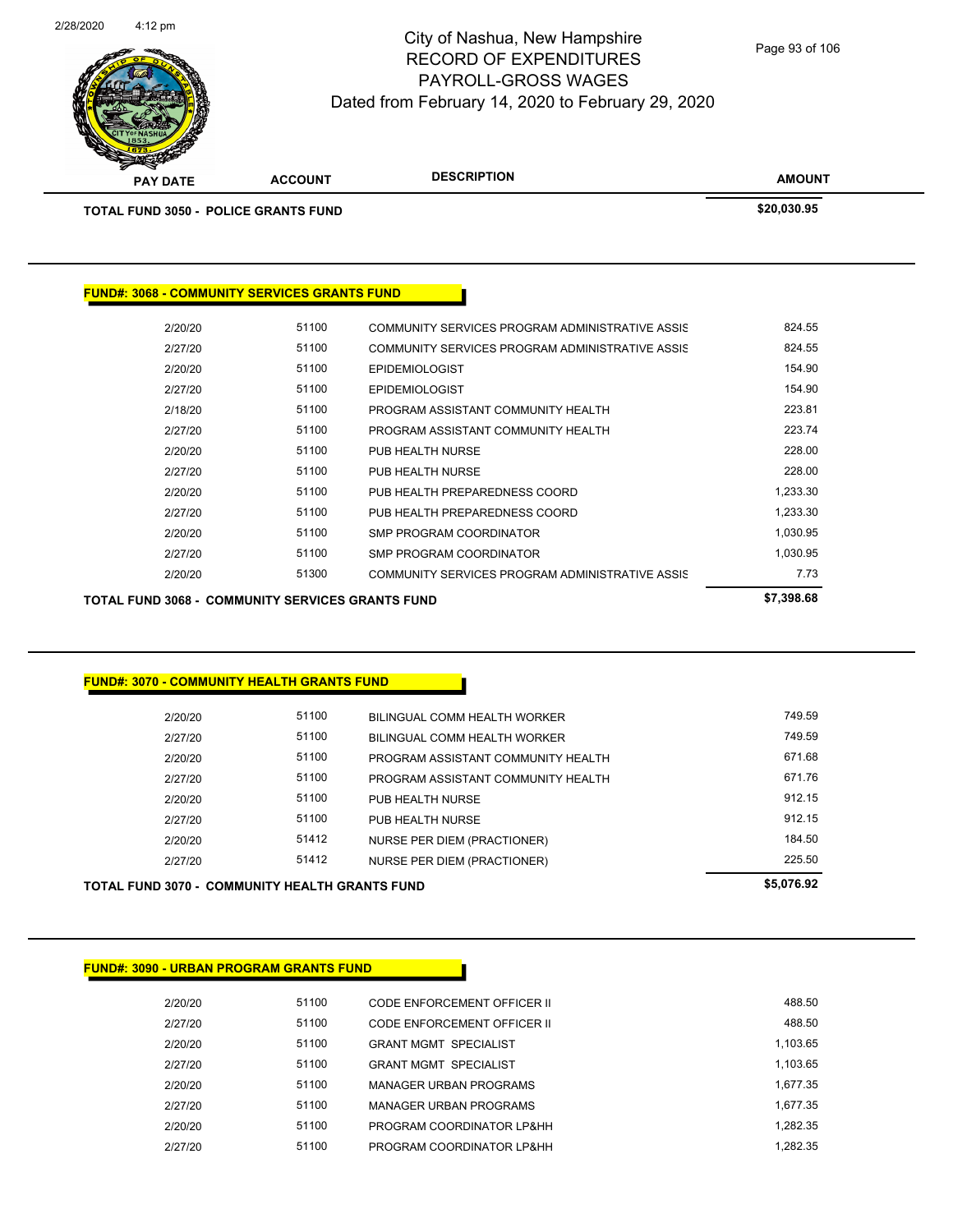City of Nashua, New Hampshire
RECORD OF EXPENDITURES
PAYROLL-GROSS WAGES
Dated from February 14, 2020 to February 29, 2020

| PAY DATE | ACCOUNT | DESCRIPTION | AMOUNT |
|---|---|---|---|
| **TOTAL FUND 3050 - POLICE GRANTS FUND** | | | **$20,030.95** |

**FUND#: 3068 - COMMUNITY SERVICES GRANTS FUND**

| PAY DATE | ACCOUNT | DESCRIPTION | AMOUNT |
|---|---|---|---|
| 2/20/20 | 51100 | COMMUNITY SERVICES PROGRAM ADMINISTRATIVE ASSIS | 824.55 |
| 2/27/20 | 51100 | COMMUNITY SERVICES PROGRAM ADMINISTRATIVE ASSIS | 824.55 |
| 2/20/20 | 51100 | EPIDEMIOLOGIST | 154.90 |
| 2/27/20 | 51100 | EPIDEMIOLOGIST | 154.90 |
| 2/18/20 | 51100 | PROGRAM ASSISTANT COMMUNITY HEALTH | 223.81 |
| 2/27/20 | 51100 | PROGRAM ASSISTANT COMMUNITY HEALTH | 223.74 |
| 2/20/20 | 51100 | PUB HEALTH NURSE | 228.00 |
| 2/27/20 | 51100 | PUB HEALTH NURSE | 228.00 |
| 2/20/20 | 51100 | PUB HEALTH PREPAREDNESS COORD | 1,233.30 |
| 2/27/20 | 51100 | PUB HEALTH PREPAREDNESS COORD | 1,233.30 |
| 2/20/20 | 51100 | SMP PROGRAM COORDINATOR | 1,030.95 |
| 2/27/20 | 51100 | SMP PROGRAM COORDINATOR | 1,030.95 |
| 2/20/20 | 51300 | COMMUNITY SERVICES PROGRAM ADMINISTRATIVE ASSIS | 7.73 |
| **TOTAL FUND 3068 - COMMUNITY SERVICES GRANTS FUND** | | | **$7,398.68** |

**FUND#: 3070 - COMMUNITY HEALTH GRANTS FUND**

| PAY DATE | ACCOUNT | DESCRIPTION | AMOUNT |
|---|---|---|---|
| 2/20/20 | 51100 | BILINGUAL COMM HEALTH WORKER | 749.59 |
| 2/27/20 | 51100 | BILINGUAL COMM HEALTH WORKER | 749.59 |
| 2/20/20 | 51100 | PROGRAM ASSISTANT COMMUNITY HEALTH | 671.68 |
| 2/27/20 | 51100 | PROGRAM ASSISTANT COMMUNITY HEALTH | 671.76 |
| 2/20/20 | 51100 | PUB HEALTH NURSE | 912.15 |
| 2/27/20 | 51100 | PUB HEALTH NURSE | 912.15 |
| 2/20/20 | 51412 | NURSE PER DIEM (PRACTIONER) | 184.50 |
| 2/27/20 | 51412 | NURSE PER DIEM (PRACTIONER) | 225.50 |
| **TOTAL FUND 3070 - COMMUNITY HEALTH GRANTS FUND** | | | **$5,076.92** |

**FUND#: 3090 - URBAN PROGRAM GRANTS FUND**

| PAY DATE | ACCOUNT | DESCRIPTION | AMOUNT |
|---|---|---|---|
| 2/20/20 | 51100 | CODE ENFORCEMENT OFFICER II | 488.50 |
| 2/27/20 | 51100 | CODE ENFORCEMENT OFFICER II | 488.50 |
| 2/20/20 | 51100 | GRANT MGMT SPECIALIST | 1,103.65 |
| 2/27/20 | 51100 | GRANT MGMT SPECIALIST | 1,103.65 |
| 2/20/20 | 51100 | MANAGER URBAN PROGRAMS | 1,677.35 |
| 2/27/20 | 51100 | MANAGER URBAN PROGRAMS | 1,677.35 |
| 2/20/20 | 51100 | PROGRAM COORDINATOR LP&HH | 1,282.35 |
| 2/27/20 | 51100 | PROGRAM COORDINATOR LP&HH | 1,282.35 |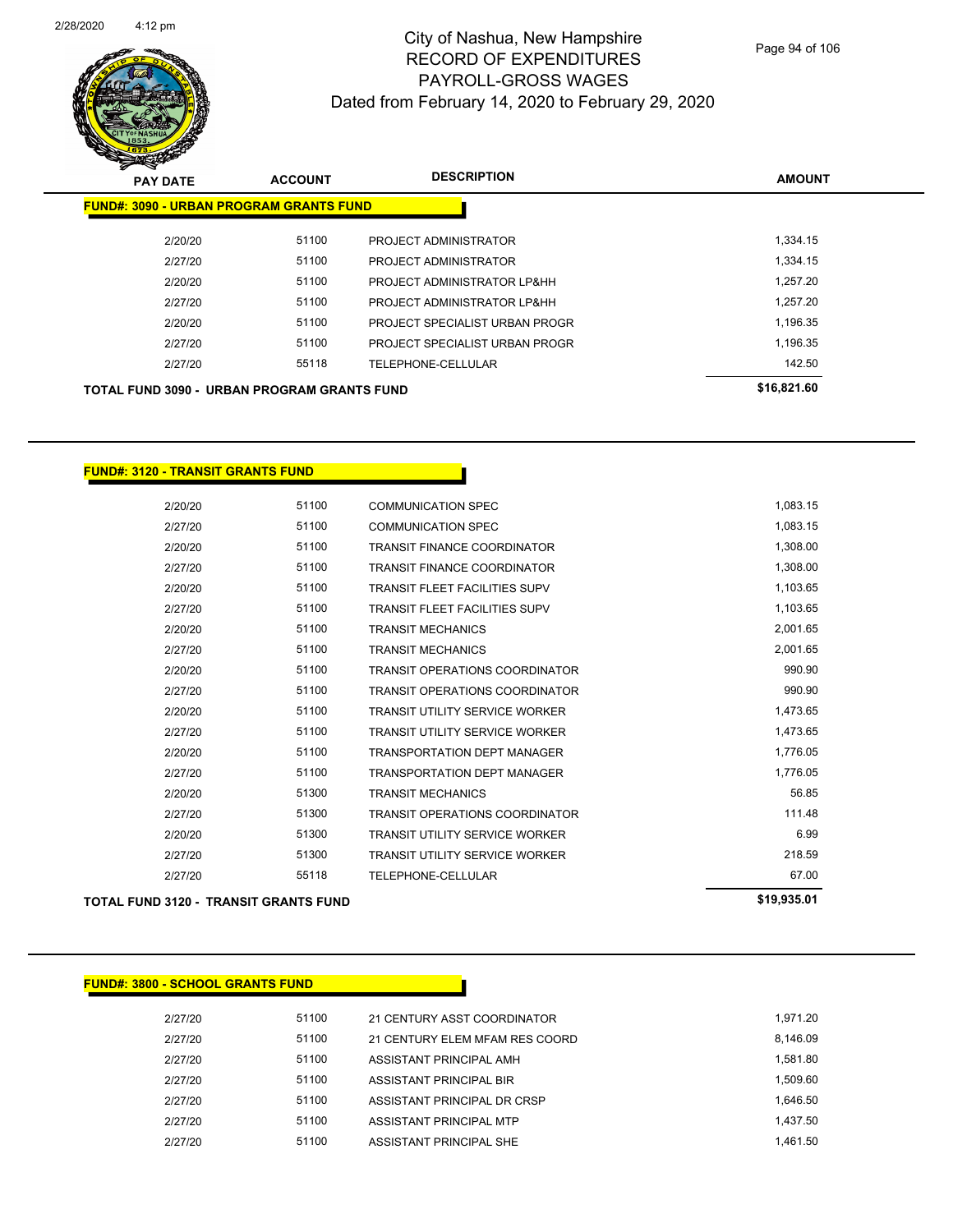# City of Nashua, New Hampshire
## RECORD OF EXPENDITURES
## PAYROLL-GROSS WAGES
## Dated from February 14, 2020 to February 29, 2020

2/28/2020 4:12 pm

| PAY DATE | ACCOUNT | DESCRIPTION | AMOUNT |
|---|---|---|---|
| **FUND#: 3090 - URBAN PROGRAM GRANTS FUND** | | | |
| 2/20/20 | 51100 | PROJECT ADMINISTRATOR | 1,334.15 |
| 2/27/20 | 51100 | PROJECT ADMINISTRATOR | 1,334.15 |
| 2/20/20 | 51100 | PROJECT ADMINISTRATOR LP&HH | 1,257.20 |
| 2/27/20 | 51100 | PROJECT ADMINISTRATOR LP&HH | 1,257.20 |
| 2/20/20 | 51100 | PROJECT SPECIALIST URBAN PROGR | 1,196.35 |
| 2/27/20 | 51100 | PROJECT SPECIALIST URBAN PROGR | 1,196.35 |
| 2/27/20 | 55118 | TELEPHONE-CELLULAR | 142.50 |
| **TOTAL FUND 3090 - URBAN PROGRAM GRANTS FUND** | | | **$16,821.60** |

| PAY DATE | ACCOUNT | DESCRIPTION | AMOUNT |
|---|---|---|---|
| **FUND#: 3120 - TRANSIT GRANTS FUND** | | | |
| 2/20/20 | 51100 | COMMUNICATION SPEC | 1,083.15 |
| 2/27/20 | 51100 | COMMUNICATION SPEC | 1,083.15 |
| 2/20/20 | 51100 | TRANSIT FINANCE COORDINATOR | 1,308.00 |
| 2/27/20 | 51100 | TRANSIT FINANCE COORDINATOR | 1,308.00 |
| 2/20/20 | 51100 | TRANSIT FLEET FACILITIES SUPV | 1,103.65 |
| 2/27/20 | 51100 | TRANSIT FLEET FACILITIES SUPV | 1,103.65 |
| 2/20/20 | 51100 | TRANSIT MECHANICS | 2,001.65 |
| 2/27/20 | 51100 | TRANSIT MECHANICS | 2,001.65 |
| 2/20/20 | 51100 | TRANSIT OPERATIONS COORDINATOR | 990.90 |
| 2/27/20 | 51100 | TRANSIT OPERATIONS COORDINATOR | 990.90 |
| 2/20/20 | 51100 | TRANSIT UTILITY SERVICE WORKER | 1,473.65 |
| 2/27/20 | 51100 | TRANSIT UTILITY SERVICE WORKER | 1,473.65 |
| 2/20/20 | 51100 | TRANSPORTATION DEPT MANAGER | 1,776.05 |
| 2/27/20 | 51100 | TRANSPORTATION DEPT MANAGER | 1,776.05 |
| 2/20/20 | 51300 | TRANSIT MECHANICS | 56.85 |
| 2/27/20 | 51300 | TRANSIT OPERATIONS COORDINATOR | 111.48 |
| 2/20/20 | 51300 | TRANSIT UTILITY SERVICE WORKER | 6.99 |
| 2/27/20 | 51300 | TRANSIT UTILITY SERVICE WORKER | 218.59 |
| 2/27/20 | 55118 | TELEPHONE-CELLULAR | 67.00 |
| **TOTAL FUND 3120 - TRANSIT GRANTS FUND** | | | **$19,935.01** |

| PAY DATE | ACCOUNT | DESCRIPTION | AMOUNT |
|---|---|---|---|
| **FUND#: 3800 - SCHOOL GRANTS FUND** | | | |
| 2/27/20 | 51100 | 21 CENTURY ASST COORDINATOR | 1,971.20 |
| 2/27/20 | 51100 | 21 CENTURY ELEM MFAM RES COORD | 8,146.09 |
| 2/27/20 | 51100 | ASSISTANT PRINCIPAL AMH | 1,581.80 |
| 2/27/20 | 51100 | ASSISTANT PRINCIPAL BIR | 1,509.60 |
| 2/27/20 | 51100 | ASSISTANT PRINCIPAL DR CRSP | 1,646.50 |
| 2/27/20 | 51100 | ASSISTANT PRINCIPAL MTP | 1,437.50 |
| 2/27/20 | 51100 | ASSISTANT PRINCIPAL SHE | 1,461.50 |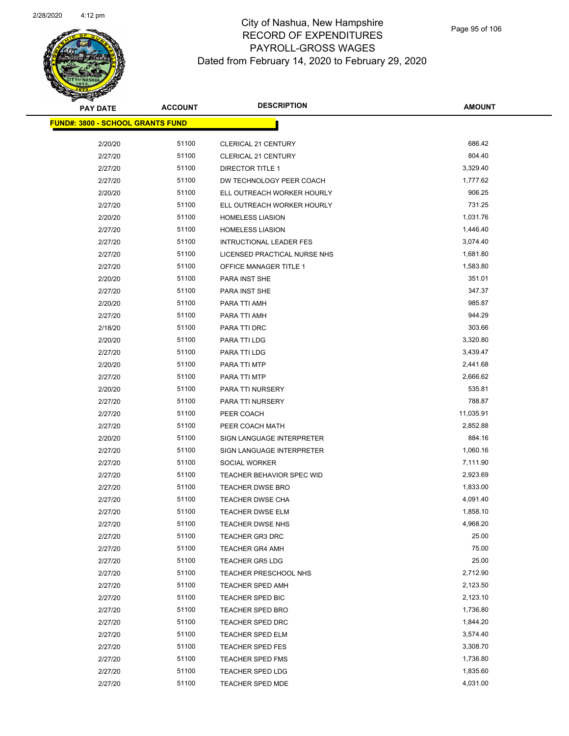# City of Nashua, New Hampshire
## RECORD OF EXPENDITURES
## PAYROLL-GROSS WAGES
### Dated from February 14, 2020 to February 29, 2020

**FUND#: 3800 - SCHOOL GRANTS FUND**

| PAY DATE | ACCOUNT | DESCRIPTION | AMOUNT |
|---|---|---|---|
| 2/20/20 | 51100 | CLERICAL 21 CENTURY | 686.42 |
| 2/27/20 | 51100 | CLERICAL 21 CENTURY | 804.40 |
| 2/27/20 | 51100 | DIRECTOR TITLE 1 | 3,329.40 |
| 2/27/20 | 51100 | DW TECHNOLOGY PEER COACH | 1,777.62 |
| 2/20/20 | 51100 | ELL OUTREACH WORKER HOURLY | 906.25 |
| 2/27/20 | 51100 | ELL OUTREACH WORKER HOURLY | 731.25 |
| 2/20/20 | 51100 | HOMELESS LIASION | 1,031.76 |
| 2/27/20 | 51100 | HOMELESS LIASION | 1,446.40 |
| 2/27/20 | 51100 | INTRUCTIONAL LEADER FES | 3,074.40 |
| 2/27/20 | 51100 | LICENSED PRACTICAL NURSE NHS | 1,681.80 |
| 2/27/20 | 51100 | OFFICE MANAGER TITLE 1 | 1,583.80 |
| 2/20/20 | 51100 | PARA INST SHE | 351.01 |
| 2/27/20 | 51100 | PARA INST SHE | 347.37 |
| 2/20/20 | 51100 | PARA TTI AMH | 985.87 |
| 2/27/20 | 51100 | PARA TTI AMH | 944.29 |
| 2/18/20 | 51100 | PARA TTI DRC | 303.66 |
| 2/20/20 | 51100 | PARA TTI LDG | 3,320.80 |
| 2/27/20 | 51100 | PARA TTI LDG | 3,439.47 |
| 2/20/20 | 51100 | PARA TTI MTP | 2,441.68 |
| 2/27/20 | 51100 | PARA TTI MTP | 2,666.62 |
| 2/20/20 | 51100 | PARA TTI NURSERY | 535.81 |
| 2/27/20 | 51100 | PARA TTI NURSERY | 788.87 |
| 2/27/20 | 51100 | PEER COACH | 11,035.91 |
| 2/27/20 | 51100 | PEER COACH MATH | 2,852.88 |
| 2/20/20 | 51100 | SIGN LANGUAGE INTERPRETER | 884.16 |
| 2/27/20 | 51100 | SIGN LANGUAGE INTERPRETER | 1,060.16 |
| 2/27/20 | 51100 | SOCIAL WORKER | 7,111.90 |
| 2/27/20 | 51100 | TEACHER BEHAVIOR SPEC WID | 2,923.69 |
| 2/27/20 | 51100 | TEACHER DWSE BRO | 1,833.00 |
| 2/27/20 | 51100 | TEACHER DWSE CHA | 4,091.40 |
| 2/27/20 | 51100 | TEACHER DWSE ELM | 1,858.10 |
| 2/27/20 | 51100 | TEACHER DWSE NHS | 4,968.20 |
| 2/27/20 | 51100 | TEACHER GR3 DRC | 25.00 |
| 2/27/20 | 51100 | TEACHER GR4 AMH | 75.00 |
| 2/27/20 | 51100 | TEACHER GR5 LDG | 25.00 |
| 2/27/20 | 51100 | TEACHER PRESCHOOL NHS | 2,712.90 |
| 2/27/20 | 51100 | TEACHER SPED AMH | 2,123.50 |
| 2/27/20 | 51100 | TEACHER SPED BIC | 2,123.10 |
| 2/27/20 | 51100 | TEACHER SPED BRO | 1,736.80 |
| 2/27/20 | 51100 | TEACHER SPED DRC | 1,844.20 |
| 2/27/20 | 51100 | TEACHER SPED ELM | 3,574.40 |
| 2/27/20 | 51100 | TEACHER SPED FES | 3,308.70 |
| 2/27/20 | 51100 | TEACHER SPED FMS | 1,736.80 |
| 2/27/20 | 51100 | TEACHER SPED LDG | 1,835.60 |
| 2/27/20 | 51100 | TEACHER SPED MDE | 4,031.00 |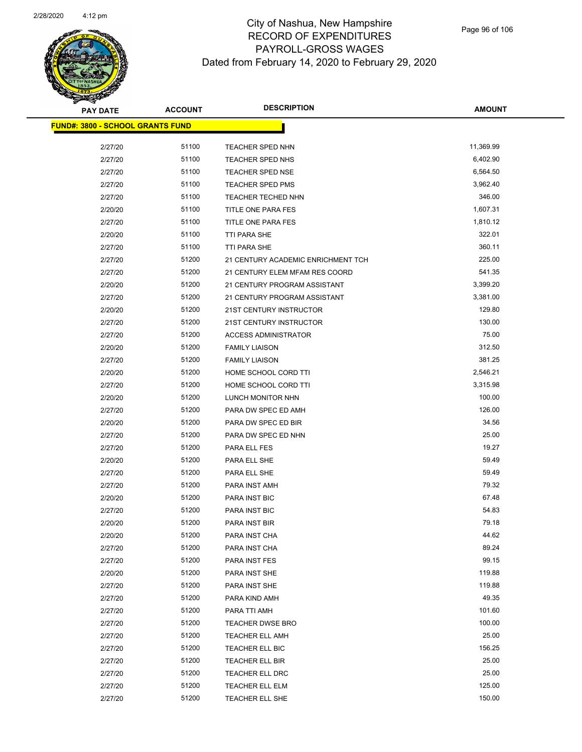# City of Nashua, New Hampshire
# RECORD OF EXPENDITURES
# PAYROLL-GROSS WAGES
## Dated from February 14, 2020 to February 29, 2020

| PAY DATE | ACCOUNT | DESCRIPTION | AMOUNT |
|---|---|---|---|
| **FUND#: 3800 - SCHOOL GRANTS FUND** | | | |
| 2/27/20 | 51100 | TEACHER SPED NHN | 11,369.99 |
| 2/27/20 | 51100 | TEACHER SPED NHS | 6,402.90 |
| 2/27/20 | 51100 | TEACHER SPED NSE | 6,564.50 |
| 2/27/20 | 51100 | TEACHER SPED PMS | 3,962.40 |
| 2/27/20 | 51100 | TEACHER TECHED NHN | 346.00 |
| 2/20/20 | 51100 | TITLE ONE PARA FES | 1,607.31 |
| 2/27/20 | 51100 | TITLE ONE PARA FES | 1,810.12 |
| 2/20/20 | 51100 | TTI PARA SHE | 322.01 |
| 2/27/20 | 51100 | TTI PARA SHE | 360.11 |
| 2/27/20 | 51200 | 21 CENTURY ACADEMIC ENRICHMENT TCH | 225.00 |
| 2/27/20 | 51200 | 21 CENTURY ELEM MFAM RES COORD | 541.35 |
| 2/20/20 | 51200 | 21 CENTURY PROGRAM ASSISTANT | 3,399.20 |
| 2/27/20 | 51200 | 21 CENTURY PROGRAM ASSISTANT | 3,381.00 |
| 2/20/20 | 51200 | 21ST CENTURY INSTRUCTOR | 129.80 |
| 2/27/20 | 51200 | 21ST CENTURY INSTRUCTOR | 130.00 |
| 2/27/20 | 51200 | ACCESS ADMINISTRATOR | 75.00 |
| 2/20/20 | 51200 | FAMILY LIAISON | 312.50 |
| 2/27/20 | 51200 | FAMILY LIAISON | 381.25 |
| 2/20/20 | 51200 | HOME SCHOOL CORD TTI | 2,546.21 |
| 2/27/20 | 51200 | HOME SCHOOL CORD TTI | 3,315.98 |
| 2/20/20 | 51200 | LUNCH MONITOR NHN | 100.00 |
| 2/27/20 | 51200 | PARA DW SPEC ED AMH | 126.00 |
| 2/20/20 | 51200 | PARA DW SPEC ED BIR | 34.56 |
| 2/27/20 | 51200 | PARA DW SPEC ED NHN | 25.00 |
| 2/27/20 | 51200 | PARA ELL FES | 19.27 |
| 2/20/20 | 51200 | PARA ELL SHE | 59.49 |
| 2/27/20 | 51200 | PARA ELL SHE | 59.49 |
| 2/27/20 | 51200 | PARA INST AMH | 79.32 |
| 2/20/20 | 51200 | PARA INST BIC | 67.48 |
| 2/27/20 | 51200 | PARA INST BIC | 54.83 |
| 2/20/20 | 51200 | PARA INST BIR | 79.18 |
| 2/20/20 | 51200 | PARA INST CHA | 44.62 |
| 2/27/20 | 51200 | PARA INST CHA | 89.24 |
| 2/27/20 | 51200 | PARA INST FES | 99.15 |
| 2/20/20 | 51200 | PARA INST SHE | 119.88 |
| 2/27/20 | 51200 | PARA INST SHE | 119.88 |
| 2/27/20 | 51200 | PARA KIND AMH | 49.35 |
| 2/27/20 | 51200 | PARA TTI AMH | 101.60 |
| 2/27/20 | 51200 | TEACHER DWSE BRO | 100.00 |
| 2/27/20 | 51200 | TEACHER ELL AMH | 25.00 |
| 2/27/20 | 51200 | TEACHER ELL BIC | 156.25 |
| 2/27/20 | 51200 | TEACHER ELL BIR | 25.00 |
| 2/27/20 | 51200 | TEACHER ELL DRC | 25.00 |
| 2/27/20 | 51200 | TEACHER ELL ELM | 125.00 |
| 2/27/20 | 51200 | TEACHER ELL SHE | 150.00 |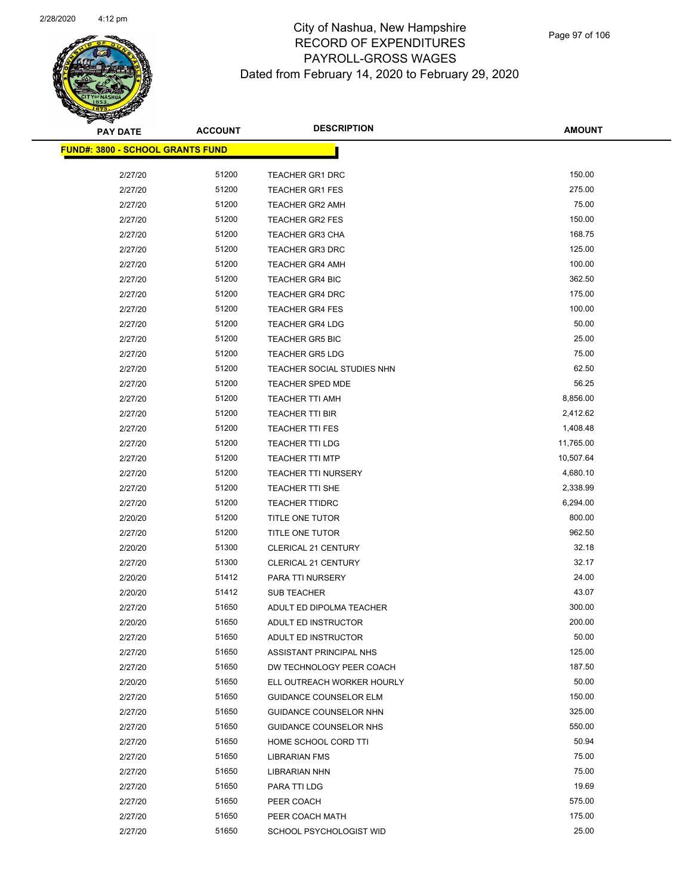# City of Nashua, New Hampshire
## RECORD OF EXPENDITURES
## PAYROLL-GROSS WAGES
## Dated from February 14, 2020 to February 29, 2020

| PAY DATE | ACCOUNT | DESCRIPTION | AMOUNT |
|---|---|---|---|
| **FUND#: 3800 - SCHOOL GRANTS FUND** | | | |
| 2/27/20 | 51200 | TEACHER GR1 DRC | 150.00 |
| 2/27/20 | 51200 | TEACHER GR1 FES | 275.00 |
| 2/27/20 | 51200 | TEACHER GR2 AMH | 75.00 |
| 2/27/20 | 51200 | TEACHER GR2 FES | 150.00 |
| 2/27/20 | 51200 | TEACHER GR3 CHA | 168.75 |
| 2/27/20 | 51200 | TEACHER GR3 DRC | 125.00 |
| 2/27/20 | 51200 | TEACHER GR4 AMH | 100.00 |
| 2/27/20 | 51200 | TEACHER GR4 BIC | 362.50 |
| 2/27/20 | 51200 | TEACHER GR4 DRC | 175.00 |
| 2/27/20 | 51200 | TEACHER GR4 FES | 100.00 |
| 2/27/20 | 51200 | TEACHER GR4 LDG | 50.00 |
| 2/27/20 | 51200 | TEACHER GR5 BIC | 25.00 |
| 2/27/20 | 51200 | TEACHER GR5 LDG | 75.00 |
| 2/27/20 | 51200 | TEACHER SOCIAL STUDIES NHN | 62.50 |
| 2/27/20 | 51200 | TEACHER SPED MDE | 56.25 |
| 2/27/20 | 51200 | TEACHER TTI AMH | 8,856.00 |
| 2/27/20 | 51200 | TEACHER TTI BIR | 2,412.62 |
| 2/27/20 | 51200 | TEACHER TTI FES | 1,408.48 |
| 2/27/20 | 51200 | TEACHER TTI LDG | 11,765.00 |
| 2/27/20 | 51200 | TEACHER TTI MTP | 10,507.64 |
| 2/27/20 | 51200 | TEACHER TTI NURSERY | 4,680.10 |
| 2/27/20 | 51200 | TEACHER TTI SHE | 2,338.99 |
| 2/27/20 | 51200 | TEACHER TTIDRC | 6,294.00 |
| 2/20/20 | 51200 | TITLE ONE TUTOR | 800.00 |
| 2/27/20 | 51200 | TITLE ONE TUTOR | 962.50 |
| 2/20/20 | 51300 | CLERICAL 21 CENTURY | 32.18 |
| 2/27/20 | 51300 | CLERICAL 21 CENTURY | 32.17 |
| 2/20/20 | 51412 | PARA TTI NURSERY | 24.00 |
| 2/20/20 | 51412 | SUB TEACHER | 43.07 |
| 2/27/20 | 51650 | ADULT ED DIPOLMA TEACHER | 300.00 |
| 2/20/20 | 51650 | ADULT ED INSTRUCTOR | 200.00 |
| 2/27/20 | 51650 | ADULT ED INSTRUCTOR | 50.00 |
| 2/27/20 | 51650 | ASSISTANT PRINCIPAL NHS | 125.00 |
| 2/27/20 | 51650 | DW TECHNOLOGY PEER COACH | 187.50 |
| 2/20/20 | 51650 | ELL OUTREACH WORKER HOURLY | 50.00 |
| 2/27/20 | 51650 | GUIDANCE COUNSELOR ELM | 150.00 |
| 2/27/20 | 51650 | GUIDANCE COUNSELOR NHN | 325.00 |
| 2/27/20 | 51650 | GUIDANCE COUNSELOR NHS | 550.00 |
| 2/27/20 | 51650 | HOME SCHOOL CORD TTI | 50.94 |
| 2/27/20 | 51650 | LIBRARIAN FMS | 75.00 |
| 2/27/20 | 51650 | LIBRARIAN NHN | 75.00 |
| 2/27/20 | 51650 | PARA TTI LDG | 19.69 |
| 2/27/20 | 51650 | PEER COACH | 575.00 |
| 2/27/20 | 51650 | PEER COACH MATH | 175.00 |
| 2/27/20 | 51650 | SCHOOL PSYCHOLOGIST WID | 25.00 |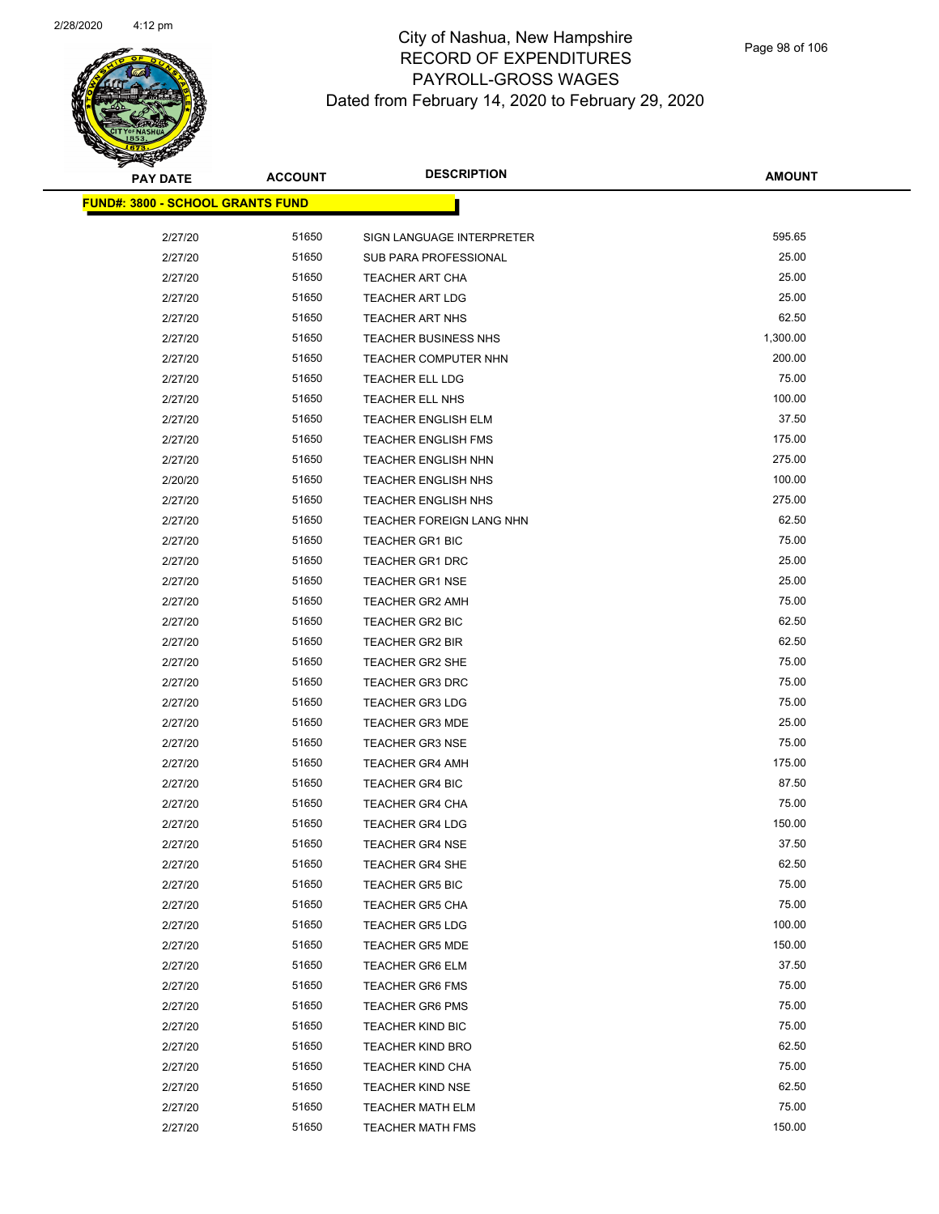# City of Nashua, New Hampshire
# RECORD OF EXPENDITURES
# PAYROLL-GROSS WAGES
Dated from February 14, 2020 to February 29, 2020

**FUND#: 3800 - SCHOOL GRANTS FUND**

| PAY DATE | ACCOUNT | DESCRIPTION | AMOUNT |
|---|---|---|---|
| 2/27/20 | 51650 | SIGN LANGUAGE INTERPRETER | 595.65 |
| 2/27/20 | 51650 | SUB PARA PROFESSIONAL | 25.00 |
| 2/27/20 | 51650 | TEACHER ART CHA | 25.00 |
| 2/27/20 | 51650 | TEACHER ART LDG | 25.00 |
| 2/27/20 | 51650 | TEACHER ART NHS | 62.50 |
| 2/27/20 | 51650 | TEACHER BUSINESS NHS | 1,300.00 |
| 2/27/20 | 51650 | TEACHER COMPUTER NHN | 200.00 |
| 2/27/20 | 51650 | TEACHER ELL LDG | 75.00 |
| 2/27/20 | 51650 | TEACHER ELL NHS | 100.00 |
| 2/27/20 | 51650 | TEACHER ENGLISH ELM | 37.50 |
| 2/27/20 | 51650 | TEACHER ENGLISH FMS | 175.00 |
| 2/27/20 | 51650 | TEACHER ENGLISH NHN | 275.00 |
| 2/20/20 | 51650 | TEACHER ENGLISH NHS | 100.00 |
| 2/27/20 | 51650 | TEACHER ENGLISH NHS | 275.00 |
| 2/27/20 | 51650 | TEACHER FOREIGN LANG NHN | 62.50 |
| 2/27/20 | 51650 | TEACHER GR1 BIC | 75.00 |
| 2/27/20 | 51650 | TEACHER GR1 DRC | 25.00 |
| 2/27/20 | 51650 | TEACHER GR1 NSE | 25.00 |
| 2/27/20 | 51650 | TEACHER GR2 AMH | 75.00 |
| 2/27/20 | 51650 | TEACHER GR2 BIC | 62.50 |
| 2/27/20 | 51650 | TEACHER GR2 BIR | 62.50 |
| 2/27/20 | 51650 | TEACHER GR2 SHE | 75.00 |
| 2/27/20 | 51650 | TEACHER GR3 DRC | 75.00 |
| 2/27/20 | 51650 | TEACHER GR3 LDG | 75.00 |
| 2/27/20 | 51650 | TEACHER GR3 MDE | 25.00 |
| 2/27/20 | 51650 | TEACHER GR3 NSE | 75.00 |
| 2/27/20 | 51650 | TEACHER GR4 AMH | 175.00 |
| 2/27/20 | 51650 | TEACHER GR4 BIC | 87.50 |
| 2/27/20 | 51650 | TEACHER GR4 CHA | 75.00 |
| 2/27/20 | 51650 | TEACHER GR4 LDG | 150.00 |
| 2/27/20 | 51650 | TEACHER GR4 NSE | 37.50 |
| 2/27/20 | 51650 | TEACHER GR4 SHE | 62.50 |
| 2/27/20 | 51650 | TEACHER GR5 BIC | 75.00 |
| 2/27/20 | 51650 | TEACHER GR5 CHA | 75.00 |
| 2/27/20 | 51650 | TEACHER GR5 LDG | 100.00 |
| 2/27/20 | 51650 | TEACHER GR5 MDE | 150.00 |
| 2/27/20 | 51650 | TEACHER GR6 ELM | 37.50 |
| 2/27/20 | 51650 | TEACHER GR6 FMS | 75.00 |
| 2/27/20 | 51650 | TEACHER GR6 PMS | 75.00 |
| 2/27/20 | 51650 | TEACHER KIND BIC | 75.00 |
| 2/27/20 | 51650 | TEACHER KIND BRO | 62.50 |
| 2/27/20 | 51650 | TEACHER KIND CHA | 75.00 |
| 2/27/20 | 51650 | TEACHER KIND NSE | 62.50 |
| 2/27/20 | 51650 | TEACHER MATH ELM | 75.00 |
| 2/27/20 | 51650 | TEACHER MATH FMS | 150.00 |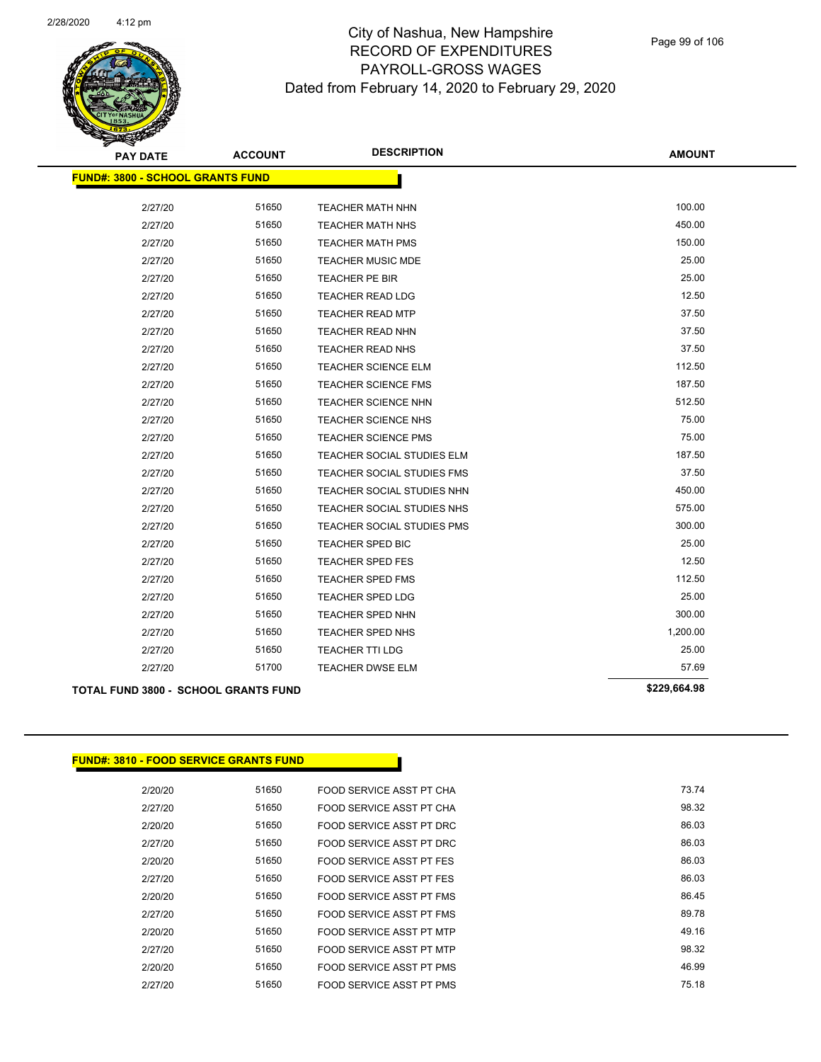| PAY DATE | ACCOUNT | DESCRIPTION | AMOUNT |
|---|---|---|---|
| **FUND#: 3800 - SCHOOL GRANTS FUND** | | | |
| 2/27/20 | 51650 | TEACHER MATH NHN | 100.00 |
| 2/27/20 | 51650 | TEACHER MATH NHS | 450.00 |
| 2/27/20 | 51650 | TEACHER MATH PMS | 150.00 |
| 2/27/20 | 51650 | TEACHER MUSIC MDE | 25.00 |
| 2/27/20 | 51650 | TEACHER PE BIR | 25.00 |
| 2/27/20 | 51650 | TEACHER READ LDG | 12.50 |
| 2/27/20 | 51650 | TEACHER READ MTP | 37.50 |
| 2/27/20 | 51650 | TEACHER READ NHN | 37.50 |
| 2/27/20 | 51650 | TEACHER READ NHS | 37.50 |
| 2/27/20 | 51650 | TEACHER SCIENCE ELM | 112.50 |
| 2/27/20 | 51650 | TEACHER SCIENCE FMS | 187.50 |
| 2/27/20 | 51650 | TEACHER SCIENCE NHN | 512.50 |
| 2/27/20 | 51650 | TEACHER SCIENCE NHS | 75.00 |
| 2/27/20 | 51650 | TEACHER SCIENCE PMS | 75.00 |
| 2/27/20 | 51650 | TEACHER SOCIAL STUDIES ELM | 187.50 |
| 2/27/20 | 51650 | TEACHER SOCIAL STUDIES FMS | 37.50 |
| 2/27/20 | 51650 | TEACHER SOCIAL STUDIES NHN | 450.00 |
| 2/27/20 | 51650 | TEACHER SOCIAL STUDIES NHS | 575.00 |
| 2/27/20 | 51650 | TEACHER SOCIAL STUDIES PMS | 300.00 |
| 2/27/20 | 51650 | TEACHER SPED BIC | 25.00 |
| 2/27/20 | 51650 | TEACHER SPED FES | 12.50 |
| 2/27/20 | 51650 | TEACHER SPED FMS | 112.50 |
| 2/27/20 | 51650 | TEACHER SPED LDG | 25.00 |
| 2/27/20 | 51650 | TEACHER SPED NHN | 300.00 |
| 2/27/20 | 51650 | TEACHER SPED NHS | 1,200.00 |
| 2/27/20 | 51650 | TEACHER TTI LDG | 25.00 |
| 2/27/20 | 51700 | TEACHER DWSE ELM | 57.69 |
| **TOTAL FUND 3800 - SCHOOL GRANTS FUND** | | | **$229,664.98** |

| PAY DATE | ACCOUNT | DESCRIPTION | AMOUNT |
|---|---|---|---|
| **FUND#: 3810 - FOOD SERVICE GRANTS FUND** | | | |
| 2/20/20 | 51650 | FOOD SERVICE ASST PT CHA | 73.74 |
| 2/27/20 | 51650 | FOOD SERVICE ASST PT CHA | 98.32 |
| 2/20/20 | 51650 | FOOD SERVICE ASST PT DRC | 86.03 |
| 2/27/20 | 51650 | FOOD SERVICE ASST PT DRC | 86.03 |
| 2/20/20 | 51650 | FOOD SERVICE ASST PT FES | 86.03 |
| 2/27/20 | 51650 | FOOD SERVICE ASST PT FES | 86.03 |
| 2/20/20 | 51650 | FOOD SERVICE ASST PT FMS | 86.45 |
| 2/27/20 | 51650 | FOOD SERVICE ASST PT FMS | 89.78 |
| 2/20/20 | 51650 | FOOD SERVICE ASST PT MTP | 49.16 |
| 2/27/20 | 51650 | FOOD SERVICE ASST PT MTP | 98.32 |
| 2/20/20 | 51650 | FOOD SERVICE ASST PT PMS | 46.99 |
| 2/27/20 | 51650 | FOOD SERVICE ASST PT PMS | 75.18 |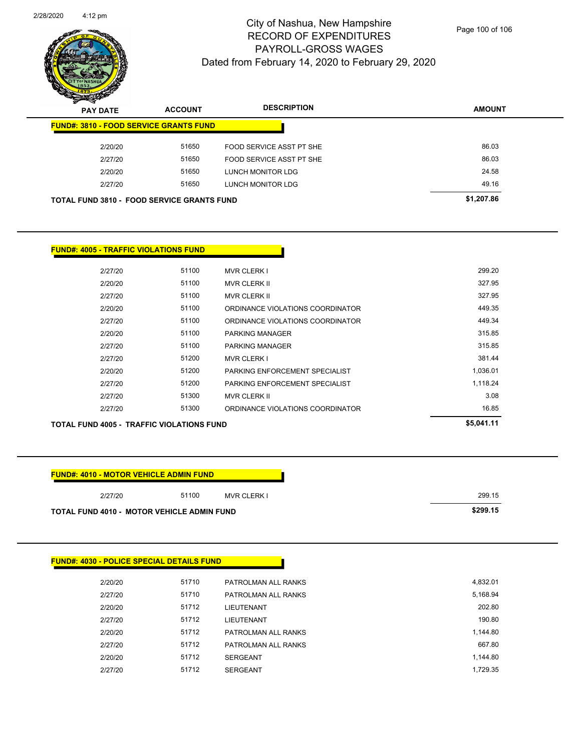# City of Nashua, New Hampshire
## RECORD OF EXPENDITURES
## PAYROLL-GROSS WAGES
## Dated from February 14, 2020 to February 29, 2020

| PAY DATE | ACCOUNT | DESCRIPTION | AMOUNT |
|---|---|---|---|
| **FUND#: 3810 - FOOD SERVICE GRANTS FUND** | | | |
| 2/20/20 | 51650 | FOOD SERVICE ASST PT SHE | 86.03 |
| 2/27/20 | 51650 | FOOD SERVICE ASST PT SHE | 86.03 |
| 2/20/20 | 51650 | LUNCH MONITOR LDG | 24.58 |
| 2/27/20 | 51650 | LUNCH MONITOR LDG | 49.16 |
| **TOTAL FUND 3810 - FOOD SERVICE GRANTS FUND** | | | **$1,207.86** |

| PAY DATE | ACCOUNT | DESCRIPTION | AMOUNT |
|---|---|---|---|
| **FUND#: 4005 - TRAFFIC VIOLATIONS FUND** | | | |
| 2/27/20 | 51100 | MVR CLERK I | 299.20 |
| 2/20/20 | 51100 | MVR CLERK II | 327.95 |
| 2/27/20 | 51100 | MVR CLERK II | 327.95 |
| 2/20/20 | 51100 | ORDINANCE VIOLATIONS COORDINATOR | 449.35 |
| 2/27/20 | 51100 | ORDINANCE VIOLATIONS COORDINATOR | 449.34 |
| 2/20/20 | 51100 | PARKING MANAGER | 315.85 |
| 2/27/20 | 51100 | PARKING MANAGER | 315.85 |
| 2/27/20 | 51200 | MVR CLERK I | 381.44 |
| 2/20/20 | 51200 | PARKING ENFORCEMENT SPECIALIST | 1,036.01 |
| 2/27/20 | 51200 | PARKING ENFORCEMENT SPECIALIST | 1,118.24 |
| 2/27/20 | 51300 | MVR CLERK II | 3.08 |
| 2/27/20 | 51300 | ORDINANCE VIOLATIONS COORDINATOR | 16.85 |
| **TOTAL FUND 4005 - TRAFFIC VIOLATIONS FUND** | | | **$5,041.11** |

| PAY DATE | ACCOUNT | DESCRIPTION | AMOUNT |
|---|---|---|---|
| **FUND#: 4010 - MOTOR VEHICLE ADMIN FUND** | | | |
| 2/27/20 | 51100 | MVR CLERK I | 299.15 |
| **TOTAL FUND 4010 - MOTOR VEHICLE ADMIN FUND** | | | **$299.15** |

| PAY DATE | ACCOUNT | DESCRIPTION | AMOUNT |
|---|---|---|---|
| **FUND#: 4030 - POLICE SPECIAL DETAILS FUND** | | | |
| 2/20/20 | 51710 | PATROLMAN ALL RANKS | 4,832.01 |
| 2/27/20 | 51710 | PATROLMAN ALL RANKS | 5,168.94 |
| 2/20/20 | 51712 | LIEUTENANT | 202.80 |
| 2/27/20 | 51712 | LIEUTENANT | 190.80 |
| 2/20/20 | 51712 | PATROLMAN ALL RANKS | 1,144.80 |
| 2/27/20 | 51712 | PATROLMAN ALL RANKS | 667.80 |
| 2/20/20 | 51712 | SERGEANT | 1,144.80 |
| 2/27/20 | 51712 | SERGEANT | 1,729.35 |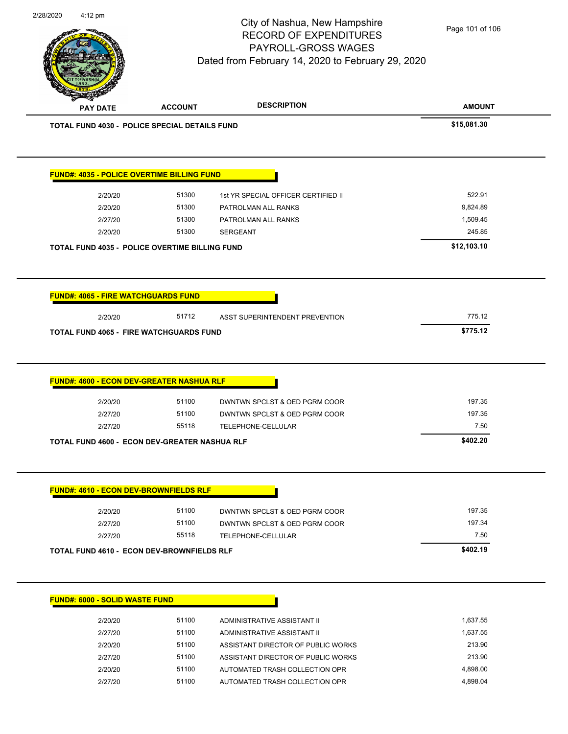City of Nashua, New Hampshire
RECORD OF EXPENDITURES
PAYROLL-GROSS WAGES
Dated from February 14, 2020 to February 29, 2020

| PAY DATE | ACCOUNT | DESCRIPTION | AMOUNT |
|---|---|---|---|
| **TOTAL FUND 4030 - POLICE SPECIAL DETAILS FUND** | | | **$15,081.30** |

**FUND#: 4035 - POLICE OVERTIME BILLING FUND**

| PAY DATE | ACCOUNT | DESCRIPTION | AMOUNT |
|---|---|---|---|
| 2/20/20 | 51300 | 1st YR SPECIAL OFFICER CERTIFIED II | 522.91 |
| 2/20/20 | 51300 | PATROLMAN ALL RANKS | 9,824.89 |
| 2/27/20 | 51300 | PATROLMAN ALL RANKS | 1,509.45 |
| 2/20/20 | 51300 | SERGEANT | 245.85 |
| **TOTAL FUND 4035 - POLICE OVERTIME BILLING FUND** | | | **$12,103.10** |

**FUND#: 4065 - FIRE WATCHGUARDS FUND**

| PAY DATE | ACCOUNT | DESCRIPTION | AMOUNT |
|---|---|---|---|
| 2/20/20 | 51712 | ASST SUPERINTENDENT PREVENTION | 775.12 |
| **TOTAL FUND 4065 - FIRE WATCHGUARDS FUND** | | | **$775.12** |

**FUND#: 4600 - ECON DEV-GREATER NASHUA RLF**

| PAY DATE | ACCOUNT | DESCRIPTION | AMOUNT |
|---|---|---|---|
| 2/20/20 | 51100 | DWNTWN SPCLST & OED PGRM COOR | 197.35 |
| 2/27/20 | 51100 | DWNTWN SPCLST & OED PGRM COOR | 197.35 |
| 2/27/20 | 55118 | TELEPHONE-CELLULAR | 7.50 |
| **TOTAL FUND 4600 - ECON DEV-GREATER NASHUA RLF** | | | **$402.20** |

**FUND#: 4610 - ECON DEV-BROWNFIELDS RLF**

| PAY DATE | ACCOUNT | DESCRIPTION | AMOUNT |
|---|---|---|---|
| 2/20/20 | 51100 | DWNTWN SPCLST & OED PGRM COOR | 197.35 |
| 2/27/20 | 51100 | DWNTWN SPCLST & OED PGRM COOR | 197.34 |
| 2/27/20 | 55118 | TELEPHONE-CELLULAR | 7.50 |
| **TOTAL FUND 4610 - ECON DEV-BROWNFIELDS RLF** | | | **$402.19** |

**FUND#: 6000 - SOLID WASTE FUND**

| PAY DATE | ACCOUNT | DESCRIPTION | AMOUNT |
|---|---|---|---|
| 2/20/20 | 51100 | ADMINISTRATIVE ASSISTANT II | 1,637.55 |
| 2/27/20 | 51100 | ADMINISTRATIVE ASSISTANT II | 1,637.55 |
| 2/20/20 | 51100 | ASSISTANT DIRECTOR OF PUBLIC WORKS | 213.90 |
| 2/27/20 | 51100 | ASSISTANT DIRECTOR OF PUBLIC WORKS | 213.90 |
| 2/20/20 | 51100 | AUTOMATED TRASH COLLECTION OPR | 4,898.00 |
| 2/27/20 | 51100 | AUTOMATED TRASH COLLECTION OPR | 4,898.04 |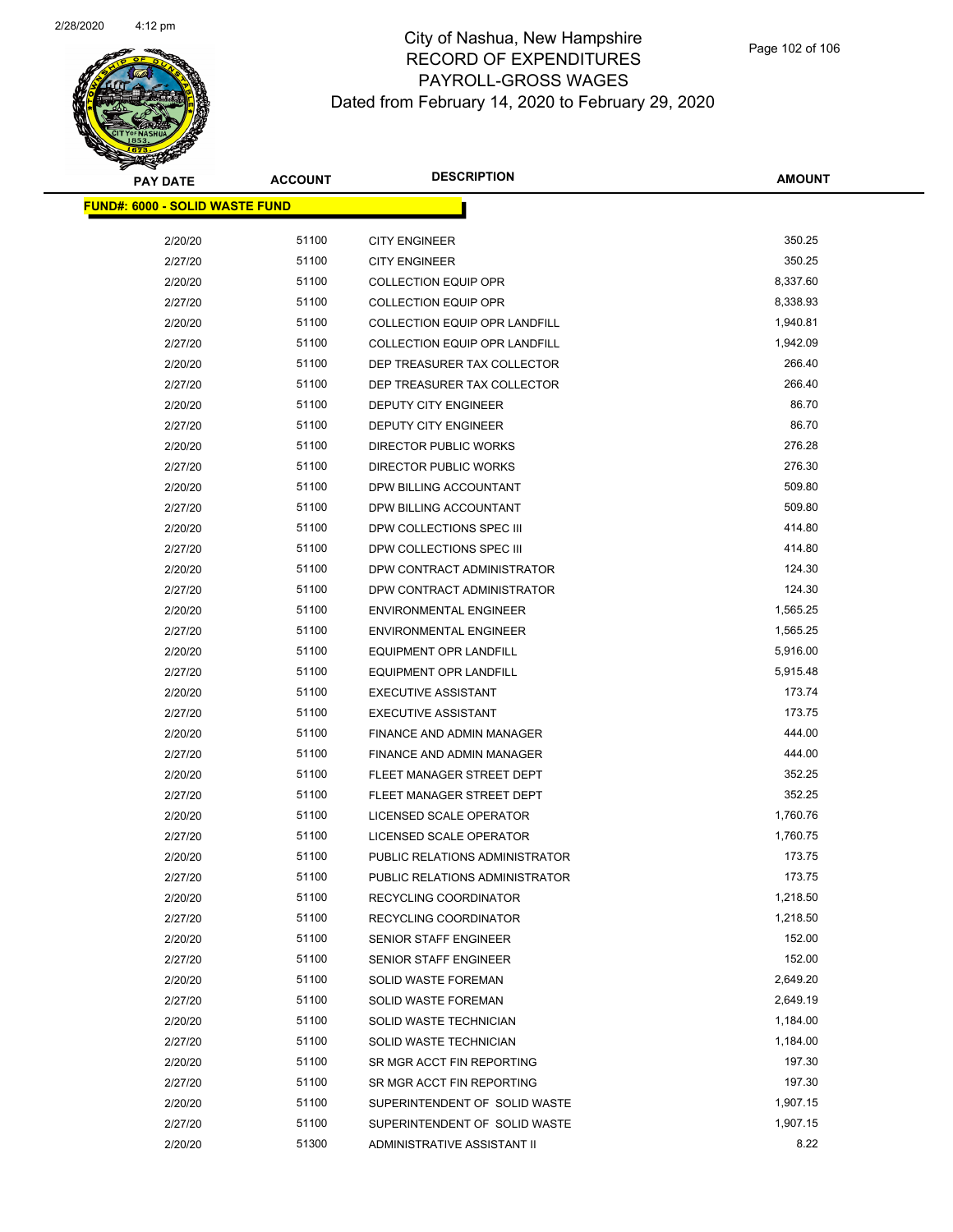# City of Nashua, New Hampshire
## RECORD OF EXPENDITURES
## PAYROLL-GROSS WAGES
## Dated from February 14, 2020 to February 29, 2020

| PAY DATE | ACCOUNT | DESCRIPTION | AMOUNT |
|---|---|---|---|
| **FUND#: 6000 - SOLID WASTE FUND** | | | |
| 2/20/20 | 51100 | CITY ENGINEER | 350.25 |
| 2/27/20 | 51100 | CITY ENGINEER | 350.25 |
| 2/20/20 | 51100 | COLLECTION EQUIP OPR | 8,337.60 |
| 2/27/20 | 51100 | COLLECTION EQUIP OPR | 8,338.93 |
| 2/20/20 | 51100 | COLLECTION EQUIP OPR LANDFILL | 1,940.81 |
| 2/27/20 | 51100 | COLLECTION EQUIP OPR LANDFILL | 1,942.09 |
| 2/20/20 | 51100 | DEP TREASURER TAX COLLECTOR | 266.40 |
| 2/27/20 | 51100 | DEP TREASURER TAX COLLECTOR | 266.40 |
| 2/20/20 | 51100 | DEPUTY CITY ENGINEER | 86.70 |
| 2/27/20 | 51100 | DEPUTY CITY ENGINEER | 86.70 |
| 2/20/20 | 51100 | DIRECTOR PUBLIC WORKS | 276.28 |
| 2/27/20 | 51100 | DIRECTOR PUBLIC WORKS | 276.30 |
| 2/20/20 | 51100 | DPW BILLING ACCOUNTANT | 509.80 |
| 2/27/20 | 51100 | DPW BILLING ACCOUNTANT | 509.80 |
| 2/20/20 | 51100 | DPW COLLECTIONS SPEC III | 414.80 |
| 2/27/20 | 51100 | DPW COLLECTIONS SPEC III | 414.80 |
| 2/20/20 | 51100 | DPW CONTRACT ADMINISTRATOR | 124.30 |
| 2/27/20 | 51100 | DPW CONTRACT ADMINISTRATOR | 124.30 |
| 2/20/20 | 51100 | ENVIRONMENTAL ENGINEER | 1,565.25 |
| 2/27/20 | 51100 | ENVIRONMENTAL ENGINEER | 1,565.25 |
| 2/20/20 | 51100 | EQUIPMENT OPR LANDFILL | 5,916.00 |
| 2/27/20 | 51100 | EQUIPMENT OPR LANDFILL | 5,915.48 |
| 2/20/20 | 51100 | EXECUTIVE ASSISTANT | 173.74 |
| 2/27/20 | 51100 | EXECUTIVE ASSISTANT | 173.75 |
| 2/20/20 | 51100 | FINANCE AND ADMIN MANAGER | 444.00 |
| 2/27/20 | 51100 | FINANCE AND ADMIN MANAGER | 444.00 |
| 2/20/20 | 51100 | FLEET MANAGER STREET DEPT | 352.25 |
| 2/27/20 | 51100 | FLEET MANAGER STREET DEPT | 352.25 |
| 2/20/20 | 51100 | LICENSED SCALE OPERATOR | 1,760.76 |
| 2/27/20 | 51100 | LICENSED SCALE OPERATOR | 1,760.75 |
| 2/20/20 | 51100 | PUBLIC RELATIONS ADMINISTRATOR | 173.75 |
| 2/27/20 | 51100 | PUBLIC RELATIONS ADMINISTRATOR | 173.75 |
| 2/20/20 | 51100 | RECYCLING COORDINATOR | 1,218.50 |
| 2/27/20 | 51100 | RECYCLING COORDINATOR | 1,218.50 |
| 2/20/20 | 51100 | SENIOR STAFF ENGINEER | 152.00 |
| 2/27/20 | 51100 | SENIOR STAFF ENGINEER | 152.00 |
| 2/20/20 | 51100 | SOLID WASTE FOREMAN | 2,649.20 |
| 2/27/20 | 51100 | SOLID WASTE FOREMAN | 2,649.19 |
| 2/20/20 | 51100 | SOLID WASTE TECHNICIAN | 1,184.00 |
| 2/27/20 | 51100 | SOLID WASTE TECHNICIAN | 1,184.00 |
| 2/20/20 | 51100 | SR MGR ACCT FIN REPORTING | 197.30 |
| 2/27/20 | 51100 | SR MGR ACCT FIN REPORTING | 197.30 |
| 2/20/20 | 51100 | SUPERINTENDENT OF SOLID WASTE | 1,907.15 |
| 2/27/20 | 51100 | SUPERINTENDENT OF SOLID WASTE | 1,907.15 |
| 2/20/20 | 51300 | ADMINISTRATIVE ASSISTANT II | 8.22 |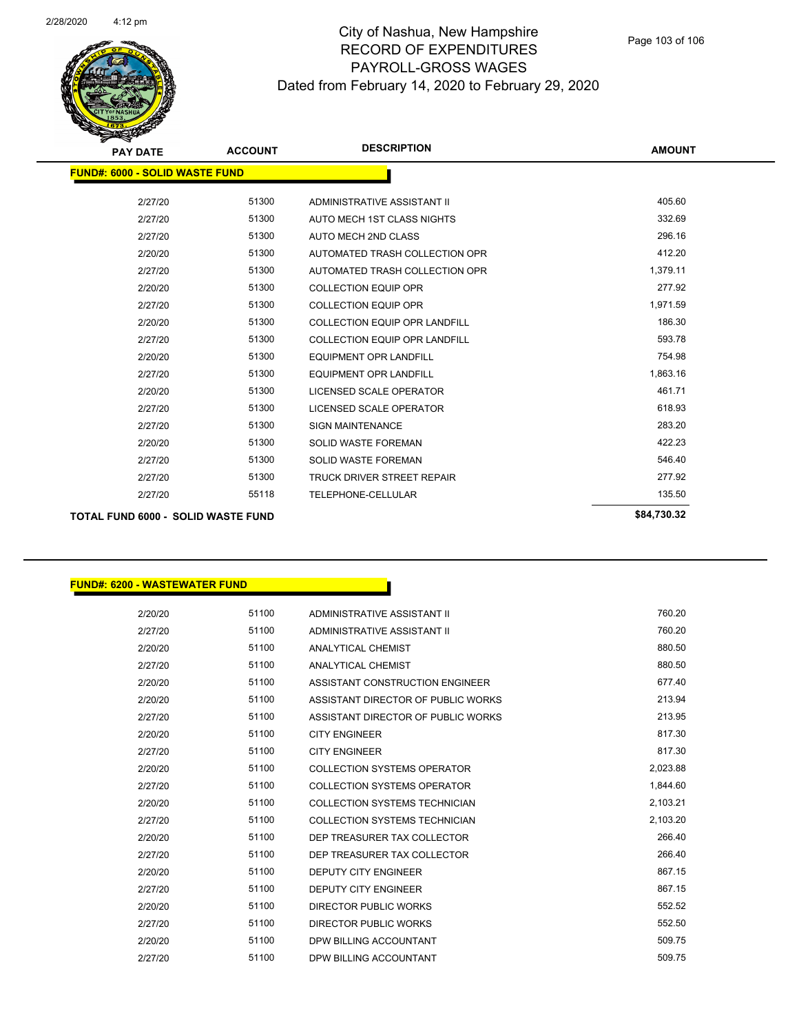# City of Nashua, New Hampshire
## RECORD OF EXPENDITURES
## PAYROLL-GROSS WAGES
### Dated from February 14, 2020 to February 29, 2020

| PAY DATE | ACCOUNT | DESCRIPTION | AMOUNT |
|---|---|---|---|
| **FUND#: 6000 - SOLID WASTE FUND** | | | |
| 2/27/20 | 51300 | ADMINISTRATIVE ASSISTANT II | 405.60 |
| 2/27/20 | 51300 | AUTO MECH 1ST CLASS NIGHTS | 332.69 |
| 2/27/20 | 51300 | AUTO MECH 2ND CLASS | 296.16 |
| 2/20/20 | 51300 | AUTOMATED TRASH COLLECTION OPR | 412.20 |
| 2/27/20 | 51300 | AUTOMATED TRASH COLLECTION OPR | 1,379.11 |
| 2/20/20 | 51300 | COLLECTION EQUIP OPR | 277.92 |
| 2/27/20 | 51300 | COLLECTION EQUIP OPR | 1,971.59 |
| 2/20/20 | 51300 | COLLECTION EQUIP OPR LANDFILL | 186.30 |
| 2/27/20 | 51300 | COLLECTION EQUIP OPR LANDFILL | 593.78 |
| 2/20/20 | 51300 | EQUIPMENT OPR LANDFILL | 754.98 |
| 2/27/20 | 51300 | EQUIPMENT OPR LANDFILL | 1,863.16 |
| 2/20/20 | 51300 | LICENSED SCALE OPERATOR | 461.71 |
| 2/27/20 | 51300 | LICENSED SCALE OPERATOR | 618.93 |
| 2/27/20 | 51300 | SIGN MAINTENANCE | 283.20 |
| 2/20/20 | 51300 | SOLID WASTE FOREMAN | 422.23 |
| 2/27/20 | 51300 | SOLID WASTE FOREMAN | 546.40 |
| 2/27/20 | 51300 | TRUCK DRIVER STREET REPAIR | 277.92 |
| 2/27/20 | 55118 | TELEPHONE-CELLULAR | 135.50 |
| **TOTAL FUND 6000 - SOLID WASTE FUND** | | | **$84,730.32** |

| PAY DATE | ACCOUNT | DESCRIPTION | AMOUNT |
|---|---|---|---|
| **FUND#: 6200 - WASTEWATER FUND** | | | |
| 2/20/20 | 51100 | ADMINISTRATIVE ASSISTANT II | 760.20 |
| 2/27/20 | 51100 | ADMINISTRATIVE ASSISTANT II | 760.20 |
| 2/20/20 | 51100 | ANALYTICAL CHEMIST | 880.50 |
| 2/27/20 | 51100 | ANALYTICAL CHEMIST | 880.50 |
| 2/20/20 | 51100 | ASSISTANT CONSTRUCTION ENGINEER | 677.40 |
| 2/20/20 | 51100 | ASSISTANT DIRECTOR OF PUBLIC WORKS | 213.94 |
| 2/27/20 | 51100 | ASSISTANT DIRECTOR OF PUBLIC WORKS | 213.95 |
| 2/20/20 | 51100 | CITY ENGINEER | 817.30 |
| 2/27/20 | 51100 | CITY ENGINEER | 817.30 |
| 2/20/20 | 51100 | COLLECTION SYSTEMS OPERATOR | 2,023.88 |
| 2/27/20 | 51100 | COLLECTION SYSTEMS OPERATOR | 1,844.60 |
| 2/20/20 | 51100 | COLLECTION SYSTEMS TECHNICIAN | 2,103.21 |
| 2/27/20 | 51100 | COLLECTION SYSTEMS TECHNICIAN | 2,103.20 |
| 2/20/20 | 51100 | DEP TREASURER TAX COLLECTOR | 266.40 |
| 2/27/20 | 51100 | DEP TREASURER TAX COLLECTOR | 266.40 |
| 2/20/20 | 51100 | DEPUTY CITY ENGINEER | 867.15 |
| 2/27/20 | 51100 | DEPUTY CITY ENGINEER | 867.15 |
| 2/20/20 | 51100 | DIRECTOR PUBLIC WORKS | 552.52 |
| 2/27/20 | 51100 | DIRECTOR PUBLIC WORKS | 552.50 |
| 2/20/20 | 51100 | DPW BILLING ACCOUNTANT | 509.75 |
| 2/27/20 | 51100 | DPW BILLING ACCOUNTANT | 509.75 |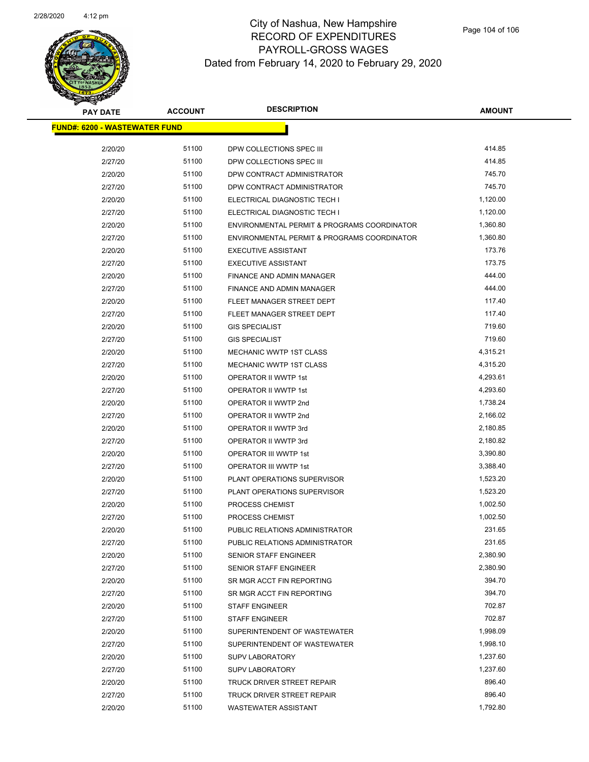# City of Nashua, New Hampshire
## RECORD OF EXPENDITURES
## PAYROLL-GROSS WAGES
## Dated from February 14, 2020 to February 29, 2020

**FUND#: 6200 - WASTEWATER FUND**

| PAY DATE | ACCOUNT | DESCRIPTION | AMOUNT |
|---|---|---|---|
| 2/20/20 | 51100 | DPW COLLECTIONS SPEC III | 414.85 |
| 2/27/20 | 51100 | DPW COLLECTIONS SPEC III | 414.85 |
| 2/20/20 | 51100 | DPW CONTRACT ADMINISTRATOR | 745.70 |
| 2/27/20 | 51100 | DPW CONTRACT ADMINISTRATOR | 745.70 |
| 2/20/20 | 51100 | ELECTRICAL DIAGNOSTIC TECH I | 1,120.00 |
| 2/27/20 | 51100 | ELECTRICAL DIAGNOSTIC TECH I | 1,120.00 |
| 2/20/20 | 51100 | ENVIRONMENTAL PERMIT & PROGRAMS COORDINATOR | 1,360.80 |
| 2/27/20 | 51100 | ENVIRONMENTAL PERMIT & PROGRAMS COORDINATOR | 1,360.80 |
| 2/20/20 | 51100 | EXECUTIVE ASSISTANT | 173.76 |
| 2/27/20 | 51100 | EXECUTIVE ASSISTANT | 173.75 |
| 2/20/20 | 51100 | FINANCE AND ADMIN MANAGER | 444.00 |
| 2/27/20 | 51100 | FINANCE AND ADMIN MANAGER | 444.00 |
| 2/20/20 | 51100 | FLEET MANAGER STREET DEPT | 117.40 |
| 2/27/20 | 51100 | FLEET MANAGER STREET DEPT | 117.40 |
| 2/20/20 | 51100 | GIS SPECIALIST | 719.60 |
| 2/27/20 | 51100 | GIS SPECIALIST | 719.60 |
| 2/20/20 | 51100 | MECHANIC WWTP 1ST CLASS | 4,315.21 |
| 2/27/20 | 51100 | MECHANIC WWTP 1ST CLASS | 4,315.20 |
| 2/20/20 | 51100 | OPERATOR II WWTP 1st | 4,293.61 |
| 2/27/20 | 51100 | OPERATOR II WWTP 1st | 4,293.60 |
| 2/20/20 | 51100 | OPERATOR II WWTP 2nd | 1,738.24 |
| 2/27/20 | 51100 | OPERATOR II WWTP 2nd | 2,166.02 |
| 2/20/20 | 51100 | OPERATOR II WWTP 3rd | 2,180.85 |
| 2/27/20 | 51100 | OPERATOR II WWTP 3rd | 2,180.82 |
| 2/20/20 | 51100 | OPERATOR III WWTP 1st | 3,390.80 |
| 2/27/20 | 51100 | OPERATOR III WWTP 1st | 3,388.40 |
| 2/20/20 | 51100 | PLANT OPERATIONS SUPERVISOR | 1,523.20 |
| 2/27/20 | 51100 | PLANT OPERATIONS SUPERVISOR | 1,523.20 |
| 2/20/20 | 51100 | PROCESS CHEMIST | 1,002.50 |
| 2/27/20 | 51100 | PROCESS CHEMIST | 1,002.50 |
| 2/20/20 | 51100 | PUBLIC RELATIONS ADMINISTRATOR | 231.65 |
| 2/27/20 | 51100 | PUBLIC RELATIONS ADMINISTRATOR | 231.65 |
| 2/20/20 | 51100 | SENIOR STAFF ENGINEER | 2,380.90 |
| 2/27/20 | 51100 | SENIOR STAFF ENGINEER | 2,380.90 |
| 2/20/20 | 51100 | SR MGR ACCT FIN REPORTING | 394.70 |
| 2/27/20 | 51100 | SR MGR ACCT FIN REPORTING | 394.70 |
| 2/20/20 | 51100 | STAFF ENGINEER | 702.87 |
| 2/27/20 | 51100 | STAFF ENGINEER | 702.87 |
| 2/20/20 | 51100 | SUPERINTENDENT OF WASTEWATER | 1,998.09 |
| 2/27/20 | 51100 | SUPERINTENDENT OF WASTEWATER | 1,998.10 |
| 2/20/20 | 51100 | SUPV LABORATORY | 1,237.60 |
| 2/27/20 | 51100 | SUPV LABORATORY | 1,237.60 |
| 2/20/20 | 51100 | TRUCK DRIVER STREET REPAIR | 896.40 |
| 2/27/20 | 51100 | TRUCK DRIVER STREET REPAIR | 896.40 |
| 2/20/20 | 51100 | WASTEWATER ASSISTANT | 1,792.80 |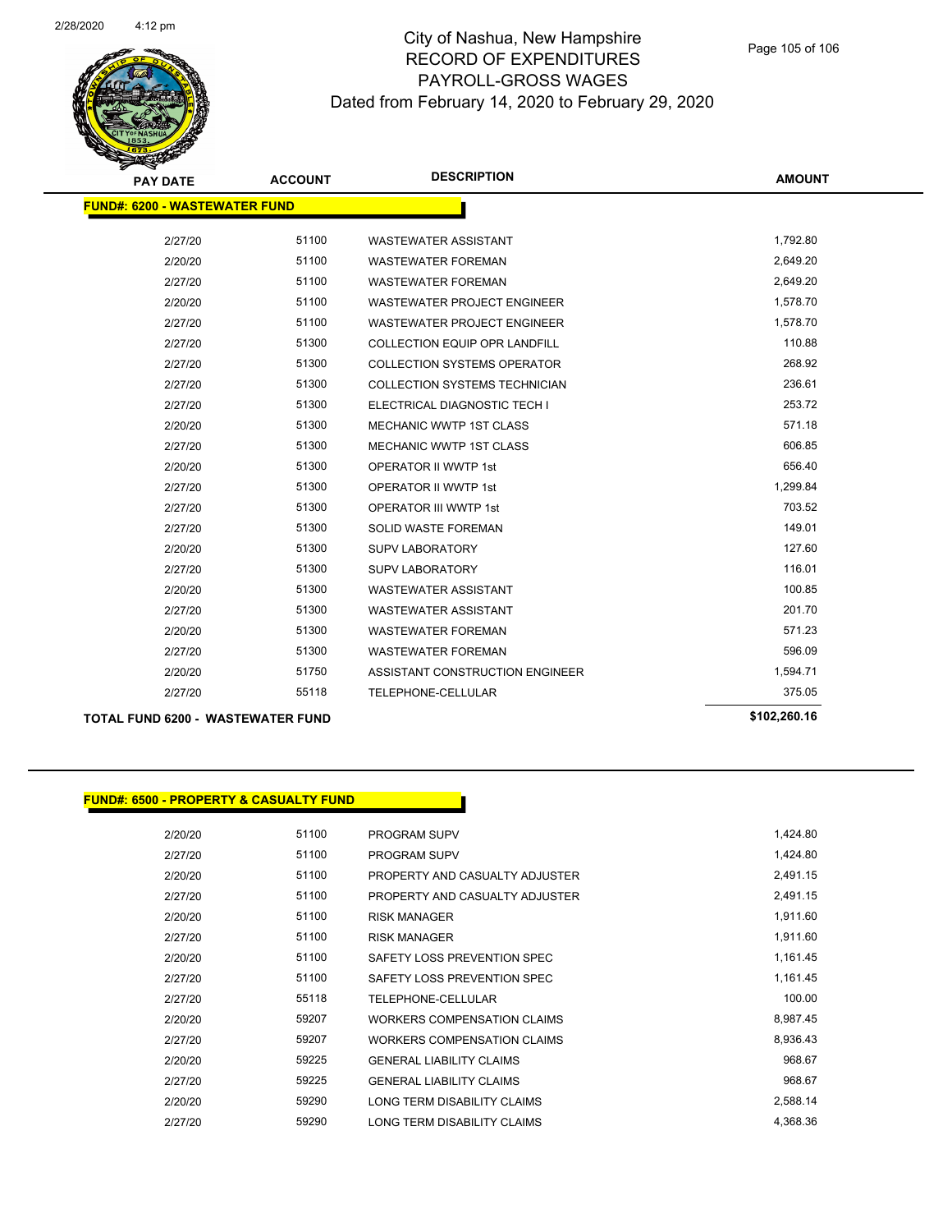# City of Nashua, New Hampshire
# RECORD OF EXPENDITURES
# PAYROLL-GROSS WAGES
## Dated from February 14, 2020 to February 29, 2020

| PAY DATE | ACCOUNT | DESCRIPTION | AMOUNT |
|---|---|---|---|
| **FUND#: 6200 - WASTEWATER FUND** | | | |
| 2/27/20 | 51100 | WASTEWATER ASSISTANT | 1,792.80 |
| 2/20/20 | 51100 | WASTEWATER FOREMAN | 2,649.20 |
| 2/27/20 | 51100 | WASTEWATER FOREMAN | 2,649.20 |
| 2/20/20 | 51100 | WASTEWATER PROJECT ENGINEER | 1,578.70 |
| 2/27/20 | 51100 | WASTEWATER PROJECT ENGINEER | 1,578.70 |
| 2/27/20 | 51300 | COLLECTION EQUIP OPR LANDFILL | 110.88 |
| 2/27/20 | 51300 | COLLECTION SYSTEMS OPERATOR | 268.92 |
| 2/27/20 | 51300 | COLLECTION SYSTEMS TECHNICIAN | 236.61 |
| 2/27/20 | 51300 | ELECTRICAL DIAGNOSTIC TECH I | 253.72 |
| 2/20/20 | 51300 | MECHANIC WWTP 1ST CLASS | 571.18 |
| 2/27/20 | 51300 | MECHANIC WWTP 1ST CLASS | 606.85 |
| 2/20/20 | 51300 | OPERATOR II WWTP 1st | 656.40 |
| 2/27/20 | 51300 | OPERATOR II WWTP 1st | 1,299.84 |
| 2/27/20 | 51300 | OPERATOR III WWTP 1st | 703.52 |
| 2/27/20 | 51300 | SOLID WASTE FOREMAN | 149.01 |
| 2/20/20 | 51300 | SUPV LABORATORY | 127.60 |
| 2/27/20 | 51300 | SUPV LABORATORY | 116.01 |
| 2/20/20 | 51300 | WASTEWATER ASSISTANT | 100.85 |
| 2/27/20 | 51300 | WASTEWATER ASSISTANT | 201.70 |
| 2/20/20 | 51300 | WASTEWATER FOREMAN | 571.23 |
| 2/27/20 | 51300 | WASTEWATER FOREMAN | 596.09 |
| 2/20/20 | 51750 | ASSISTANT CONSTRUCTION ENGINEER | 1,594.71 |
| 2/27/20 | 55118 | TELEPHONE-CELLULAR | 375.05 |
| **TOTAL FUND 6200 - WASTEWATER FUND** | | | **$102,260.16** |

| PAY DATE | ACCOUNT | DESCRIPTION | AMOUNT |
|---|---|---|---|
| **FUND#: 6500 - PROPERTY & CASUALTY FUND** | | | |
| 2/20/20 | 51100 | PROGRAM SUPV | 1,424.80 |
| 2/27/20 | 51100 | PROGRAM SUPV | 1,424.80 |
| 2/20/20 | 51100 | PROPERTY AND CASUALTY ADJUSTER | 2,491.15 |
| 2/27/20 | 51100 | PROPERTY AND CASUALTY ADJUSTER | 2,491.15 |
| 2/20/20 | 51100 | RISK MANAGER | 1,911.60 |
| 2/27/20 | 51100 | RISK MANAGER | 1,911.60 |
| 2/20/20 | 51100 | SAFETY LOSS PREVENTION SPEC | 1,161.45 |
| 2/27/20 | 51100 | SAFETY LOSS PREVENTION SPEC | 1,161.45 |
| 2/27/20 | 55118 | TELEPHONE-CELLULAR | 100.00 |
| 2/20/20 | 59207 | WORKERS COMPENSATION CLAIMS | 8,987.45 |
| 2/27/20 | 59207 | WORKERS COMPENSATION CLAIMS | 8,936.43 |
| 2/20/20 | 59225 | GENERAL LIABILITY CLAIMS | 968.67 |
| 2/27/20 | 59225 | GENERAL LIABILITY CLAIMS | 968.67 |
| 2/20/20 | 59290 | LONG TERM DISABILITY CLAIMS | 2,588.14 |
| 2/27/20 | 59290 | LONG TERM DISABILITY CLAIMS | 4,368.36 |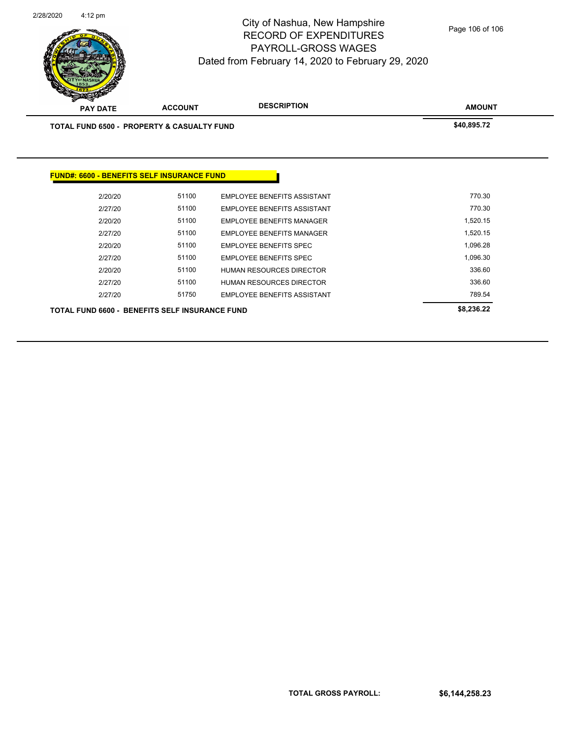# City of Nashua, New Hampshire
## RECORD OF EXPENDITURES
## PAYROLL-GROSS WAGES
Dated from February 14, 2020 to February 29, 2020

| PAY DATE | ACCOUNT | DESCRIPTION | AMOUNT |
|---|---|---|---|
| **TOTAL FUND 6500 - PROPERTY & CASUALTY FUND** | | | **$40,895.72** |

**FUND#: 6600 - BENEFITS SELF INSURANCE FUND**

| PAY DATE | ACCOUNT | DESCRIPTION | AMOUNT |
|---|---|---|---|
| 2/20/20 | 51100 | EMPLOYEE BENEFITS ASSISTANT | 770.30 |
| 2/27/20 | 51100 | EMPLOYEE BENEFITS ASSISTANT | 770.30 |
| 2/20/20 | 51100 | EMPLOYEE BENEFITS MANAGER | 1,520.15 |
| 2/27/20 | 51100 | EMPLOYEE BENEFITS MANAGER | 1,520.15 |
| 2/20/20 | 51100 | EMPLOYEE BENEFITS SPEC | 1,096.28 |
| 2/27/20 | 51100 | EMPLOYEE BENEFITS SPEC | 1,096.30 |
| 2/20/20 | 51100 | HUMAN RESOURCES DIRECTOR | 336.60 |
| 2/27/20 | 51100 | HUMAN RESOURCES DIRECTOR | 336.60 |
| 2/27/20 | 51750 | EMPLOYEE BENEFITS ASSISTANT | 789.54 |
| **TOTAL FUND 6600 - BENEFITS SELF INSURANCE FUND** | | | **$8,236.22** |

**TOTAL GROSS PAYROLL: $6,144,258.23**